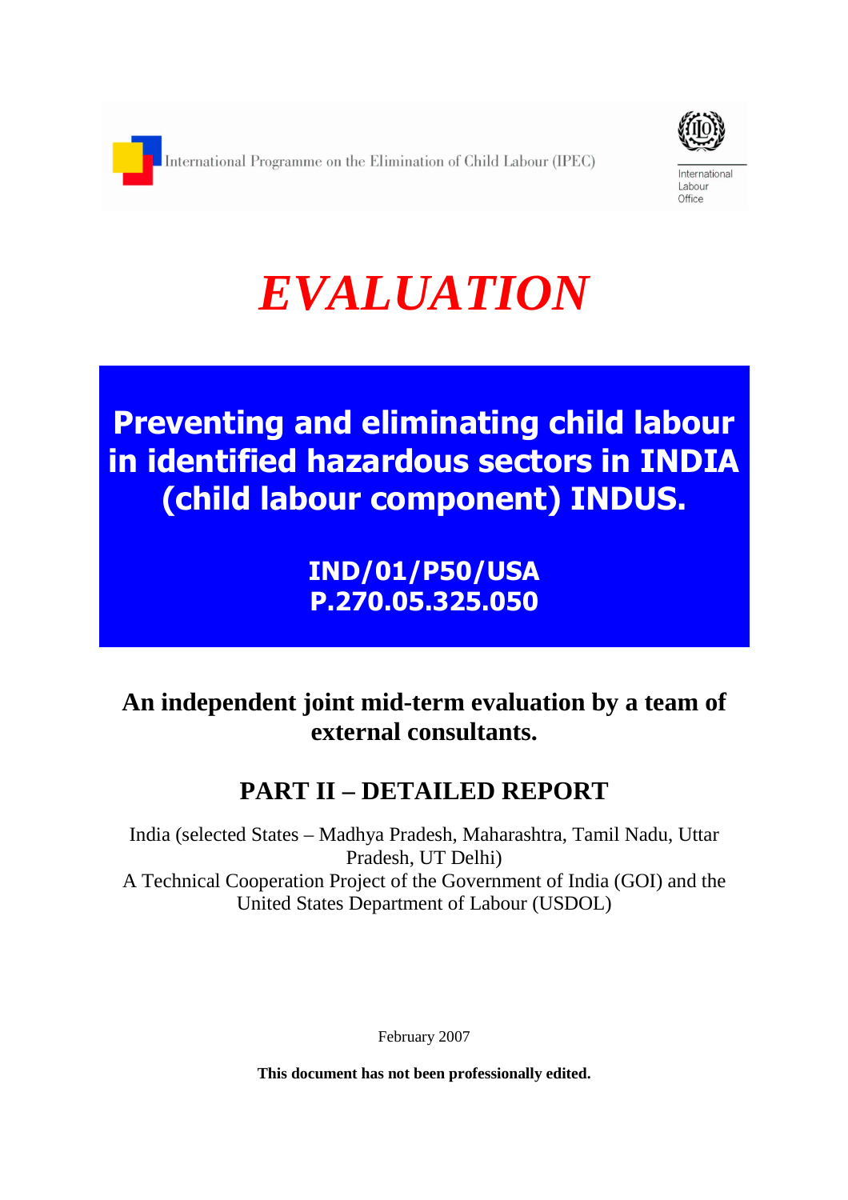International Programme on the Elimination of Child Labour (IPEC)

International Labour Office

# *EVALUATION*

## Preventing and eliminating child labour in identified hazardous sectors in INDIA (child labour component) INDUS.

**IND/01/P50/USA**
**P.270.05.325.050**

### An independent joint mid-term evaluation by a team of external consultants.

## PART II – DETAILED REPORT

India (selected States – Madhya Pradesh, Maharashtra, Tamil Nadu, Uttar Pradesh, UT Delhi)
A Technical Cooperation Project of the Government of India (GOI) and the United States Department of Labour (USDOL)

February 2007

**This document has not been professionally edited.**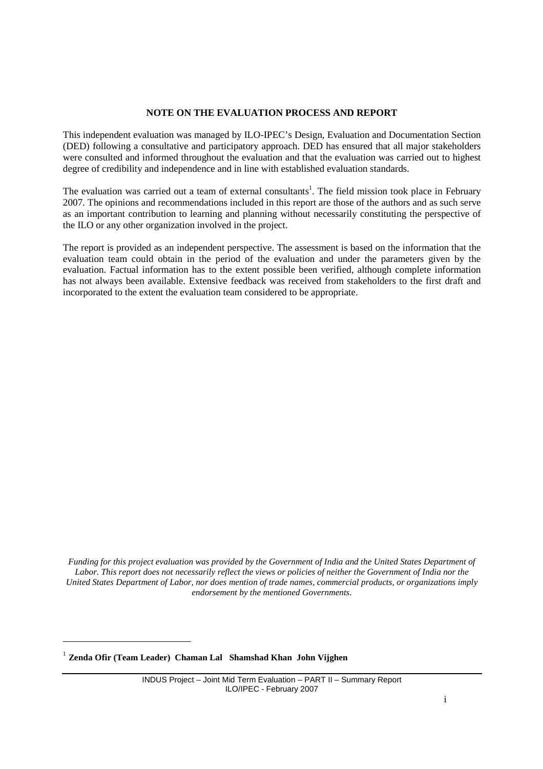**NOTE ON THE EVALUATION PROCESS AND REPORT**

This independent evaluation was managed by ILO-IPEC's Design, Evaluation and Documentation Section (DED) following a consultative and participatory approach. DED has ensured that all major stakeholders were consulted and informed throughout the evaluation and that the evaluation was carried out to highest degree of credibility and independence and in line with established evaluation standards.

The evaluation was carried out a team of external consultants[1]. The field mission took place in February 2007. The opinions and recommendations included in this report are those of the authors and as such serve as an important contribution to learning and planning without necessarily constituting the perspective of the ILO or any other organization involved in the project.

The report is provided as an independent perspective. The assessment is based on the information that the evaluation team could obtain in the period of the evaluation and under the parameters given by the evaluation. Factual information has to the extent possible been verified, although complete information has not always been available. Extensive feedback was received from stakeholders to the first draft and incorporated to the extent the evaluation team considered to be appropriate.

*Funding for this project evaluation was provided by the Government of India and the United States Department of Labor. This report does not necessarily reflect the views or policies of neither the Government of India nor the United States Department of Labor, nor does mention of trade names, commercial products, or organizations imply endorsement by the mentioned Governments.*

[1] **Zenda Ofir (Team Leader) Chaman Lal Shamshad Khan John Vijghen**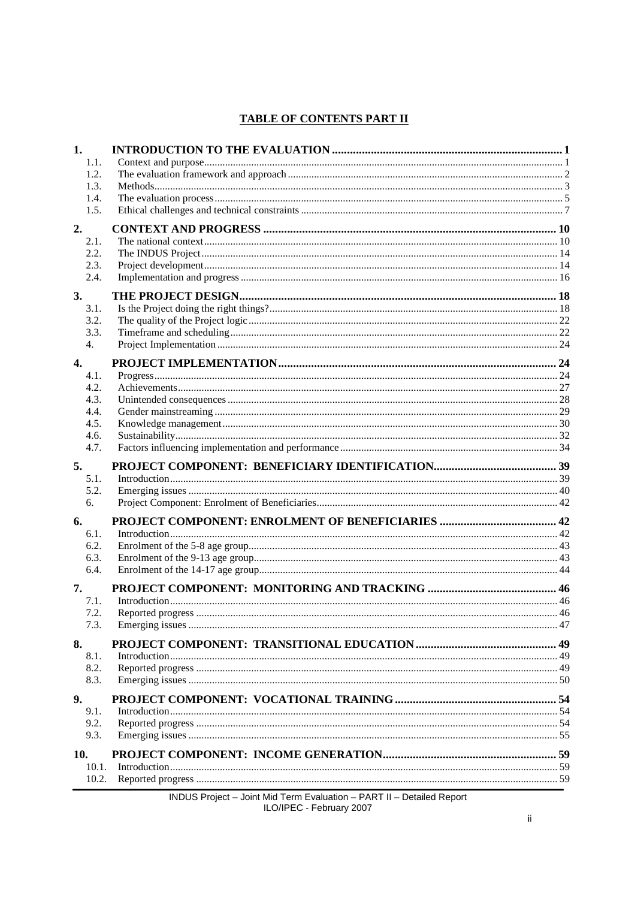## TABLE OF CONTENTS PART II

| | | |
|---|---|---|
| **1.** | **INTRODUCTION TO THE EVALUATION** | **1** |
| 1.1. | Context and purpose | 1 |
| 1.2. | The evaluation framework and approach | 2 |
| 1.3. | Methods | 3 |
| 1.4. | The evaluation process | 5 |
| 1.5. | Ethical challenges and technical constraints | 7 |
| **2.** | **CONTEXT AND PROGRESS** | **10** |
| 2.1. | The national context | 10 |
| 2.2. | The INDUS Project | 14 |
| 2.3. | Project development | 14 |
| 2.4. | Implementation and progress | 16 |
| **3.** | **THE PROJECT DESIGN** | **18** |
| 3.1. | Is the Project doing the right things? | 18 |
| 3.2. | The quality of the Project logic | 22 |
| 3.3. | Timeframe and scheduling | 22 |
| 4. | Project Implementation | 24 |
| **4.** | **PROJECT IMPLEMENTATION** | **24** |
| 4.1. | Progress | 24 |
| 4.2. | Achievements | 27 |
| 4.3. | Unintended consequences | 28 |
| 4.4. | Gender mainstreaming | 29 |
| 4.5. | Knowledge management | 30 |
| 4.6. | Sustainability | 32 |
| 4.7. | Factors influencing implementation and performance | 34 |
| **5.** | **PROJECT COMPONENT: BENEFICIARY IDENTIFICATION** | **39** |
| 5.1. | Introduction | 39 |
| 5.2. | Emerging issues | 40 |
| 6. | Project Component: Enrolment of Beneficiaries | 42 |
| **6.** | **PROJECT COMPONENT: ENROLMENT OF BENEFICIARIES** | **42** |
| 6.1. | Introduction | 42 |
| 6.2. | Enrolment of the 5-8 age group | 43 |
| 6.3. | Enrolment of the 9-13 age group | 43 |
| 6.4. | Enrolment of the 14-17 age group | 44 |
| **7.** | **PROJECT COMPONENT: MONITORING AND TRACKING** | **46** |
| 7.1. | Introduction | 46 |
| 7.2. | Reported progress | 46 |
| 7.3. | Emerging issues | 47 |
| **8.** | **PROJECT COMPONENT: TRANSITIONAL EDUCATION** | **49** |
| 8.1. | Introduction | 49 |
| 8.2. | Reported progress | 49 |
| 8.3. | Emerging issues | 50 |
| **9.** | **PROJECT COMPONENT: VOCATIONAL TRAINING** | **54** |
| 9.1. | Introduction | 54 |
| 9.2. | Reported progress | 54 |
| 9.3. | Emerging issues | 55 |
| **10.** | **PROJECT COMPONENT: INCOME GENERATION** | **59** |
| 10.1. | Introduction | 59 |
| 10.2. | Reported progress | 59 |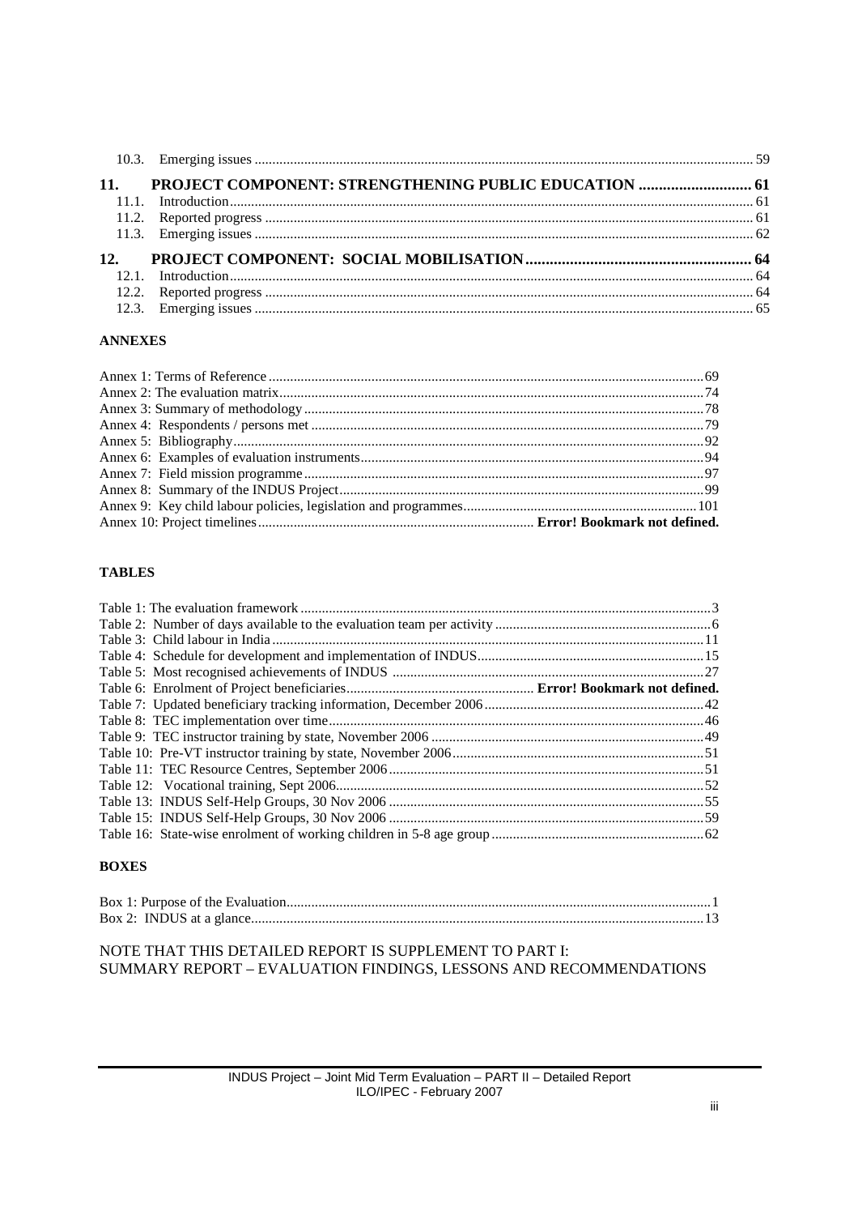10.3. Emerging issues ........................................................................................................................................ 59

**11. PROJECT COMPONENT: STRENGTHENING PUBLIC EDUCATION ............................ 61**

11.1. Introduction ........................................................................................................................................ 61
11.2. Reported progress ............................................................................................................................. 61
11.3. Emerging issues ................................................................................................................................. 62

**12. PROJECT COMPONENT: SOCIAL MOBILISATION ........................................................ 64**

12.1. Introduction ........................................................................................................................................ 64
12.2. Reported progress ............................................................................................................................. 64
12.3. Emerging issues ................................................................................................................................. 65

**ANNEXES**

Annex 1: Terms of Reference ........................................................................................................ 69
Annex 2: The evaluation matrix ....................................................................................................... 74
Annex 3: Summary of methodology ................................................................................................ 78
Annex 4: Respondents / persons met ............................................................................................. 79
Annex 5: Bibliography ..................................................................................................................... 92
Annex 6: Examples of evaluation instruments ................................................................................ 94
Annex 7: Field mission programme ................................................................................................ 97
Annex 8: Summary of the INDUS Project ...................................................................................... 99
Annex 9: Key child labour policies, legislation and programmes .................................................. 101
Annex 10: Project timelines ........................................................................... **Error! Bookmark not defined.**

**TABLES**

Table 1: The evaluation framework .................................................................................................. 3
Table 2: Number of days available to the evaluation team per activity ............................................ 6
Table 3: Child labour in India ........................................................................................................... 11
Table 4: Schedule for development and implementation of INDUS ............................................... 15
Table 5: Most recognised achievements of INDUS ........................................................................ 27
Table 6: Enrolment of Project beneficiaries ..................................................... **Error! Bookmark not defined.**
Table 7: Updated beneficiary tracking information, December 2006 .............................................. 42
Table 8: TEC implementation over time .......................................................................................... 46
Table 9: TEC instructor training by state, November 2006 ............................................................. 49
Table 10: Pre-VT instructor training by state, November 2006 ....................................................... 51
Table 11: TEC Resource Centres, September 2006 ......................................................................... 51
Table 12: Vocational training, Sept 2006 ......................................................................................... 52
Table 13: INDUS Self-Help Groups, 30 Nov 2006 ......................................................................... 55
Table 15: INDUS Self-Help Groups, 30 Nov 2006 ......................................................................... 59
Table 16: State-wise enrolment of working children in 5-8 age group ............................................ 62

**BOXES**

Box 1: Purpose of the Evaluation ...................................................................................................... 1
Box 2: INDUS at a glance ............................................................................................................... 13

NOTE THAT THIS DETAILED REPORT IS SUPPLEMENT TO PART I:
SUMMARY REPORT – EVALUATION FINDINGS, LESSONS AND RECOMMENDATIONS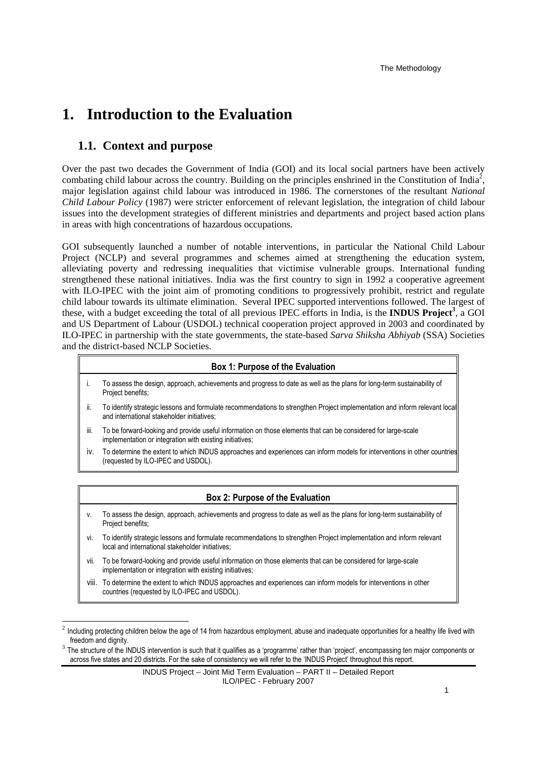# 1. Introduction to the Evaluation

## 1.1. Context and purpose

Over the past two decades the Government of India (GOI) and its local social partners have been actively combating child labour across the country. Building on the principles enshrined in the Constitution of India[2], major legislation against child labour was introduced in 1986. The cornerstones of the resultant *National Child Labour Policy* (1987) were stricter enforcement of relevant legislation, the integration of child labour issues into the development strategies of different ministries and departments and project based action plans in areas with high concentrations of hazardous occupations.

GOI subsequently launched a number of notable interventions, in particular the National Child Labour Project (NCLP) and several programmes and schemes aimed at strengthening the education system, alleviating poverty and redressing inequalities that victimise vulnerable groups. International funding strengthened these national initiatives. India was the first country to sign in 1992 a cooperative agreement with ILO-IPEC with the joint aim of promoting conditions to progressively prohibit, restrict and regulate child labour towards its ultimate elimination. Several IPEC supported interventions followed. The largest of these, with a budget exceeding the total of all previous IPEC efforts in India, is the **INDUS Project**[3], a GOI and US Department of Labour (USDOL) technical cooperation project approved in 2003 and coordinated by ILO-IPEC in partnership with the state governments, the state-based *Sarva Shiksha Abhiyab* (SSA) Societies and the district-based NCLP Societies.

| Box 1: Purpose of the Evaluation | |
|---|---|
| i. | To assess the design, approach, achievements and progress to date as well as the plans for long-term sustainability of Project benefits; |
| ii. | To identify strategic lessons and formulate recommendations to strengthen Project implementation and inform relevant local and international stakeholder initiatives; |
| iii. | To be forward-looking and provide useful information on those elements that can be considered for large-scale implementation or integration with existing initiatives; |
| iv. | To determine the extent to which INDUS approaches and experiences can inform models for interventions in other countries (requested by ILO-IPEC and USDOL). |

| Box 2: Purpose of the Evaluation | |
|---|---|
| v. | To assess the design, approach, achievements and progress to date as well as the plans for long-term sustainability of Project benefits; |
| vi. | To identify strategic lessons and formulate recommendations to strengthen Project implementation and inform relevant local and international stakeholder initiatives; |
| vii. | To be forward-looking and provide useful information on those elements that can be considered for large-scale implementation or integration with existing initiatives; |
| viii. | To determine the extent to which INDUS approaches and experiences can inform models for interventions in other countries (requested by ILO-IPEC and USDOL). |

[2] Including protecting children below the age of 14 from hazardous employment, abuse and inadequate opportunities for a healthy life lived with freedom and dignity.

[3] The structure of the INDUS intervention is such that it qualifies as a 'programme' rather than 'project', encompassing ten major components or across five states and 20 districts. For the sake of consistency we will refer to the 'INDUS Project' throughout this report.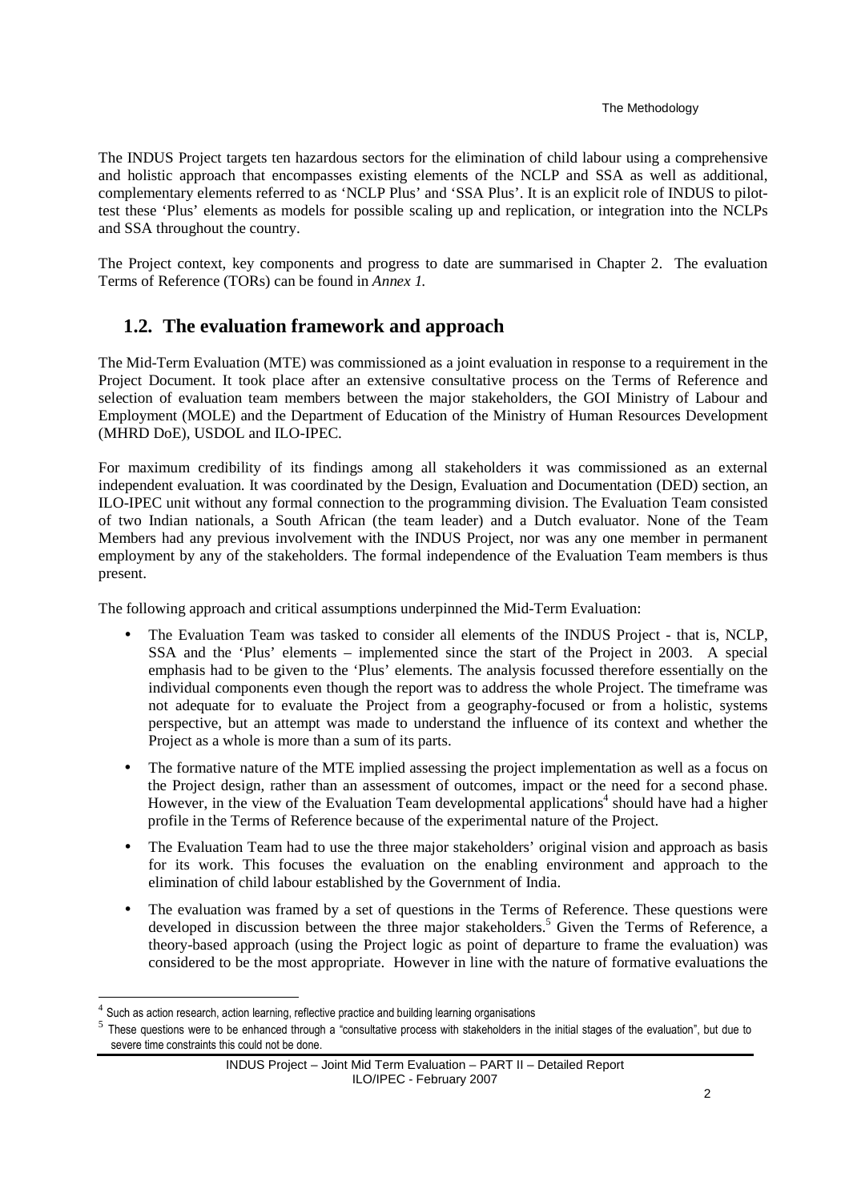The INDUS Project targets ten hazardous sectors for the elimination of child labour using a comprehensive and holistic approach that encompasses existing elements of the NCLP and SSA as well as additional, complementary elements referred to as 'NCLP Plus' and 'SSA Plus'. It is an explicit role of INDUS to pilot-test these 'Plus' elements as models for possible scaling up and replication, or integration into the NCLPs and SSA throughout the country.

The Project context, key components and progress to date are summarised in Chapter 2. The evaluation Terms of Reference (TORs) can be found in *Annex 1.*

## 1.2. The evaluation framework and approach

The Mid-Term Evaluation (MTE) was commissioned as a joint evaluation in response to a requirement in the Project Document. It took place after an extensive consultative process on the Terms of Reference and selection of evaluation team members between the major stakeholders, the GOI Ministry of Labour and Employment (MOLE) and the Department of Education of the Ministry of Human Resources Development (MHRD DoE), USDOL and ILO-IPEC.

For maximum credibility of its findings among all stakeholders it was commissioned as an external independent evaluation. It was coordinated by the Design, Evaluation and Documentation (DED) section, an ILO-IPEC unit without any formal connection to the programming division. The Evaluation Team consisted of two Indian nationals, a South African (the team leader) and a Dutch evaluator. None of the Team Members had any previous involvement with the INDUS Project, nor was any one member in permanent employment by any of the stakeholders. The formal independence of the Evaluation Team members is thus present.

The following approach and critical assumptions underpinned the Mid-Term Evaluation:

- The Evaluation Team was tasked to consider all elements of the INDUS Project - that is, NCLP, SSA and the 'Plus' elements – implemented since the start of the Project in 2003. A special emphasis had to be given to the 'Plus' elements. The analysis focussed therefore essentially on the individual components even though the report was to address the whole Project. The timeframe was not adequate for to evaluate the Project from a geography-focused or from a holistic, systems perspective, but an attempt was made to understand the influence of its context and whether the Project as a whole is more than a sum of its parts.
- The formative nature of the MTE implied assessing the project implementation as well as a focus on the Project design, rather than an assessment of outcomes, impact or the need for a second phase. However, in the view of the Evaluation Team developmental applications[4] should have had a higher profile in the Terms of Reference because of the experimental nature of the Project.
- The Evaluation Team had to use the three major stakeholders' original vision and approach as basis for its work. This focuses the evaluation on the enabling environment and approach to the elimination of child labour established by the Government of India.
- The evaluation was framed by a set of questions in the Terms of Reference. These questions were developed in discussion between the three major stakeholders.[5] Given the Terms of Reference, a theory-based approach (using the Project logic as point of departure to frame the evaluation) was considered to be the most appropriate. However in line with the nature of formative evaluations the

[4] Such as action research, action learning, reflective practice and building learning organisations

[5] These questions were to be enhanced through a "consultative process with stakeholders in the initial stages of the evaluation", but due to severe time constraints this could not be done.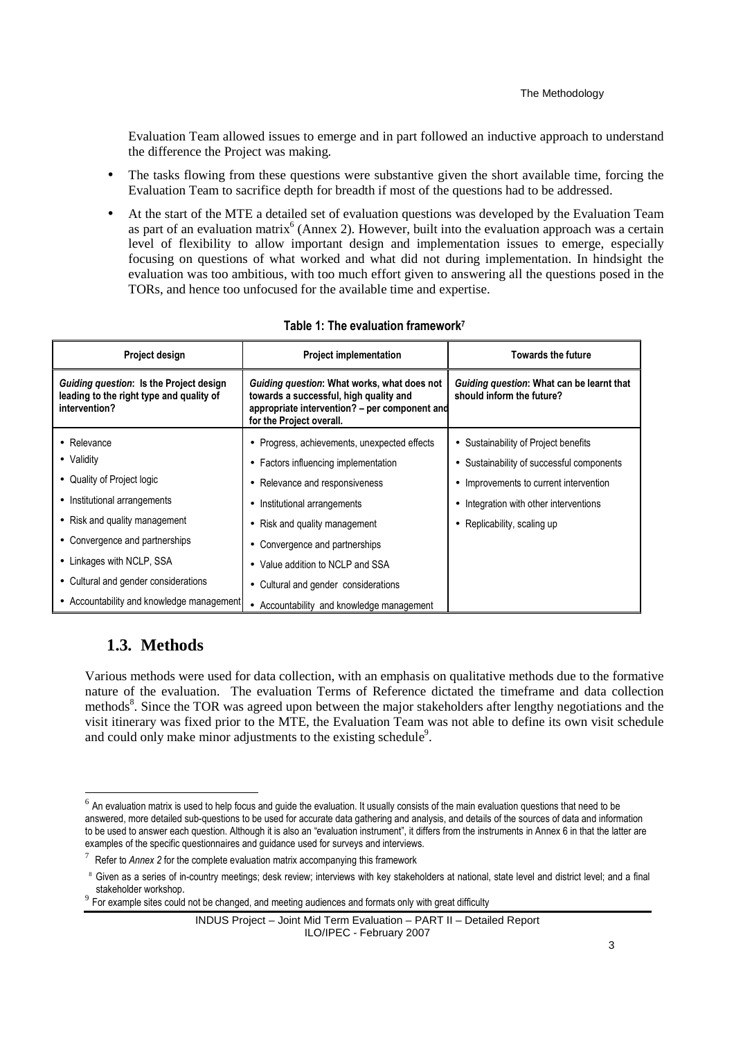Evaluation Team allowed issues to emerge and in part followed an inductive approach to understand the difference the Project was making.

- The tasks flowing from these questions were substantive given the short available time, forcing the Evaluation Team to sacrifice depth for breadth if most of the questions had to be addressed.
- At the start of the MTE a detailed set of evaluation questions was developed by the Evaluation Team as part of an evaluation matrix[6] (Annex 2). However, built into the evaluation approach was a certain level of flexibility to allow important design and implementation issues to emerge, especially focusing on questions of what worked and what did not during implementation. In hindsight the evaluation was too ambitious, with too much effort given to answering all the questions posed in the TORs, and hence too unfocused for the available time and expertise.

**Table 1: The evaluation framework[7]**

| Project design | Project implementation | Towards the future |
|---|---|---|
| ***Guiding question*: Is the Project design leading to the right type and quality of intervention?** | ***Guiding question*: What works, what does not towards a successful, high quality and appropriate intervention? – per component and for the Project overall.** | ***Guiding question*: What can be learnt that should inform the future?** |
| • Relevance<br>• Validity<br>• Quality of Project logic<br>• Institutional arrangements<br>• Risk and quality management<br>• Convergence and partnerships<br>• Linkages with NCLP, SSA<br>• Cultural and gender considerations<br>• Accountability and knowledge management | • Progress, achievements, unexpected effects<br>• Factors influencing implementation<br>• Relevance and responsiveness<br>• Institutional arrangements<br>• Risk and quality management<br>• Convergence and partnerships<br>• Value addition to NCLP and SSA<br>• Cultural and gender considerations<br>• Accountability and knowledge management | • Sustainability of Project benefits<br>• Sustainability of successful components<br>• Improvements to current intervention<br>• Integration with other interventions<br>• Replicability, scaling up |

## 1.3. Methods

Various methods were used for data collection, with an emphasis on qualitative methods due to the formative nature of the evaluation. The evaluation Terms of Reference dictated the timeframe and data collection methods[8]. Since the TOR was agreed upon between the major stakeholders after lengthy negotiations and the visit itinerary was fixed prior to the MTE, the Evaluation Team was not able to define its own visit schedule and could only make minor adjustments to the existing schedule[9].

---

[6] An evaluation matrix is used to help focus and guide the evaluation. It usually consists of the main evaluation questions that need to be answered, more detailed sub-questions to be used for accurate data gathering and analysis, and details of the sources of data and information to be used to answer each question. Although it is also an "evaluation instrument", it differs from the instruments in Annex 6 in that the latter are examples of the specific questionnaires and guidance used for surveys and interviews.

[7] Refer to *Annex 2* for the complete evaluation matrix accompanying this framework

[8] Given as a series of in-country meetings; desk review; interviews with key stakeholders at national, state level and district level; and a final stakeholder workshop.

[9] For example sites could not be changed, and meeting audiences and formats only with great difficulty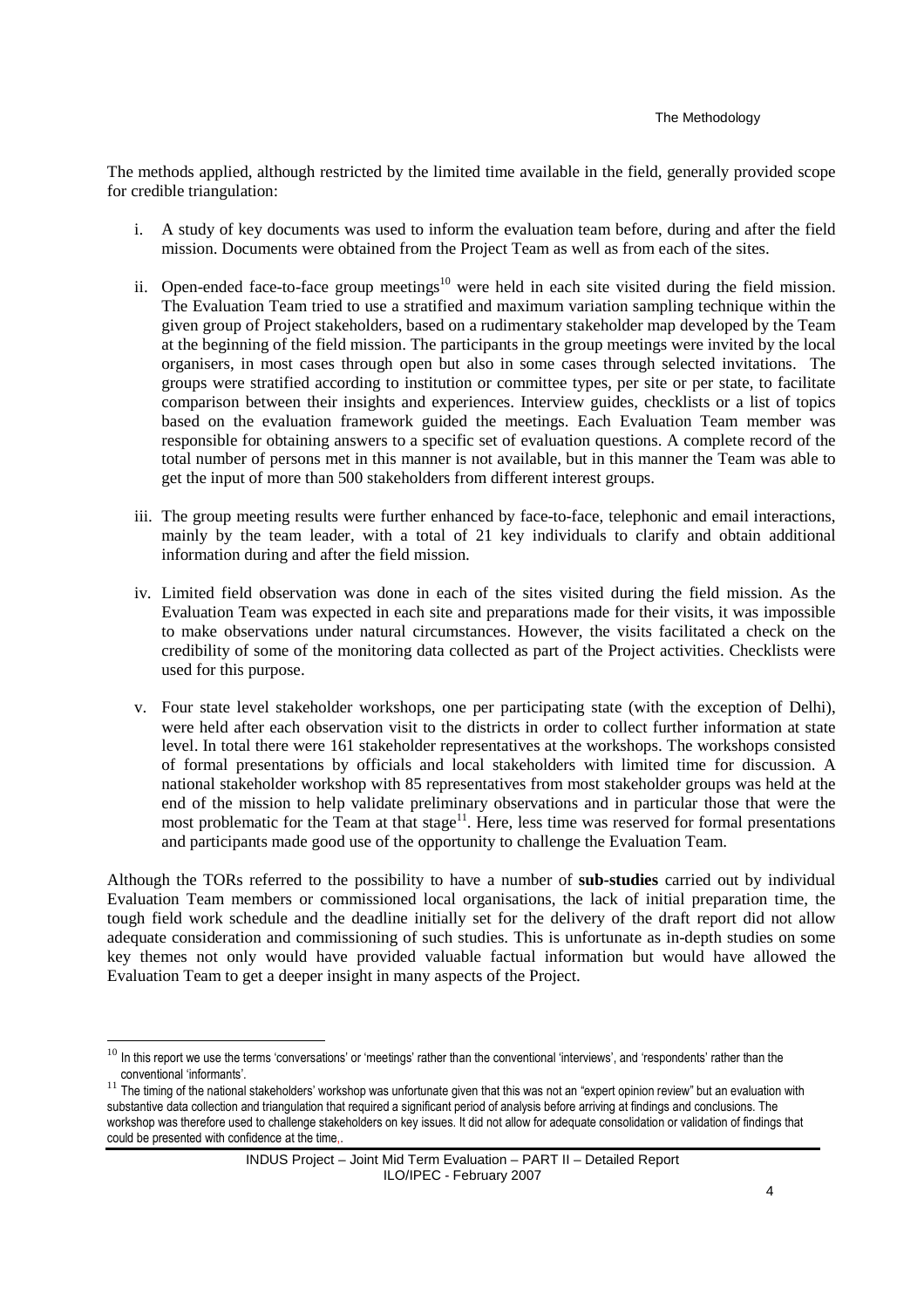The methods applied, although restricted by the limited time available in the field, generally provided scope for credible triangulation:

i. A study of key documents was used to inform the evaluation team before, during and after the field mission. Documents were obtained from the Project Team as well as from each of the sites.

ii. Open-ended face-to-face group meetings[10] were held in each site visited during the field mission. The Evaluation Team tried to use a stratified and maximum variation sampling technique within the given group of Project stakeholders, based on a rudimentary stakeholder map developed by the Team at the beginning of the field mission. The participants in the group meetings were invited by the local organisers, in most cases through open but also in some cases through selected invitations. The groups were stratified according to institution or committee types, per site or per state, to facilitate comparison between their insights and experiences. Interview guides, checklists or a list of topics based on the evaluation framework guided the meetings. Each Evaluation Team member was responsible for obtaining answers to a specific set of evaluation questions. A complete record of the total number of persons met in this manner is not available, but in this manner the Team was able to get the input of more than 500 stakeholders from different interest groups.

iii. The group meeting results were further enhanced by face-to-face, telephonic and email interactions, mainly by the team leader, with a total of 21 key individuals to clarify and obtain additional information during and after the field mission.

iv. Limited field observation was done in each of the sites visited during the field mission. As the Evaluation Team was expected in each site and preparations made for their visits, it was impossible to make observations under natural circumstances. However, the visits facilitated a check on the credibility of some of the monitoring data collected as part of the Project activities. Checklists were used for this purpose.

v. Four state level stakeholder workshops, one per participating state (with the exception of Delhi), were held after each observation visit to the districts in order to collect further information at state level. In total there were 161 stakeholder representatives at the workshops. The workshops consisted of formal presentations by officials and local stakeholders with limited time for discussion. A national stakeholder workshop with 85 representatives from most stakeholder groups was held at the end of the mission to help validate preliminary observations and in particular those that were the most problematic for the Team at that stage[11]. Here, less time was reserved for formal presentations and participants made good use of the opportunity to challenge the Evaluation Team.

Although the TORs referred to the possibility to have a number of **sub-studies** carried out by individual Evaluation Team members or commissioned local organisations, the lack of initial preparation time, the tough field work schedule and the deadline initially set for the delivery of the draft report did not allow adequate consideration and commissioning of such studies. This is unfortunate as in-depth studies on some key themes not only would have provided valuable factual information but would have allowed the Evaluation Team to get a deeper insight in many aspects of the Project.

---

[10] In this report we use the terms 'conversations' or 'meetings' rather than the conventional 'interviews', and 'respondents' rather than the conventional 'informants'.

[11] The timing of the national stakeholders' workshop was unfortunate given that this was not an "expert opinion review" but an evaluation with substantive data collection and triangulation that required a significant period of analysis before arriving at findings and conclusions. The workshop was therefore used to challenge stakeholders on key issues. It did not allow for adequate consolidation or validation of findings that could be presented with confidence at the time,.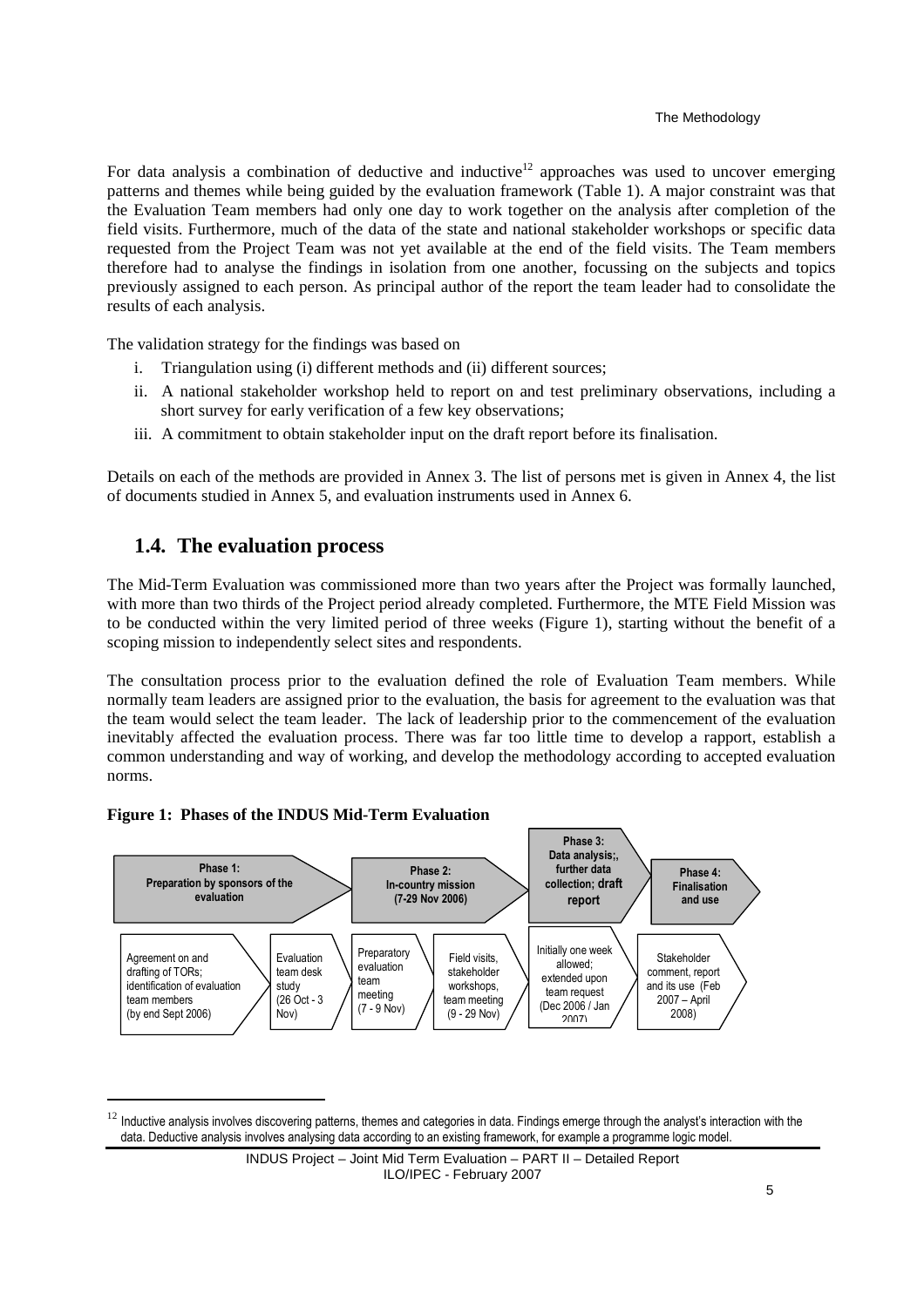For data analysis a combination of deductive and inductive[12] approaches was used to uncover emerging patterns and themes while being guided by the evaluation framework (Table 1). A major constraint was that the Evaluation Team members had only one day to work together on the analysis after completion of the field visits. Furthermore, much of the data of the state and national stakeholder workshops or specific data requested from the Project Team was not yet available at the end of the field visits. The Team members therefore had to analyse the findings in isolation from one another, focussing on the subjects and topics previously assigned to each person. As principal author of the report the team leader had to consolidate the results of each analysis.

The validation strategy for the findings was based on

i. Triangulation using (i) different methods and (ii) different sources;
ii. A national stakeholder workshop held to report on and test preliminary observations, including a short survey for early verification of a few key observations;
iii. A commitment to obtain stakeholder input on the draft report before its finalisation.

Details on each of the methods are provided in Annex 3. The list of persons met is given in Annex 4, the list of documents studied in Annex 5, and evaluation instruments used in Annex 6.

## 1.4. The evaluation process

The Mid-Term Evaluation was commissioned more than two years after the Project was formally launched, with more than two thirds of the Project period already completed. Furthermore, the MTE Field Mission was to be conducted within the very limited period of three weeks (Figure 1), starting without the benefit of a scoping mission to independently select sites and respondents.

The consultation process prior to the evaluation defined the role of Evaluation Team members. While normally team leaders are assigned prior to the evaluation, the basis for agreement to the evaluation was that the team would select the team leader. The lack of leadership prior to the commencement of the evaluation inevitably affected the evaluation process. There was far too little time to develop a rapport, establish a common understanding and way of working, and develop the methodology according to accepted evaluation norms.

**Figure 1: Phases of the INDUS Mid-Term Evaluation**

| Phase 1: Preparation by sponsors of the evaluation | | Phase 2: In-country mission (7-29 Nov 2006) | | Phase 3: Data analysis;, further data collection; draft report | Phase 4: Finalisation and use |
|---|---|---|---|---|---|
| Agreement on and drafting of TORs; identification of evaluation team members (by end Sept 2006) | Evaluation team desk study (26 Oct - 3 Nov) | Preparatory evaluation team meeting (7 - 9 Nov) | Field visits, stakeholder workshops, team meeting (9 - 29 Nov) | Initially one week allowed; extended upon team request (Dec 2006 / Jan 2007) | Stakeholder comment, report and its use (Feb 2007 – April 2008) |

[12] Inductive analysis involves discovering patterns, themes and categories in data. Findings emerge through the analyst's interaction with the data. Deductive analysis involves analysing data according to an existing framework, for example a programme logic model.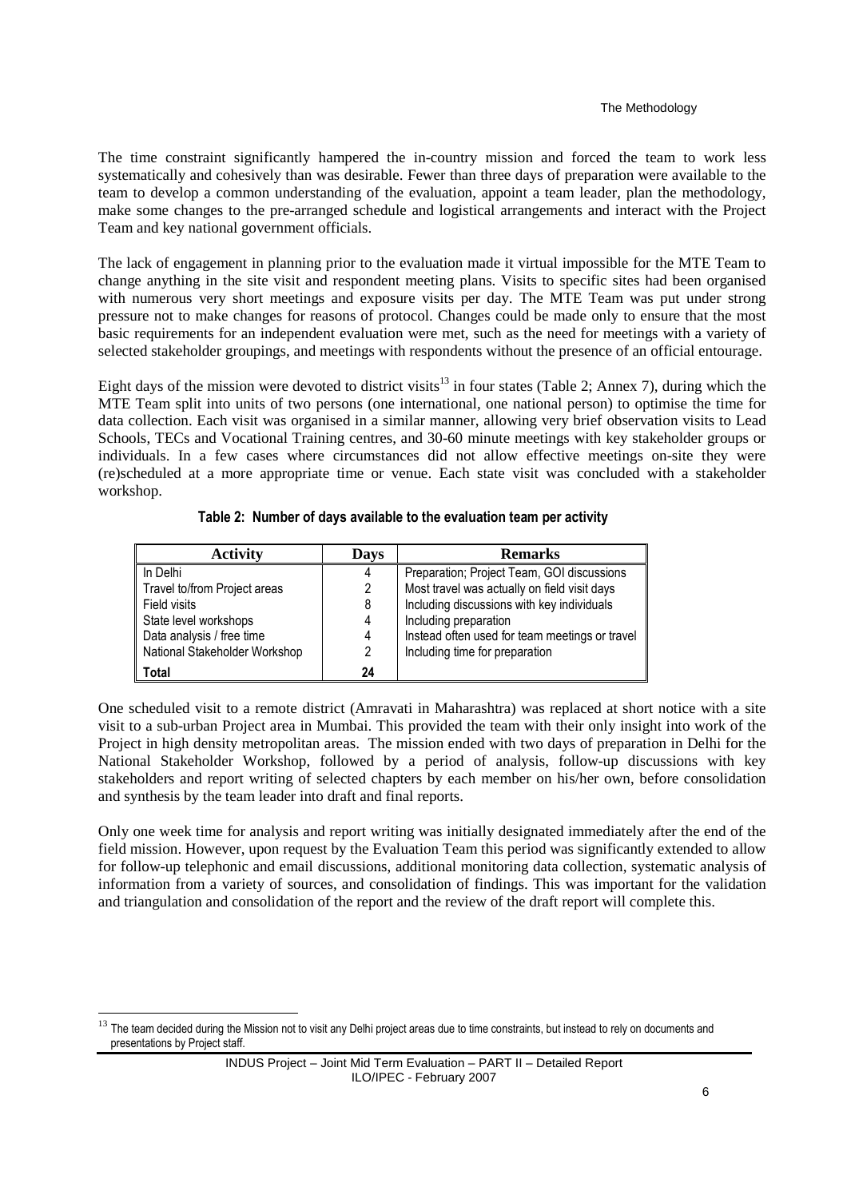The time constraint significantly hampered the in-country mission and forced the team to work less systematically and cohesively than was desirable. Fewer than three days of preparation were available to the team to develop a common understanding of the evaluation, appoint a team leader, plan the methodology, make some changes to the pre-arranged schedule and logistical arrangements and interact with the Project Team and key national government officials.

The lack of engagement in planning prior to the evaluation made it virtual impossible for the MTE Team to change anything in the site visit and respondent meeting plans. Visits to specific sites had been organised with numerous very short meetings and exposure visits per day. The MTE Team was put under strong pressure not to make changes for reasons of protocol. Changes could be made only to ensure that the most basic requirements for an independent evaluation were met, such as the need for meetings with a variety of selected stakeholder groupings, and meetings with respondents without the presence of an official entourage.

Eight days of the mission were devoted to district visits[13] in four states (Table 2; Annex 7), during which the MTE Team split into units of two persons (one international, one national person) to optimise the time for data collection. Each visit was organised in a similar manner, allowing very brief observation visits to Lead Schools, TECs and Vocational Training centres, and 30-60 minute meetings with key stakeholder groups or individuals. In a few cases where circumstances did not allow effective meetings on-site they were (re)scheduled at a more appropriate time or venue. Each state visit was concluded with a stakeholder workshop.

**Table 2: Number of days available to the evaluation team per activity**

| Activity | Days | Remarks |
|---|---|---|
| In Delhi | 4 | Preparation; Project Team, GOI discussions |
| Travel to/from Project areas | 2 | Most travel was actually on field visit days |
| Field visits | 8 | Including discussions with key individuals |
| State level workshops | 4 | Including preparation |
| Data analysis / free time | 4 | Instead often used for team meetings or travel |
| National Stakeholder Workshop | 2 | Including time for preparation |
| **Total** | **24** | |

One scheduled visit to a remote district (Amravati in Maharashtra) was replaced at short notice with a site visit to a sub-urban Project area in Mumbai. This provided the team with their only insight into work of the Project in high density metropolitan areas. The mission ended with two days of preparation in Delhi for the National Stakeholder Workshop, followed by a period of analysis, follow-up discussions with key stakeholders and report writing of selected chapters by each member on his/her own, before consolidation and synthesis by the team leader into draft and final reports.

Only one week time for analysis and report writing was initially designated immediately after the end of the field mission. However, upon request by the Evaluation Team this period was significantly extended to allow for follow-up telephonic and email discussions, additional monitoring data collection, systematic analysis of information from a variety of sources, and consolidation of findings. This was important for the validation and triangulation and consolidation of the report and the review of the draft report will complete this.

[13] The team decided during the Mission not to visit any Delhi project areas due to time constraints, but instead to rely on documents and presentations by Project staff.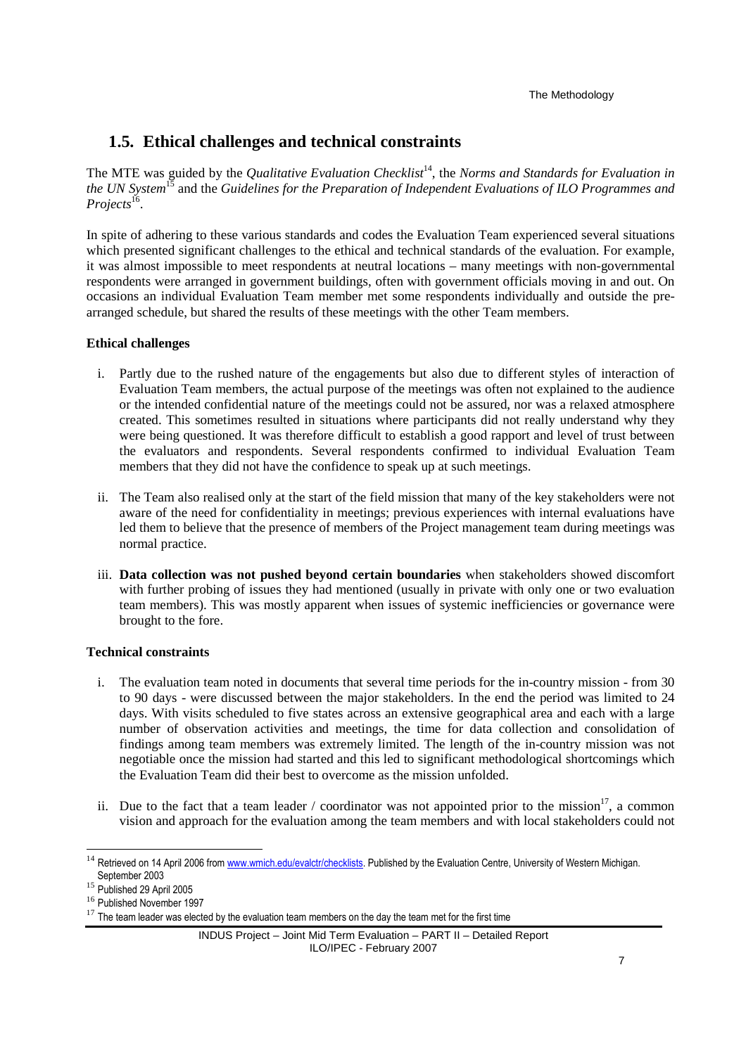## 1.5. Ethical challenges and technical constraints

The MTE was guided by the *Qualitative Evaluation Checklist*[14], the *Norms and Standards for Evaluation in the UN System*[15] and the *Guidelines for the Preparation of Independent Evaluations of ILO Programmes and Projects*[16].

In spite of adhering to these various standards and codes the Evaluation Team experienced several situations which presented significant challenges to the ethical and technical standards of the evaluation. For example, it was almost impossible to meet respondents at neutral locations – many meetings with non-governmental respondents were arranged in government buildings, often with government officials moving in and out. On occasions an individual Evaluation Team member met some respondents individually and outside the pre-arranged schedule, but shared the results of these meetings with the other Team members.

**Ethical challenges**

i. Partly due to the rushed nature of the engagements but also due to different styles of interaction of Evaluation Team members, the actual purpose of the meetings was often not explained to the audience or the intended confidential nature of the meetings could not be assured, nor was a relaxed atmosphere created. This sometimes resulted in situations where participants did not really understand why they were being questioned. It was therefore difficult to establish a good rapport and level of trust between the evaluators and respondents. Several respondents confirmed to individual Evaluation Team members that they did not have the confidence to speak up at such meetings.

ii. The Team also realised only at the start of the field mission that many of the key stakeholders were not aware of the need for confidentiality in meetings; previous experiences with internal evaluations have led them to believe that the presence of members of the Project management team during meetings was normal practice.

iii. **Data collection was not pushed beyond certain boundaries** when stakeholders showed discomfort with further probing of issues they had mentioned (usually in private with only one or two evaluation team members). This was mostly apparent when issues of systemic inefficiencies or governance were brought to the fore.

**Technical constraints**

i. The evaluation team noted in documents that several time periods for the in-country mission - from 30 to 90 days - were discussed between the major stakeholders. In the end the period was limited to 24 days. With visits scheduled to five states across an extensive geographical area and each with a large number of observation activities and meetings, the time for data collection and consolidation of findings among team members was extremely limited. The length of the in-country mission was not negotiable once the mission had started and this led to significant methodological shortcomings which the Evaluation Team did their best to overcome as the mission unfolded.

ii. Due to the fact that a team leader / coordinator was not appointed prior to the mission[17], a common vision and approach for the evaluation among the team members and with local stakeholders could not

---

[14] Retrieved on 14 April 2006 from www.wmich.edu/evalctr/checklists. Published by the Evaluation Centre, University of Western Michigan. September 2003

[15] Published 29 April 2005

[16] Published November 1997

[17] The team leader was elected by the evaluation team members on the day the team met for the first time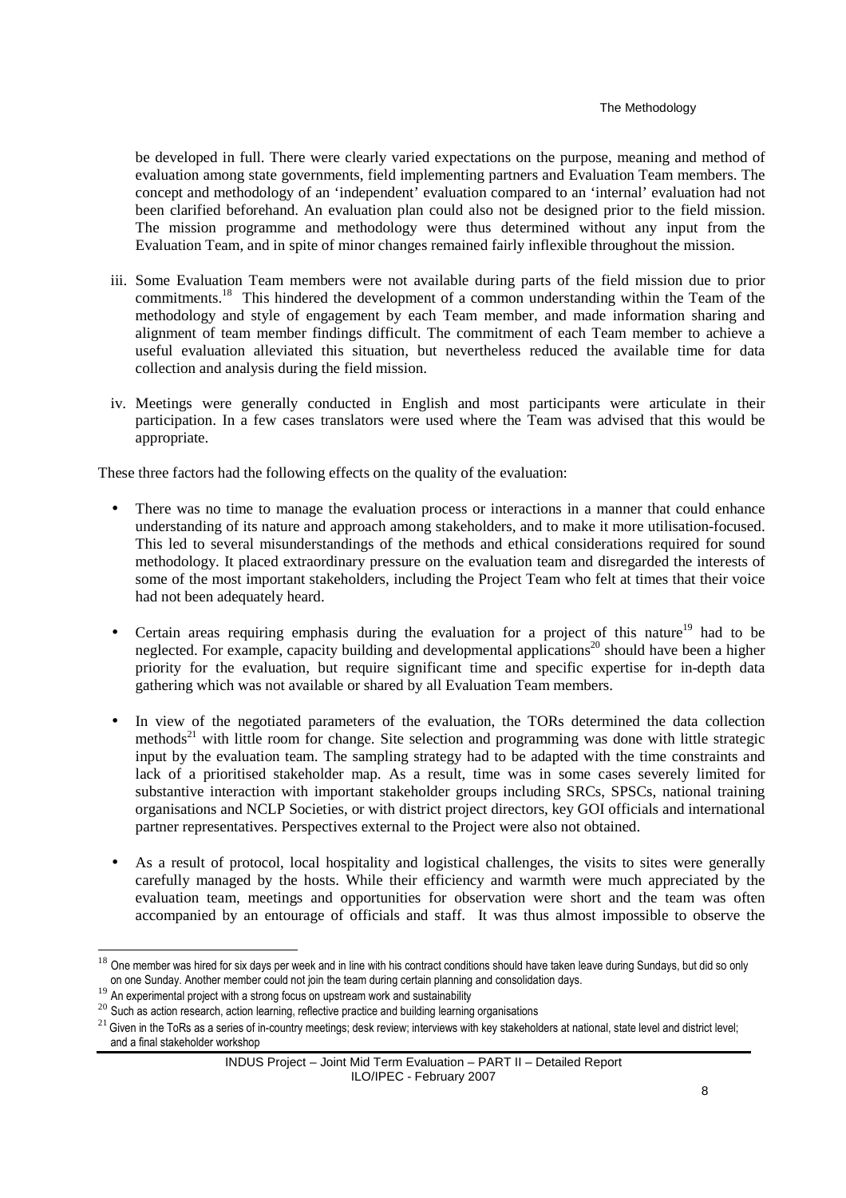be developed in full. There were clearly varied expectations on the purpose, meaning and method of evaluation among state governments, field implementing partners and Evaluation Team members. The concept and methodology of an 'independent' evaluation compared to an 'internal' evaluation had not been clarified beforehand. An evaluation plan could also not be designed prior to the field mission. The mission programme and methodology were thus determined without any input from the Evaluation Team, and in spite of minor changes remained fairly inflexible throughout the mission.

iii. Some Evaluation Team members were not available during parts of the field mission due to prior commitments.[18] This hindered the development of a common understanding within the Team of the methodology and style of engagement by each Team member, and made information sharing and alignment of team member findings difficult. The commitment of each Team member to achieve a useful evaluation alleviated this situation, but nevertheless reduced the available time for data collection and analysis during the field mission.

iv. Meetings were generally conducted in English and most participants were articulate in their participation. In a few cases translators were used where the Team was advised that this would be appropriate.

These three factors had the following effects on the quality of the evaluation:

- There was no time to manage the evaluation process or interactions in a manner that could enhance understanding of its nature and approach among stakeholders, and to make it more utilisation-focused. This led to several misunderstandings of the methods and ethical considerations required for sound methodology. It placed extraordinary pressure on the evaluation team and disregarded the interests of some of the most important stakeholders, including the Project Team who felt at times that their voice had not been adequately heard.

- Certain areas requiring emphasis during the evaluation for a project of this nature[19] had to be neglected. For example, capacity building and developmental applications[20] should have been a higher priority for the evaluation, but require significant time and specific expertise for in-depth data gathering which was not available or shared by all Evaluation Team members.

- In view of the negotiated parameters of the evaluation, the TORs determined the data collection methods[21] with little room for change. Site selection and programming was done with little strategic input by the evaluation team. The sampling strategy had to be adapted with the time constraints and lack of a prioritised stakeholder map. As a result, time was in some cases severely limited for substantive interaction with important stakeholder groups including SRCs, SPSCs, national training organisations and NCLP Societies, or with district project directors, key GOI officials and international partner representatives. Perspectives external to the Project were also not obtained.

- As a result of protocol, local hospitality and logistical challenges, the visits to sites were generally carefully managed by the hosts. While their efficiency and warmth were much appreciated by the evaluation team, meetings and opportunities for observation were short and the team was often accompanied by an entourage of officials and staff. It was thus almost impossible to observe the

---

[18] One member was hired for six days per week and in line with his contract conditions should have taken leave during Sundays, but did so only on one Sunday. Another member could not join the team during certain planning and consolidation days.

[19] An experimental project with a strong focus on upstream work and sustainability

[20] Such as action research, action learning, reflective practice and building learning organisations

[21] Given in the ToRs as a series of in-country meetings; desk review; interviews with key stakeholders at national, state level and district level; and a final stakeholder workshop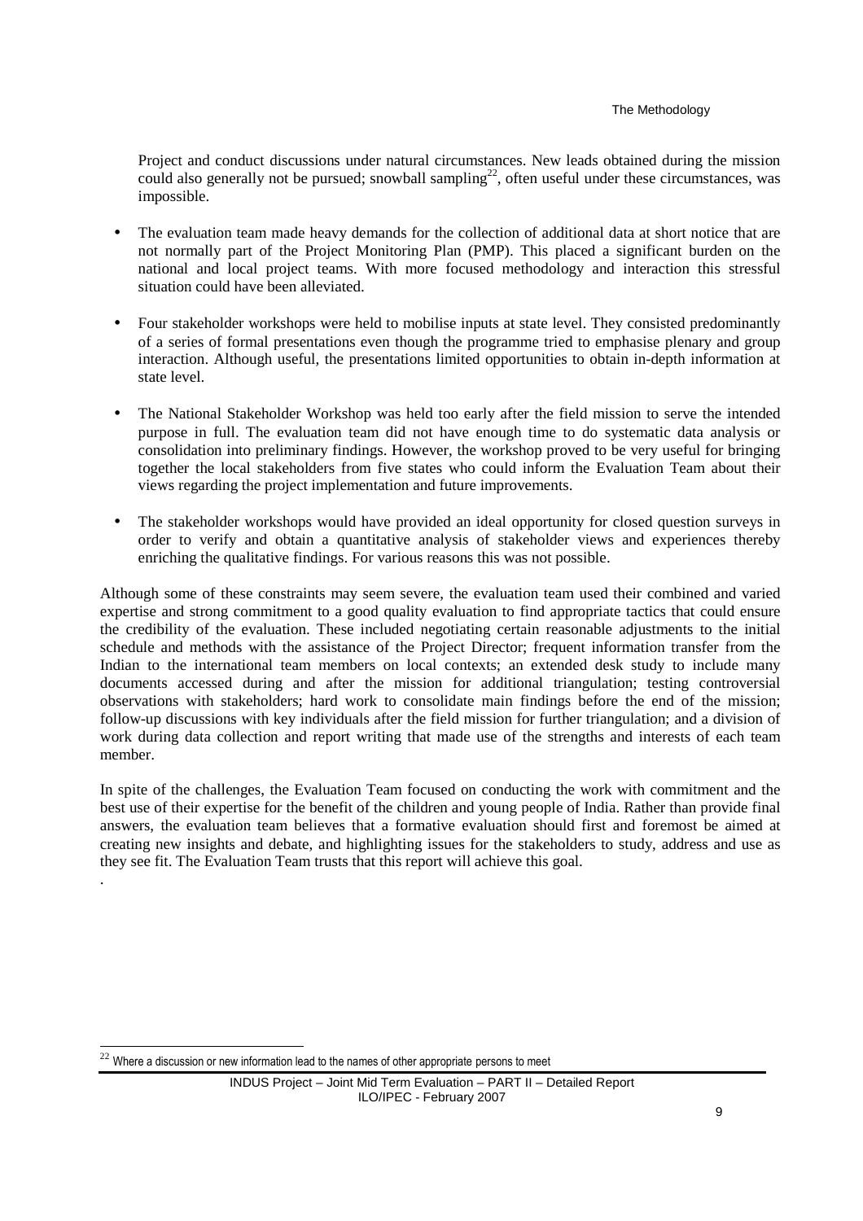Project and conduct discussions under natural circumstances. New leads obtained during the mission could also generally not be pursued; snowball sampling[22], often useful under these circumstances, was impossible.

- The evaluation team made heavy demands for the collection of additional data at short notice that are not normally part of the Project Monitoring Plan (PMP). This placed a significant burden on the national and local project teams. With more focused methodology and interaction this stressful situation could have been alleviated.
- Four stakeholder workshops were held to mobilise inputs at state level. They consisted predominantly of a series of formal presentations even though the programme tried to emphasise plenary and group interaction. Although useful, the presentations limited opportunities to obtain in-depth information at state level.
- The National Stakeholder Workshop was held too early after the field mission to serve the intended purpose in full. The evaluation team did not have enough time to do systematic data analysis or consolidation into preliminary findings. However, the workshop proved to be very useful for bringing together the local stakeholders from five states who could inform the Evaluation Team about their views regarding the project implementation and future improvements.
- The stakeholder workshops would have provided an ideal opportunity for closed question surveys in order to verify and obtain a quantitative analysis of stakeholder views and experiences thereby enriching the qualitative findings. For various reasons this was not possible.

Although some of these constraints may seem severe, the evaluation team used their combined and varied expertise and strong commitment to a good quality evaluation to find appropriate tactics that could ensure the credibility of the evaluation. These included negotiating certain reasonable adjustments to the initial schedule and methods with the assistance of the Project Director; frequent information transfer from the Indian to the international team members on local contexts; an extended desk study to include many documents accessed during and after the mission for additional triangulation; testing controversial observations with stakeholders; hard work to consolidate main findings before the end of the mission; follow-up discussions with key individuals after the field mission for further triangulation; and a division of work during data collection and report writing that made use of the strengths and interests of each team member.

In spite of the challenges, the Evaluation Team focused on conducting the work with commitment and the best use of their expertise for the benefit of the children and young people of India. Rather than provide final answers, the evaluation team believes that a formative evaluation should first and foremost be aimed at creating new insights and debate, and highlighting issues for the stakeholders to study, address and use as they see fit. The Evaluation Team trusts that this report will achieve this goal.

[22] Where a discussion or new information lead to the names of other appropriate persons to meet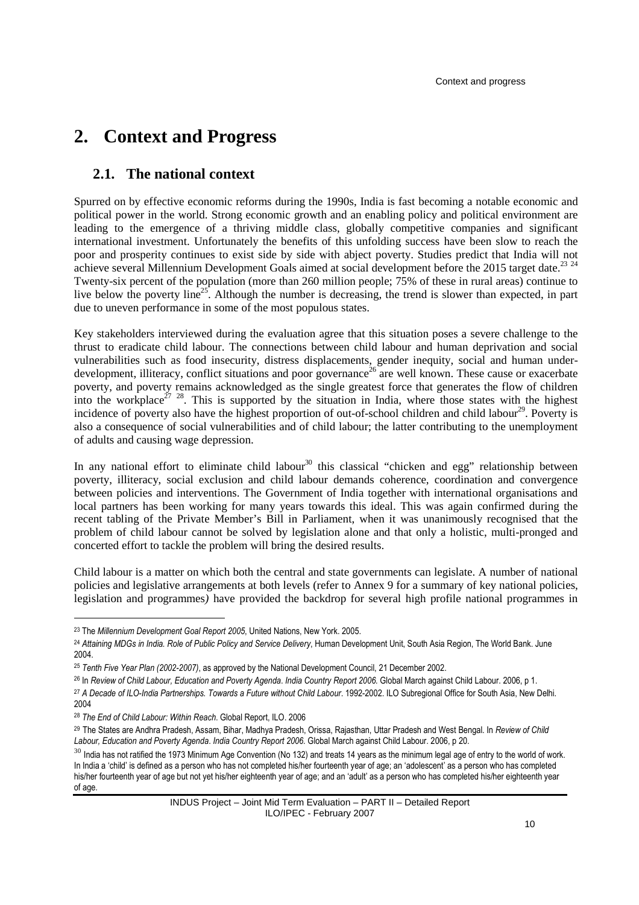# 2. Context and Progress

## 2.1. The national context

Spurred on by effective economic reforms during the 1990s, India is fast becoming a notable economic and political power in the world. Strong economic growth and an enabling policy and political environment are leading to the emergence of a thriving middle class, globally competitive companies and significant international investment. Unfortunately the benefits of this unfolding success have been slow to reach the poor and prosperity continues to exist side by side with abject poverty. Studies predict that India will not achieve several Millennium Development Goals aimed at social development before the 2015 target date.[23] [24] Twenty-six percent of the population (more than 260 million people; 75% of these in rural areas) continue to live below the poverty line[25]. Although the number is decreasing, the trend is slower than expected, in part due to uneven performance in some of the most populous states.

Key stakeholders interviewed during the evaluation agree that this situation poses a severe challenge to the thrust to eradicate child labour. The connections between child labour and human deprivation and social vulnerabilities such as food insecurity, distress displacements, gender inequity, social and human under-development, illiteracy, conflict situations and poor governance[26] are well known. These cause or exacerbate poverty, and poverty remains acknowledged as the single greatest force that generates the flow of children into the workplace[27] [28]. This is supported by the situation in India, where those states with the highest incidence of poverty also have the highest proportion of out-of-school children and child labour[29]. Poverty is also a consequence of social vulnerabilities and of child labour; the latter contributing to the unemployment of adults and causing wage depression.

In any national effort to eliminate child labour[30] this classical "chicken and egg" relationship between poverty, illiteracy, social exclusion and child labour demands coherence, coordination and convergence between policies and interventions. The Government of India together with international organisations and local partners has been working for many years towards this ideal. This was again confirmed during the recent tabling of the Private Member's Bill in Parliament, when it was unanimously recognised that the problem of child labour cannot be solved by legislation alone and that only a holistic, multi-pronged and concerted effort to tackle the problem will bring the desired results.

Child labour is a matter on which both the central and state governments can legislate. A number of national policies and legislative arrangements at both levels (refer to Annex 9 for a summary of key national policies, legislation and programmes*)* have provided the backdrop for several high profile national programmes in

---

[23] The *Millennium Development Goal Report 2005*, United Nations, New York. 2005.

[24] *Attaining MDGs in India. Role of Public Policy and Service Delivery*, Human Development Unit, South Asia Region, The World Bank. June 2004.

[25] *Tenth Five Year Plan (2002-2007)*, as approved by the National Development Council, 21 December 2002.

[26] In *Review of Child Labour, Education and Poverty Agenda. India Country Report 2006.* Global March against Child Labour. 2006, p 1.

[27] *A Decade of ILO-India Partnerships. Towards a Future without Child Labour*. 1992-2002. ILO Subregional Office for South Asia, New Delhi. 2004

[28] *The End of Child Labour: Within Reach*. Global Report, ILO. 2006

[29] The States are Andhra Pradesh, Assam, Bihar, Madhya Pradesh, Orissa, Rajasthan, Uttar Pradesh and West Bengal. In *Review of Child Labour, Education and Poverty Agenda. India Country Report 2006.* Global March against Child Labour. 2006, p 20.

[30] India has not ratified the 1973 Minimum Age Convention (No 132) and treats 14 years as the minimum legal age of entry to the world of work. In India a 'child' is defined as a person who has not completed his/her fourteenth year of age; an 'adolescent' as a person who has completed his/her fourteenth year of age but not yet his/her eighteenth year of age; and an 'adult' as a person who has completed his/her eighteenth year of age.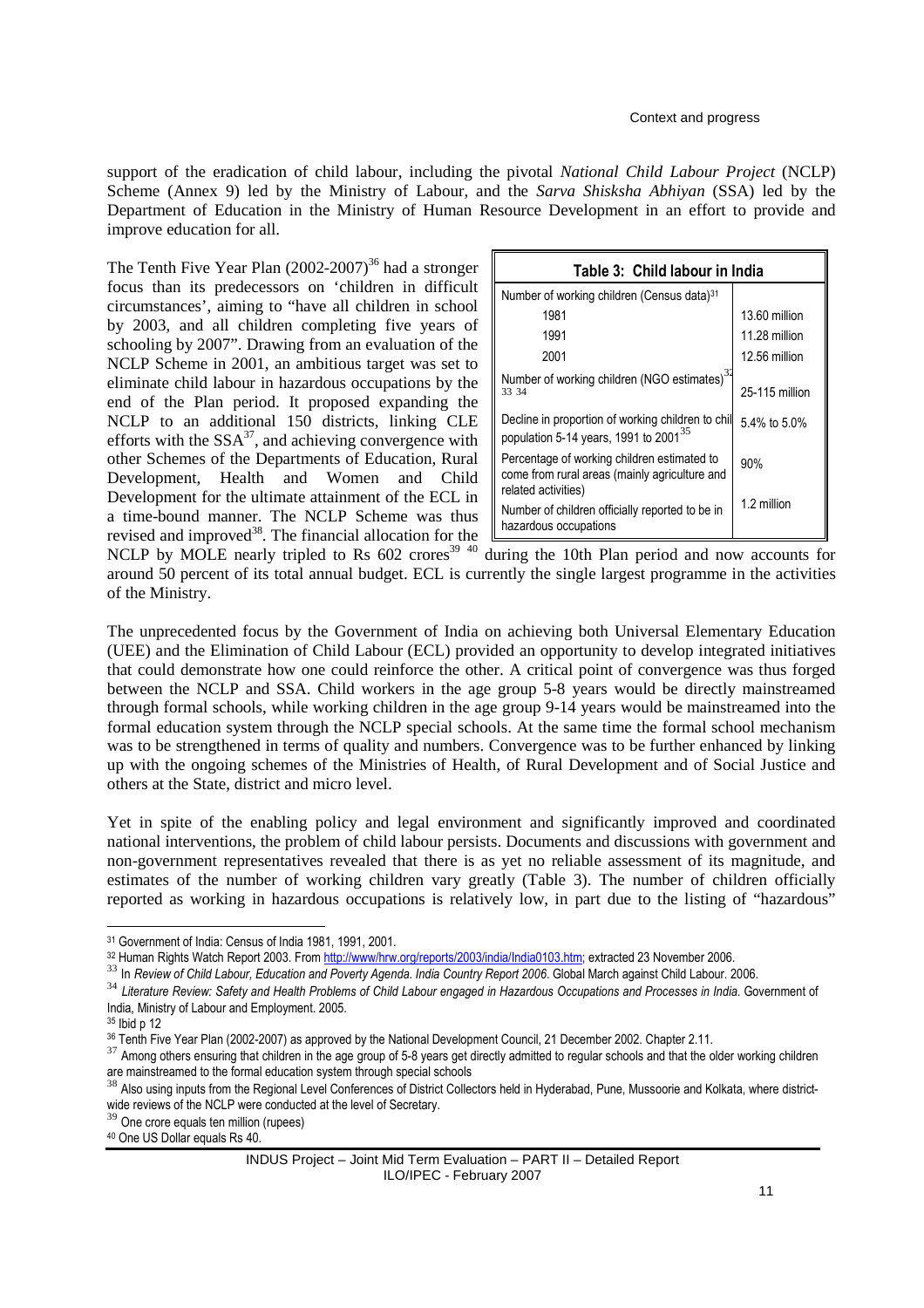support of the eradication of child labour, including the pivotal *National Child Labour Project* (NCLP) Scheme (Annex 9) led by the Ministry of Labour, and the *Sarva Shisksha Abhiyan* (SSA) led by the Department of Education in the Ministry of Human Resource Development in an effort to provide and improve education for all.

The Tenth Five Year Plan (2002-2007)[36] had a stronger focus than its predecessors on 'children in difficult circumstances', aiming to "have all children in school by 2003, and all children completing five years of schooling by 2007". Drawing from an evaluation of the NCLP Scheme in 2001, an ambitious target was set to eliminate child labour in hazardous occupations by the end of the Plan period. It proposed expanding the NCLP to an additional 150 districts, linking CLE efforts with the SSA[37], and achieving convergence with other Schemes of the Departments of Education, Rural Development, Health and Women and Child Development for the ultimate attainment of the ECL in a time-bound manner. The NCLP Scheme was thus revised and improved[38]. The financial allocation for the NCLP by MOLE nearly tripled to Rs 602 crores[39] [40] during the 10th Plan period and now accounts for around 50 percent of its total annual budget. ECL is currently the single largest programme in the activities of the Ministry.

| Table 3: Child labour in India | |
|---|---|
| Number of working children (Census data)[31] | |
| 1981 | 13.60 million |
| 1991 | 11.28 million |
| 2001 | 12.56 million |
| Number of working children (NGO estimates)[32] [33] [34] | 25-115 million |
| Decline in proportion of working children to chil population 5-14 years, 1991 to 2001[35] | 5.4% to 5.0% |
| Percentage of working children estimated to come from rural areas (mainly agriculture and related activities) | 90% |
| Number of children officially reported to be in hazardous occupations | 1.2 million |

The unprecedented focus by the Government of India on achieving both Universal Elementary Education (UEE) and the Elimination of Child Labour (ECL) provided an opportunity to develop integrated initiatives that could demonstrate how one could reinforce the other. A critical point of convergence was thus forged between the NCLP and SSA. Child workers in the age group 5-8 years would be directly mainstreamed through formal schools, while working children in the age group 9-14 years would be mainstreamed into the formal education system through the NCLP special schools. At the same time the formal school mechanism was to be strengthened in terms of quality and numbers. Convergence was to be further enhanced by linking up with the ongoing schemes of the Ministries of Health, of Rural Development and of Social Justice and others at the State, district and micro level.

Yet in spite of the enabling policy and legal environment and significantly improved and coordinated national interventions, the problem of child labour persists. Documents and discussions with government and non-government representatives revealed that there is as yet no reliable assessment of its magnitude, and estimates of the number of working children vary greatly (Table 3). The number of children officially reported as working in hazardous occupations is relatively low, in part due to the listing of "hazardous"

---

[31] Government of India: Census of India 1981, 1991, 2001.

[32] Human Rights Watch Report 2003. From http://www/hrw.org/reports/2003/india/India0103.htm; extracted 23 November 2006.

[33] In *Review of Child Labour, Education and Poverty Agenda. India Country Report 2006*. Global March against Child Labour. 2006.

[34] *Literature Review: Safety and Health Problems of Child Labour engaged in Hazardous Occupations and Processes in India.* Government of India, Ministry of Labour and Employment. 2005.

[35] Ibid p 12

[36] Tenth Five Year Plan (2002-2007) as approved by the National Development Council, 21 December 2002. Chapter 2.11.

[37] Among others ensuring that children in the age group of 5-8 years get directly admitted to regular schools and that the older working children are mainstreamed to the formal education system through special schools

[38] Also using inputs from the Regional Level Conferences of District Collectors held in Hyderabad, Pune, Mussoorie and Kolkata, where district-wide reviews of the NCLP were conducted at the level of Secretary.

[39] One crore equals ten million (rupees)

[40] One US Dollar equals Rs 40.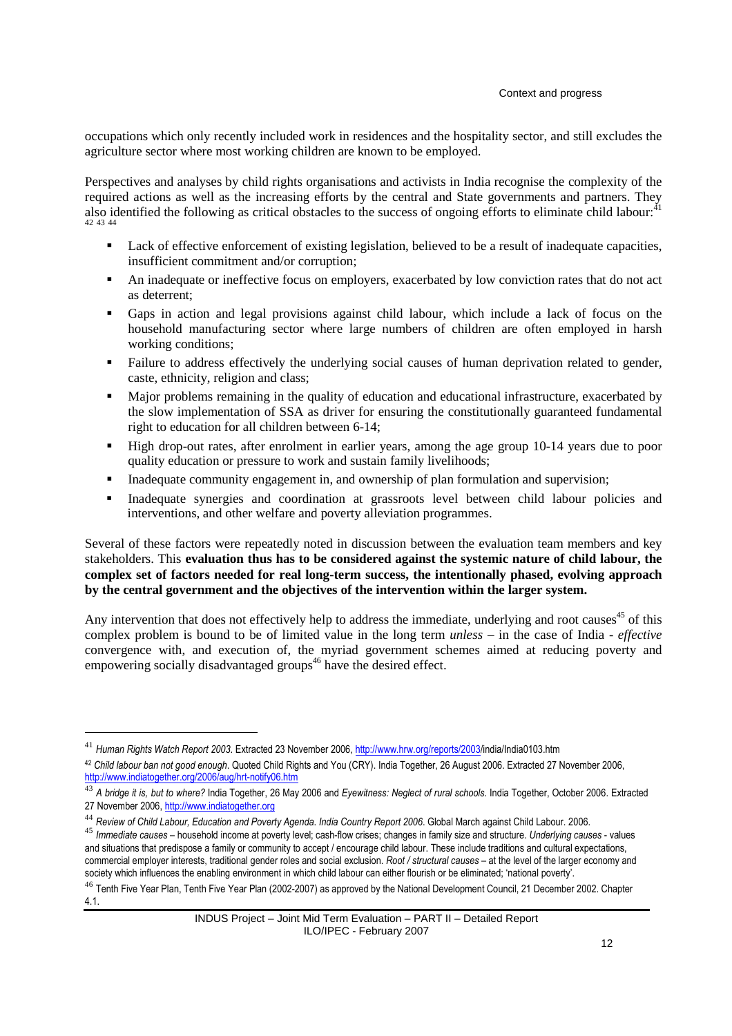occupations which only recently included work in residences and the hospitality sector, and still excludes the agriculture sector where most working children are known to be employed.

Perspectives and analyses by child rights organisations and activists in India recognise the complexity of the required actions as well as the increasing efforts by the central and State governments and partners. They also identified the following as critical obstacles to the success of ongoing efforts to eliminate child labour:[41] [42] [43] [44]

- Lack of effective enforcement of existing legislation, believed to be a result of inadequate capacities, insufficient commitment and/or corruption;
- An inadequate or ineffective focus on employers, exacerbated by low conviction rates that do not act as deterrent;
- Gaps in action and legal provisions against child labour, which include a lack of focus on the household manufacturing sector where large numbers of children are often employed in harsh working conditions;
- Failure to address effectively the underlying social causes of human deprivation related to gender, caste, ethnicity, religion and class;
- Major problems remaining in the quality of education and educational infrastructure, exacerbated by the slow implementation of SSA as driver for ensuring the constitutionally guaranteed fundamental right to education for all children between 6-14;
- High drop-out rates, after enrolment in earlier years, among the age group 10-14 years due to poor quality education or pressure to work and sustain family livelihoods;
- Inadequate community engagement in, and ownership of plan formulation and supervision;
- Inadequate synergies and coordination at grassroots level between child labour policies and interventions, and other welfare and poverty alleviation programmes.

Several of these factors were repeatedly noted in discussion between the evaluation team members and key stakeholders. This **evaluation thus has to be considered against the systemic nature of child labour, the complex set of factors needed for real long-term success, the intentionally phased, evolving approach by the central government and the objectives of the intervention within the larger system.**

Any intervention that does not effectively help to address the immediate, underlying and root causes[45] of this complex problem is bound to be of limited value in the long term *unless* – in the case of India - *effective* convergence with, and execution of, the myriad government schemes aimed at reducing poverty and empowering socially disadvantaged groups[46] have the desired effect.

---

[41] *Human Rights Watch Report 2003.* Extracted 23 November 2006, http://www.hrw.org/reports/2003/india/India0103.htm

[42] *Child labour ban not good enough.* Quoted Child Rights and You (CRY). India Together, 26 August 2006. Extracted 27 November 2006, http://www.indiatogether.org/2006/aug/hrt-notify06.htm

[43] *A bridge it is, but to where?* India Together, 26 May 2006 and *Eyewitness: Neglect of rural schools.* India Together, October 2006. Extracted 27 November 2006, http://www.indiatogether.org

[44] *Review of Child Labour, Education and Poverty Agenda. India Country Report 2006.* Global March against Child Labour. 2006.

[45] *Immediate causes* – household income at poverty level; cash-flow crises; changes in family size and structure. *Underlying causes* - values and situations that predispose a family or community to accept / encourage child labour. These include traditions and cultural expectations, commercial employer interests, traditional gender roles and social exclusion. *Root / structural causes* – at the level of the larger economy and society which influences the enabling environment in which child labour can either flourish or be eliminated; 'national poverty'.

[46] Tenth Five Year Plan, Tenth Five Year Plan (2002-2007) as approved by the National Development Council, 21 December 2002. Chapter 4.1.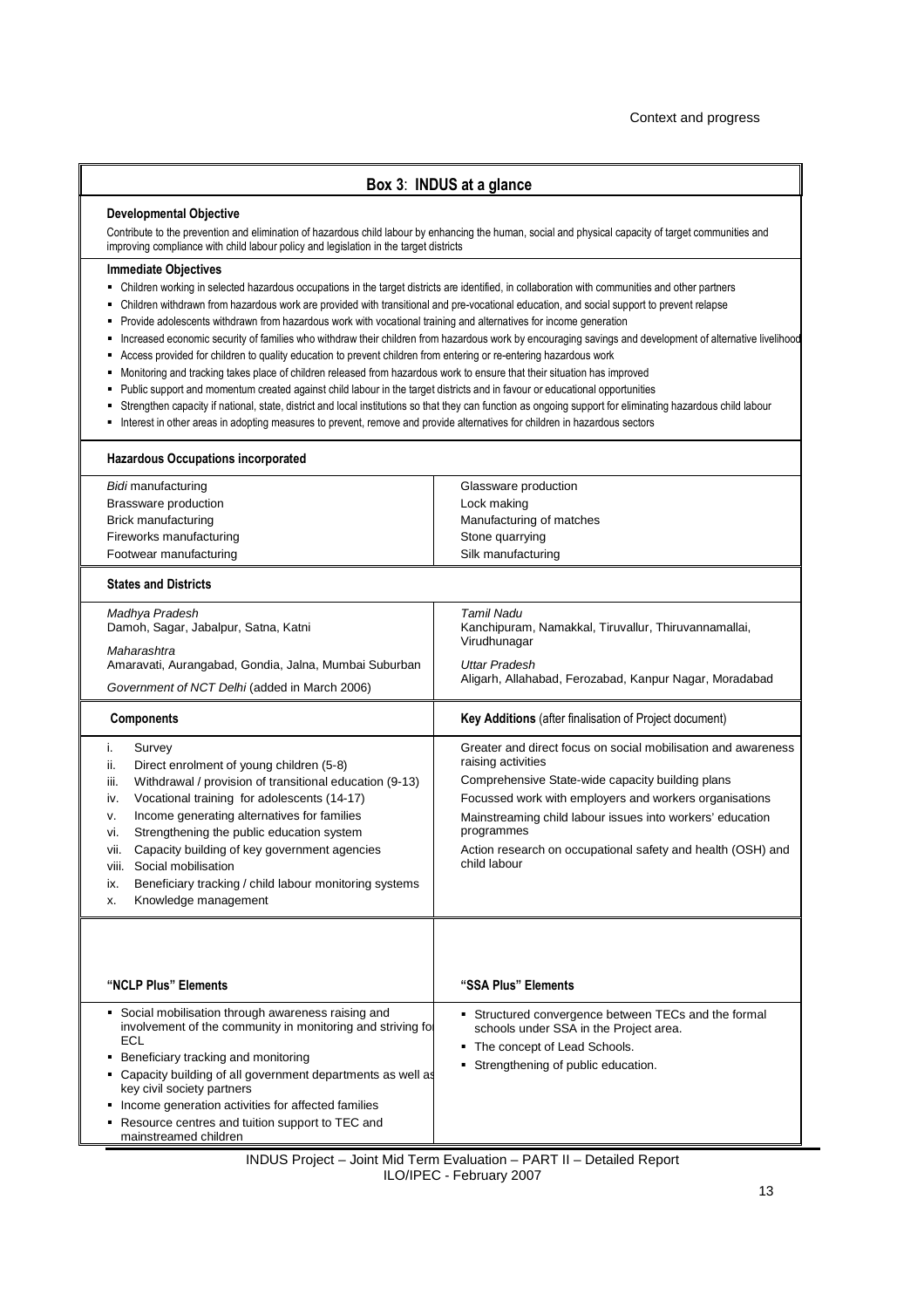## Box 3: INDUS at a glance

**Developmental Objective**

Contribute to the prevention and elimination of hazardous child labour by enhancing the human, social and physical capacity of target communities and improving compliance with child labour policy and legislation in the target districts

**Immediate Objectives**

- Children working in selected hazardous occupations in the target districts are identified, in collaboration with communities and other partners
- Children withdrawn from hazardous work are provided with transitional and pre-vocational education, and social support to prevent relapse
- Provide adolescents withdrawn from hazardous work with vocational training and alternatives for income generation
- Increased economic security of families who withdraw their children from hazardous work by encouraging savings and development of alternative livelihood
- Access provided for children to quality education to prevent children from entering or re-entering hazardous work
- Monitoring and tracking takes place of children released from hazardous work to ensure that their situation has improved
- Public support and momentum created against child labour in the target districts and in favour or educational opportunities
- Strengthen capacity if national, state, district and local institutions so that they can function as ongoing support for eliminating hazardous child labour
- Interest in other areas in adopting measures to prevent, remove and provide alternatives for children in hazardous sectors

**Hazardous Occupations incorporated**

| | |
|---|---|
| *Bidi* manufacturing | Glassware production |
| Brassware production | Lock making |
| Brick manufacturing | Manufacturing of matches |
| Fireworks manufacturing | Stone quarrying |
| Footwear manufacturing | Silk manufacturing |

**States and Districts**

| | |
|---|---|
| *Madhya Pradesh*<br>Damoh, Sagar, Jabalpur, Satna, Katni<br>*Maharashtra*<br>Amaravati, Aurangabad, Gondia, Jalna, Mumbai Suburban<br>*Government of NCT Delhi* (added in March 2006) | *Tamil Nadu*<br>Kanchipuram, Namakkal, Tiruvallur, Thiruvannamallai, Virudhunagar<br>*Uttar Pradesh*<br>Aligarh, Allahabad, Ferozabad, Kanpur Nagar, Moradabad |

| **Components** | **Key Additions** (after finalisation of Project document) |
|---|---|
| i. Survey<br>ii. Direct enrolment of young children (5-8)<br>iii. Withdrawal / provision of transitional education (9-13)<br>iv. Vocational training for adolescents (14-17)<br>v. Income generating alternatives for families<br>vi. Strengthening the public education system<br>vii. Capacity building of key government agencies<br>viii. Social mobilisation<br>ix. Beneficiary tracking / child labour monitoring systems<br>x. Knowledge management | Greater and direct focus on social mobilisation and awareness raising activities<br>Comprehensive State-wide capacity building plans<br>Focussed work with employers and workers organisations<br>Mainstreaming child labour issues into workers' education programmes<br>Action research on occupational safety and health (OSH) and child labour |

| **"NCLP Plus" Elements** | **"SSA Plus" Elements** |
|---|---|
| - Social mobilisation through awareness raising and involvement of the community in monitoring and striving for ECL<br>- Beneficiary tracking and monitoring<br>- Capacity building of all government departments as well as key civil society partners<br>- Income generation activities for affected families<br>- Resource centres and tuition support to TEC and mainstreamed children | - Structured convergence between TECs and the formal schools under SSA in the Project area.<br>- The concept of Lead Schools.<br>- Strengthening of public education. |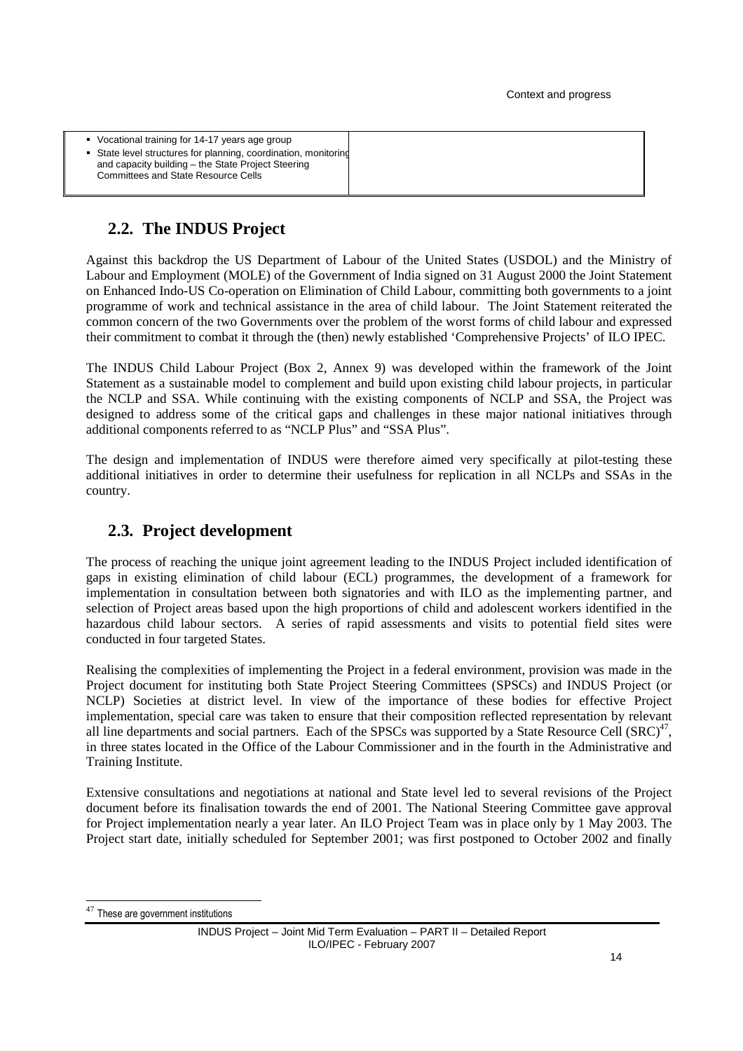| | |
|---|---|
| ▪ Vocational training for 14-17 years age group<br>▪ State level structures for planning, coordination, monitoring and capacity building – the State Project Steering Committees and State Resource Cells | |

## 2.2. The INDUS Project

Against this backdrop the US Department of Labour of the United States (USDOL) and the Ministry of Labour and Employment (MOLE) of the Government of India signed on 31 August 2000 the Joint Statement on Enhanced Indo-US Co-operation on Elimination of Child Labour, committing both governments to a joint programme of work and technical assistance in the area of child labour. The Joint Statement reiterated the common concern of the two Governments over the problem of the worst forms of child labour and expressed their commitment to combat it through the (then) newly established 'Comprehensive Projects' of ILO IPEC.

The INDUS Child Labour Project (Box 2, Annex 9) was developed within the framework of the Joint Statement as a sustainable model to complement and build upon existing child labour projects, in particular the NCLP and SSA. While continuing with the existing components of NCLP and SSA, the Project was designed to address some of the critical gaps and challenges in these major national initiatives through additional components referred to as "NCLP Plus" and "SSA Plus".

The design and implementation of INDUS were therefore aimed very specifically at pilot-testing these additional initiatives in order to determine their usefulness for replication in all NCLPs and SSAs in the country.

## 2.3. Project development

The process of reaching the unique joint agreement leading to the INDUS Project included identification of gaps in existing elimination of child labour (ECL) programmes, the development of a framework for implementation in consultation between both signatories and with ILO as the implementing partner, and selection of Project areas based upon the high proportions of child and adolescent workers identified in the hazardous child labour sectors. A series of rapid assessments and visits to potential field sites were conducted in four targeted States.

Realising the complexities of implementing the Project in a federal environment, provision was made in the Project document for instituting both State Project Steering Committees (SPSCs) and INDUS Project (or NCLP) Societies at district level. In view of the importance of these bodies for effective Project implementation, special care was taken to ensure that their composition reflected representation by relevant all line departments and social partners. Each of the SPSCs was supported by a State Resource Cell (SRC)[47], in three states located in the Office of the Labour Commissioner and in the fourth in the Administrative and Training Institute.

Extensive consultations and negotiations at national and State level led to several revisions of the Project document before its finalisation towards the end of 2001. The National Steering Committee gave approval for Project implementation nearly a year later. An ILO Project Team was in place only by 1 May 2003. The Project start date, initially scheduled for September 2001; was first postponed to October 2002 and finally

[47] These are government institutions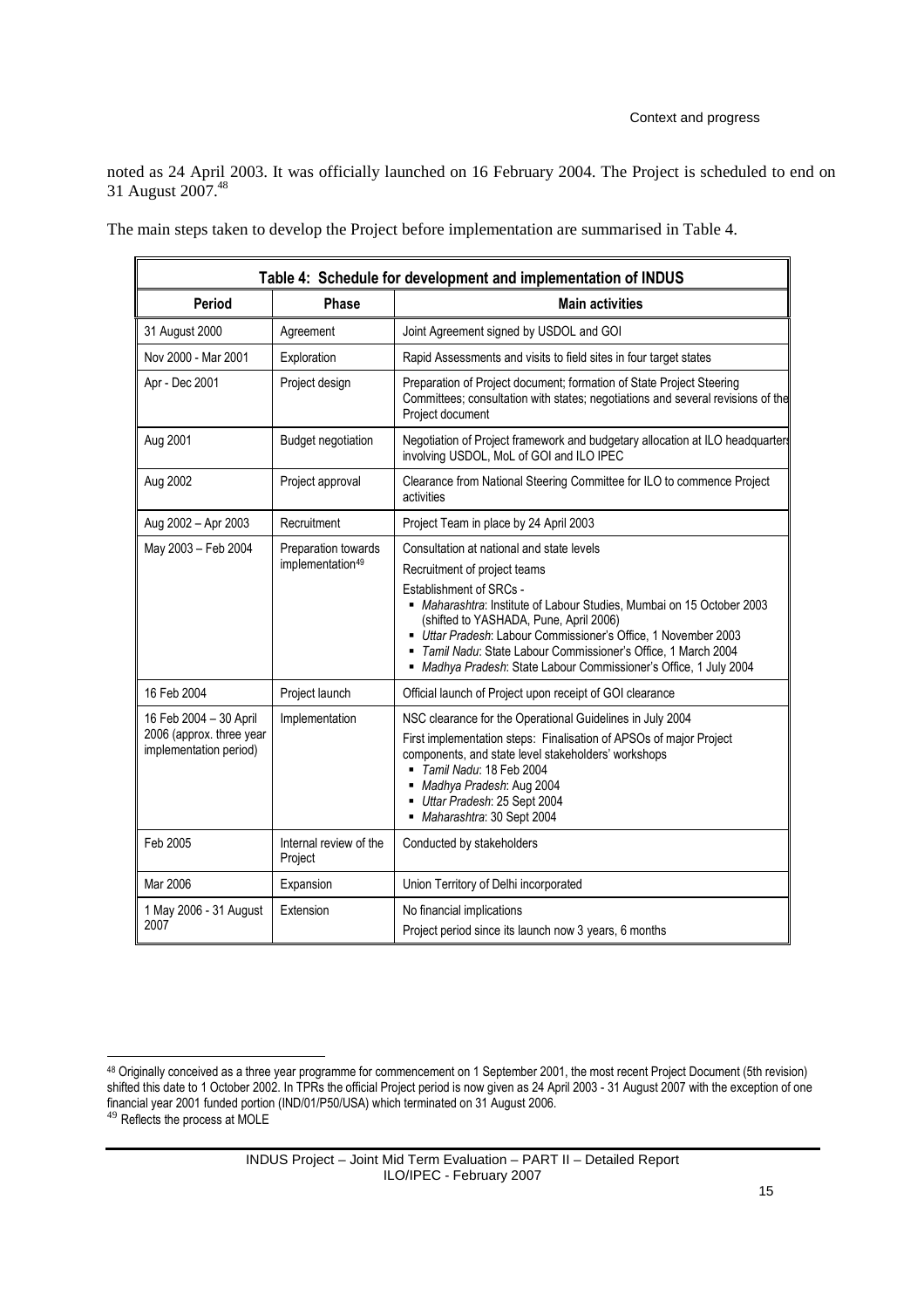noted as 24 April 2003. It was officially launched on 16 February 2004. The Project is scheduled to end on 31 August 2007.[48]

The main steps taken to develop the Project before implementation are summarised in Table 4.

**Table 4: Schedule for development and implementation of INDUS**

| Period | Phase | Main activities |
|---|---|---|
| 31 August 2000 | Agreement | Joint Agreement signed by USDOL and GOI |
| Nov 2000 - Mar 2001 | Exploration | Rapid Assessments and visits to field sites in four target states |
| Apr - Dec 2001 | Project design | Preparation of Project document; formation of State Project Steering Committees; consultation with states; negotiations and several revisions of the Project document |
| Aug 2001 | Budget negotiation | Negotiation of Project framework and budgetary allocation at ILO headquarters involving USDOL, MoL of GOI and ILO IPEC |
| Aug 2002 | Project approval | Clearance from National Steering Committee for ILO to commence Project activities |
| Aug 2002 – Apr 2003 | Recruitment | Project Team in place by 24 April 2003 |
| May 2003 – Feb 2004 | Preparation towards implementation[49] | Consultation at national and state levels<br>Recruitment of project teams<br>Establishment of SRCs -<br>▪ *Maharashtra*: Institute of Labour Studies, Mumbai on 15 October 2003 (shifted to YASHADA, Pune, April 2006)<br>▪ *Uttar Pradesh*: Labour Commissioner's Office, 1 November 2003<br>▪ *Tamil Nadu*: State Labour Commissioner's Office, 1 March 2004<br>▪ *Madhya Pradesh*: State Labour Commissioner's Office, 1 July 2004 |
| 16 Feb 2004 | Project launch | Official launch of Project upon receipt of GOI clearance |
| 16 Feb 2004 – 30 April 2006 (approx. three year implementation period) | Implementation | NSC clearance for the Operational Guidelines in July 2004<br>First implementation steps: Finalisation of APSOs of major Project components, and state level stakeholders' workshops<br>▪ *Tamil Nadu*: 18 Feb 2004<br>▪ *Madhya Pradesh*: Aug 2004<br>▪ *Uttar Pradesh*: 25 Sept 2004<br>▪ *Maharashtra*: 30 Sept 2004 |
| Feb 2005 | Internal review of the Project | Conducted by stakeholders |
| Mar 2006 | Expansion | Union Territory of Delhi incorporated |
| 1 May 2006 - 31 August 2007 | Extension | No financial implications<br>Project period since its launch now 3 years, 6 months |

[48] Originally conceived as a three year programme for commencement on 1 September 2001, the most recent Project Document (5th revision) shifted this date to 1 October 2002. In TPRs the official Project period is now given as 24 April 2003 - 31 August 2007 with the exception of one financial year 2001 funded portion (IND/01/P50/USA) which terminated on 31 August 2006.

[49] Reflects the process at MOLE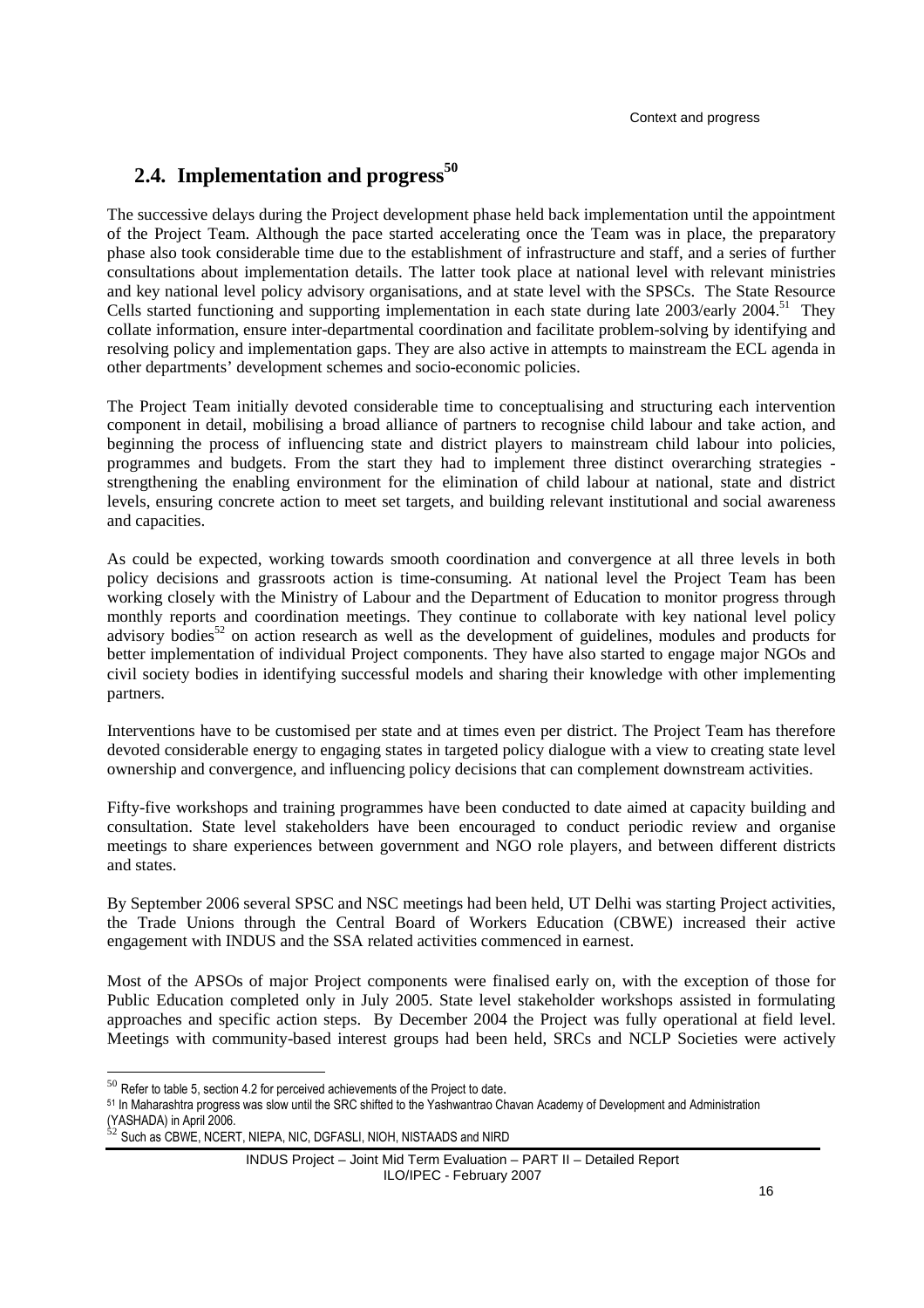## 2.4. Implementation and progress[50]

The successive delays during the Project development phase held back implementation until the appointment of the Project Team. Although the pace started accelerating once the Team was in place, the preparatory phase also took considerable time due to the establishment of infrastructure and staff, and a series of further consultations about implementation details. The latter took place at national level with relevant ministries and key national level policy advisory organisations, and at state level with the SPSCs. The State Resource Cells started functioning and supporting implementation in each state during late 2003/early 2004.[51] They collate information, ensure inter-departmental coordination and facilitate problem-solving by identifying and resolving policy and implementation gaps. They are also active in attempts to mainstream the ECL agenda in other departments' development schemes and socio-economic policies.

The Project Team initially devoted considerable time to conceptualising and structuring each intervention component in detail, mobilising a broad alliance of partners to recognise child labour and take action, and beginning the process of influencing state and district players to mainstream child labour into policies, programmes and budgets. From the start they had to implement three distinct overarching strategies - strengthening the enabling environment for the elimination of child labour at national, state and district levels, ensuring concrete action to meet set targets, and building relevant institutional and social awareness and capacities.

As could be expected, working towards smooth coordination and convergence at all three levels in both policy decisions and grassroots action is time-consuming. At national level the Project Team has been working closely with the Ministry of Labour and the Department of Education to monitor progress through monthly reports and coordination meetings. They continue to collaborate with key national level policy advisory bodies[52] on action research as well as the development of guidelines, modules and products for better implementation of individual Project components. They have also started to engage major NGOs and civil society bodies in identifying successful models and sharing their knowledge with other implementing partners.

Interventions have to be customised per state and at times even per district. The Project Team has therefore devoted considerable energy to engaging states in targeted policy dialogue with a view to creating state level ownership and convergence, and influencing policy decisions that can complement downstream activities.

Fifty-five workshops and training programmes have been conducted to date aimed at capacity building and consultation. State level stakeholders have been encouraged to conduct periodic review and organise meetings to share experiences between government and NGO role players, and between different districts and states.

By September 2006 several SPSC and NSC meetings had been held, UT Delhi was starting Project activities, the Trade Unions through the Central Board of Workers Education (CBWE) increased their active engagement with INDUS and the SSA related activities commenced in earnest.

Most of the APSOs of major Project components were finalised early on, with the exception of those for Public Education completed only in July 2005. State level stakeholder workshops assisted in formulating approaches and specific action steps. By December 2004 the Project was fully operational at field level. Meetings with community-based interest groups had been held, SRCs and NCLP Societies were actively

---

[50] Refer to table 5, section 4.2 for perceived achievements of the Project to date.

[51] In Maharashtra progress was slow until the SRC shifted to the Yashwantrao Chavan Academy of Development and Administration (YASHADA) in April 2006.

[52] Such as CBWE, NCERT, NIEPA, NIC, DGFASLI, NIOH, NISTAADS and NIRD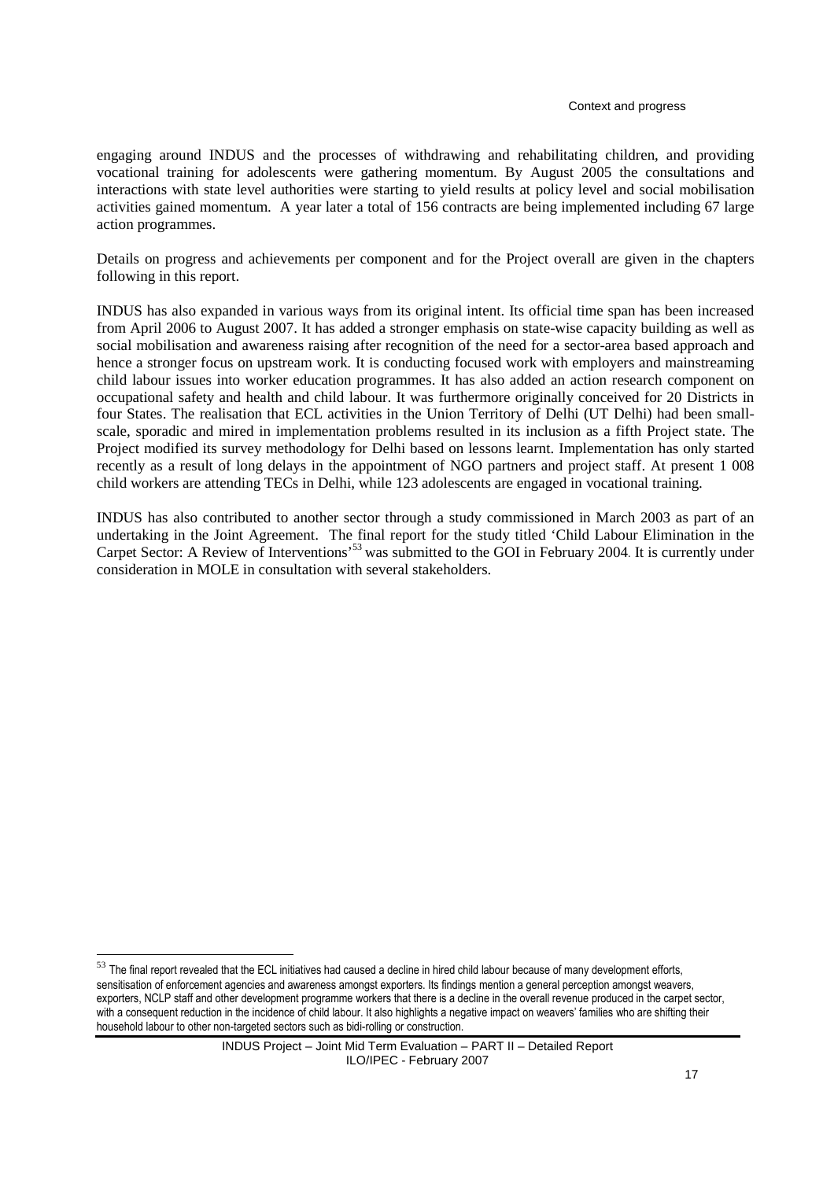engaging around INDUS and the processes of withdrawing and rehabilitating children, and providing vocational training for adolescents were gathering momentum. By August 2005 the consultations and interactions with state level authorities were starting to yield results at policy level and social mobilisation activities gained momentum. A year later a total of 156 contracts are being implemented including 67 large action programmes.

Details on progress and achievements per component and for the Project overall are given in the chapters following in this report.

INDUS has also expanded in various ways from its original intent. Its official time span has been increased from April 2006 to August 2007. It has added a stronger emphasis on state-wise capacity building as well as social mobilisation and awareness raising after recognition of the need for a sector-area based approach and hence a stronger focus on upstream work. It is conducting focused work with employers and mainstreaming child labour issues into worker education programmes. It has also added an action research component on occupational safety and health and child labour. It was furthermore originally conceived for 20 Districts in four States. The realisation that ECL activities in the Union Territory of Delhi (UT Delhi) had been small-scale, sporadic and mired in implementation problems resulted in its inclusion as a fifth Project state. The Project modified its survey methodology for Delhi based on lessons learnt. Implementation has only started recently as a result of long delays in the appointment of NGO partners and project staff. At present 1 008 child workers are attending TECs in Delhi, while 123 adolescents are engaged in vocational training.

INDUS has also contributed to another sector through a study commissioned in March 2003 as part of an undertaking in the Joint Agreement. The final report for the study titled 'Child Labour Elimination in the Carpet Sector: A Review of Interventions'[53] was submitted to the GOI in February 2004. It is currently under consideration in MOLE in consultation with several stakeholders.

---

[53] The final report revealed that the ECL initiatives had caused a decline in hired child labour because of many development efforts, sensitisation of enforcement agencies and awareness amongst exporters. Its findings mention a general perception amongst weavers, exporters, NCLP staff and other development programme workers that there is a decline in the overall revenue produced in the carpet sector, with a consequent reduction in the incidence of child labour. It also highlights a negative impact on weavers' families who are shifting their household labour to other non-targeted sectors such as bidi-rolling or construction.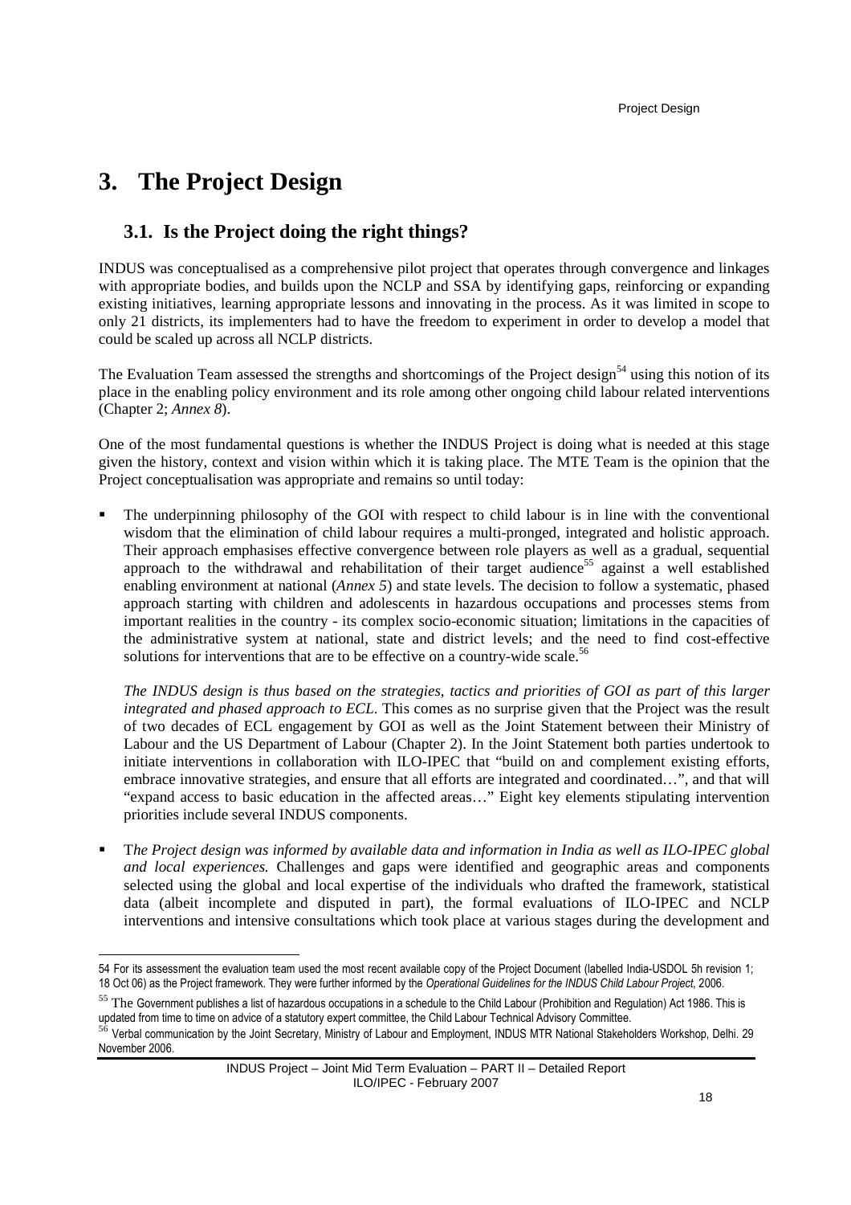# 3. The Project Design

## 3.1. Is the Project doing the right things?

INDUS was conceptualised as a comprehensive pilot project that operates through convergence and linkages with appropriate bodies, and builds upon the NCLP and SSA by identifying gaps, reinforcing or expanding existing initiatives, learning appropriate lessons and innovating in the process. As it was limited in scope to only 21 districts, its implementers had to have the freedom to experiment in order to develop a model that could be scaled up across all NCLP districts.

The Evaluation Team assessed the strengths and shortcomings of the Project design[54] using this notion of its place in the enabling policy environment and its role among other ongoing child labour related interventions (Chapter 2; *Annex 8*).

One of the most fundamental questions is whether the INDUS Project is doing what is needed at this stage given the history, context and vision within which it is taking place. The MTE Team is the opinion that the Project conceptualisation was appropriate and remains so until today:

- The underpinning philosophy of the GOI with respect to child labour is in line with the conventional wisdom that the elimination of child labour requires a multi-pronged, integrated and holistic approach. Their approach emphasises effective convergence between role players as well as a gradual, sequential approach to the withdrawal and rehabilitation of their target audience[55] against a well established enabling environment at national (*Annex 5*) and state levels. The decision to follow a systematic, phased approach starting with children and adolescents in hazardous occupations and processes stems from important realities in the country - its complex socio-economic situation; limitations in the capacities of the administrative system at national, state and district levels; and the need to find cost-effective solutions for interventions that are to be effective on a country-wide scale.[56]

  *The INDUS design is thus based on the strategies, tactics and priorities of GOI as part of this larger integrated and phased approach to ECL.* This comes as no surprise given that the Project was the result of two decades of ECL engagement by GOI as well as the Joint Statement between their Ministry of Labour and the US Department of Labour (Chapter 2). In the Joint Statement both parties undertook to initiate interventions in collaboration with ILO-IPEC that "build on and complement existing efforts, embrace innovative strategies, and ensure that all efforts are integrated and coordinated…", and that will "expand access to basic education in the affected areas…" Eight key elements stipulating intervention priorities include several INDUS components.

- T*he Project design was informed by available data and information in India as well as ILO-IPEC global and local experiences.* Challenges and gaps were identified and geographic areas and components selected using the global and local expertise of the individuals who drafted the framework, statistical data (albeit incomplete and disputed in part), the formal evaluations of ILO-IPEC and NCLP interventions and intensive consultations which took place at various stages during the development and

---

54 For its assessment the evaluation team used the most recent available copy of the Project Document (labelled India-USDOL 5h revision 1; 18 Oct 06) as the Project framework. They were further informed by the *Operational Guidelines for the INDUS Child Labour Project*, 2006.

55 The Government publishes a list of hazardous occupations in a schedule to the Child Labour (Prohibition and Regulation) Act 1986. This is updated from time to time on advice of a statutory expert committee, the Child Labour Technical Advisory Committee.

56 Verbal communication by the Joint Secretary, Ministry of Labour and Employment, INDUS MTR National Stakeholders Workshop, Delhi. 29 November 2006.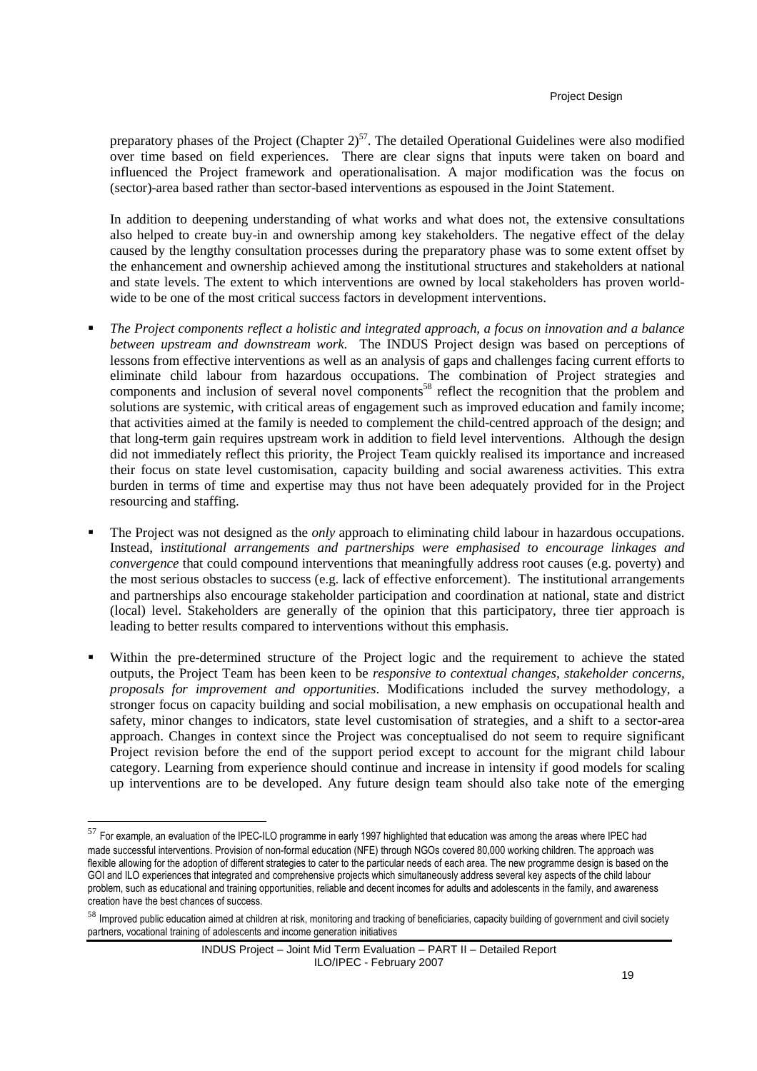preparatory phases of the Project (Chapter 2)[57]. The detailed Operational Guidelines were also modified over time based on field experiences. There are clear signs that inputs were taken on board and influenced the Project framework and operationalisation. A major modification was the focus on (sector)-area based rather than sector-based interventions as espoused in the Joint Statement.

In addition to deepening understanding of what works and what does not, the extensive consultations also helped to create buy-in and ownership among key stakeholders. The negative effect of the delay caused by the lengthy consultation processes during the preparatory phase was to some extent offset by the enhancement and ownership achieved among the institutional structures and stakeholders at national and state levels. The extent to which interventions are owned by local stakeholders has proven world-wide to be one of the most critical success factors in development interventions.

- *The Project components reflect a holistic and integrated approach, a focus on innovation and a balance between upstream and downstream work*. The INDUS Project design was based on perceptions of lessons from effective interventions as well as an analysis of gaps and challenges facing current efforts to eliminate child labour from hazardous occupations. The combination of Project strategies and components and inclusion of several novel components[58] reflect the recognition that the problem and solutions are systemic, with critical areas of engagement such as improved education and family income; that activities aimed at the family is needed to complement the child-centred approach of the design; and that long-term gain requires upstream work in addition to field level interventions. Although the design did not immediately reflect this priority, the Project Team quickly realised its importance and increased their focus on state level customisation, capacity building and social awareness activities. This extra burden in terms of time and expertise may thus not have been adequately provided for in the Project resourcing and staffing.

- The Project was not designed as the *only* approach to eliminating child labour in hazardous occupations. Instead, i*nstitutional arrangements and partnerships were emphasised to encourage linkages and convergence* that could compound interventions that meaningfully address root causes (e.g. poverty) and the most serious obstacles to success (e.g. lack of effective enforcement). The institutional arrangements and partnerships also encourage stakeholder participation and coordination at national, state and district (local) level. Stakeholders are generally of the opinion that this participatory, three tier approach is leading to better results compared to interventions without this emphasis.

- Within the pre-determined structure of the Project logic and the requirement to achieve the stated outputs, the Project Team has been keen to be *responsive to contextual changes, stakeholder concerns, proposals for improvement and opportunities*. Modifications included the survey methodology, a stronger focus on capacity building and social mobilisation, a new emphasis on occupational health and safety, minor changes to indicators, state level customisation of strategies, and a shift to a sector-area approach. Changes in context since the Project was conceptualised do not seem to require significant Project revision before the end of the support period except to account for the migrant child labour category. Learning from experience should continue and increase in intensity if good models for scaling up interventions are to be developed. Any future design team should also take note of the emerging

---

[57] For example, an evaluation of the IPEC-ILO programme in early 1997 highlighted that education was among the areas where IPEC had made successful interventions. Provision of non-formal education (NFE) through NGOs covered 80,000 working children. The approach was flexible allowing for the adoption of different strategies to cater to the particular needs of each area. The new programme design is based on the GOI and ILO experiences that integrated and comprehensive projects which simultaneously address several key aspects of the child labour problem, such as educational and training opportunities, reliable and decent incomes for adults and adolescents in the family, and awareness creation have the best chances of success.

[58] Improved public education aimed at children at risk, monitoring and tracking of beneficiaries, capacity building of government and civil society partners, vocational training of adolescents and income generation initiatives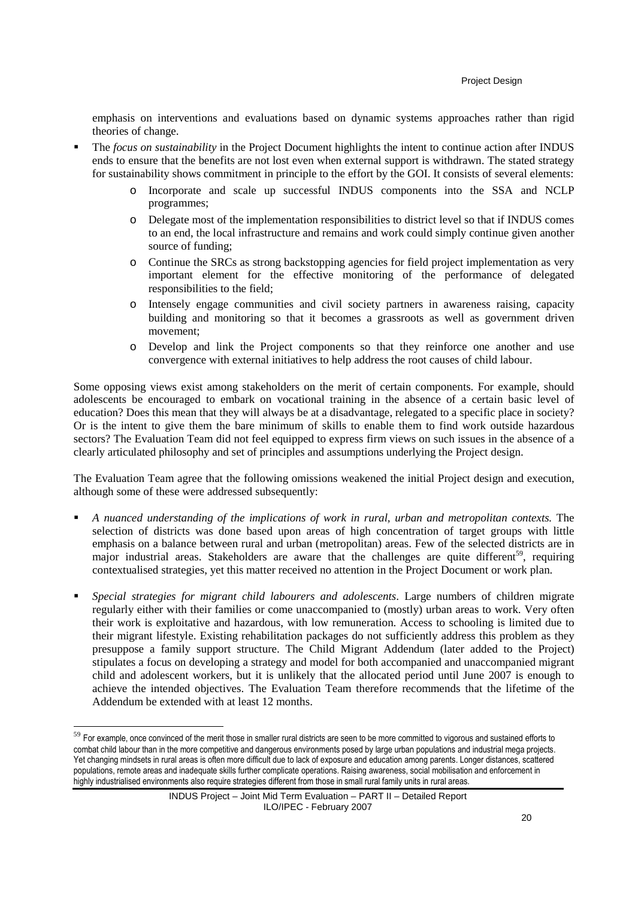emphasis on interventions and evaluations based on dynamic systems approaches rather than rigid theories of change.

- The *focus on sustainability* in the Project Document highlights the intent to continue action after INDUS ends to ensure that the benefits are not lost even when external support is withdrawn. The stated strategy for sustainability shows commitment in principle to the effort by the GOI. It consists of several elements:
    - Incorporate and scale up successful INDUS components into the SSA and NCLP programmes;
    - Delegate most of the implementation responsibilities to district level so that if INDUS comes to an end, the local infrastructure and remains and work could simply continue given another source of funding;
    - Continue the SRCs as strong backstopping agencies for field project implementation as very important element for the effective monitoring of the performance of delegated responsibilities to the field;
    - Intensely engage communities and civil society partners in awareness raising, capacity building and monitoring so that it becomes a grassroots as well as government driven movement;
    - Develop and link the Project components so that they reinforce one another and use convergence with external initiatives to help address the root causes of child labour.

Some opposing views exist among stakeholders on the merit of certain components. For example, should adolescents be encouraged to embark on vocational training in the absence of a certain basic level of education? Does this mean that they will always be at a disadvantage, relegated to a specific place in society? Or is the intent to give them the bare minimum of skills to enable them to find work outside hazardous sectors? The Evaluation Team did not feel equipped to express firm views on such issues in the absence of a clearly articulated philosophy and set of principles and assumptions underlying the Project design.

The Evaluation Team agree that the following omissions weakened the initial Project design and execution, although some of these were addressed subsequently:

- *A nuanced understanding of the implications of work in rural, urban and metropolitan contexts.* The selection of districts was done based upon areas of high concentration of target groups with little emphasis on a balance between rural and urban (metropolitan) areas. Few of the selected districts are in major industrial areas. Stakeholders are aware that the challenges are quite different[59], requiring contextualised strategies, yet this matter received no attention in the Project Document or work plan.

- *Special strategies for migrant child labourers and adolescents*. Large numbers of children migrate regularly either with their families or come unaccompanied to (mostly) urban areas to work. Very often their work is exploitative and hazardous, with low remuneration. Access to schooling is limited due to their migrant lifestyle. Existing rehabilitation packages do not sufficiently address this problem as they presuppose a family support structure. The Child Migrant Addendum (later added to the Project) stipulates a focus on developing a strategy and model for both accompanied and unaccompanied migrant child and adolescent workers, but it is unlikely that the allocated period until June 2007 is enough to achieve the intended objectives. The Evaluation Team therefore recommends that the lifetime of the Addendum be extended with at least 12 months.

[59] For example, once convinced of the merit those in smaller rural districts are seen to be more committed to vigorous and sustained efforts to combat child labour than in the more competitive and dangerous environments posed by large urban populations and industrial mega projects. Yet changing mindsets in rural areas is often more difficult due to lack of exposure and education among parents. Longer distances, scattered populations, remote areas and inadequate skills further complicate operations. Raising awareness, social mobilisation and enforcement in highly industrialised environments also require strategies different from those in small rural family units in rural areas.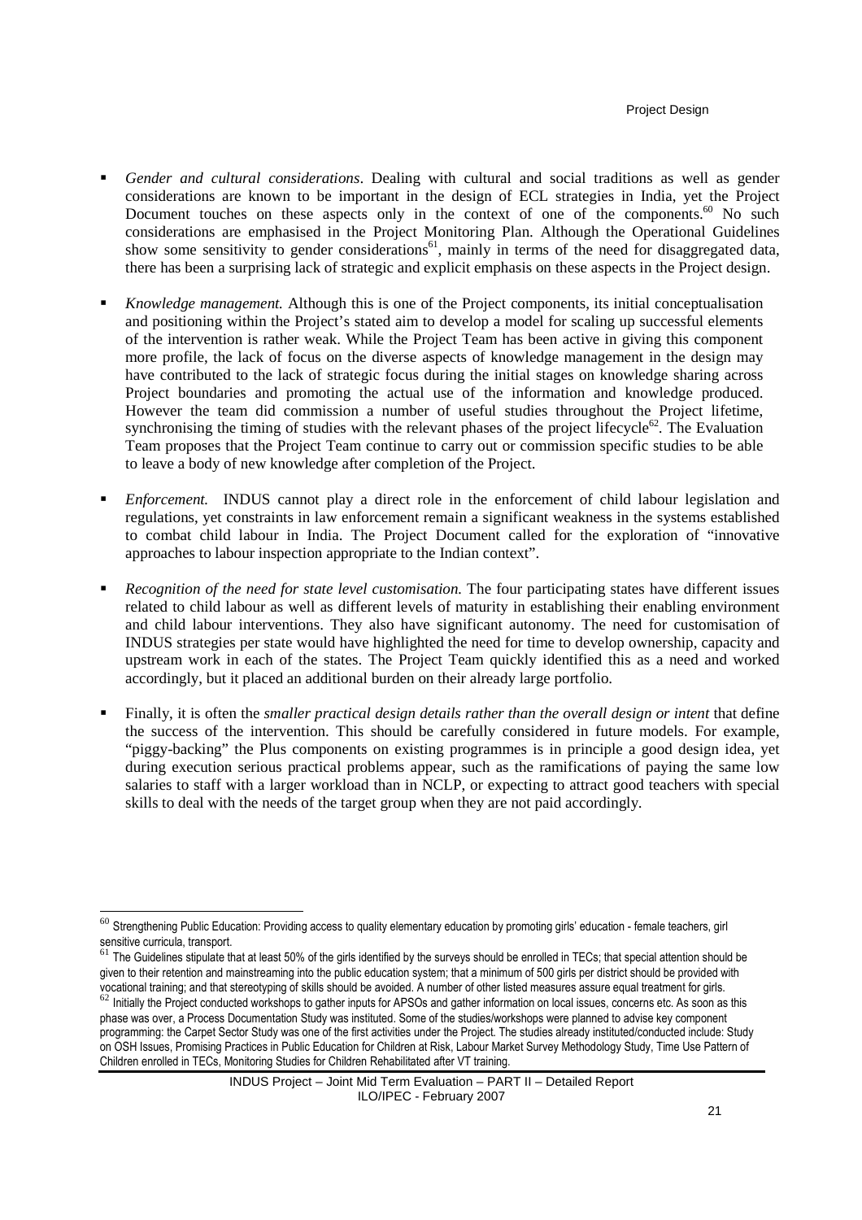- *Gender and cultural considerations*. Dealing with cultural and social traditions as well as gender considerations are known to be important in the design of ECL strategies in India, yet the Project Document touches on these aspects only in the context of one of the components.[60] No such considerations are emphasised in the Project Monitoring Plan. Although the Operational Guidelines show some sensitivity to gender considerations[61], mainly in terms of the need for disaggregated data, there has been a surprising lack of strategic and explicit emphasis on these aspects in the Project design.

- *Knowledge management.* Although this is one of the Project components, its initial conceptualisation and positioning within the Project's stated aim to develop a model for scaling up successful elements of the intervention is rather weak. While the Project Team has been active in giving this component more profile, the lack of focus on the diverse aspects of knowledge management in the design may have contributed to the lack of strategic focus during the initial stages on knowledge sharing across Project boundaries and promoting the actual use of the information and knowledge produced. However the team did commission a number of useful studies throughout the Project lifetime, synchronising the timing of studies with the relevant phases of the project lifecycle[62]. The Evaluation Team proposes that the Project Team continue to carry out or commission specific studies to be able to leave a body of new knowledge after completion of the Project.

- *Enforcement.* INDUS cannot play a direct role in the enforcement of child labour legislation and regulations, yet constraints in law enforcement remain a significant weakness in the systems established to combat child labour in India. The Project Document called for the exploration of "innovative approaches to labour inspection appropriate to the Indian context".

- *Recognition of the need for state level customisation.* The four participating states have different issues related to child labour as well as different levels of maturity in establishing their enabling environment and child labour interventions. They also have significant autonomy. The need for customisation of INDUS strategies per state would have highlighted the need for time to develop ownership, capacity and upstream work in each of the states. The Project Team quickly identified this as a need and worked accordingly, but it placed an additional burden on their already large portfolio.

- Finally, it is often the *smaller practical design details rather than the overall design or intent* that define the success of the intervention. This should be carefully considered in future models. For example, "piggy-backing" the Plus components on existing programmes is in principle a good design idea, yet during execution serious practical problems appear, such as the ramifications of paying the same low salaries to staff with a larger workload than in NCLP, or expecting to attract good teachers with special skills to deal with the needs of the target group when they are not paid accordingly.

---

[60] Strengthening Public Education: Providing access to quality elementary education by promoting girls' education - female teachers, girl sensitive curricula, transport.

[61] The Guidelines stipulate that at least 50% of the girls identified by the surveys should be enrolled in TECs; that special attention should be given to their retention and mainstreaming into the public education system; that a minimum of 500 girls per district should be provided with vocational training; and that stereotyping of skills should be avoided. A number of other listed measures assure equal treatment for girls.

[62] Initially the Project conducted workshops to gather inputs for APSOs and gather information on local issues, concerns etc. As soon as this phase was over, a Process Documentation Study was instituted. Some of the studies/workshops were planned to advise key component programming: the Carpet Sector Study was one of the first activities under the Project. The studies already instituted/conducted include: Study on OSH Issues, Promising Practices in Public Education for Children at Risk, Labour Market Survey Methodology Study, Time Use Pattern of Children enrolled in TECs, Monitoring Studies for Children Rehabilitated after VT training.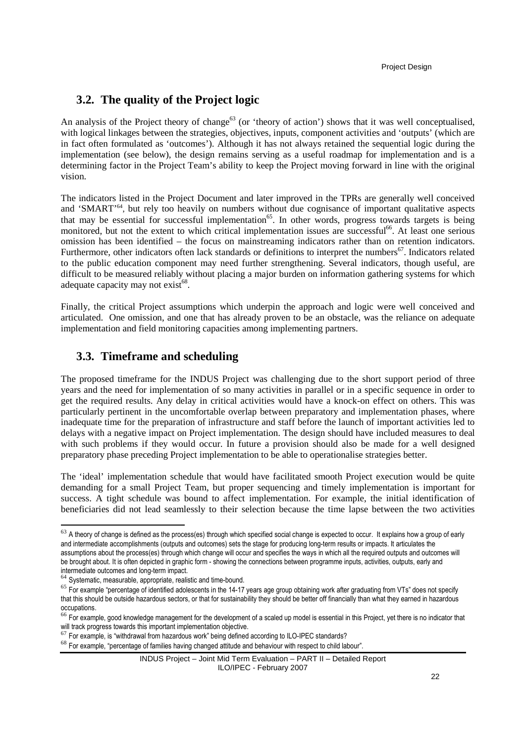## 3.2. The quality of the Project logic

An analysis of the Project theory of change[63] (or 'theory of action') shows that it was well conceptualised, with logical linkages between the strategies, objectives, inputs, component activities and 'outputs' (which are in fact often formulated as 'outcomes'). Although it has not always retained the sequential logic during the implementation (see below), the design remains serving as a useful roadmap for implementation and is a determining factor in the Project Team's ability to keep the Project moving forward in line with the original vision.

The indicators listed in the Project Document and later improved in the TPRs are generally well conceived and 'SMART'[64], but rely too heavily on numbers without due cognisance of important qualitative aspects that may be essential for successful implementation[65]. In other words, progress towards targets is being monitored, but not the extent to which critical implementation issues are successful[66]. At least one serious omission has been identified – the focus on mainstreaming indicators rather than on retention indicators. Furthermore, other indicators often lack standards or definitions to interpret the numbers[67]. Indicators related to the public education component may need further strengthening. Several indicators, though useful, are difficult to be measured reliably without placing a major burden on information gathering systems for which adequate capacity may not exist[68].

Finally, the critical Project assumptions which underpin the approach and logic were well conceived and articulated. One omission, and one that has already proven to be an obstacle, was the reliance on adequate implementation and field monitoring capacities among implementing partners.

## 3.3. Timeframe and scheduling

The proposed timeframe for the INDUS Project was challenging due to the short support period of three years and the need for implementation of so many activities in parallel or in a specific sequence in order to get the required results. Any delay in critical activities would have a knock-on effect on others. This was particularly pertinent in the uncomfortable overlap between preparatory and implementation phases, where inadequate time for the preparation of infrastructure and staff before the launch of important activities led to delays with a negative impact on Project implementation. The design should have included measures to deal with such problems if they would occur. In future a provision should also be made for a well designed preparatory phase preceding Project implementation to be able to operationalise strategies better.

The 'ideal' implementation schedule that would have facilitated smooth Project execution would be quite demanding for a small Project Team, but proper sequencing and timely implementation is important for success. A tight schedule was bound to affect implementation. For example, the initial identification of beneficiaries did not lead seamlessly to their selection because the time lapse between the two activities

---

[63] A theory of change is defined as the process(es) through which specified social change is expected to occur. It explains how a group of early and intermediate accomplishments (outputs and outcomes) sets the stage for producing long-term results or impacts. It articulates the assumptions about the process(es) through which change will occur and specifies the ways in which all the required outputs and outcomes will be brought about. It is often depicted in graphic form - showing the connections between programme inputs, activities, outputs, early and intermediate outcomes and long-term impact.

[64] Systematic, measurable, appropriate, realistic and time-bound.

[65] For example "percentage of identified adolescents in the 14-17 years age group obtaining work after graduating from VTs" does not specify that this should be outside hazardous sectors, or that for sustainability they should be better off financially than what they earned in hazardous occupations.

[66] For example, good knowledge management for the development of a scaled up model is essential in this Project, yet there is no indicator that will track progress towards this important implementation objective.

[67] For example, is "withdrawal from hazardous work" being defined according to ILO-IPEC standards?

[68] For example, "percentage of families having changed attitude and behaviour with respect to child labour".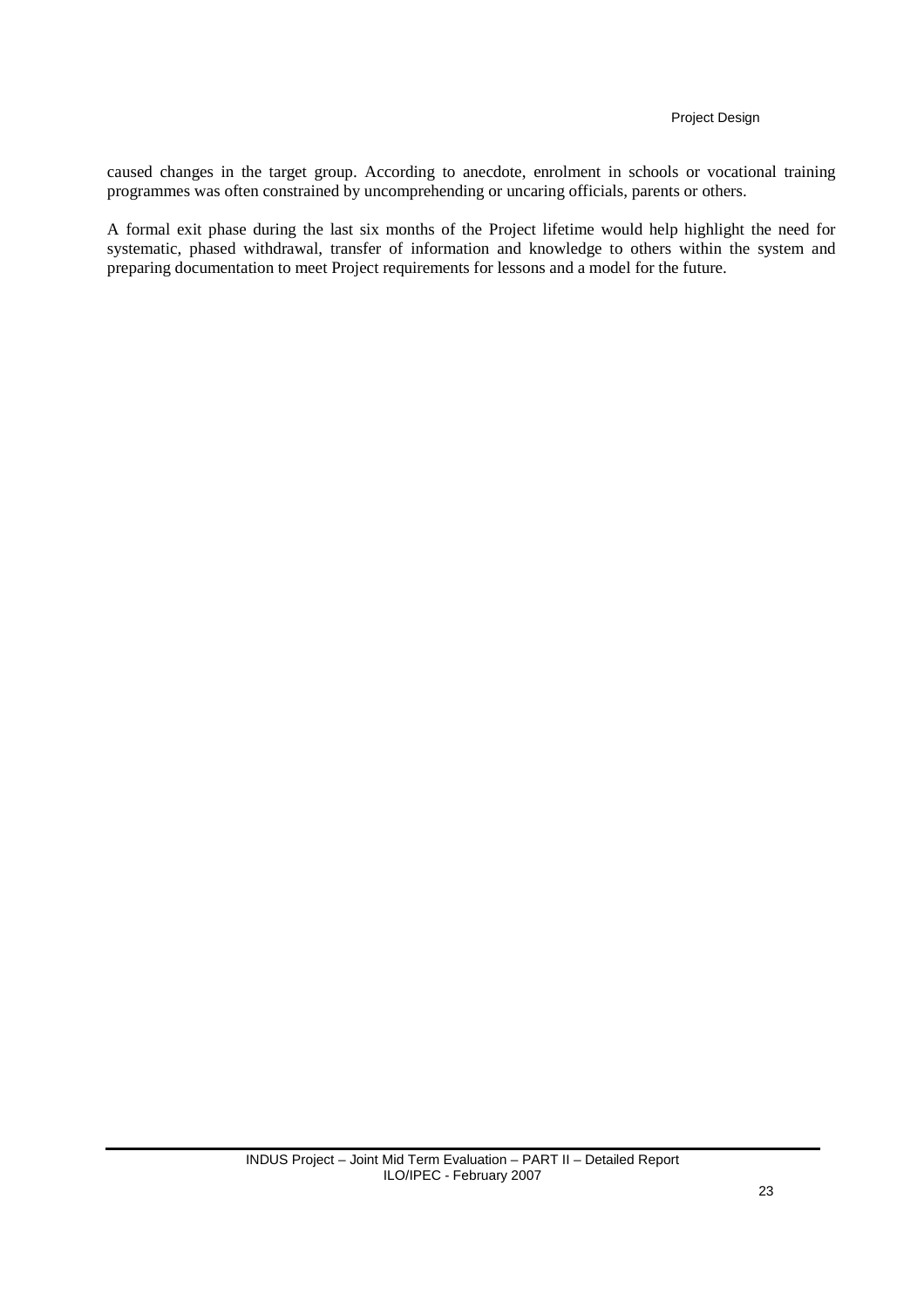caused changes in the target group. According to anecdote, enrolment in schools or vocational training programmes was often constrained by uncomprehending or uncaring officials, parents or others.

A formal exit phase during the last six months of the Project lifetime would help highlight the need for systematic, phased withdrawal, transfer of information and knowledge to others within the system and preparing documentation to meet Project requirements for lessons and a model for the future.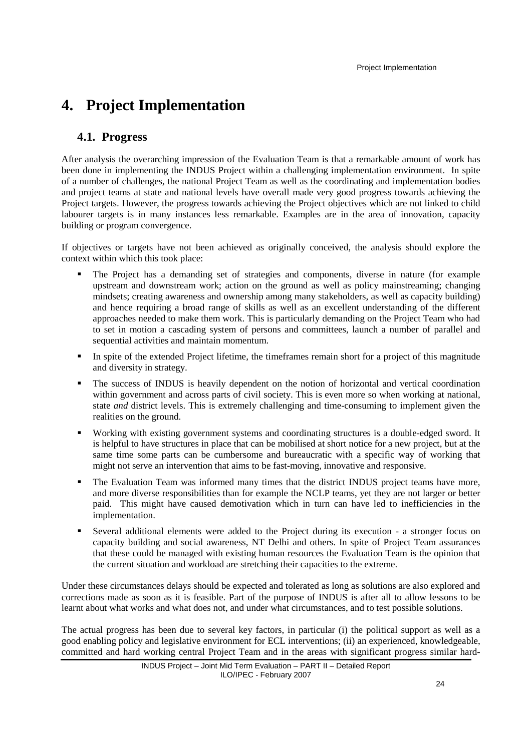# 4. Project Implementation

## 4.1. Progress

After analysis the overarching impression of the Evaluation Team is that a remarkable amount of work has been done in implementing the INDUS Project within a challenging implementation environment. In spite of a number of challenges, the national Project Team as well as the coordinating and implementation bodies and project teams at state and national levels have overall made very good progress towards achieving the Project targets. However, the progress towards achieving the Project objectives which are not linked to child labourer targets is in many instances less remarkable. Examples are in the area of innovation, capacity building or program convergence.

If objectives or targets have not been achieved as originally conceived, the analysis should explore the context within which this took place:

- The Project has a demanding set of strategies and components, diverse in nature (for example upstream and downstream work; action on the ground as well as policy mainstreaming; changing mindsets; creating awareness and ownership among many stakeholders, as well as capacity building) and hence requiring a broad range of skills as well as an excellent understanding of the different approaches needed to make them work. This is particularly demanding on the Project Team who had to set in motion a cascading system of persons and committees, launch a number of parallel and sequential activities and maintain momentum.
- In spite of the extended Project lifetime, the timeframes remain short for a project of this magnitude and diversity in strategy.
- The success of INDUS is heavily dependent on the notion of horizontal and vertical coordination within government and across parts of civil society. This is even more so when working at national, state *and* district levels. This is extremely challenging and time-consuming to implement given the realities on the ground.
- Working with existing government systems and coordinating structures is a double-edged sword. It is helpful to have structures in place that can be mobilised at short notice for a new project, but at the same time some parts can be cumbersome and bureaucratic with a specific way of working that might not serve an intervention that aims to be fast-moving, innovative and responsive.
- The Evaluation Team was informed many times that the district INDUS project teams have more, and more diverse responsibilities than for example the NCLP teams, yet they are not larger or better paid. This might have caused demotivation which in turn can have led to inefficiencies in the implementation.
- Several additional elements were added to the Project during its execution - a stronger focus on capacity building and social awareness, NT Delhi and others. In spite of Project Team assurances that these could be managed with existing human resources the Evaluation Team is the opinion that the current situation and workload are stretching their capacities to the extreme.

Under these circumstances delays should be expected and tolerated as long as solutions are also explored and corrections made as soon as it is feasible. Part of the purpose of INDUS is after all to allow lessons to be learnt about what works and what does not, and under what circumstances, and to test possible solutions.

The actual progress has been due to several key factors, in particular (i) the political support as well as a good enabling policy and legislative environment for ECL interventions; (ii) an experienced, knowledgeable, committed and hard working central Project Team and in the areas with significant progress similar hard-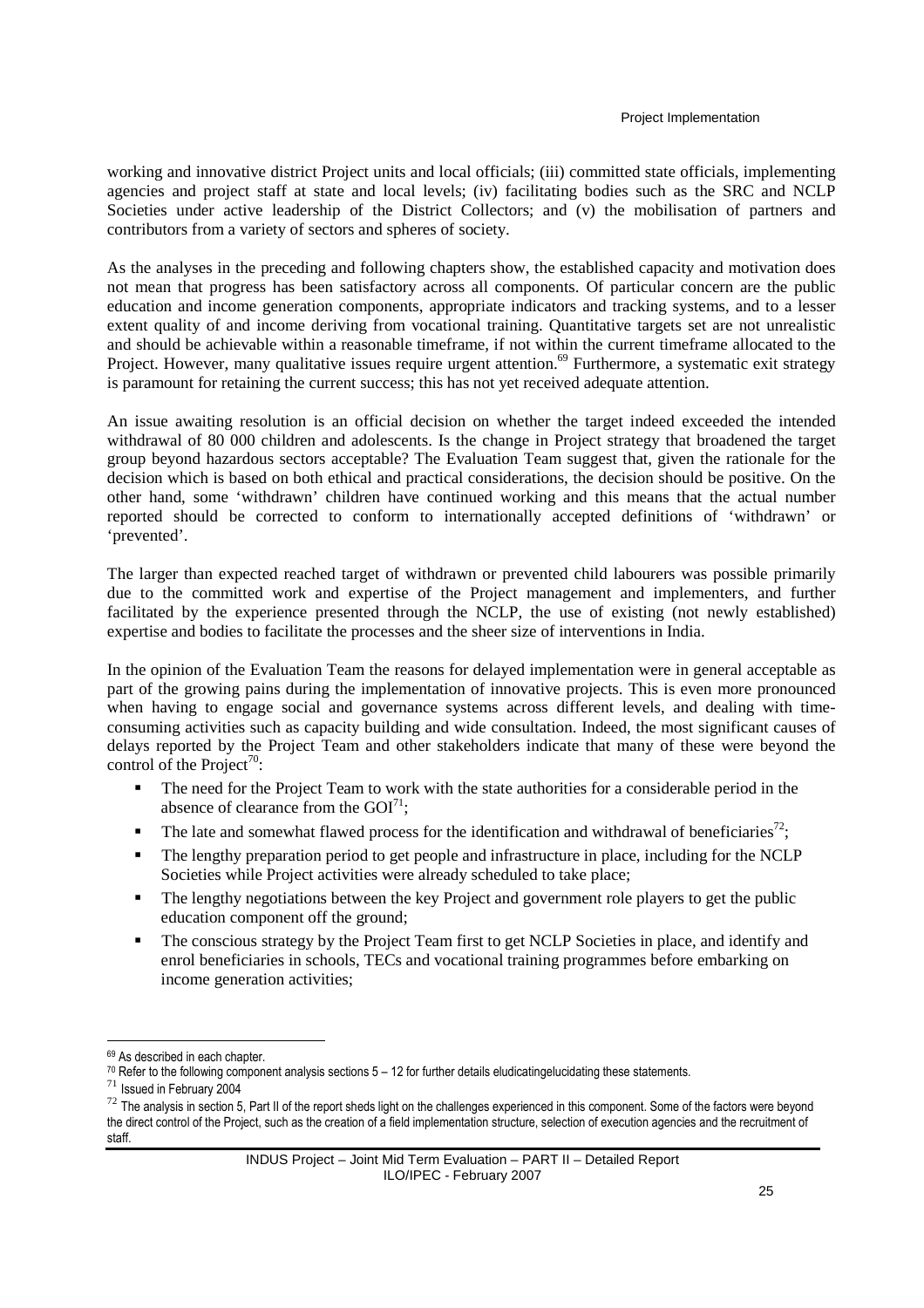working and innovative district Project units and local officials; (iii) committed state officials, implementing agencies and project staff at state and local levels; (iv) facilitating bodies such as the SRC and NCLP Societies under active leadership of the District Collectors; and (v) the mobilisation of partners and contributors from a variety of sectors and spheres of society.

As the analyses in the preceding and following chapters show, the established capacity and motivation does not mean that progress has been satisfactory across all components. Of particular concern are the public education and income generation components, appropriate indicators and tracking systems, and to a lesser extent quality of and income deriving from vocational training. Quantitative targets set are not unrealistic and should be achievable within a reasonable timeframe, if not within the current timeframe allocated to the Project. However, many qualitative issues require urgent attention.[69] Furthermore, a systematic exit strategy is paramount for retaining the current success; this has not yet received adequate attention.

An issue awaiting resolution is an official decision on whether the target indeed exceeded the intended withdrawal of 80 000 children and adolescents. Is the change in Project strategy that broadened the target group beyond hazardous sectors acceptable? The Evaluation Team suggest that, given the rationale for the decision which is based on both ethical and practical considerations, the decision should be positive. On the other hand, some 'withdrawn' children have continued working and this means that the actual number reported should be corrected to conform to internationally accepted definitions of 'withdrawn' or 'prevented'.

The larger than expected reached target of withdrawn or prevented child labourers was possible primarily due to the committed work and expertise of the Project management and implementers, and further facilitated by the experience presented through the NCLP, the use of existing (not newly established) expertise and bodies to facilitate the processes and the sheer size of interventions in India.

In the opinion of the Evaluation Team the reasons for delayed implementation were in general acceptable as part of the growing pains during the implementation of innovative projects. This is even more pronounced when having to engage social and governance systems across different levels, and dealing with time-consuming activities such as capacity building and wide consultation. Indeed, the most significant causes of delays reported by the Project Team and other stakeholders indicate that many of these were beyond the control of the Project[70]:

- The need for the Project Team to work with the state authorities for a considerable period in the absence of clearance from the GOI[71];
- The late and somewhat flawed process for the identification and withdrawal of beneficiaries[72];
- The lengthy preparation period to get people and infrastructure in place, including for the NCLP Societies while Project activities were already scheduled to take place;
- The lengthy negotiations between the key Project and government role players to get the public education component off the ground;
- The conscious strategy by the Project Team first to get NCLP Societies in place, and identify and enrol beneficiaries in schools, TECs and vocational training programmes before embarking on income generation activities;

---

[69] As described in each chapter.

[70] Refer to the following component analysis sections 5 – 12 for further details eludicatingelucidating these statements.

[71] Issued in February 2004

[72] The analysis in section 5, Part II of the report sheds light on the challenges experienced in this component. Some of the factors were beyond the direct control of the Project, such as the creation of a field implementation structure, selection of execution agencies and the recruitment of staff.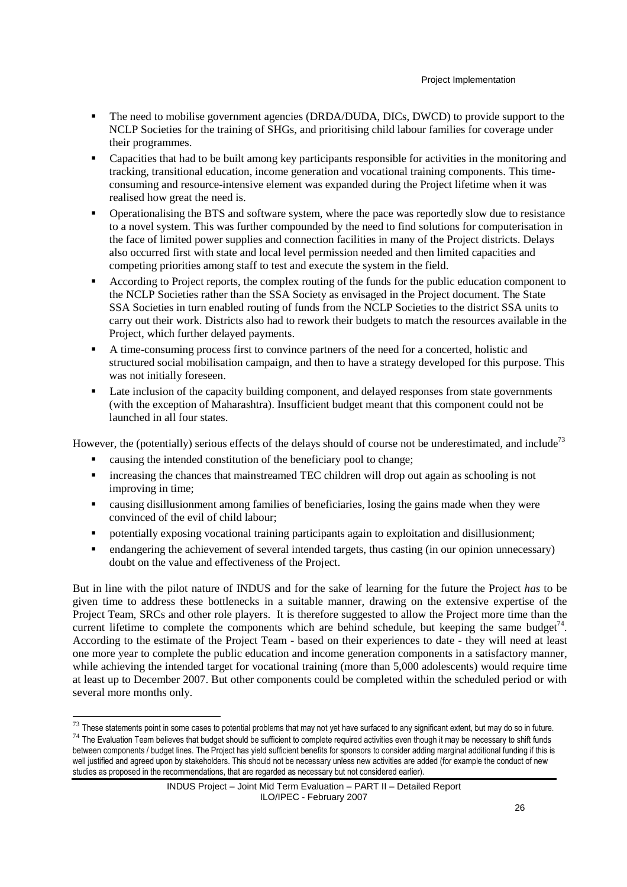- The need to mobilise government agencies (DRDA/DUDA, DICs, DWCD) to provide support to the NCLP Societies for the training of SHGs, and prioritising child labour families for coverage under their programmes.
- Capacities that had to be built among key participants responsible for activities in the monitoring and tracking, transitional education, income generation and vocational training components. This time-consuming and resource-intensive element was expanded during the Project lifetime when it was realised how great the need is.
- Operationalising the BTS and software system, where the pace was reportedly slow due to resistance to a novel system. This was further compounded by the need to find solutions for computerisation in the face of limited power supplies and connection facilities in many of the Project districts. Delays also occurred first with state and local level permission needed and then limited capacities and competing priorities among staff to test and execute the system in the field.
- According to Project reports, the complex routing of the funds for the public education component to the NCLP Societies rather than the SSA Society as envisaged in the Project document. The State SSA Societies in turn enabled routing of funds from the NCLP Societies to the district SSA units to carry out their work. Districts also had to rework their budgets to match the resources available in the Project, which further delayed payments.
- A time-consuming process first to convince partners of the need for a concerted, holistic and structured social mobilisation campaign, and then to have a strategy developed for this purpose. This was not initially foreseen.
- Late inclusion of the capacity building component, and delayed responses from state governments (with the exception of Maharashtra). Insufficient budget meant that this component could not be launched in all four states.

However, the (potentially) serious effects of the delays should of course not be underestimated, and include[73]

- causing the intended constitution of the beneficiary pool to change;
- increasing the chances that mainstreamed TEC children will drop out again as schooling is not improving in time;
- causing disillusionment among families of beneficiaries, losing the gains made when they were convinced of the evil of child labour;
- potentially exposing vocational training participants again to exploitation and disillusionment;
- endangering the achievement of several intended targets, thus casting (in our opinion unnecessary) doubt on the value and effectiveness of the Project.

But in line with the pilot nature of INDUS and for the sake of learning for the future the Project *has* to be given time to address these bottlenecks in a suitable manner, drawing on the extensive expertise of the Project Team, SRCs and other role players. It is therefore suggested to allow the Project more time than the current lifetime to complete the components which are behind schedule, but keeping the same budget[74]. According to the estimate of the Project Team - based on their experiences to date - they will need at least one more year to complete the public education and income generation components in a satisfactory manner, while achieving the intended target for vocational training (more than 5,000 adolescents) would require time at least up to December 2007. But other components could be completed within the scheduled period or with several more months only.

[73] These statements point in some cases to potential problems that may not yet have surfaced to any significant extent, but may do so in future.

[74] The Evaluation Team believes that budget should be sufficient to complete required activities even though it may be necessary to shift funds between components / budget lines. The Project has yield sufficient benefits for sponsors to consider adding marginal additional funding if this is well justified and agreed upon by stakeholders. This should not be necessary unless new activities are added (for example the conduct of new studies as proposed in the recommendations, that are regarded as necessary but not considered earlier).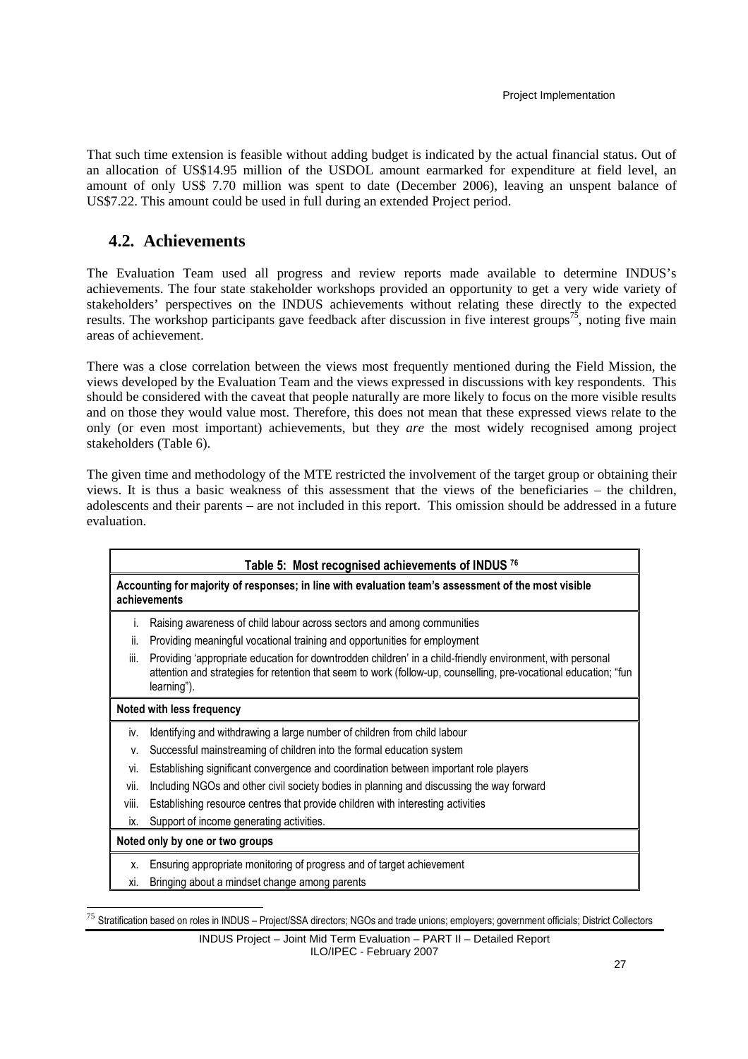That such time extension is feasible without adding budget is indicated by the actual financial status. Out of an allocation of US$14.95 million of the USDOL amount earmarked for expenditure at field level, an amount of only US$ 7.70 million was spent to date (December 2006), leaving an unspent balance of US$7.22. This amount could be used in full during an extended Project period.

## 4.2. Achievements

The Evaluation Team used all progress and review reports made available to determine INDUS's achievements. The four state stakeholder workshops provided an opportunity to get a very wide variety of stakeholders' perspectives on the INDUS achievements without relating these directly to the expected results. The workshop participants gave feedback after discussion in five interest groups[75], noting five main areas of achievement.

There was a close correlation between the views most frequently mentioned during the Field Mission, the views developed by the Evaluation Team and the views expressed in discussions with key respondents. This should be considered with the caveat that people naturally are more likely to focus on the more visible results and on those they would value most. Therefore, this does not mean that these expressed views relate to the only (or even most important) achievements, but they *are* the most widely recognised among project stakeholders (Table 6).

The given time and methodology of the MTE restricted the involvement of the target group or obtaining their views. It is thus a basic weakness of this assessment that the views of the beneficiaries – the children, adolescents and their parents – are not included in this report. This omission should be addressed in a future evaluation.

| **Table 5: Most recognised achievements of INDUS [76]** | |
|---|---|
| **Accounting for majority of responses; in line with evaluation team's assessment of the most visible achievements** | |
| i. | Raising awareness of child labour across sectors and among communities |
| ii. | Providing meaningful vocational training and opportunities for employment |
| iii. | Providing 'appropriate education for downtrodden children' in a child-friendly environment, with personal attention and strategies for retention that seem to work (follow-up, counselling, pre-vocational education; "fun learning"). |
| **Noted with less frequency** | |
| iv. | Identifying and withdrawing a large number of children from child labour |
| v. | Successful mainstreaming of children into the formal education system |
| vi. | Establishing significant convergence and coordination between important role players |
| vii. | Including NGOs and other civil society bodies in planning and discussing the way forward |
| viii. | Establishing resource centres that provide children with interesting activities |
| ix. | Support of income generating activities. |
| **Noted only by one or two groups** | |
| x. | Ensuring appropriate monitoring of progress and of target achievement |
| xi. | Bringing about a mindset change among parents |

[75] Stratification based on roles in INDUS – Project/SSA directors; NGOs and trade unions; employers; government officials; District Collectors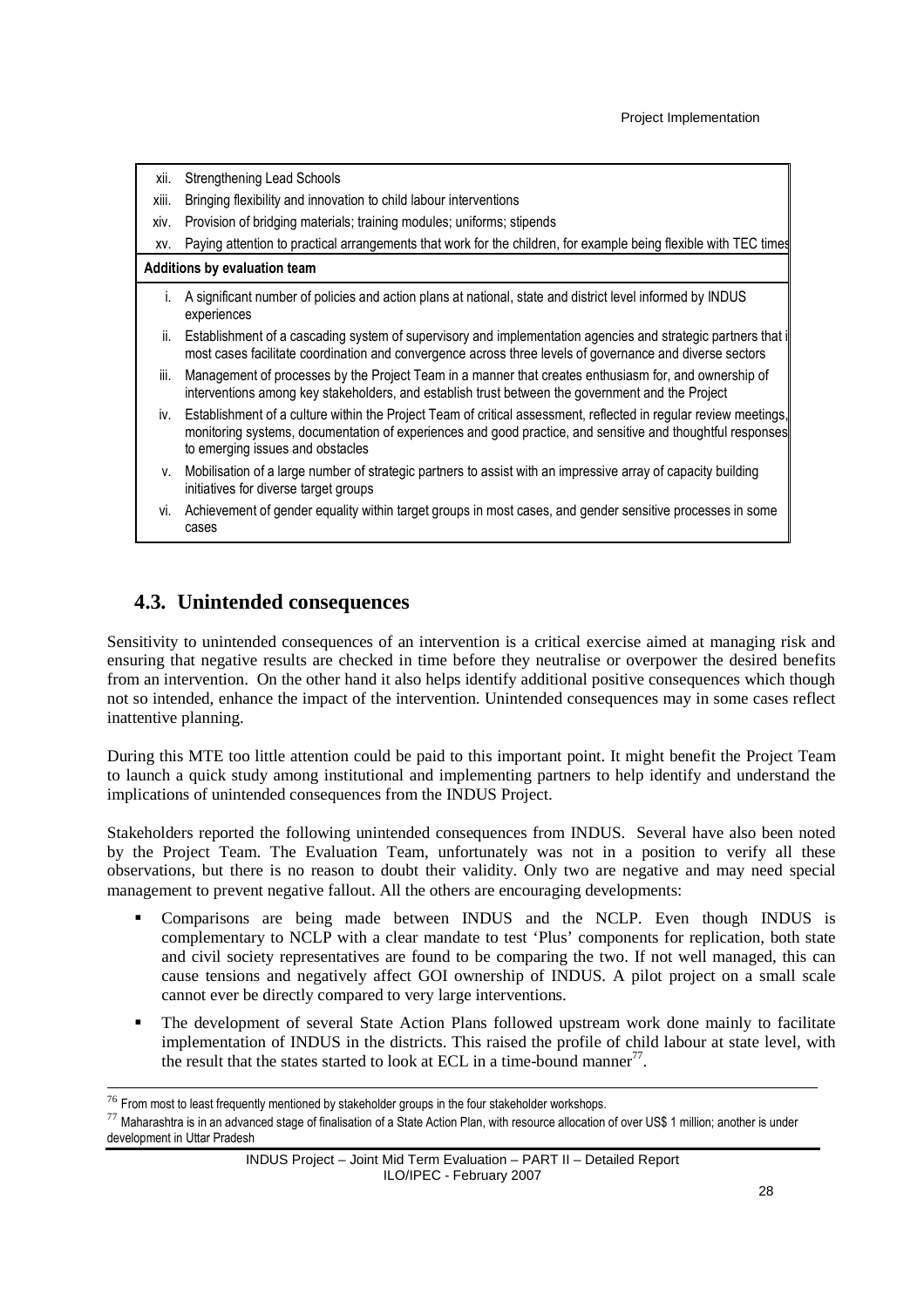| | |
|---|---|
| xii. | Strengthening Lead Schools |
| xiii. | Bringing flexibility and innovation to child labour interventions |
| xiv. | Provision of bridging materials; training modules; uniforms; stipends |
| xv. | Paying attention to practical arrangements that work for the children, for example being flexible with TEC times |
| **Additions by evaluation team** | |
| i. | A significant number of policies and action plans at national, state and district level informed by INDUS experiences |
| ii. | Establishment of a cascading system of supervisory and implementation agencies and strategic partners that in most cases facilitate coordination and convergence across three levels of governance and diverse sectors |
| iii. | Management of processes by the Project Team in a manner that creates enthusiasm for, and ownership of interventions among key stakeholders, and establish trust between the government and the Project |
| iv. | Establishment of a culture within the Project Team of critical assessment, reflected in regular review meetings, monitoring systems, documentation of experiences and good practice, and sensitive and thoughtful responses to emerging issues and obstacles |
| v. | Mobilisation of a large number of strategic partners to assist with an impressive array of capacity building initiatives for diverse target groups |
| vi. | Achievement of gender equality within target groups in most cases, and gender sensitive processes in some cases |

## 4.3. Unintended consequences

Sensitivity to unintended consequences of an intervention is a critical exercise aimed at managing risk and ensuring that negative results are checked in time before they neutralise or overpower the desired benefits from an intervention. On the other hand it also helps identify additional positive consequences which though not so intended, enhance the impact of the intervention. Unintended consequences may in some cases reflect inattentive planning.

During this MTE too little attention could be paid to this important point. It might benefit the Project Team to launch a quick study among institutional and implementing partners to help identify and understand the implications of unintended consequences from the INDUS Project.

Stakeholders reported the following unintended consequences from INDUS. Several have also been noted by the Project Team. The Evaluation Team, unfortunately was not in a position to verify all these observations, but there is no reason to doubt their validity. Only two are negative and may need special management to prevent negative fallout. All the others are encouraging developments:

- Comparisons are being made between INDUS and the NCLP. Even though INDUS is complementary to NCLP with a clear mandate to test 'Plus' components for replication, both state and civil society representatives are found to be comparing the two. If not well managed, this can cause tensions and negatively affect GOI ownership of INDUS. A pilot project on a small scale cannot ever be directly compared to very large interventions.
- The development of several State Action Plans followed upstream work done mainly to facilitate implementation of INDUS in the districts. This raised the profile of child labour at state level, with the result that the states started to look at ECL in a time-bound manner[77].

[76] From most to least frequently mentioned by stakeholder groups in the four stakeholder workshops.

[77] Maharashtra is in an advanced stage of finalisation of a State Action Plan, with resource allocation of over US$ 1 million; another is under development in Uttar Pradesh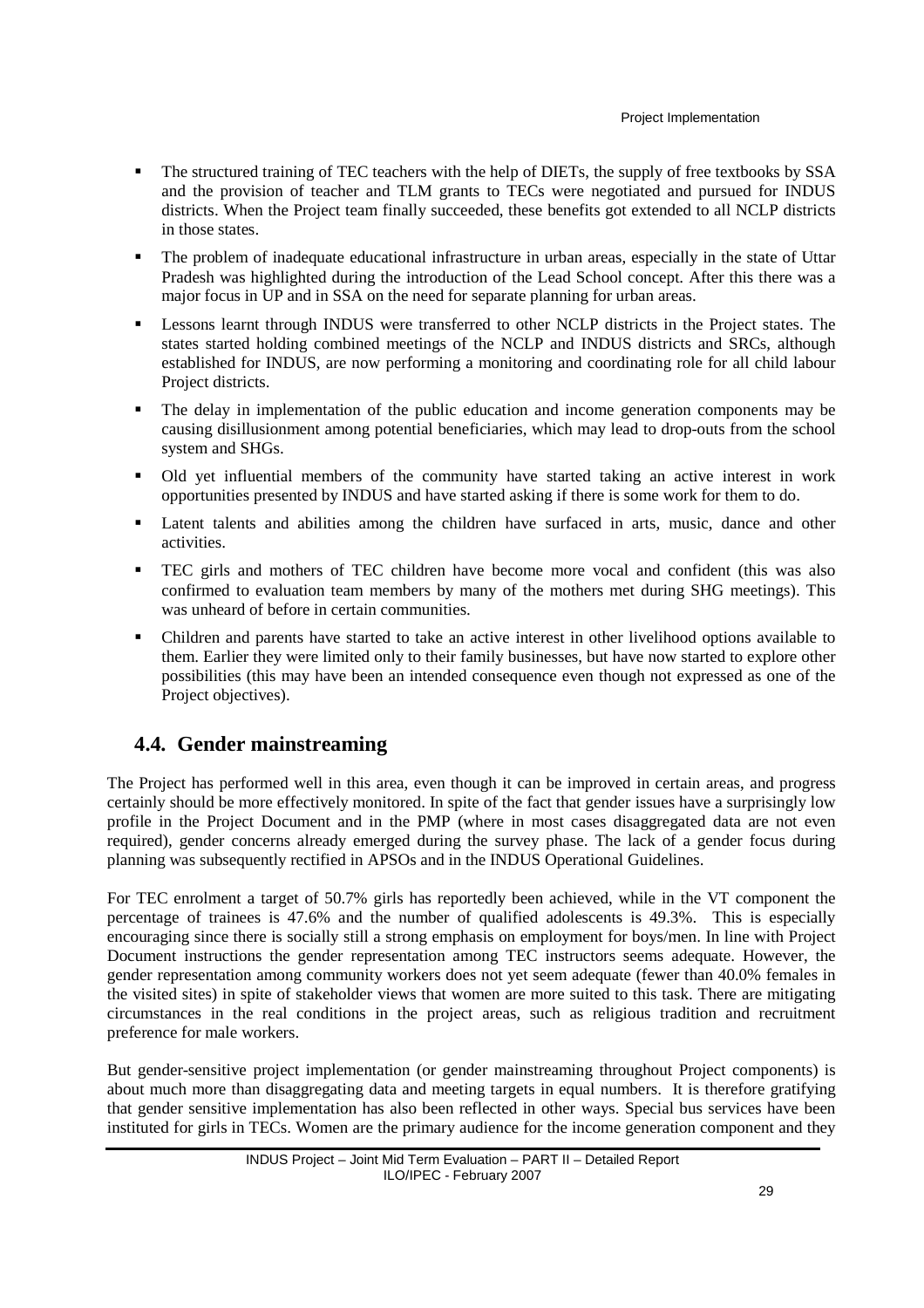- The structured training of TEC teachers with the help of DIETs, the supply of free textbooks by SSA and the provision of teacher and TLM grants to TECs were negotiated and pursued for INDUS districts. When the Project team finally succeeded, these benefits got extended to all NCLP districts in those states.
- The problem of inadequate educational infrastructure in urban areas, especially in the state of Uttar Pradesh was highlighted during the introduction of the Lead School concept. After this there was a major focus in UP and in SSA on the need for separate planning for urban areas.
- Lessons learnt through INDUS were transferred to other NCLP districts in the Project states. The states started holding combined meetings of the NCLP and INDUS districts and SRCs, although established for INDUS, are now performing a monitoring and coordinating role for all child labour Project districts.
- The delay in implementation of the public education and income generation components may be causing disillusionment among potential beneficiaries, which may lead to drop-outs from the school system and SHGs.
- Old yet influential members of the community have started taking an active interest in work opportunities presented by INDUS and have started asking if there is some work for them to do.
- Latent talents and abilities among the children have surfaced in arts, music, dance and other activities.
- TEC girls and mothers of TEC children have become more vocal and confident (this was also confirmed to evaluation team members by many of the mothers met during SHG meetings). This was unheard of before in certain communities.
- Children and parents have started to take an active interest in other livelihood options available to them. Earlier they were limited only to their family businesses, but have now started to explore other possibilities (this may have been an intended consequence even though not expressed as one of the Project objectives).

## 4.4. Gender mainstreaming

The Project has performed well in this area, even though it can be improved in certain areas, and progress certainly should be more effectively monitored. In spite of the fact that gender issues have a surprisingly low profile in the Project Document and in the PMP (where in most cases disaggregated data are not even required), gender concerns already emerged during the survey phase. The lack of a gender focus during planning was subsequently rectified in APSOs and in the INDUS Operational Guidelines.

For TEC enrolment a target of 50.7% girls has reportedly been achieved, while in the VT component the percentage of trainees is 47.6% and the number of qualified adolescents is 49.3%. This is especially encouraging since there is socially still a strong emphasis on employment for boys/men. In line with Project Document instructions the gender representation among TEC instructors seems adequate. However, the gender representation among community workers does not yet seem adequate (fewer than 40.0% females in the visited sites) in spite of stakeholder views that women are more suited to this task. There are mitigating circumstances in the real conditions in the project areas, such as religious tradition and recruitment preference for male workers.

But gender-sensitive project implementation (or gender mainstreaming throughout Project components) is about much more than disaggregating data and meeting targets in equal numbers. It is therefore gratifying that gender sensitive implementation has also been reflected in other ways. Special bus services have been instituted for girls in TECs. Women are the primary audience for the income generation component and they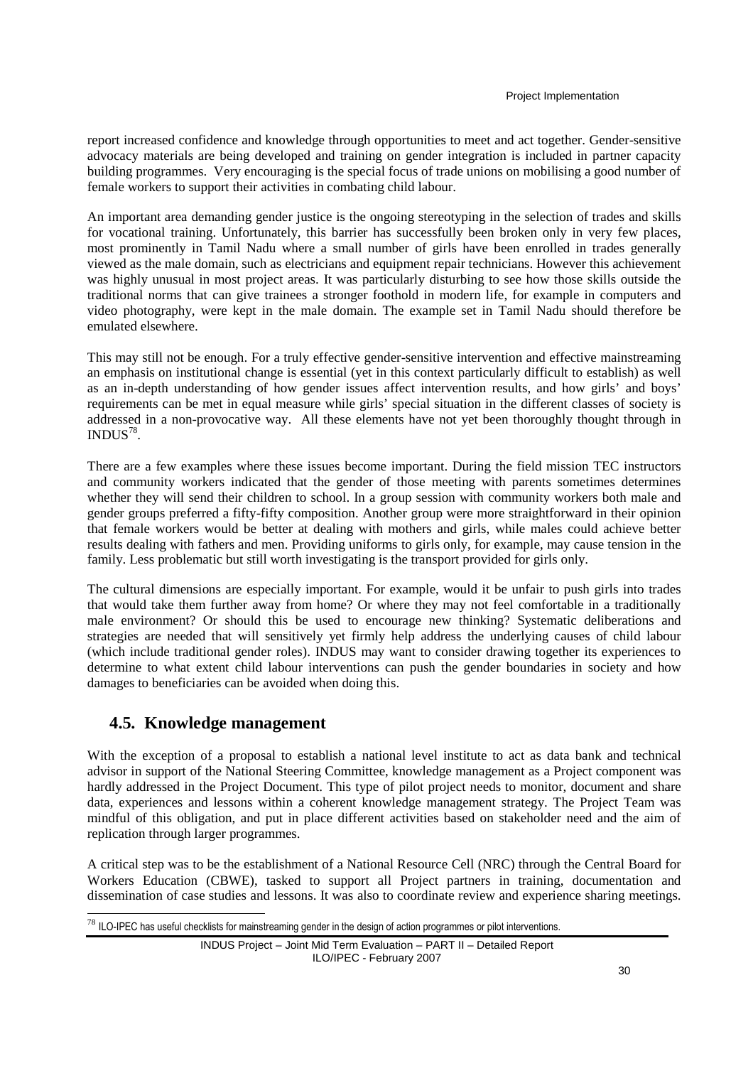report increased confidence and knowledge through opportunities to meet and act together. Gender-sensitive advocacy materials are being developed and training on gender integration is included in partner capacity building programmes. Very encouraging is the special focus of trade unions on mobilising a good number of female workers to support their activities in combating child labour.

An important area demanding gender justice is the ongoing stereotyping in the selection of trades and skills for vocational training. Unfortunately, this barrier has successfully been broken only in very few places, most prominently in Tamil Nadu where a small number of girls have been enrolled in trades generally viewed as the male domain, such as electricians and equipment repair technicians. However this achievement was highly unusual in most project areas. It was particularly disturbing to see how those skills outside the traditional norms that can give trainees a stronger foothold in modern life, for example in computers and video photography, were kept in the male domain. The example set in Tamil Nadu should therefore be emulated elsewhere.

This may still not be enough. For a truly effective gender-sensitive intervention and effective mainstreaming an emphasis on institutional change is essential (yet in this context particularly difficult to establish) as well as an in-depth understanding of how gender issues affect intervention results, and how girls' and boys' requirements can be met in equal measure while girls' special situation in the different classes of society is addressed in a non-provocative way. All these elements have not yet been thoroughly thought through in INDUS[78].

There are a few examples where these issues become important. During the field mission TEC instructors and community workers indicated that the gender of those meeting with parents sometimes determines whether they will send their children to school. In a group session with community workers both male and gender groups preferred a fifty-fifty composition. Another group were more straightforward in their opinion that female workers would be better at dealing with mothers and girls, while males could achieve better results dealing with fathers and men. Providing uniforms to girls only, for example, may cause tension in the family. Less problematic but still worth investigating is the transport provided for girls only.

The cultural dimensions are especially important. For example, would it be unfair to push girls into trades that would take them further away from home? Or where they may not feel comfortable in a traditionally male environment? Or should this be used to encourage new thinking? Systematic deliberations and strategies are needed that will sensitively yet firmly help address the underlying causes of child labour (which include traditional gender roles). INDUS may want to consider drawing together its experiences to determine to what extent child labour interventions can push the gender boundaries in society and how damages to beneficiaries can be avoided when doing this.

## 4.5. Knowledge management

With the exception of a proposal to establish a national level institute to act as data bank and technical advisor in support of the National Steering Committee, knowledge management as a Project component was hardly addressed in the Project Document. This type of pilot project needs to monitor, document and share data, experiences and lessons within a coherent knowledge management strategy. The Project Team was mindful of this obligation, and put in place different activities based on stakeholder need and the aim of replication through larger programmes.

A critical step was to be the establishment of a National Resource Cell (NRC) through the Central Board for Workers Education (CBWE), tasked to support all Project partners in training, documentation and dissemination of case studies and lessons. It was also to coordinate review and experience sharing meetings.

[78] ILO-IPEC has useful checklists for mainstreaming gender in the design of action programmes or pilot interventions.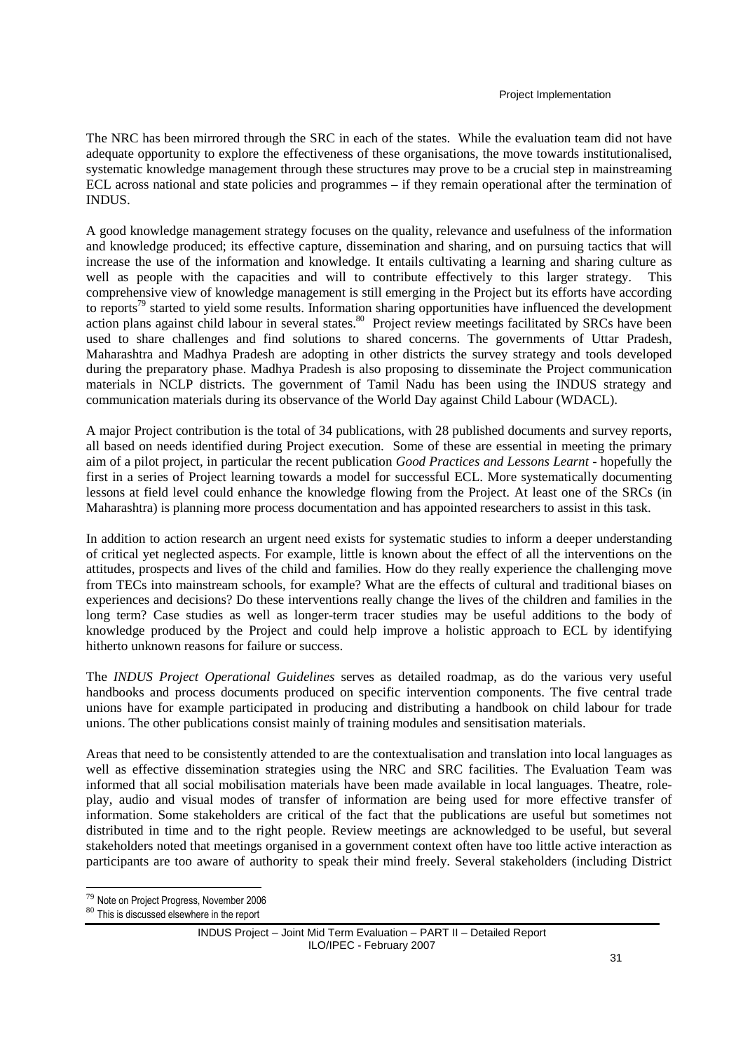The NRC has been mirrored through the SRC in each of the states. While the evaluation team did not have adequate opportunity to explore the effectiveness of these organisations, the move towards institutionalised, systematic knowledge management through these structures may prove to be a crucial step in mainstreaming ECL across national and state policies and programmes – if they remain operational after the termination of INDUS.

A good knowledge management strategy focuses on the quality, relevance and usefulness of the information and knowledge produced; its effective capture, dissemination and sharing, and on pursuing tactics that will increase the use of the information and knowledge. It entails cultivating a learning and sharing culture as well as people with the capacities and will to contribute effectively to this larger strategy. This comprehensive view of knowledge management is still emerging in the Project but its efforts have according to reports[79] started to yield some results. Information sharing opportunities have influenced the development action plans against child labour in several states.[80] Project review meetings facilitated by SRCs have been used to share challenges and find solutions to shared concerns. The governments of Uttar Pradesh, Maharashtra and Madhya Pradesh are adopting in other districts the survey strategy and tools developed during the preparatory phase. Madhya Pradesh is also proposing to disseminate the Project communication materials in NCLP districts. The government of Tamil Nadu has been using the INDUS strategy and communication materials during its observance of the World Day against Child Labour (WDACL).

A major Project contribution is the total of 34 publications, with 28 published documents and survey reports, all based on needs identified during Project execution. Some of these are essential in meeting the primary aim of a pilot project, in particular the recent publication *Good Practices and Lessons Learnt* - hopefully the first in a series of Project learning towards a model for successful ECL. More systematically documenting lessons at field level could enhance the knowledge flowing from the Project. At least one of the SRCs (in Maharashtra) is planning more process documentation and has appointed researchers to assist in this task.

In addition to action research an urgent need exists for systematic studies to inform a deeper understanding of critical yet neglected aspects. For example, little is known about the effect of all the interventions on the attitudes, prospects and lives of the child and families. How do they really experience the challenging move from TECs into mainstream schools, for example? What are the effects of cultural and traditional biases on experiences and decisions? Do these interventions really change the lives of the children and families in the long term? Case studies as well as longer-term tracer studies may be useful additions to the body of knowledge produced by the Project and could help improve a holistic approach to ECL by identifying hitherto unknown reasons for failure or success.

The *INDUS Project Operational Guidelines* serves as detailed roadmap, as do the various very useful handbooks and process documents produced on specific intervention components. The five central trade unions have for example participated in producing and distributing a handbook on child labour for trade unions. The other publications consist mainly of training modules and sensitisation materials.

Areas that need to be consistently attended to are the contextualisation and translation into local languages as well as effective dissemination strategies using the NRC and SRC facilities. The Evaluation Team was informed that all social mobilisation materials have been made available in local languages. Theatre, role-play, audio and visual modes of transfer of information are being used for more effective transfer of information. Some stakeholders are critical of the fact that the publications are useful but sometimes not distributed in time and to the right people. Review meetings are acknowledged to be useful, but several stakeholders noted that meetings organised in a government context often have too little active interaction as participants are too aware of authority to speak their mind freely. Several stakeholders (including District

[79] Note on Project Progress, November 2006

[80] This is discussed elsewhere in the report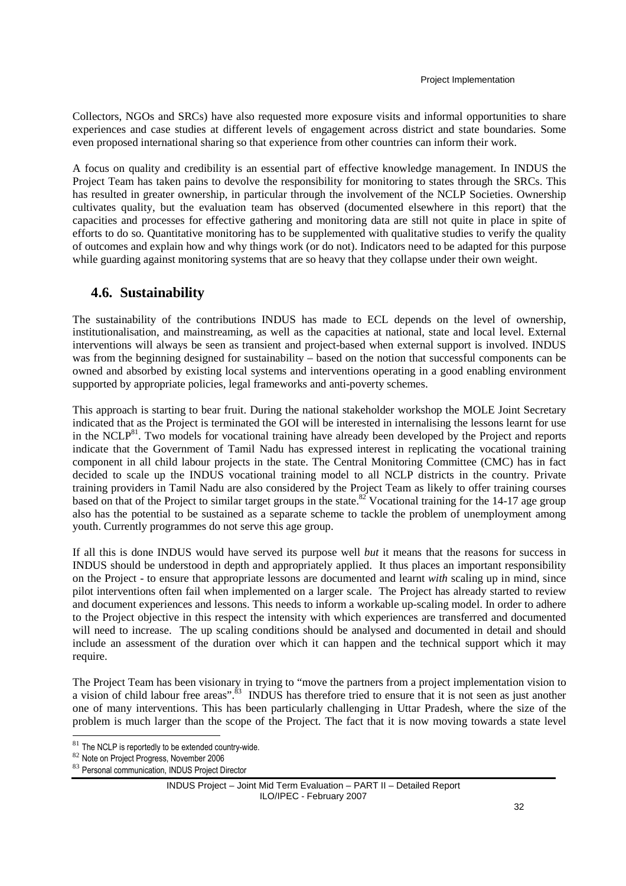Collectors, NGOs and SRCs) have also requested more exposure visits and informal opportunities to share experiences and case studies at different levels of engagement across district and state boundaries. Some even proposed international sharing so that experience from other countries can inform their work.

A focus on quality and credibility is an essential part of effective knowledge management. In INDUS the Project Team has taken pains to devolve the responsibility for monitoring to states through the SRCs. This has resulted in greater ownership, in particular through the involvement of the NCLP Societies. Ownership cultivates quality, but the evaluation team has observed (documented elsewhere in this report) that the capacities and processes for effective gathering and monitoring data are still not quite in place in spite of efforts to do so. Quantitative monitoring has to be supplemented with qualitative studies to verify the quality of outcomes and explain how and why things work (or do not). Indicators need to be adapted for this purpose while guarding against monitoring systems that are so heavy that they collapse under their own weight.

## 4.6. Sustainability

The sustainability of the contributions INDUS has made to ECL depends on the level of ownership, institutionalisation, and mainstreaming, as well as the capacities at national, state and local level. External interventions will always be seen as transient and project-based when external support is involved. INDUS was from the beginning designed for sustainability – based on the notion that successful components can be owned and absorbed by existing local systems and interventions operating in a good enabling environment supported by appropriate policies, legal frameworks and anti-poverty schemes.

This approach is starting to bear fruit. During the national stakeholder workshop the MOLE Joint Secretary indicated that as the Project is terminated the GOI will be interested in internalising the lessons learnt for use in the NCLP[81]. Two models for vocational training have already been developed by the Project and reports indicate that the Government of Tamil Nadu has expressed interest in replicating the vocational training component in all child labour projects in the state. The Central Monitoring Committee (CMC) has in fact decided to scale up the INDUS vocational training model to all NCLP districts in the country. Private training providers in Tamil Nadu are also considered by the Project Team as likely to offer training courses based on that of the Project to similar target groups in the state.[82] Vocational training for the 14-17 age group also has the potential to be sustained as a separate scheme to tackle the problem of unemployment among youth. Currently programmes do not serve this age group.

If all this is done INDUS would have served its purpose well *but* it means that the reasons for success in INDUS should be understood in depth and appropriately applied. It thus places an important responsibility on the Project - to ensure that appropriate lessons are documented and learnt *with* scaling up in mind, since pilot interventions often fail when implemented on a larger scale. The Project has already started to review and document experiences and lessons. This needs to inform a workable up-scaling model. In order to adhere to the Project objective in this respect the intensity with which experiences are transferred and documented will need to increase. The up scaling conditions should be analysed and documented in detail and should include an assessment of the duration over which it can happen and the technical support which it may require.

The Project Team has been visionary in trying to "move the partners from a project implementation vision to a vision of child labour free areas".[83] INDUS has therefore tried to ensure that it is not seen as just another one of many interventions. This has been particularly challenging in Uttar Pradesh, where the size of the problem is much larger than the scope of the Project. The fact that it is now moving towards a state level

[81] The NCLP is reportedly to be extended country-wide.

[82] Note on Project Progress, November 2006

[83] Personal communication, INDUS Project Director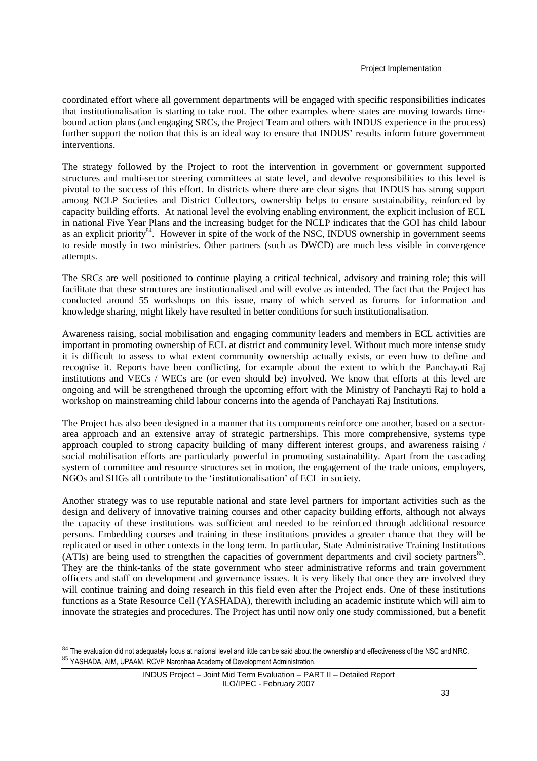coordinated effort where all government departments will be engaged with specific responsibilities indicates that institutionalisation is starting to take root. The other examples where states are moving towards time-bound action plans (and engaging SRCs, the Project Team and others with INDUS experience in the process) further support the notion that this is an ideal way to ensure that INDUS' results inform future government interventions.

The strategy followed by the Project to root the intervention in government or government supported structures and multi-sector steering committees at state level, and devolve responsibilities to this level is pivotal to the success of this effort. In districts where there are clear signs that INDUS has strong support among NCLP Societies and District Collectors, ownership helps to ensure sustainability, reinforced by capacity building efforts. At national level the evolving enabling environment, the explicit inclusion of ECL in national Five Year Plans and the increasing budget for the NCLP indicates that the GOI has child labour as an explicit priority[84]. However in spite of the work of the NSC, INDUS ownership in government seems to reside mostly in two ministries. Other partners (such as DWCD) are much less visible in convergence attempts.

The SRCs are well positioned to continue playing a critical technical, advisory and training role; this will facilitate that these structures are institutionalised and will evolve as intended. The fact that the Project has conducted around 55 workshops on this issue, many of which served as forums for information and knowledge sharing, might likely have resulted in better conditions for such institutionalisation.

Awareness raising, social mobilisation and engaging community leaders and members in ECL activities are important in promoting ownership of ECL at district and community level. Without much more intense study it is difficult to assess to what extent community ownership actually exists, or even how to define and recognise it. Reports have been conflicting, for example about the extent to which the Panchayati Raj institutions and VECs / WECs are (or even should be) involved. We know that efforts at this level are ongoing and will be strengthened through the upcoming effort with the Ministry of Panchayti Raj to hold a workshop on mainstreaming child labour concerns into the agenda of Panchayati Raj Institutions.

The Project has also been designed in a manner that its components reinforce one another, based on a sector-area approach and an extensive array of strategic partnerships. This more comprehensive, systems type approach coupled to strong capacity building of many different interest groups, and awareness raising / social mobilisation efforts are particularly powerful in promoting sustainability. Apart from the cascading system of committee and resource structures set in motion, the engagement of the trade unions, employers, NGOs and SHGs all contribute to the 'institutionalisation' of ECL in society.

Another strategy was to use reputable national and state level partners for important activities such as the design and delivery of innovative training courses and other capacity building efforts, although not always the capacity of these institutions was sufficient and needed to be reinforced through additional resource persons. Embedding courses and training in these institutions provides a greater chance that they will be replicated or used in other contexts in the long term. In particular, State Administrative Training Institutions (ATIs) are being used to strengthen the capacities of government departments and civil society partners[85]. They are the think-tanks of the state government who steer administrative reforms and train government officers and staff on development and governance issues. It is very likely that once they are involved they will continue training and doing research in this field even after the Project ends. One of these institutions functions as a State Resource Cell (YASHADA), therewith including an academic institute which will aim to innovate the strategies and procedures. The Project has until now only one study commissioned, but a benefit

[84] The evaluation did not adequately focus at national level and little can be said about the ownership and effectiveness of the NSC and NRC.

[85] YASHADA, AIM, UPAAM, RCVP Naronhaa Academy of Development Administration.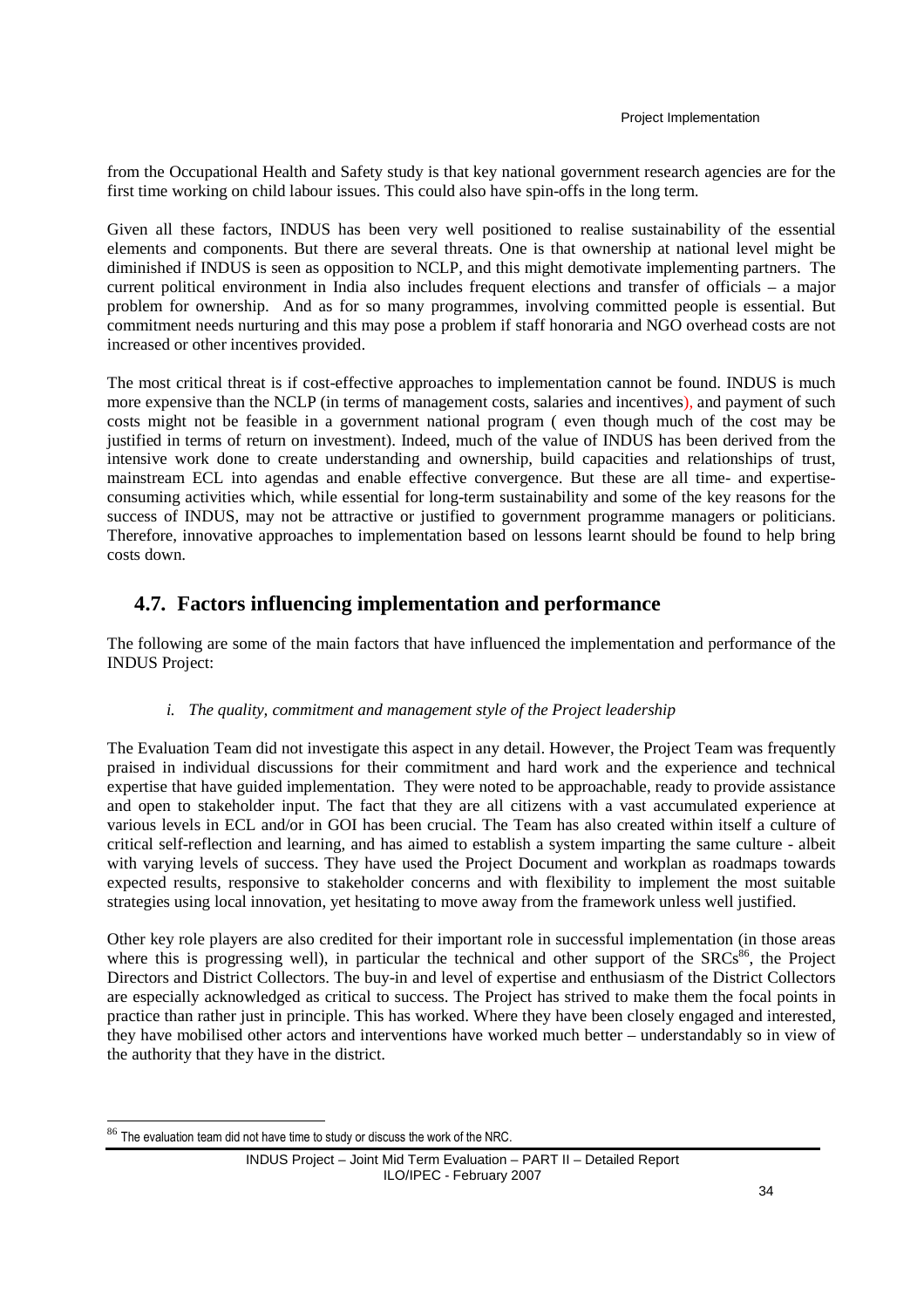from the Occupational Health and Safety study is that key national government research agencies are for the first time working on child labour issues. This could also have spin-offs in the long term.

Given all these factors, INDUS has been very well positioned to realise sustainability of the essential elements and components. But there are several threats. One is that ownership at national level might be diminished if INDUS is seen as opposition to NCLP, and this might demotivate implementing partners. The current political environment in India also includes frequent elections and transfer of officials – a major problem for ownership. And as for so many programmes, involving committed people is essential. But commitment needs nurturing and this may pose a problem if staff honoraria and NGO overhead costs are not increased or other incentives provided.

The most critical threat is if cost-effective approaches to implementation cannot be found. INDUS is much more expensive than the NCLP (in terms of management costs, salaries and incentives), and payment of such costs might not be feasible in a government national program ( even though much of the cost may be justified in terms of return on investment). Indeed, much of the value of INDUS has been derived from the intensive work done to create understanding and ownership, build capacities and relationships of trust, mainstream ECL into agendas and enable effective convergence. But these are all time- and expertise-consuming activities which, while essential for long-term sustainability and some of the key reasons for the success of INDUS, may not be attractive or justified to government programme managers or politicians. Therefore, innovative approaches to implementation based on lessons learnt should be found to help bring costs down.

## 4.7. Factors influencing implementation and performance

The following are some of the main factors that have influenced the implementation and performance of the INDUS Project:

i. *The quality, commitment and management style of the Project leadership*

The Evaluation Team did not investigate this aspect in any detail. However, the Project Team was frequently praised in individual discussions for their commitment and hard work and the experience and technical expertise that have guided implementation. They were noted to be approachable, ready to provide assistance and open to stakeholder input. The fact that they are all citizens with a vast accumulated experience at various levels in ECL and/or in GOI has been crucial. The Team has also created within itself a culture of critical self-reflection and learning, and has aimed to establish a system imparting the same culture - albeit with varying levels of success. They have used the Project Document and workplan as roadmaps towards expected results, responsive to stakeholder concerns and with flexibility to implement the most suitable strategies using local innovation, yet hesitating to move away from the framework unless well justified.

Other key role players are also credited for their important role in successful implementation (in those areas where this is progressing well), in particular the technical and other support of the SRCs[86], the Project Directors and District Collectors. The buy-in and level of expertise and enthusiasm of the District Collectors are especially acknowledged as critical to success. The Project has strived to make them the focal points in practice than rather just in principle. This has worked. Where they have been closely engaged and interested, they have mobilised other actors and interventions have worked much better – understandably so in view of the authority that they have in the district.

[86] The evaluation team did not have time to study or discuss the work of the NRC.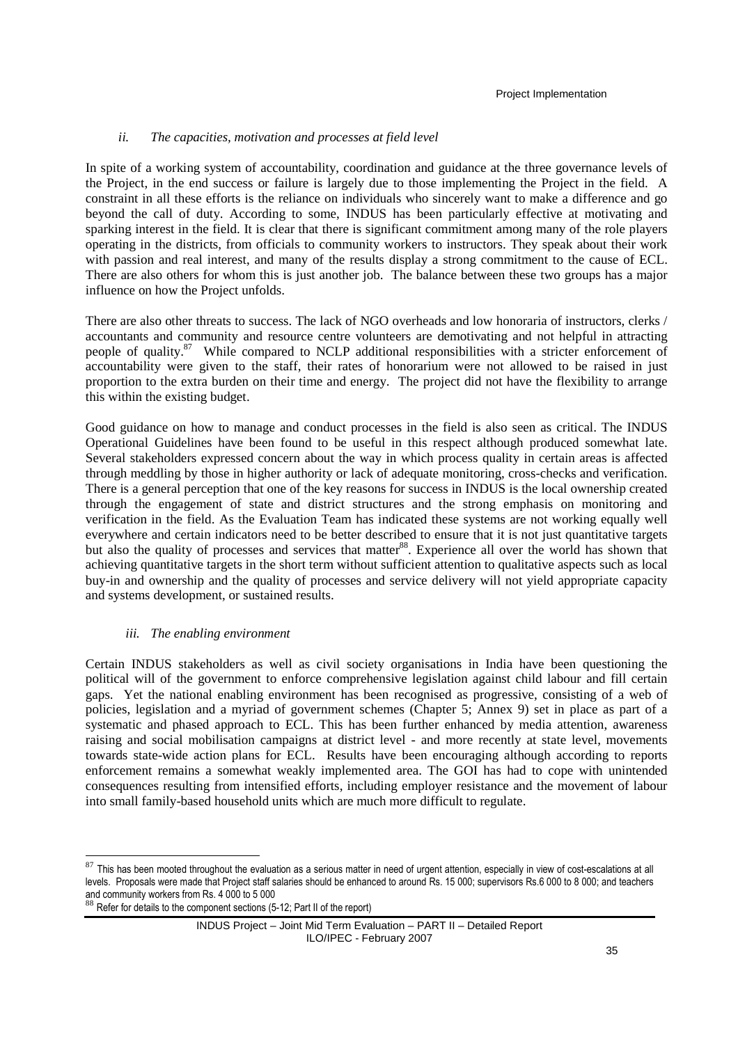### *ii. The capacities, motivation and processes at field level*

In spite of a working system of accountability, coordination and guidance at the three governance levels of the Project, in the end success or failure is largely due to those implementing the Project in the field. A constraint in all these efforts is the reliance on individuals who sincerely want to make a difference and go beyond the call of duty. According to some, INDUS has been particularly effective at motivating and sparking interest in the field. It is clear that there is significant commitment among many of the role players operating in the districts, from officials to community workers to instructors. They speak about their work with passion and real interest, and many of the results display a strong commitment to the cause of ECL. There are also others for whom this is just another job. The balance between these two groups has a major influence on how the Project unfolds.

There are also other threats to success. The lack of NGO overheads and low honoraria of instructors, clerks / accountants and community and resource centre volunteers are demotivating and not helpful in attracting people of quality.[87] While compared to NCLP additional responsibilities with a stricter enforcement of accountability were given to the staff, their rates of honorarium were not allowed to be raised in just proportion to the extra burden on their time and energy. The project did not have the flexibility to arrange this within the existing budget.

Good guidance on how to manage and conduct processes in the field is also seen as critical. The INDUS Operational Guidelines have been found to be useful in this respect although produced somewhat late. Several stakeholders expressed concern about the way in which process quality in certain areas is affected through meddling by those in higher authority or lack of adequate monitoring, cross-checks and verification. There is a general perception that one of the key reasons for success in INDUS is the local ownership created through the engagement of state and district structures and the strong emphasis on monitoring and verification in the field. As the Evaluation Team has indicated these systems are not working equally well everywhere and certain indicators need to be better described to ensure that it is not just quantitative targets but also the quality of processes and services that matter[88]. Experience all over the world has shown that achieving quantitative targets in the short term without sufficient attention to qualitative aspects such as local buy-in and ownership and the quality of processes and service delivery will not yield appropriate capacity and systems development, or sustained results.

### *iii. The enabling environment*

Certain INDUS stakeholders as well as civil society organisations in India have been questioning the political will of the government to enforce comprehensive legislation against child labour and fill certain gaps. Yet the national enabling environment has been recognised as progressive, consisting of a web of policies, legislation and a myriad of government schemes (Chapter 5; Annex 9) set in place as part of a systematic and phased approach to ECL. This has been further enhanced by media attention, awareness raising and social mobilisation campaigns at district level - and more recently at state level, movements towards state-wide action plans for ECL. Results have been encouraging although according to reports enforcement remains a somewhat weakly implemented area. The GOI has had to cope with unintended consequences resulting from intensified efforts, including employer resistance and the movement of labour into small family-based household units which are much more difficult to regulate.

---

[87] This has been mooted throughout the evaluation as a serious matter in need of urgent attention, especially in view of cost-escalations at all levels. Proposals were made that Project staff salaries should be enhanced to around Rs. 15 000; supervisors Rs.6 000 to 8 000; and teachers and community workers from Rs. 4 000 to 5 000

[88] Refer for details to the component sections (5-12; Part II of the report)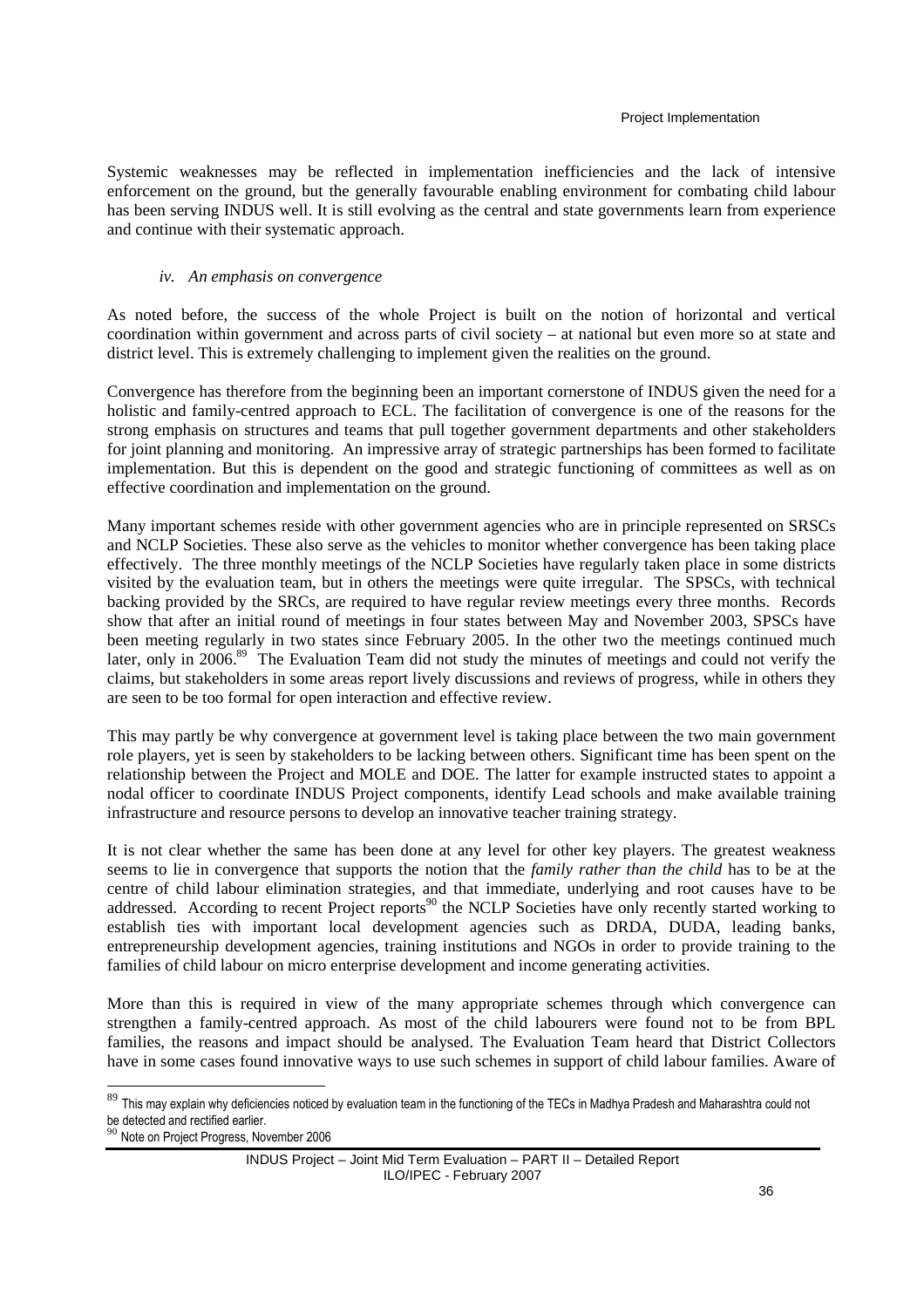Systemic weaknesses may be reflected in implementation inefficiencies and the lack of intensive enforcement on the ground, but the generally favourable enabling environment for combating child labour has been serving INDUS well. It is still evolving as the central and state governments learn from experience and continue with their systematic approach.

*iv. An emphasis on convergence*

As noted before, the success of the whole Project is built on the notion of horizontal and vertical coordination within government and across parts of civil society – at national but even more so at state and district level. This is extremely challenging to implement given the realities on the ground.

Convergence has therefore from the beginning been an important cornerstone of INDUS given the need for a holistic and family-centred approach to ECL. The facilitation of convergence is one of the reasons for the strong emphasis on structures and teams that pull together government departments and other stakeholders for joint planning and monitoring. An impressive array of strategic partnerships has been formed to facilitate implementation. But this is dependent on the good and strategic functioning of committees as well as on effective coordination and implementation on the ground.

Many important schemes reside with other government agencies who are in principle represented on SRSCs and NCLP Societies. These also serve as the vehicles to monitor whether convergence has been taking place effectively. The three monthly meetings of the NCLP Societies have regularly taken place in some districts visited by the evaluation team, but in others the meetings were quite irregular. The SPSCs, with technical backing provided by the SRCs, are required to have regular review meetings every three months. Records show that after an initial round of meetings in four states between May and November 2003, SPSCs have been meeting regularly in two states since February 2005. In the other two the meetings continued much later, only in 2006.[89] The Evaluation Team did not study the minutes of meetings and could not verify the claims, but stakeholders in some areas report lively discussions and reviews of progress, while in others they are seen to be too formal for open interaction and effective review.

This may partly be why convergence at government level is taking place between the two main government role players, yet is seen by stakeholders to be lacking between others. Significant time has been spent on the relationship between the Project and MOLE and DOE. The latter for example instructed states to appoint a nodal officer to coordinate INDUS Project components, identify Lead schools and make available training infrastructure and resource persons to develop an innovative teacher training strategy.

It is not clear whether the same has been done at any level for other key players. The greatest weakness seems to lie in convergence that supports the notion that the *family rather than the child* has to be at the centre of child labour elimination strategies, and that immediate, underlying and root causes have to be addressed. According to recent Project reports[90] the NCLP Societies have only recently started working to establish ties with important local development agencies such as DRDA, DUDA, leading banks, entrepreneurship development agencies, training institutions and NGOs in order to provide training to the families of child labour on micro enterprise development and income generating activities.

More than this is required in view of the many appropriate schemes through which convergence can strengthen a family-centred approach. As most of the child labourers were found not to be from BPL families, the reasons and impact should be analysed. The Evaluation Team heard that District Collectors have in some cases found innovative ways to use such schemes in support of child labour families. Aware of

---

[89] This may explain why deficiencies noticed by evaluation team in the functioning of the TECs in Madhya Pradesh and Maharashtra could not be detected and rectified earlier.

[90] Note on Project Progress, November 2006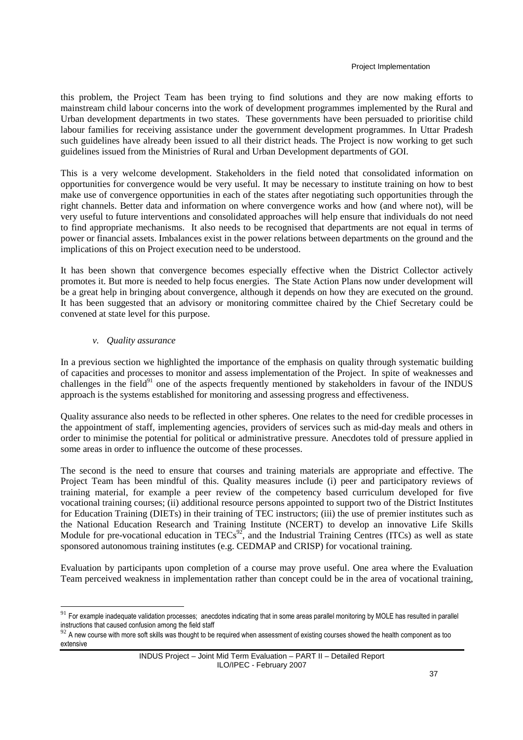this problem, the Project Team has been trying to find solutions and they are now making efforts to mainstream child labour concerns into the work of development programmes implemented by the Rural and Urban development departments in two states. These governments have been persuaded to prioritise child labour families for receiving assistance under the government development programmes. In Uttar Pradesh such guidelines have already been issued to all their district heads. The Project is now working to get such guidelines issued from the Ministries of Rural and Urban Development departments of GOI.

This is a very welcome development. Stakeholders in the field noted that consolidated information on opportunities for convergence would be very useful. It may be necessary to institute training on how to best make use of convergence opportunities in each of the states after negotiating such opportunities through the right channels. Better data and information on where convergence works and how (and where not), will be very useful to future interventions and consolidated approaches will help ensure that individuals do not need to find appropriate mechanisms. It also needs to be recognised that departments are not equal in terms of power or financial assets. Imbalances exist in the power relations between departments on the ground and the implications of this on Project execution need to be understood.

It has been shown that convergence becomes especially effective when the District Collector actively promotes it. But more is needed to help focus energies. The State Action Plans now under development will be a great help in bringing about convergence, although it depends on how they are executed on the ground. It has been suggested that an advisory or monitoring committee chaired by the Chief Secretary could be convened at state level for this purpose.

*v. Quality assurance*

In a previous section we highlighted the importance of the emphasis on quality through systematic building of capacities and processes to monitor and assess implementation of the Project. In spite of weaknesses and challenges in the field[91] one of the aspects frequently mentioned by stakeholders in favour of the INDUS approach is the systems established for monitoring and assessing progress and effectiveness.

Quality assurance also needs to be reflected in other spheres. One relates to the need for credible processes in the appointment of staff, implementing agencies, providers of services such as mid-day meals and others in order to minimise the potential for political or administrative pressure. Anecdotes told of pressure applied in some areas in order to influence the outcome of these processes.

The second is the need to ensure that courses and training materials are appropriate and effective. The Project Team has been mindful of this. Quality measures include (i) peer and participatory reviews of training material, for example a peer review of the competency based curriculum developed for five vocational training courses; (ii) additional resource persons appointed to support two of the District Institutes for Education Training (DIETs) in their training of TEC instructors; (iii) the use of premier institutes such as the National Education Research and Training Institute (NCERT) to develop an innovative Life Skills Module for pre-vocational education in TECs[92], and the Industrial Training Centres (ITCs) as well as state sponsored autonomous training institutes (e.g. CEDMAP and CRISP) for vocational training.

Evaluation by participants upon completion of a course may prove useful. One area where the Evaluation Team perceived weakness in implementation rather than concept could be in the area of vocational training,

---

[91] For example inadequate validation processes; anecdotes indicating that in some areas parallel monitoring by MOLE has resulted in parallel instructions that caused confusion among the field staff

[92] A new course with more soft skills was thought to be required when assessment of existing courses showed the health component as too extensive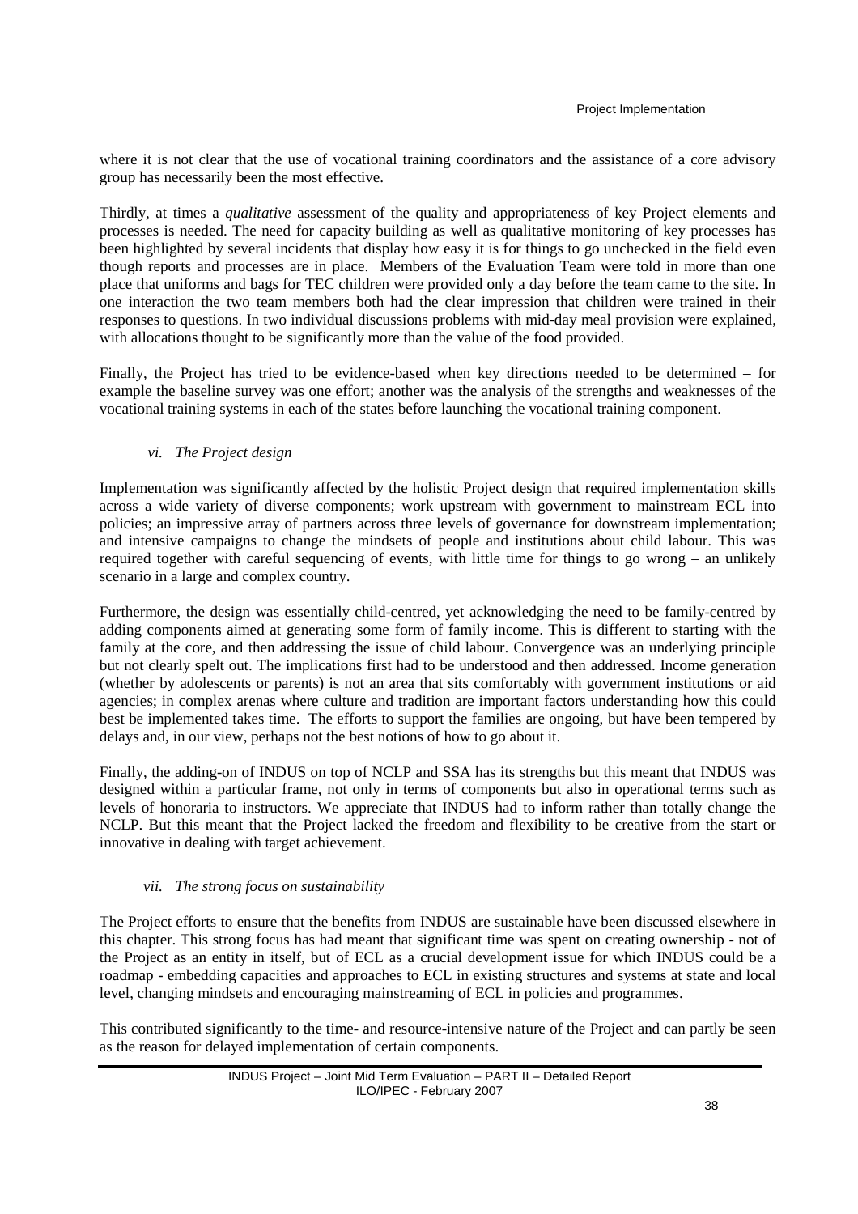where it is not clear that the use of vocational training coordinators and the assistance of a core advisory group has necessarily been the most effective.

Thirdly, at times a *qualitative* assessment of the quality and appropriateness of key Project elements and processes is needed. The need for capacity building as well as qualitative monitoring of key processes has been highlighted by several incidents that display how easy it is for things to go unchecked in the field even though reports and processes are in place. Members of the Evaluation Team were told in more than one place that uniforms and bags for TEC children were provided only a day before the team came to the site. In one interaction the two team members both had the clear impression that children were trained in their responses to questions. In two individual discussions problems with mid-day meal provision were explained, with allocations thought to be significantly more than the value of the food provided.

Finally, the Project has tried to be evidence-based when key directions needed to be determined – for example the baseline survey was one effort; another was the analysis of the strengths and weaknesses of the vocational training systems in each of the states before launching the vocational training component.

### *vi. The Project design*

Implementation was significantly affected by the holistic Project design that required implementation skills across a wide variety of diverse components; work upstream with government to mainstream ECL into policies; an impressive array of partners across three levels of governance for downstream implementation; and intensive campaigns to change the mindsets of people and institutions about child labour. This was required together with careful sequencing of events, with little time for things to go wrong – an unlikely scenario in a large and complex country.

Furthermore, the design was essentially child-centred, yet acknowledging the need to be family-centred by adding components aimed at generating some form of family income. This is different to starting with the family at the core, and then addressing the issue of child labour. Convergence was an underlying principle but not clearly spelt out. The implications first had to be understood and then addressed. Income generation (whether by adolescents or parents) is not an area that sits comfortably with government institutions or aid agencies; in complex arenas where culture and tradition are important factors understanding how this could best be implemented takes time. The efforts to support the families are ongoing, but have been tempered by delays and, in our view, perhaps not the best notions of how to go about it.

Finally, the adding-on of INDUS on top of NCLP and SSA has its strengths but this meant that INDUS was designed within a particular frame, not only in terms of components but also in operational terms such as levels of honoraria to instructors. We appreciate that INDUS had to inform rather than totally change the NCLP. But this meant that the Project lacked the freedom and flexibility to be creative from the start or innovative in dealing with target achievement.

### *vii. The strong focus on sustainability*

The Project efforts to ensure that the benefits from INDUS are sustainable have been discussed elsewhere in this chapter. This strong focus has had meant that significant time was spent on creating ownership - not of the Project as an entity in itself, but of ECL as a crucial development issue for which INDUS could be a roadmap - embedding capacities and approaches to ECL in existing structures and systems at state and local level, changing mindsets and encouraging mainstreaming of ECL in policies and programmes.

This contributed significantly to the time- and resource-intensive nature of the Project and can partly be seen as the reason for delayed implementation of certain components.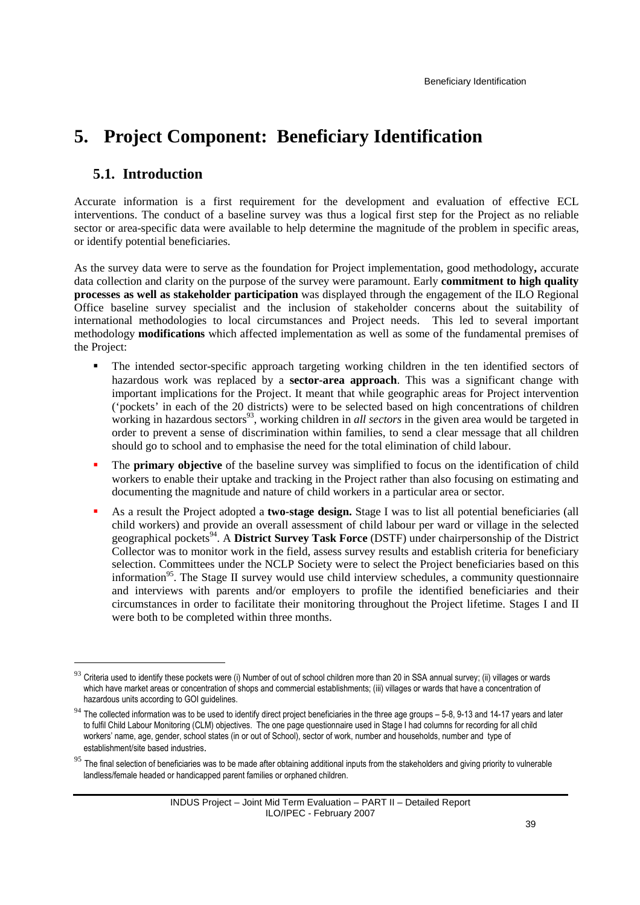# 5. Project Component: Beneficiary Identification

## 5.1. Introduction

Accurate information is a first requirement for the development and evaluation of effective ECL interventions. The conduct of a baseline survey was thus a logical first step for the Project as no reliable sector or area-specific data were available to help determine the magnitude of the problem in specific areas, or identify potential beneficiaries.

As the survey data were to serve as the foundation for Project implementation, good methodology**,** accurate data collection and clarity on the purpose of the survey were paramount. Early **commitment to high quality processes as well as stakeholder participation** was displayed through the engagement of the ILO Regional Office baseline survey specialist and the inclusion of stakeholder concerns about the suitability of international methodologies to local circumstances and Project needs. This led to several important methodology **modifications** which affected implementation as well as some of the fundamental premises of the Project:

- The intended sector-specific approach targeting working children in the ten identified sectors of hazardous work was replaced by a **sector-area approach**. This was a significant change with important implications for the Project. It meant that while geographic areas for Project intervention ('pockets' in each of the 20 districts) were to be selected based on high concentrations of children working in hazardous sectors[93], working children in *all sectors* in the given area would be targeted in order to prevent a sense of discrimination within families, to send a clear message that all children should go to school and to emphasise the need for the total elimination of child labour.
- The **primary objective** of the baseline survey was simplified to focus on the identification of child workers to enable their uptake and tracking in the Project rather than also focusing on estimating and documenting the magnitude and nature of child workers in a particular area or sector.
- As a result the Project adopted a **two-stage design.** Stage I was to list all potential beneficiaries (all child workers) and provide an overall assessment of child labour per ward or village in the selected geographical pockets[94]. A **District Survey Task Force** (DSTF) under chairpersonship of the District Collector was to monitor work in the field, assess survey results and establish criteria for beneficiary selection. Committees under the NCLP Society were to select the Project beneficiaries based on this information[95]. The Stage II survey would use child interview schedules, a community questionnaire and interviews with parents and/or employers to profile the identified beneficiaries and their circumstances in order to facilitate their monitoring throughout the Project lifetime. Stages I and II were both to be completed within three months.

---

[93] Criteria used to identify these pockets were (i) Number of out of school children more than 20 in SSA annual survey; (ii) villages or wards which have market areas or concentration of shops and commercial establishments; (iii) villages or wards that have a concentration of hazardous units according to GOI guidelines.

[94] The collected information was to be used to identify direct project beneficiaries in the three age groups – 5-8, 9-13 and 14-17 years and later to fulfil Child Labour Monitoring (CLM) objectives. The one page questionnaire used in Stage I had columns for recording for all child workers' name, age, gender, school states (in or out of School), sector of work, number and households, number and type of establishment/site based industries.

[95] The final selection of beneficiaries was to be made after obtaining additional inputs from the stakeholders and giving priority to vulnerable landless/female headed or handicapped parent families or orphaned children.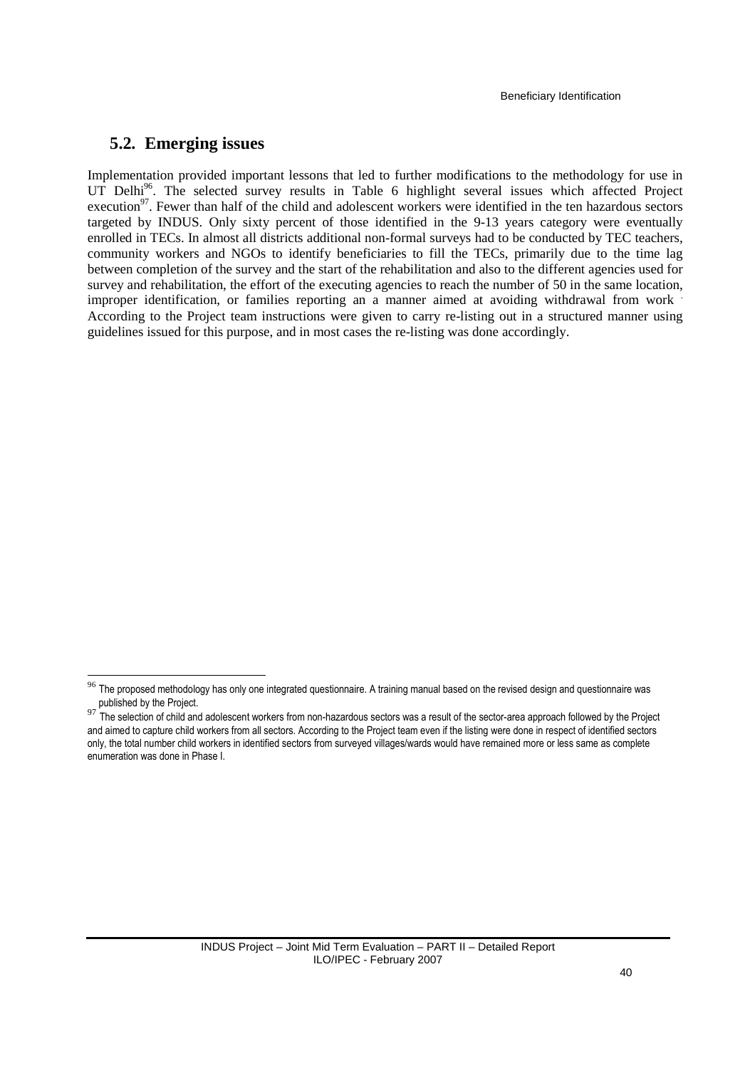## 5.2. Emerging issues

Implementation provided important lessons that led to further modifications to the methodology for use in UT Delhi[96]. The selected survey results in Table 6 highlight several issues which affected Project execution[97]. Fewer than half of the child and adolescent workers were identified in the ten hazardous sectors targeted by INDUS. Only sixty percent of those identified in the 9-13 years category were eventually enrolled in TECs. In almost all districts additional non-formal surveys had to be conducted by TEC teachers, community workers and NGOs to identify beneficiaries to fill the TECs, primarily due to the time lag between completion of the survey and the start of the rehabilitation and also to the different agencies used for survey and rehabilitation, the effort of the executing agencies to reach the number of 50 in the same location, improper identification, or families reporting an a manner aimed at avoiding withdrawal from work . According to the Project team instructions were given to carry re-listing out in a structured manner using guidelines issued for this purpose, and in most cases the re-listing was done accordingly.

[96] The proposed methodology has only one integrated questionnaire. A training manual based on the revised design and questionnaire was published by the Project.

[97] The selection of child and adolescent workers from non-hazardous sectors was a result of the sector-area approach followed by the Project and aimed to capture child workers from all sectors. According to the Project team even if the listing were done in respect of identified sectors only, the total number child workers in identified sectors from surveyed villages/wards would have remained more or less same as complete enumeration was done in Phase I.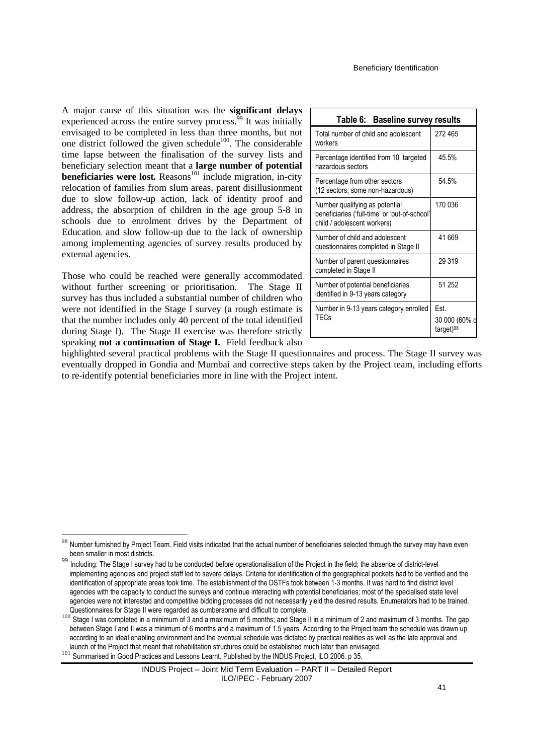A major cause of this situation was the **significant delays** experienced across the entire survey process.[99] It was initially envisaged to be completed in less than three months, but not one district followed the given schedule[100]. The considerable time lapse between the finalisation of the survey lists and beneficiary selection meant that a **large number of potential beneficiaries were lost.** Reasons[101] include migration, in-city relocation of families from slum areas, parent disillusionment due to slow follow-up action, lack of identity proof and address, the absorption of children in the age group 5-8 in schools due to enrolment drives by the Department of Education, and slow follow-up due to the lack of ownership among implementing agencies of survey results produced by external agencies.

**Table 6: Baseline survey results**

| | |
|---|---|
| Total number of child and adolescent workers | 272 465 |
| Percentage identified from 10 targeted hazardous sectors | 45.5% |
| Percentage from other sectors (12 sectors; some non-hazardous) | 54.5% |
| Number qualifying as potential beneficiaries ('full-time' or 'out-of-school' child / adolescent workers) | 170 036 |
| Number of child and adolescent questionnaires completed in Stage II | 41 669 |
| Number of parent questionnaires completed in Stage II | 29 319 |
| Number of potential beneficiaries identified in 9-13 years category | 51 252 |
| Number in 9-13 years category enrolled TECs | Est. 30 000 (60% of target)[98] |

Those who could be reached were generally accommodated without further screening or prioritisation. The Stage II survey has thus included a substantial number of children who were not identified in the Stage I survey (a rough estimate is that the number includes only 40 percent of the total identified during Stage I). The Stage II exercise was therefore strictly speaking **not a continuation of Stage I.** Field feedback also highlighted several practical problems with the Stage II questionnaires and process. The Stage II survey was eventually dropped in Gondia and Mumbai and corrective steps taken by the Project team, including efforts to re-identify potential beneficiaries more in line with the Project intent.

---

[98] Number furnished by Project Team. Field visits indicated that the actual number of beneficiaries selected through the survey may have even been smaller in most districts.

[99] Including: The Stage I survey had to be conducted before operationalisation of the Project in the field; the absence of district-level implementing agencies and project staff led to severe delays. Criteria for identification of the geographical pockets had to be verified and the identification of appropriate areas took time. The establishment of the DSTFs took between 1-3 months. It was hard to find district level agencies with the capacity to conduct the surveys and continue interacting with potential beneficiaries; most of the specialised state level agencies were not interested and competitive bidding processes did not necessarily yield the desired results. Enumerators had to be trained. Questionnaires for Stage II were regarded as cumbersome and difficult to complete.

[100] Stage I was completed in a minimum of 3 and a maximum of 5 months; and Stage II in a minimum of 2 and maximum of 3 months. The gap between Stage I and II was a minimum of 6 months and a maximum of 1.5 years. According to the Project team the schedule was drawn up according to an ideal enabling environment and the eventual schedule was dictated by practical realities as well as the late approval and launch of the Project that meant that rehabilitation structures could be established much later than envisaged.

[101] Summarised in Good Practices and Lessons Learnt. Published by the INDUS Project, ILO 2006. p 35.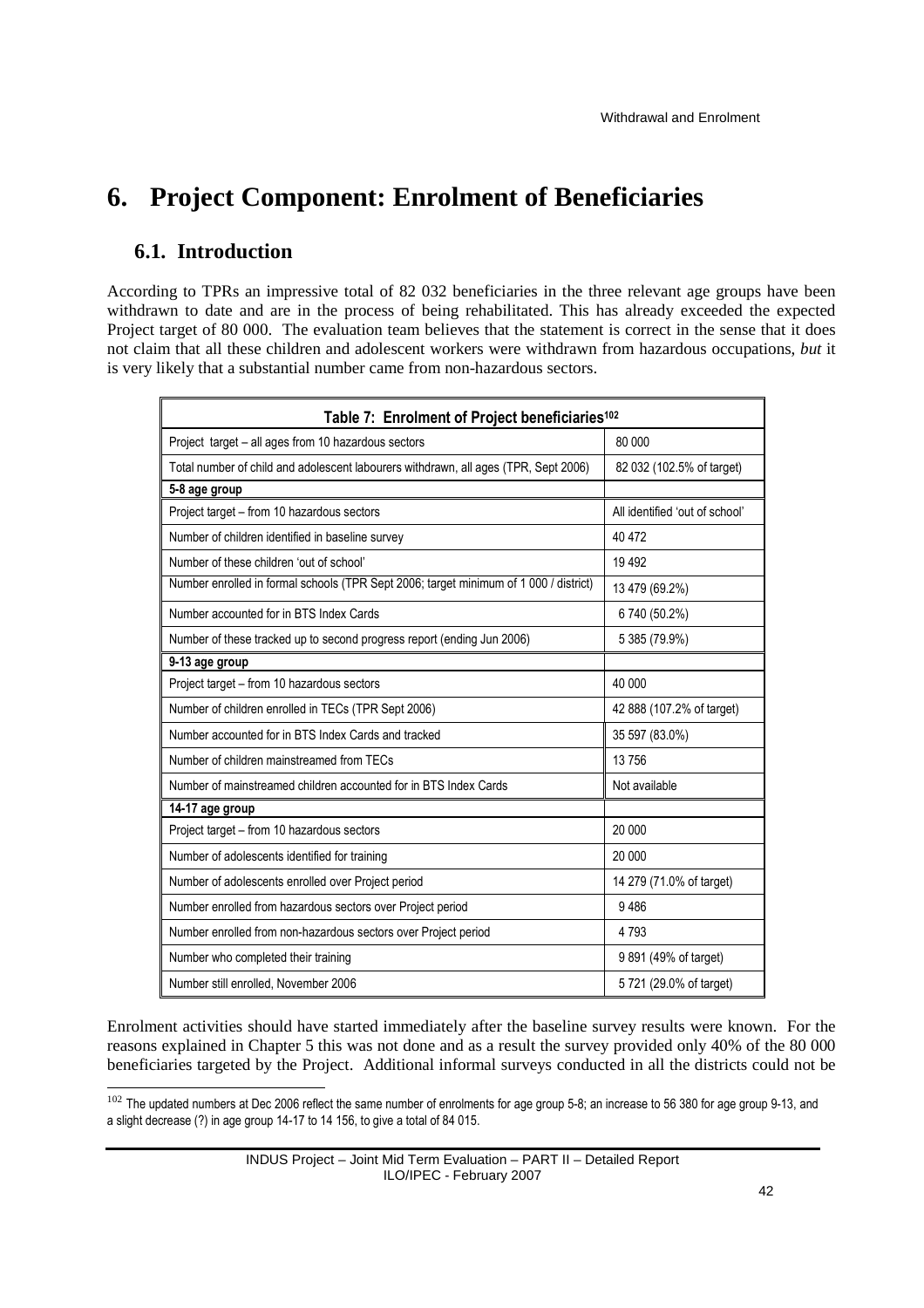# 6. Project Component: Enrolment of Beneficiaries

## 6.1. Introduction

According to TPRs an impressive total of 82 032 beneficiaries in the three relevant age groups have been withdrawn to date and are in the process of being rehabilitated. This has already exceeded the expected Project target of 80 000. The evaluation team believes that the statement is correct in the sense that it does not claim that all these children and adolescent workers were withdrawn from hazardous occupations, *but* it is very likely that a substantial number came from non-hazardous sectors.

| Table 7: Enrolment of Project beneficiaries[102] | |
|---|---|
| Project target – all ages from 10 hazardous sectors | 80 000 |
| Total number of child and adolescent labourers withdrawn, all ages (TPR, Sept 2006) | 82 032 (102.5% of target) |
| **5-8 age group** | |
| Project target – from 10 hazardous sectors | All identified 'out of school' |
| Number of children identified in baseline survey | 40 472 |
| Number of these children 'out of school' | 19 492 |
| Number enrolled in formal schools (TPR Sept 2006; target minimum of 1 000 / district) | 13 479 (69.2%) |
| Number accounted for in BTS Index Cards | 6 740 (50.2%) |
| Number of these tracked up to second progress report (ending Jun 2006) | 5 385 (79.9%) |
| **9-13 age group** | |
| Project target – from 10 hazardous sectors | 40 000 |
| Number of children enrolled in TECs (TPR Sept 2006) | 42 888 (107.2% of target) |
| Number accounted for in BTS Index Cards and tracked | 35 597 (83.0%) |
| Number of children mainstreamed from TECs | 13 756 |
| Number of mainstreamed children accounted for in BTS Index Cards | Not available |
| **14-17 age group** | |
| Project target – from 10 hazardous sectors | 20 000 |
| Number of adolescents identified for training | 20 000 |
| Number of adolescents enrolled over Project period | 14 279 (71.0% of target) |
| Number enrolled from hazardous sectors over Project period | 9 486 |
| Number enrolled from non-hazardous sectors over Project period | 4 793 |
| Number who completed their training | 9 891 (49% of target) |
| Number still enrolled, November 2006 | 5 721 (29.0% of target) |

Enrolment activities should have started immediately after the baseline survey results were known. For the reasons explained in Chapter 5 this was not done and as a result the survey provided only 40% of the 80 000 beneficiaries targeted by the Project. Additional informal surveys conducted in all the districts could not be

[102] The updated numbers at Dec 2006 reflect the same number of enrolments for age group 5-8; an increase to 56 380 for age group 9-13, and a slight decrease (?) in age group 14-17 to 14 156, to give a total of 84 015.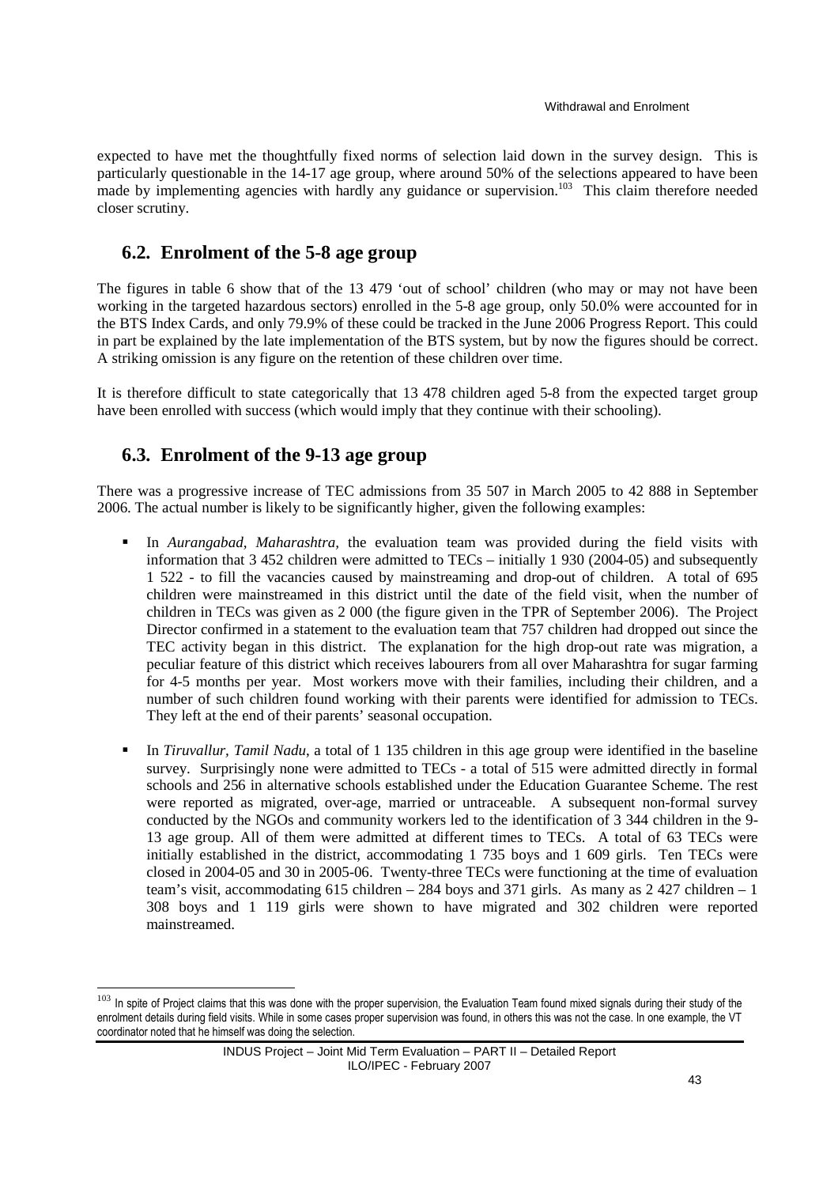expected to have met the thoughtfully fixed norms of selection laid down in the survey design. This is particularly questionable in the 14-17 age group, where around 50% of the selections appeared to have been made by implementing agencies with hardly any guidance or supervision.[103] This claim therefore needed closer scrutiny.

## 6.2. Enrolment of the 5-8 age group

The figures in table 6 show that of the 13 479 'out of school' children (who may or may not have been working in the targeted hazardous sectors) enrolled in the 5-8 age group, only 50.0% were accounted for in the BTS Index Cards, and only 79.9% of these could be tracked in the June 2006 Progress Report. This could in part be explained by the late implementation of the BTS system, but by now the figures should be correct. A striking omission is any figure on the retention of these children over time.

It is therefore difficult to state categorically that 13 478 children aged 5-8 from the expected target group have been enrolled with success (which would imply that they continue with their schooling).

## 6.3. Enrolment of the 9-13 age group

There was a progressive increase of TEC admissions from 35 507 in March 2005 to 42 888 in September 2006. The actual number is likely to be significantly higher, given the following examples:

- In *Aurangabad, Maharashtra,* the evaluation team was provided during the field visits with information that 3 452 children were admitted to TECs – initially 1 930 (2004-05) and subsequently 1 522 - to fill the vacancies caused by mainstreaming and drop-out of children. A total of 695 children were mainstreamed in this district until the date of the field visit, when the number of children in TECs was given as 2 000 (the figure given in the TPR of September 2006). The Project Director confirmed in a statement to the evaluation team that 757 children had dropped out since the TEC activity began in this district. The explanation for the high drop-out rate was migration, a peculiar feature of this district which receives labourers from all over Maharashtra for sugar farming for 4-5 months per year. Most workers move with their families, including their children, and a number of such children found working with their parents were identified for admission to TECs. They left at the end of their parents' seasonal occupation.

- In *Tiruvallur, Tamil Nadu*, a total of 1 135 children in this age group were identified in the baseline survey. Surprisingly none were admitted to TECs - a total of 515 were admitted directly in formal schools and 256 in alternative schools established under the Education Guarantee Scheme. The rest were reported as migrated, over-age, married or untraceable. A subsequent non-formal survey conducted by the NGOs and community workers led to the identification of 3 344 children in the 9-13 age group. All of them were admitted at different times to TECs. A total of 63 TECs were initially established in the district, accommodating 1 735 boys and 1 609 girls. Ten TECs were closed in 2004-05 and 30 in 2005-06. Twenty-three TECs were functioning at the time of evaluation team's visit, accommodating 615 children – 284 boys and 371 girls. As many as 2 427 children – 1 308 boys and 1 119 girls were shown to have migrated and 302 children were reported mainstreamed.

---

[103] In spite of Project claims that this was done with the proper supervision, the Evaluation Team found mixed signals during their study of the enrolment details during field visits. While in some cases proper supervision was found, in others this was not the case. In one example, the VT coordinator noted that he himself was doing the selection.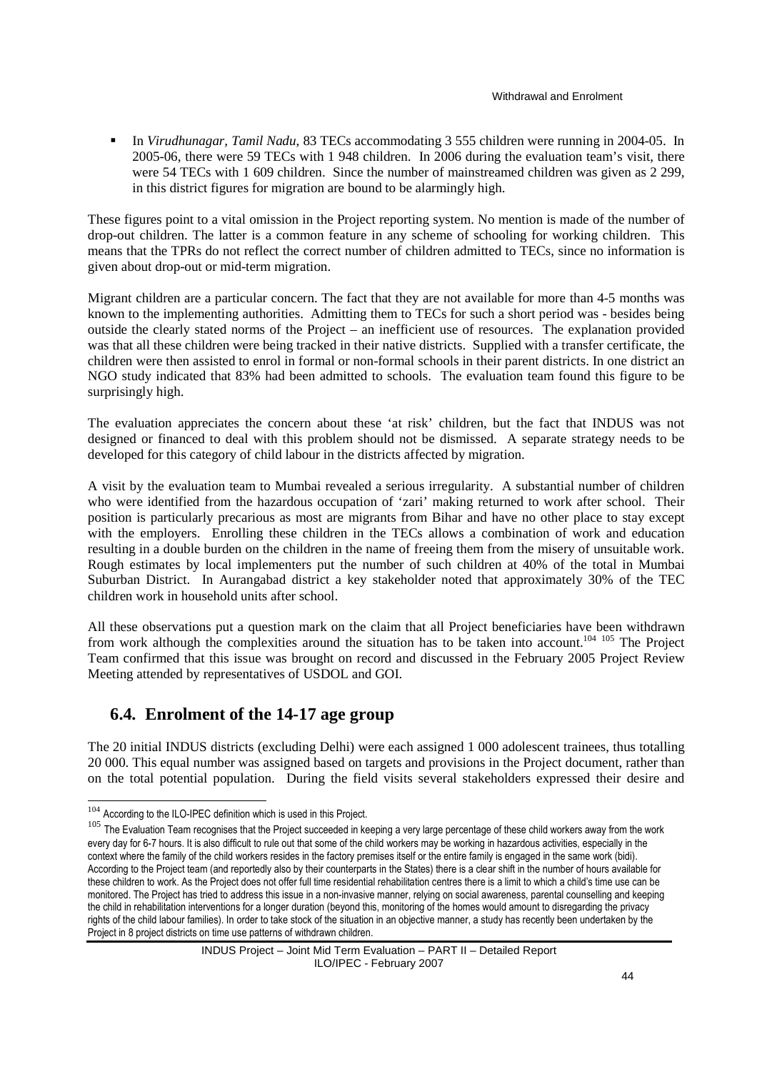- In *Virudhunagar, Tamil Nadu*, 83 TECs accommodating 3 555 children were running in 2004-05. In 2005-06, there were 59 TECs with 1 948 children. In 2006 during the evaluation team's visit, there were 54 TECs with 1 609 children. Since the number of mainstreamed children was given as 2 299, in this district figures for migration are bound to be alarmingly high.

These figures point to a vital omission in the Project reporting system. No mention is made of the number of drop-out children. The latter is a common feature in any scheme of schooling for working children. This means that the TPRs do not reflect the correct number of children admitted to TECs, since no information is given about drop-out or mid-term migration.

Migrant children are a particular concern. The fact that they are not available for more than 4-5 months was known to the implementing authorities. Admitting them to TECs for such a short period was - besides being outside the clearly stated norms of the Project – an inefficient use of resources. The explanation provided was that all these children were being tracked in their native districts. Supplied with a transfer certificate, the children were then assisted to enrol in formal or non-formal schools in their parent districts. In one district an NGO study indicated that 83% had been admitted to schools. The evaluation team found this figure to be surprisingly high.

The evaluation appreciates the concern about these 'at risk' children, but the fact that INDUS was not designed or financed to deal with this problem should not be dismissed. A separate strategy needs to be developed for this category of child labour in the districts affected by migration.

A visit by the evaluation team to Mumbai revealed a serious irregularity. A substantial number of children who were identified from the hazardous occupation of 'zari' making returned to work after school. Their position is particularly precarious as most are migrants from Bihar and have no other place to stay except with the employers. Enrolling these children in the TECs allows a combination of work and education resulting in a double burden on the children in the name of freeing them from the misery of unsuitable work. Rough estimates by local implementers put the number of such children at 40% of the total in Mumbai Suburban District. In Aurangabad district a key stakeholder noted that approximately 30% of the TEC children work in household units after school.

All these observations put a question mark on the claim that all Project beneficiaries have been withdrawn from work although the complexities around the situation has to be taken into account.[104] [105] The Project Team confirmed that this issue was brought on record and discussed in the February 2005 Project Review Meeting attended by representatives of USDOL and GOI.

## 6.4. Enrolment of the 14-17 age group

The 20 initial INDUS districts (excluding Delhi) were each assigned 1 000 adolescent trainees, thus totalling 20 000. This equal number was assigned based on targets and provisions in the Project document, rather than on the total potential population. During the field visits several stakeholders expressed their desire and

---

[104] According to the ILO-IPEC definition which is used in this Project.

[105] The Evaluation Team recognises that the Project succeeded in keeping a very large percentage of these child workers away from the work every day for 6-7 hours. It is also difficult to rule out that some of the child workers may be working in hazardous activities, especially in the context where the family of the child workers resides in the factory premises itself or the entire family is engaged in the same work (bidi). According to the Project team (and reportedly also by their counterparts in the States) there is a clear shift in the number of hours available for these children to work. As the Project does not offer full time residential rehabilitation centres there is a limit to which a child's time use can be monitored. The Project has tried to address this issue in a non-invasive manner, relying on social awareness, parental counselling and keeping the child in rehabilitation interventions for a longer duration (beyond this, monitoring of the homes would amount to disregarding the privacy rights of the child labour families). In order to take stock of the situation in an objective manner, a study has recently been undertaken by the Project in 8 project districts on time use patterns of withdrawn children.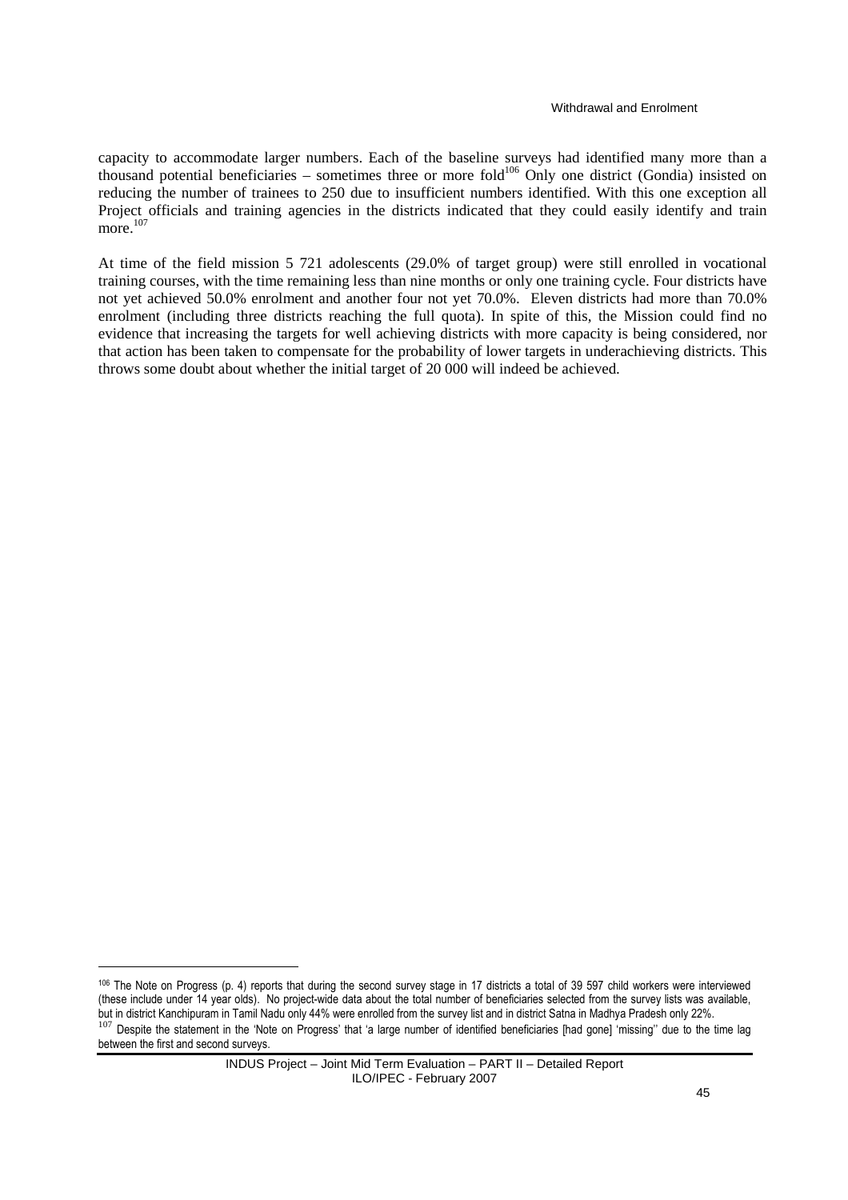capacity to accommodate larger numbers. Each of the baseline surveys had identified many more than a thousand potential beneficiaries – sometimes three or more fold[106] Only one district (Gondia) insisted on reducing the number of trainees to 250 due to insufficient numbers identified. With this one exception all Project officials and training agencies in the districts indicated that they could easily identify and train more.[107]

At time of the field mission 5 721 adolescents (29.0% of target group) were still enrolled in vocational training courses, with the time remaining less than nine months or only one training cycle. Four districts have not yet achieved 50.0% enrolment and another four not yet 70.0%. Eleven districts had more than 70.0% enrolment (including three districts reaching the full quota). In spite of this, the Mission could find no evidence that increasing the targets for well achieving districts with more capacity is being considered, nor that action has been taken to compensate for the probability of lower targets in underachieving districts. This throws some doubt about whether the initial target of 20 000 will indeed be achieved.

---

[106] The Note on Progress (p. 4) reports that during the second survey stage in 17 districts a total of 39 597 child workers were interviewed (these include under 14 year olds). No project-wide data about the total number of beneficiaries selected from the survey lists was available, but in district Kanchipuram in Tamil Nadu only 44% were enrolled from the survey list and in district Satna in Madhya Pradesh only 22%.

[107] Despite the statement in the 'Note on Progress' that 'a large number of identified beneficiaries [had gone] 'missing'' due to the time lag between the first and second surveys.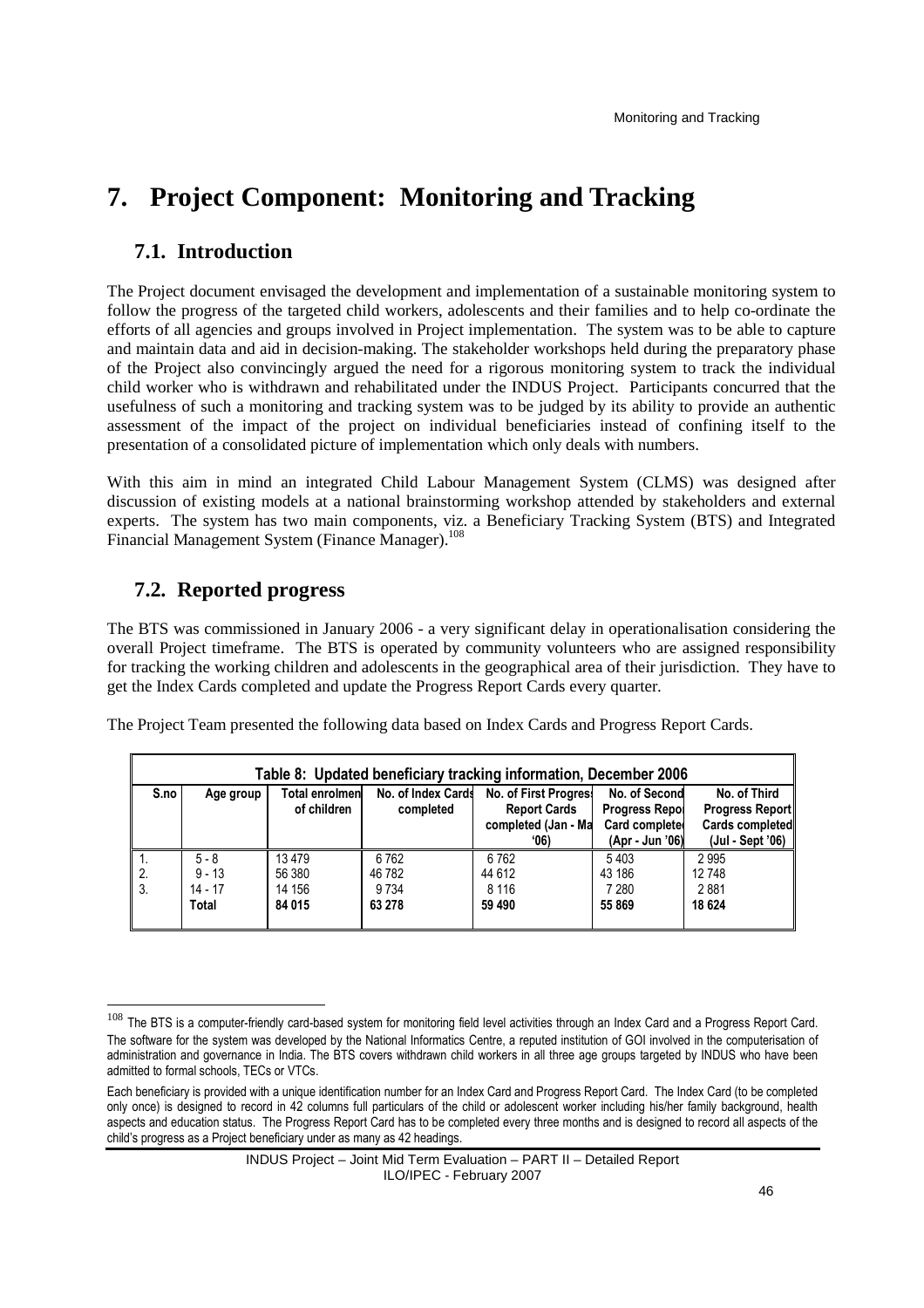／# 7. Project Component: Monitoring and Tracking

## 7.1. Introduction

The Project document envisaged the development and implementation of a sustainable monitoring system to follow the progress of the targeted child workers, adolescents and their families and to help co-ordinate the efforts of all agencies and groups involved in Project implementation. The system was to be able to capture and maintain data and aid in decision-making. The stakeholder workshops held during the preparatory phase of the Project also convincingly argued the need for a rigorous monitoring system to track the individual child worker who is withdrawn and rehabilitated under the INDUS Project. Participants concurred that the usefulness of such a monitoring and tracking system was to be judged by its ability to provide an authentic assessment of the impact of the project on individual beneficiaries instead of confining itself to the presentation of a consolidated picture of implementation which only deals with numbers.

With this aim in mind an integrated Child Labour Management System (CLMS) was designed after discussion of existing models at a national brainstorming workshop attended by stakeholders and external experts. The system has two main components, viz. a Beneficiary Tracking System (BTS) and Integrated Financial Management System (Finance Manager).[108]

## 7.2. Reported progress

The BTS was commissioned in January 2006 - a very significant delay in operationalisation considering the overall Project timeframe. The BTS is operated by community volunteers who are assigned responsibility for tracking the working children and adolescents in the geographical area of their jurisdiction. They have to get the Index Cards completed and update the Progress Report Cards every quarter.

The Project Team presented the following data based on Index Cards and Progress Report Cards.

**Table 8: Updated beneficiary tracking information, December 2006**

| S.no | Age group | Total enrolment of children | No. of Index Cards completed | No. of First Progress Report Cards completed (Jan - Mar '06) | No. of Second Progress Report Card completed (Apr - Jun '06) | No. of Third Progress Report Cards completed (Jul - Sept '06) |
|---|---|---|---|---|---|---|
| 1. | 5 - 8 | 13 479 | 6 762 | 6 762 | 5 403 | 2 995 |
| 2. | 9 - 13 | 56 380 | 46 782 | 44 612 | 43 186 | 12 748 |
| 3. | 14 - 17 | 14 156 | 9 734 | 8 116 | 7 280 | 2 881 |
| | **Total** | **84 015** | **63 278** | **59 490** | **55 869** | **18 624** |

---

[108] The BTS is a computer-friendly card-based system for monitoring field level activities through an Index Card and a Progress Report Card. The software for the system was developed by the National Informatics Centre, a reputed institution of GOI involved in the computerisation of administration and governance in India. The BTS covers withdrawn child workers in all three age groups targeted by INDUS who have been admitted to formal schools, TECs or VTCs.

Each beneficiary is provided with a unique identification number for an Index Card and Progress Report Card. The Index Card (to be completed only once) is designed to record in 42 columns full particulars of the child or adolescent worker including his/her family background, health aspects and education status. The Progress Report Card has to be completed every three months and is designed to record all aspects of the child's progress as a Project beneficiary under as many as 42 headings.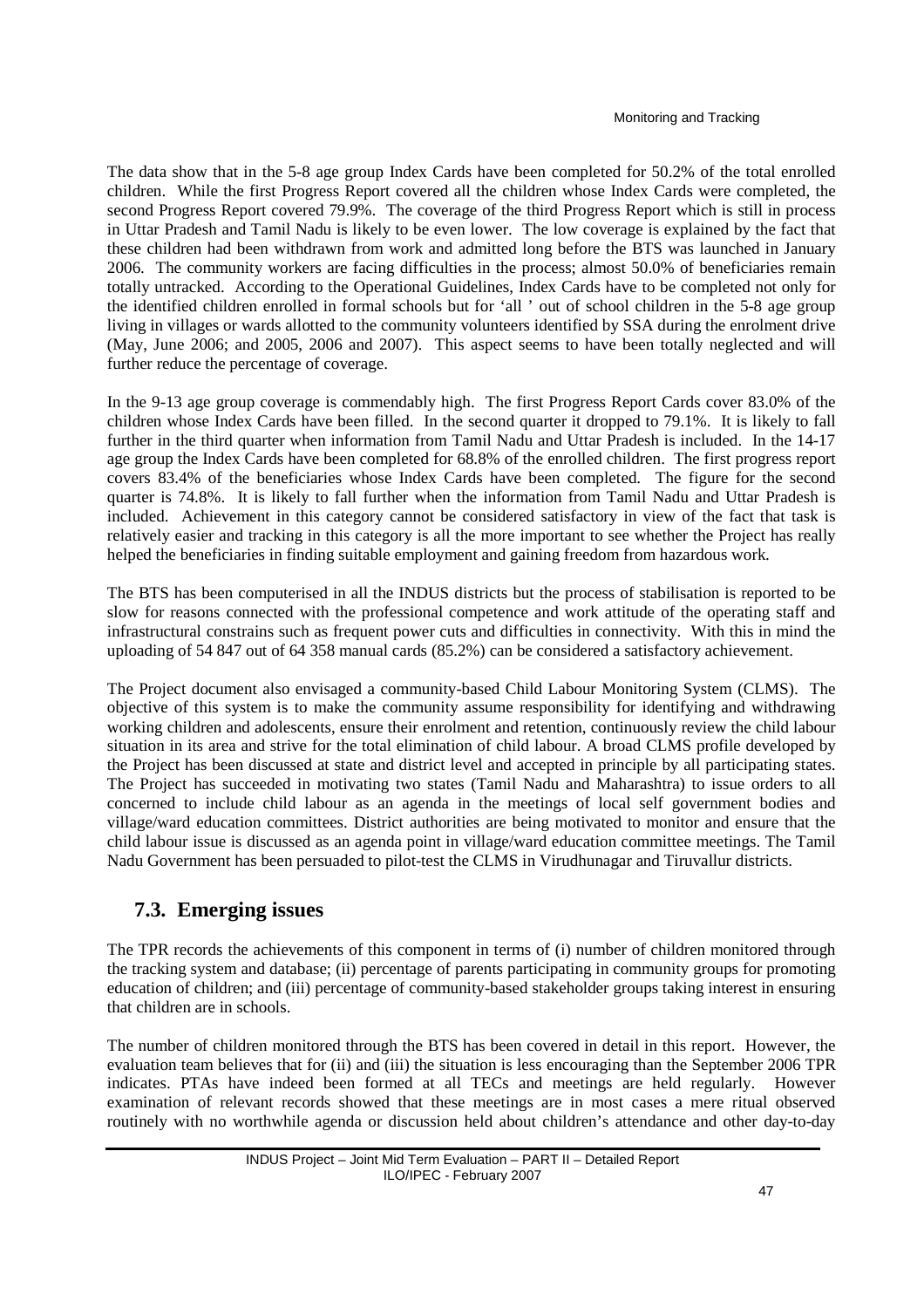The data show that in the 5-8 age group Index Cards have been completed for 50.2% of the total enrolled children. While the first Progress Report covered all the children whose Index Cards were completed, the second Progress Report covered 79.9%. The coverage of the third Progress Report which is still in process in Uttar Pradesh and Tamil Nadu is likely to be even lower. The low coverage is explained by the fact that these children had been withdrawn from work and admitted long before the BTS was launched in January 2006. The community workers are facing difficulties in the process; almost 50.0% of beneficiaries remain totally untracked. According to the Operational Guidelines, Index Cards have to be completed not only for the identified children enrolled in formal schools but for 'all ' out of school children in the 5-8 age group living in villages or wards allotted to the community volunteers identified by SSA during the enrolment drive (May, June 2006; and 2005, 2006 and 2007). This aspect seems to have been totally neglected and will further reduce the percentage of coverage.

In the 9-13 age group coverage is commendably high. The first Progress Report Cards cover 83.0% of the children whose Index Cards have been filled. In the second quarter it dropped to 79.1%. It is likely to fall further in the third quarter when information from Tamil Nadu and Uttar Pradesh is included. In the 14-17 age group the Index Cards have been completed for 68.8% of the enrolled children. The first progress report covers 83.4% of the beneficiaries whose Index Cards have been completed. The figure for the second quarter is 74.8%. It is likely to fall further when the information from Tamil Nadu and Uttar Pradesh is included. Achievement in this category cannot be considered satisfactory in view of the fact that task is relatively easier and tracking in this category is all the more important to see whether the Project has really helped the beneficiaries in finding suitable employment and gaining freedom from hazardous work.

The BTS has been computerised in all the INDUS districts but the process of stabilisation is reported to be slow for reasons connected with the professional competence and work attitude of the operating staff and infrastructural constrains such as frequent power cuts and difficulties in connectivity. With this in mind the uploading of 54 847 out of 64 358 manual cards (85.2%) can be considered a satisfactory achievement.

The Project document also envisaged a community-based Child Labour Monitoring System (CLMS). The objective of this system is to make the community assume responsibility for identifying and withdrawing working children and adolescents, ensure their enrolment and retention, continuously review the child labour situation in its area and strive for the total elimination of child labour. A broad CLMS profile developed by the Project has been discussed at state and district level and accepted in principle by all participating states. The Project has succeeded in motivating two states (Tamil Nadu and Maharashtra) to issue orders to all concerned to include child labour as an agenda in the meetings of local self government bodies and village/ward education committees. District authorities are being motivated to monitor and ensure that the child labour issue is discussed as an agenda point in village/ward education committee meetings. The Tamil Nadu Government has been persuaded to pilot-test the CLMS in Virudhunagar and Tiruvallur districts.

## 7.3. Emerging issues

The TPR records the achievements of this component in terms of (i) number of children monitored through the tracking system and database; (ii) percentage of parents participating in community groups for promoting education of children; and (iii) percentage of community-based stakeholder groups taking interest in ensuring that children are in schools.

The number of children monitored through the BTS has been covered in detail in this report. However, the evaluation team believes that for (ii) and (iii) the situation is less encouraging than the September 2006 TPR indicates. PTAs have indeed been formed at all TECs and meetings are held regularly. However examination of relevant records showed that these meetings are in most cases a mere ritual observed routinely with no worthwhile agenda or discussion held about children's attendance and other day-to-day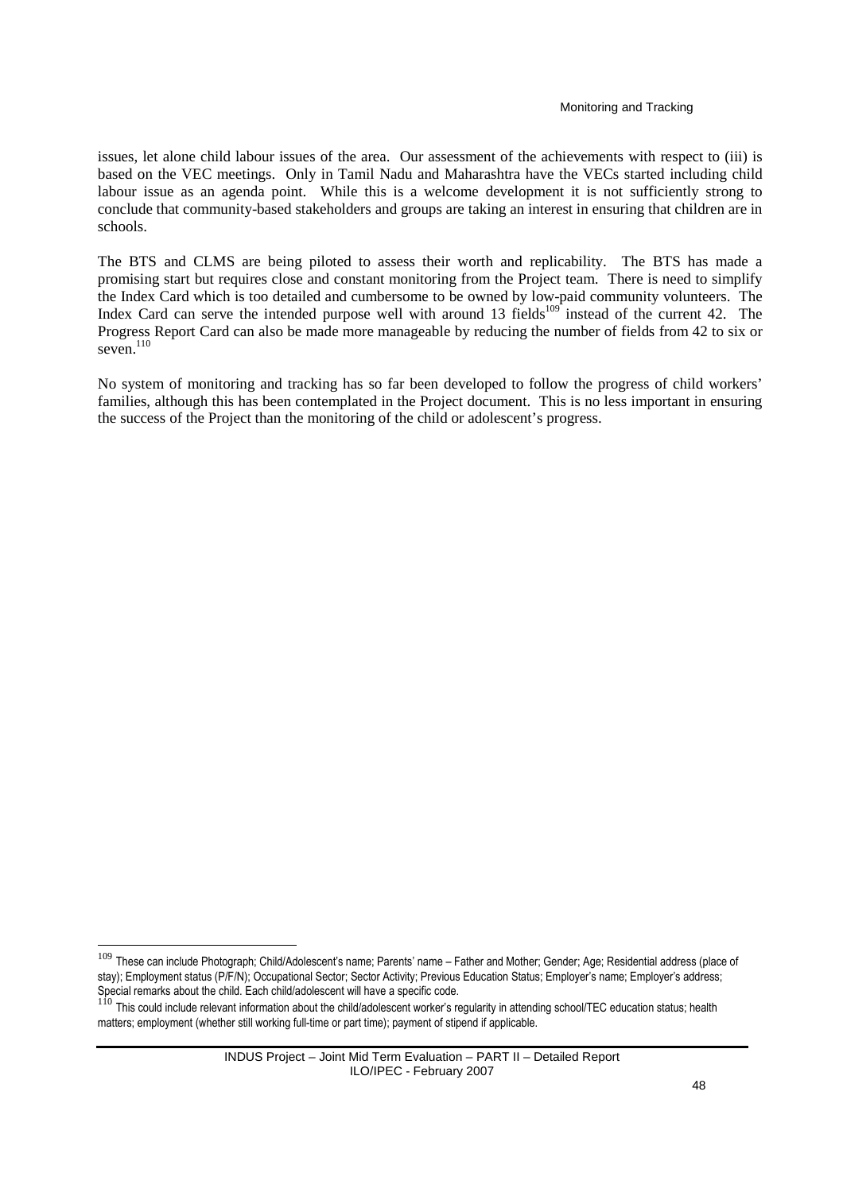issues, let alone child labour issues of the area. Our assessment of the achievements with respect to (iii) is based on the VEC meetings. Only in Tamil Nadu and Maharashtra have the VECs started including child labour issue as an agenda point. While this is a welcome development it is not sufficiently strong to conclude that community-based stakeholders and groups are taking an interest in ensuring that children are in schools.

The BTS and CLMS are being piloted to assess their worth and replicability. The BTS has made a promising start but requires close and constant monitoring from the Project team. There is need to simplify the Index Card which is too detailed and cumbersome to be owned by low-paid community volunteers. The Index Card can serve the intended purpose well with around 13 fields[109] instead of the current 42. The Progress Report Card can also be made more manageable by reducing the number of fields from 42 to six or seven.[110]

No system of monitoring and tracking has so far been developed to follow the progress of child workers' families, although this has been contemplated in the Project document. This is no less important in ensuring the success of the Project than the monitoring of the child or adolescent's progress.

---

[109] These can include Photograph; Child/Adolescent's name; Parents' name – Father and Mother; Gender; Age; Residential address (place of stay); Employment status (P/F/N); Occupational Sector; Sector Activity; Previous Education Status; Employer's name; Employer's address; Special remarks about the child. Each child/adolescent will have a specific code.

[110] This could include relevant information about the child/adolescent worker's regularity in attending school/TEC education status; health matters; employment (whether still working full-time or part time); payment of stipend if applicable.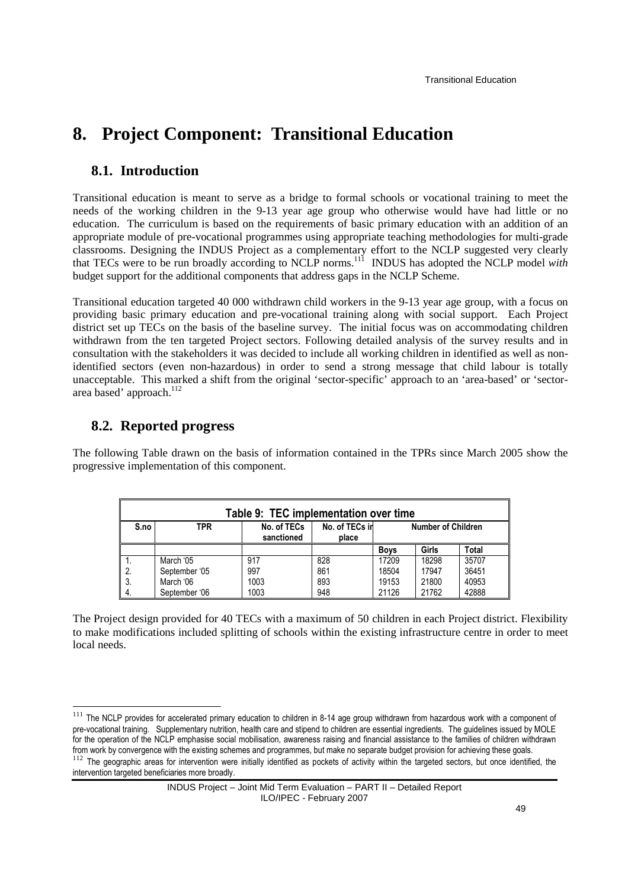# 8. Project Component: Transitional Education

## 8.1. Introduction

Transitional education is meant to serve as a bridge to formal schools or vocational training to meet the needs of the working children in the 9-13 year age group who otherwise would have had little or no education. The curriculum is based on the requirements of basic primary education with an addition of an appropriate module of pre-vocational programmes using appropriate teaching methodologies for multi-grade classrooms. Designing the INDUS Project as a complementary effort to the NCLP suggested very clearly that TECs were to be run broadly according to NCLP norms.[111] INDUS has adopted the NCLP model *with* budget support for the additional components that address gaps in the NCLP Scheme.

Transitional education targeted 40 000 withdrawn child workers in the 9-13 year age group, with a focus on providing basic primary education and pre-vocational training along with social support. Each Project district set up TECs on the basis of the baseline survey. The initial focus was on accommodating children withdrawn from the ten targeted Project sectors. Following detailed analysis of the survey results and in consultation with the stakeholders it was decided to include all working children in identified as well as non-identified sectors (even non-hazardous) in order to send a strong message that child labour is totally unacceptable. This marked a shift from the original 'sector-specific' approach to an 'area-based' or 'sector-area based' approach.[112]

## 8.2. Reported progress

The following Table drawn on the basis of information contained in the TPRs since March 2005 show the progressive implementation of this component.

**Table 9: TEC implementation over time**

| S.no | TPR | No. of TECs sanctioned | No. of TECs in place | Number of Children | | |
|---|---|---|---|---|---|---|
| | | | | Boys | Girls | Total |
| 1. | March '05 | 917 | 828 | 17209 | 18298 | 35707 |
| 2. | September '05 | 997 | 861 | 18504 | 17947 | 36451 |
| 3. | March '06 | 1003 | 893 | 19153 | 21800 | 40953 |
| 4. | September '06 | 1003 | 948 | 21126 | 21762 | 42888 |

The Project design provided for 40 TECs with a maximum of 50 children in each Project district. Flexibility to make modifications included splitting of schools within the existing infrastructure centre in order to meet local needs.

---

[111] The NCLP provides for accelerated primary education to children in 8-14 age group withdrawn from hazardous work with a component of pre-vocational training. Supplementary nutrition, health care and stipend to children are essential ingredients. The guidelines issued by MOLE for the operation of the NCLP emphasise social mobilisation, awareness raising and financial assistance to the families of children withdrawn from work by convergence with the existing schemes and programmes, but make no separate budget provision for achieving these goals.

[112] The geographic areas for intervention were initially identified as pockets of activity within the targeted sectors, but once identified, the intervention targeted beneficiaries more broadly.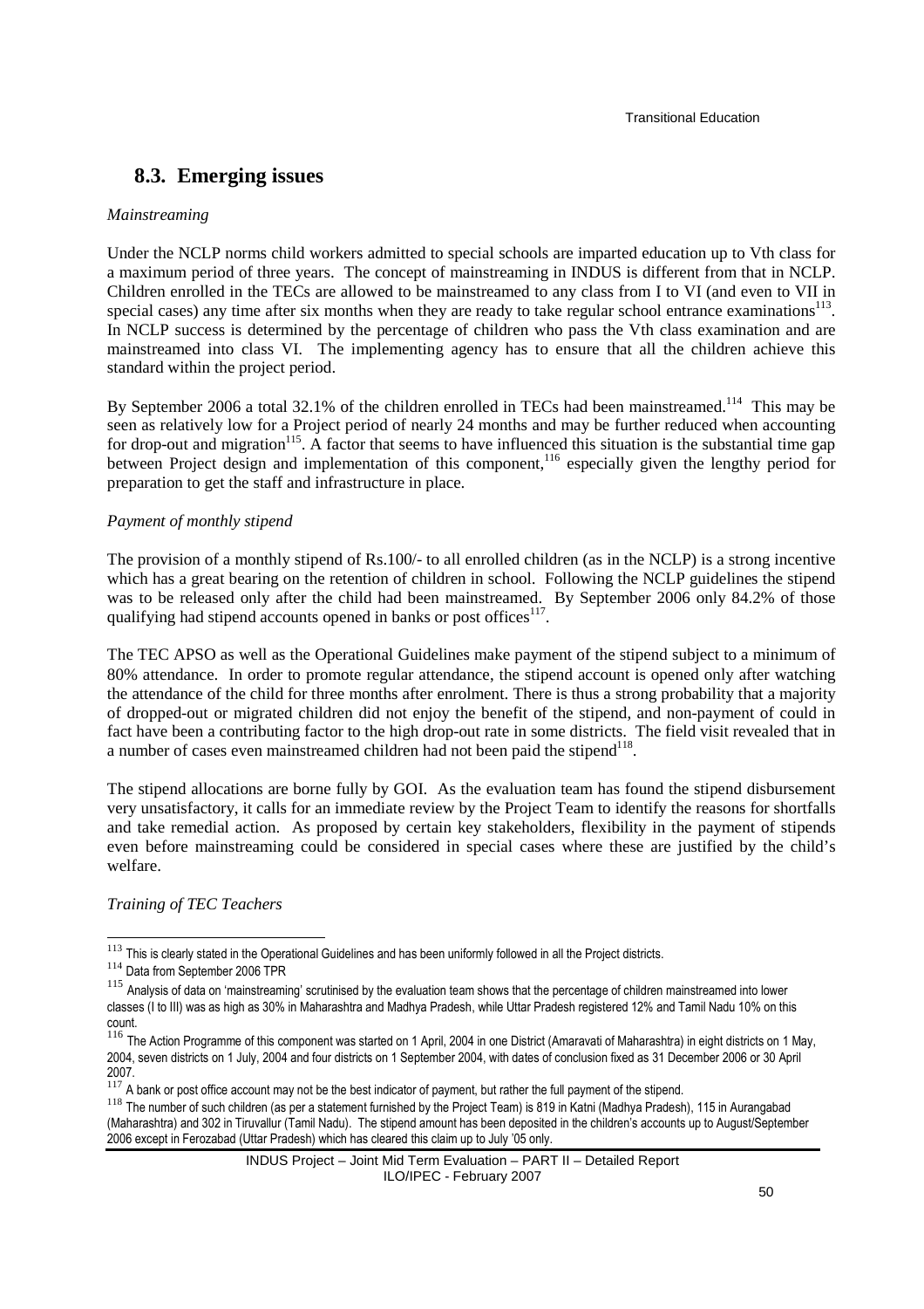## 8.3. Emerging issues

*Mainstreaming*

Under the NCLP norms child workers admitted to special schools are imparted education up to Vth class for a maximum period of three years. The concept of mainstreaming in INDUS is different from that in NCLP. Children enrolled in the TECs are allowed to be mainstreamed to any class from I to VI (and even to VII in special cases) any time after six months when they are ready to take regular school entrance examinations[113]. In NCLP success is determined by the percentage of children who pass the Vth class examination and are mainstreamed into class VI. The implementing agency has to ensure that all the children achieve this standard within the project period.

By September 2006 a total 32.1% of the children enrolled in TECs had been mainstreamed.[114] This may be seen as relatively low for a Project period of nearly 24 months and may be further reduced when accounting for drop-out and migration[115]. A factor that seems to have influenced this situation is the substantial time gap between Project design and implementation of this component,[116] especially given the lengthy period for preparation to get the staff and infrastructure in place.

*Payment of monthly stipend*

The provision of a monthly stipend of Rs.100/- to all enrolled children (as in the NCLP) is a strong incentive which has a great bearing on the retention of children in school. Following the NCLP guidelines the stipend was to be released only after the child had been mainstreamed. By September 2006 only 84.2% of those qualifying had stipend accounts opened in banks or post offices[117].

The TEC APSO as well as the Operational Guidelines make payment of the stipend subject to a minimum of 80% attendance. In order to promote regular attendance, the stipend account is opened only after watching the attendance of the child for three months after enrolment. There is thus a strong probability that a majority of dropped-out or migrated children did not enjoy the benefit of the stipend, and non-payment of could in fact have been a contributing factor to the high drop-out rate in some districts. The field visit revealed that in a number of cases even mainstreamed children had not been paid the stipend[118].

The stipend allocations are borne fully by GOI. As the evaluation team has found the stipend disbursement very unsatisfactory, it calls for an immediate review by the Project Team to identify the reasons for shortfalls and take remedial action. As proposed by certain key stakeholders, flexibility in the payment of stipends even before mainstreaming could be considered in special cases where these are justified by the child's welfare.

*Training of TEC Teachers*

---

[113] This is clearly stated in the Operational Guidelines and has been uniformly followed in all the Project districts.

[114] Data from September 2006 TPR

[115] Analysis of data on 'mainstreaming' scrutinised by the evaluation team shows that the percentage of children mainstreamed into lower classes (I to III) was as high as 30% in Maharashtra and Madhya Pradesh, while Uttar Pradesh registered 12% and Tamil Nadu 10% on this count.

[116] The Action Programme of this component was started on 1 April, 2004 in one District (Amaravati of Maharashtra) in eight districts on 1 May, 2004, seven districts on 1 July, 2004 and four districts on 1 September 2004, with dates of conclusion fixed as 31 December 2006 or 30 April 2007.

[117] A bank or post office account may not be the best indicator of payment, but rather the full payment of the stipend.

[118] The number of such children (as per a statement furnished by the Project Team) is 819 in Katni (Madhya Pradesh), 115 in Aurangabad (Maharashtra) and 302 in Tiruvallur (Tamil Nadu). The stipend amount has been deposited in the children's accounts up to August/September 2006 except in Ferozabad (Uttar Pradesh) which has cleared this claim up to July '05 only.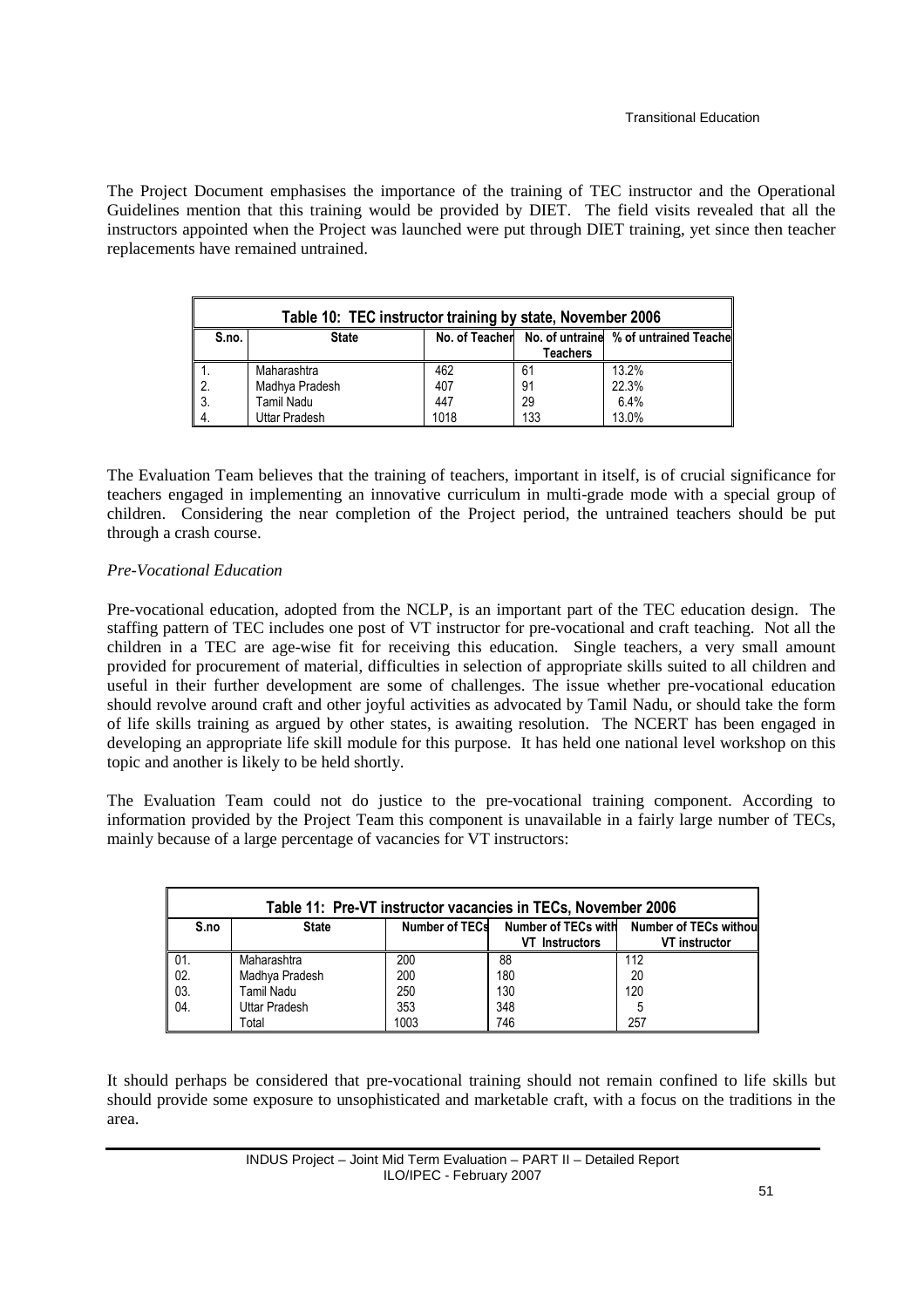The Project Document emphasises the importance of the training of TEC instructor and the Operational Guidelines mention that this training would be provided by DIET. The field visits revealed that all the instructors appointed when the Project was launched were put through DIET training, yet since then teacher replacements have remained untrained.

| Table 10: TEC instructor training by state, November 2006 | | | | |
|---|---|---|---|---|
| S.no. | State | No. of Teacher | No. of untraine Teachers | % of untrained Teache |
| 1. | Maharashtra | 462 | 61 | 13.2% |
| 2. | Madhya Pradesh | 407 | 91 | 22.3% |
| 3. | Tamil Nadu | 447 | 29 | 6.4% |
| 4. | Uttar Pradesh | 1018 | 133 | 13.0% |

The Evaluation Team believes that the training of teachers, important in itself, is of crucial significance for teachers engaged in implementing an innovative curriculum in multi-grade mode with a special group of children. Considering the near completion of the Project period, the untrained teachers should be put through a crash course.

*Pre-Vocational Education*

Pre-vocational education, adopted from the NCLP, is an important part of the TEC education design. The staffing pattern of TEC includes one post of VT instructor for pre-vocational and craft teaching. Not all the children in a TEC are age-wise fit for receiving this education. Single teachers, a very small amount provided for procurement of material, difficulties in selection of appropriate skills suited to all children and useful in their further development are some of challenges. The issue whether pre-vocational education should revolve around craft and other joyful activities as advocated by Tamil Nadu, or should take the form of life skills training as argued by other states, is awaiting resolution. The NCERT has been engaged in developing an appropriate life skill module for this purpose. It has held one national level workshop on this topic and another is likely to be held shortly.

The Evaluation Team could not do justice to the pre-vocational training component. According to information provided by the Project Team this component is unavailable in a fairly large number of TECs, mainly because of a large percentage of vacancies for VT instructors:

| Table 11: Pre-VT instructor vacancies in TECs, November 2006 | | | | |
|---|---|---|---|---|
| S.no | State | Number of TECs | Number of TECs with VT Instructors | Number of TECs withou VT instructor |
| 01. | Maharashtra | 200 | 88 | 112 |
| 02. | Madhya Pradesh | 200 | 180 | 20 |
| 03. | Tamil Nadu | 250 | 130 | 120 |
| 04. | Uttar Pradesh | 353 | 348 | 5 |
| | Total | 1003 | 746 | 257 |

It should perhaps be considered that pre-vocational training should not remain confined to life skills but should provide some exposure to unsophisticated and marketable craft, with a focus on the traditions in the area.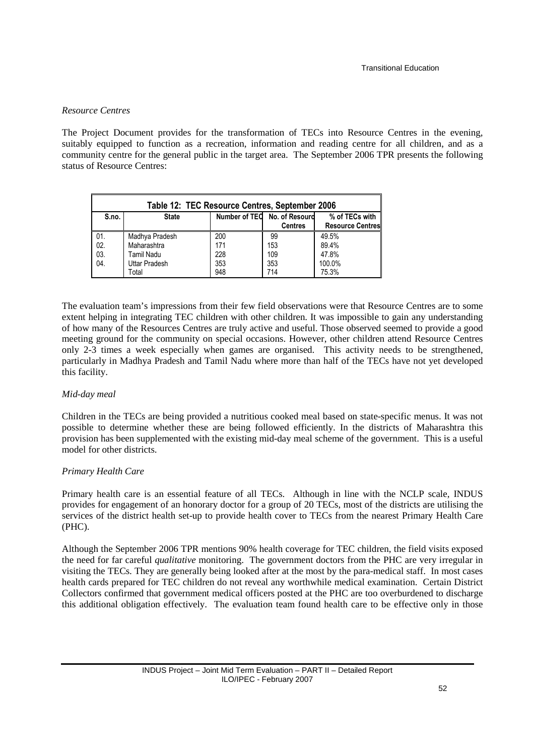*Resource Centres*

The Project Document provides for the transformation of TECs into Resource Centres in the evening, suitably equipped to function as a recreation, information and reading centre for all children, and as a community centre for the general public in the target area. The September 2006 TPR presents the following status of Resource Centres:

**Table 12: TEC Resource Centres, September 2006**

| S.no. | State | Number of TEC | No. of Resource Centres | % of TECs with Resource Centres |
|---|---|---|---|---|
| 01. | Madhya Pradesh | 200 | 99 | 49.5% |
| 02. | Maharashtra | 171 | 153 | 89.4% |
| 03. | Tamil Nadu | 228 | 109 | 47.8% |
| 04. | Uttar Pradesh | 353 | 353 | 100.0% |
| | Total | 948 | 714 | 75.3% |

The evaluation team's impressions from their few field observations were that Resource Centres are to some extent helping in integrating TEC children with other children. It was impossible to gain any understanding of how many of the Resources Centres are truly active and useful. Those observed seemed to provide a good meeting ground for the community on special occasions. However, other children attend Resource Centres only 2-3 times a week especially when games are organised. This activity needs to be strengthened, particularly in Madhya Pradesh and Tamil Nadu where more than half of the TECs have not yet developed this facility.

*Mid-day meal*

Children in the TECs are being provided a nutritious cooked meal based on state-specific menus. It was not possible to determine whether these are being followed efficiently. In the districts of Maharashtra this provision has been supplemented with the existing mid-day meal scheme of the government. This is a useful model for other districts.

*Primary Health Care*

Primary health care is an essential feature of all TECs. Although in line with the NCLP scale, INDUS provides for engagement of an honorary doctor for a group of 20 TECs, most of the districts are utilising the services of the district health set-up to provide health cover to TECs from the nearest Primary Health Care (PHC).

Although the September 2006 TPR mentions 90% health coverage for TEC children, the field visits exposed the need for far careful *qualitative* monitoring. The government doctors from the PHC are very irregular in visiting the TECs. They are generally being looked after at the most by the para-medical staff. In most cases health cards prepared for TEC children do not reveal any worthwhile medical examination. Certain District Collectors confirmed that government medical officers posted at the PHC are too overburdened to discharge this additional obligation effectively. The evaluation team found health care to be effective only in those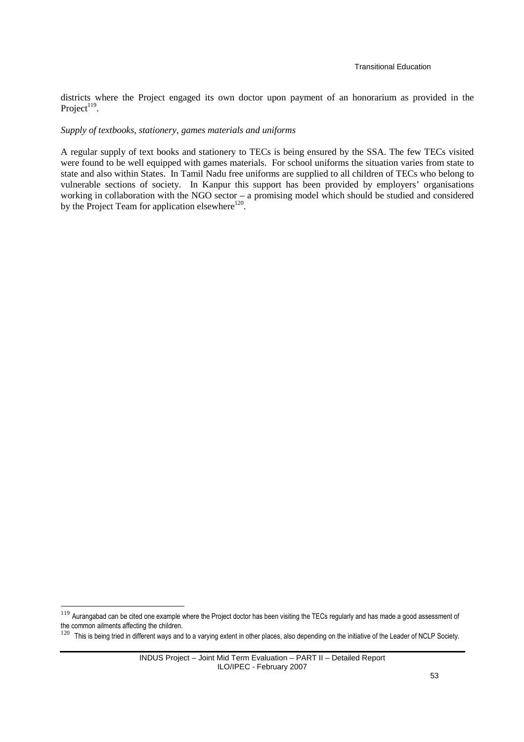districts where the Project engaged its own doctor upon payment of an honorarium as provided in the Project[119].

*Supply of textbooks, stationery, games materials and uniforms*

A regular supply of text books and stationery to TECs is being ensured by the SSA. The few TECs visited were found to be well equipped with games materials. For school uniforms the situation varies from state to state and also within States. In Tamil Nadu free uniforms are supplied to all children of TECs who belong to vulnerable sections of society. In Kanpur this support has been provided by employers' organisations working in collaboration with the NGO sector – a promising model which should be studied and considered by the Project Team for application elsewhere[120].

---

[119] Aurangabad can be cited one example where the Project doctor has been visiting the TECs regularly and has made a good assessment of the common ailments affecting the children.

[120] This is being tried in different ways and to a varying extent in other places, also depending on the initiative of the Leader of NCLP Society.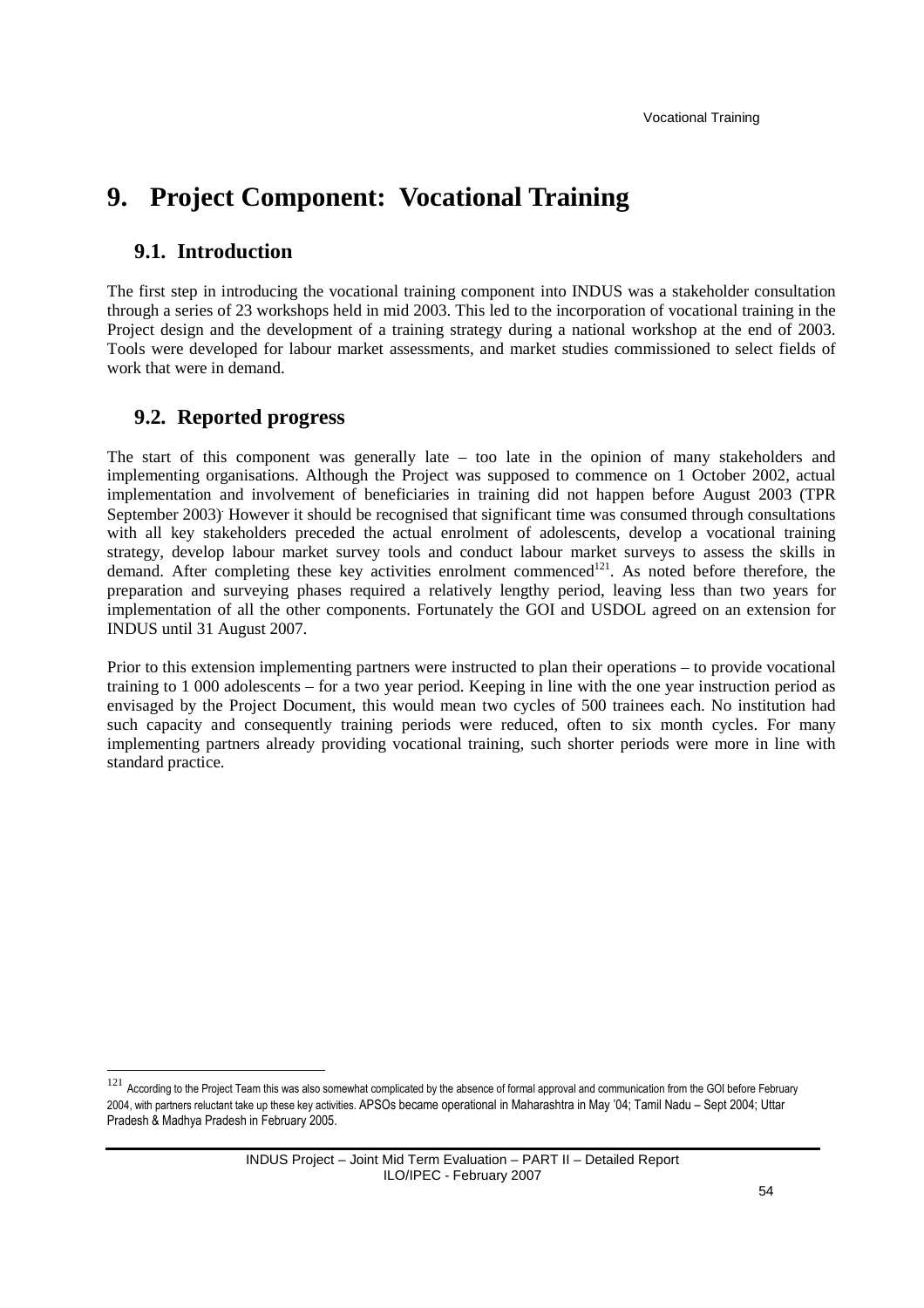# 9. Project Component: Vocational Training

## 9.1. Introduction

The first step in introducing the vocational training component into INDUS was a stakeholder consultation through a series of 23 workshops held in mid 2003. This led to the incorporation of vocational training in the Project design and the development of a training strategy during a national workshop at the end of 2003. Tools were developed for labour market assessments, and market studies commissioned to select fields of work that were in demand.

## 9.2. Reported progress

The start of this component was generally late – too late in the opinion of many stakeholders and implementing organisations. Although the Project was supposed to commence on 1 October 2002, actual implementation and involvement of beneficiaries in training did not happen before August 2003 (TPR September 2003). However it should be recognised that significant time was consumed through consultations with all key stakeholders preceded the actual enrolment of adolescents, develop a vocational training strategy, develop labour market survey tools and conduct labour market surveys to assess the skills in demand. After completing these key activities enrolment commenced[121]. As noted before therefore, the preparation and surveying phases required a relatively lengthy period, leaving less than two years for implementation of all the other components. Fortunately the GOI and USDOL agreed on an extension for INDUS until 31 August 2007.

Prior to this extension implementing partners were instructed to plan their operations – to provide vocational training to 1 000 adolescents – for a two year period. Keeping in line with the one year instruction period as envisaged by the Project Document, this would mean two cycles of 500 trainees each. No institution had such capacity and consequently training periods were reduced, often to six month cycles. For many implementing partners already providing vocational training, such shorter periods were more in line with standard practice.

[121] According to the Project Team this was also somewhat complicated by the absence of formal approval and communication from the GOI before February 2004, with partners reluctant take up these key activities. APSOs became operational in Maharashtra in May '04; Tamil Nadu – Sept 2004; Uttar Pradesh & Madhya Pradesh in February 2005.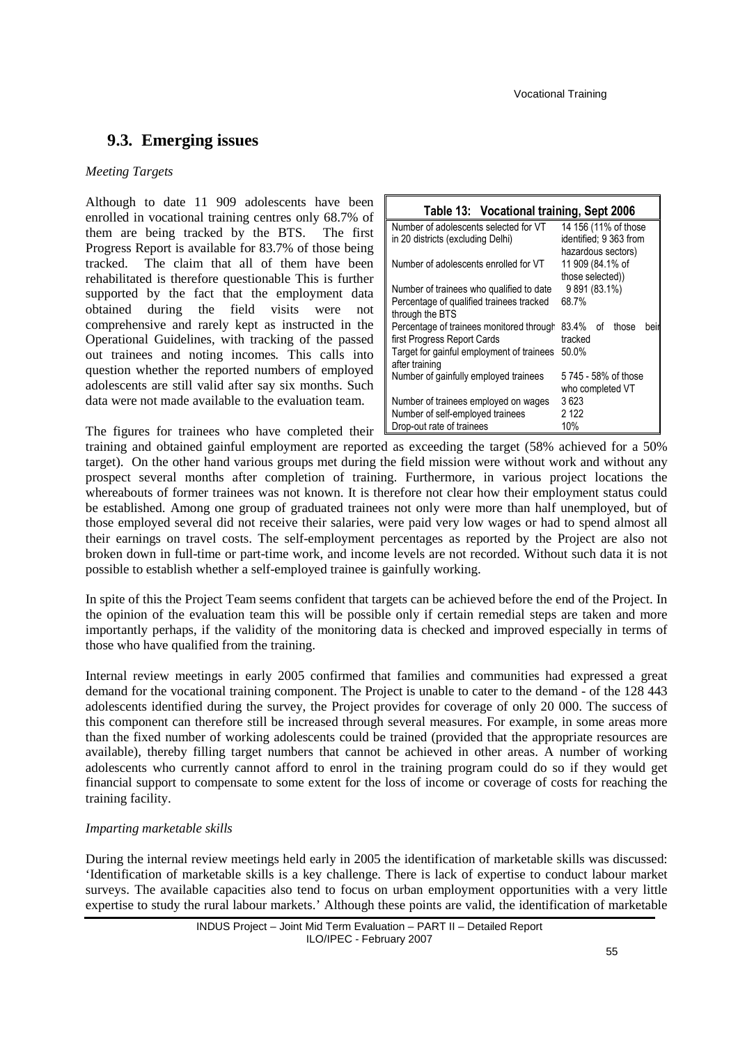## 9.3. Emerging issues

*Meeting Targets*

Although to date 11 909 adolescents have been enrolled in vocational training centres only 68.7% of them are being tracked by the BTS. The first Progress Report is available for 83.7% of those being tracked. The claim that all of them have been rehabilitated is therefore questionable This is further supported by the fact that the employment data obtained during the field visits were not comprehensive and rarely kept as instructed in the Operational Guidelines, with tracking of the passed out trainees and noting incomes. This calls into question whether the reported numbers of employed adolescents are still valid after say six months. Such data were not made available to the evaluation team.

**Table 13: Vocational training, Sept 2006**

| | |
|---|---|
| Number of adolescents selected for VT in 20 districts (excluding Delhi) | 14 156 (11% of those identified; 9 363 from hazardous sectors) |
| Number of adolescents enrolled for VT | 11 909 (84.1% of those selected)) |
| Number of trainees who qualified to date | 9 891 (83.1%) |
| Percentage of qualified trainees tracked through the BTS | 68.7% |
| Percentage of trainees monitored through first Progress Report Cards | 83.4% of those being tracked |
| Target for gainful employment of trainees after training | 50.0% |
| Number of gainfully employed trainees | 5 745 - 58% of those who completed VT |
| Number of trainees employed on wages | 3 623 |
| Number of self-employed trainees | 2 122 |
| Drop-out rate of trainees | 10% |

The figures for trainees who have completed their training and obtained gainful employment are reported as exceeding the target (58% achieved for a 50% target). On the other hand various groups met during the field mission were without work and without any prospect several months after completion of training. Furthermore, in various project locations the whereabouts of former trainees was not known. It is therefore not clear how their employment status could be established. Among one group of graduated trainees not only were more than half unemployed, but of those employed several did not receive their salaries, were paid very low wages or had to spend almost all their earnings on travel costs. The self-employment percentages as reported by the Project are also not broken down in full-time or part-time work, and income levels are not recorded. Without such data it is not possible to establish whether a self-employed trainee is gainfully working.

In spite of this the Project Team seems confident that targets can be achieved before the end of the Project. In the opinion of the evaluation team this will be possible only if certain remedial steps are taken and more importantly perhaps, if the validity of the monitoring data is checked and improved especially in terms of those who have qualified from the training.

Internal review meetings in early 2005 confirmed that families and communities had expressed a great demand for the vocational training component. The Project is unable to cater to the demand - of the 128 443 adolescents identified during the survey, the Project provides for coverage of only 20 000. The success of this component can therefore still be increased through several measures. For example, in some areas more than the fixed number of working adolescents could be trained (provided that the appropriate resources are available), thereby filling target numbers that cannot be achieved in other areas. A number of working adolescents who currently cannot afford to enrol in the training program could do so if they would get financial support to compensate to some extent for the loss of income or coverage of costs for reaching the training facility.

*Imparting marketable skills*

During the internal review meetings held early in 2005 the identification of marketable skills was discussed: 'Identification of marketable skills is a key challenge. There is lack of expertise to conduct labour market surveys. The available capacities also tend to focus on urban employment opportunities with a very little expertise to study the rural labour markets.' Although these points are valid, the identification of marketable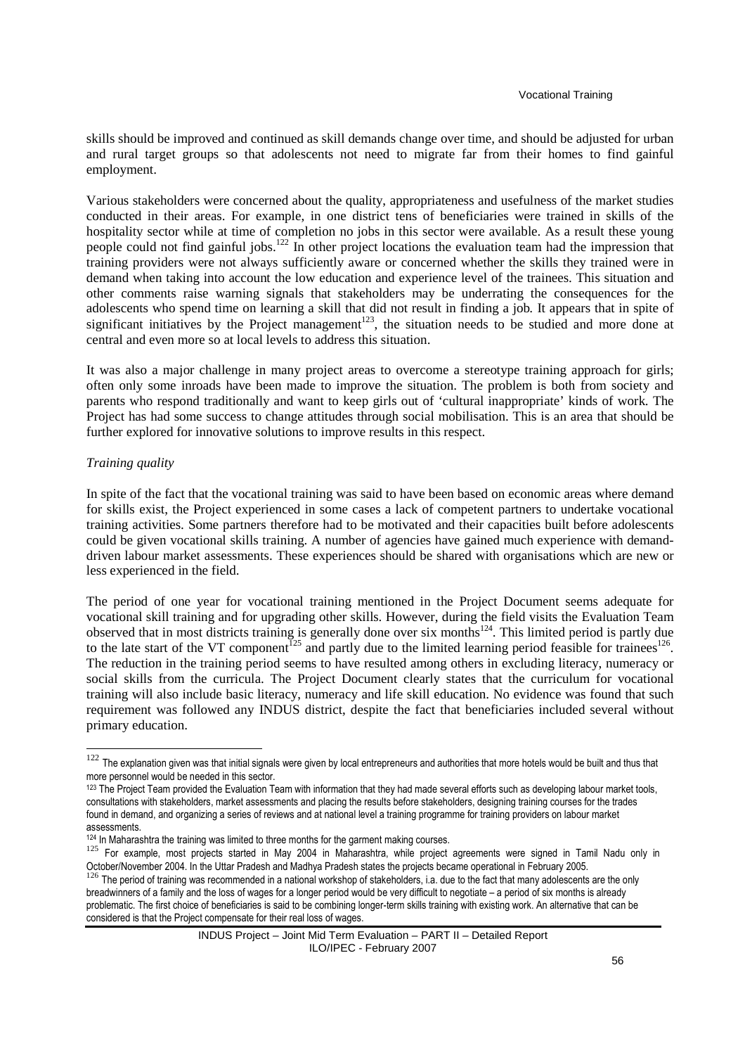skills should be improved and continued as skill demands change over time, and should be adjusted for urban and rural target groups so that adolescents not need to migrate far from their homes to find gainful employment.

Various stakeholders were concerned about the quality, appropriateness and usefulness of the market studies conducted in their areas. For example, in one district tens of beneficiaries were trained in skills of the hospitality sector while at time of completion no jobs in this sector were available. As a result these young people could not find gainful jobs.[122] In other project locations the evaluation team had the impression that training providers were not always sufficiently aware or concerned whether the skills they trained were in demand when taking into account the low education and experience level of the trainees. This situation and other comments raise warning signals that stakeholders may be underrating the consequences for the adolescents who spend time on learning a skill that did not result in finding a job. It appears that in spite of significant initiatives by the Project management[123], the situation needs to be studied and more done at central and even more so at local levels to address this situation.

It was also a major challenge in many project areas to overcome a stereotype training approach for girls; often only some inroads have been made to improve the situation. The problem is both from society and parents who respond traditionally and want to keep girls out of 'cultural inappropriate' kinds of work. The Project has had some success to change attitudes through social mobilisation. This is an area that should be further explored for innovative solutions to improve results in this respect.

*Training quality*

In spite of the fact that the vocational training was said to have been based on economic areas where demand for skills exist, the Project experienced in some cases a lack of competent partners to undertake vocational training activities. Some partners therefore had to be motivated and their capacities built before adolescents could be given vocational skills training. A number of agencies have gained much experience with demand-driven labour market assessments. These experiences should be shared with organisations which are new or less experienced in the field.

The period of one year for vocational training mentioned in the Project Document seems adequate for vocational skill training and for upgrading other skills. However, during the field visits the Evaluation Team observed that in most districts training is generally done over six months[124]. This limited period is partly due to the late start of the VT component[125] and partly due to the limited learning period feasible for trainees[126]. The reduction in the training period seems to have resulted among others in excluding literacy, numeracy or social skills from the curricula. The Project Document clearly states that the curriculum for vocational training will also include basic literacy, numeracy and life skill education. No evidence was found that such requirement was followed any INDUS district, despite the fact that beneficiaries included several without primary education.

---

[122] The explanation given was that initial signals were given by local entrepreneurs and authorities that more hotels would be built and thus that more personnel would be needed in this sector.

[123] The Project Team provided the Evaluation Team with information that they had made several efforts such as developing labour market tools, consultations with stakeholders, market assessments and placing the results before stakeholders, designing training courses for the trades found in demand, and organizing a series of reviews and at national level a training programme for training providers on labour market assessments.

[124] In Maharashtra the training was limited to three months for the garment making courses.

[125] For example, most projects started in May 2004 in Maharashtra, while project agreements were signed in Tamil Nadu only in October/November 2004. In the Uttar Pradesh and Madhya Pradesh states the projects became operational in February 2005.

[126] The period of training was recommended in a national workshop of stakeholders, i.a. due to the fact that many adolescents are the only breadwinners of a family and the loss of wages for a longer period would be very difficult to negotiate – a period of six months is already problematic. The first choice of beneficiaries is said to be combining longer-term skills training with existing work. An alternative that can be considered is that the Project compensate for their real loss of wages.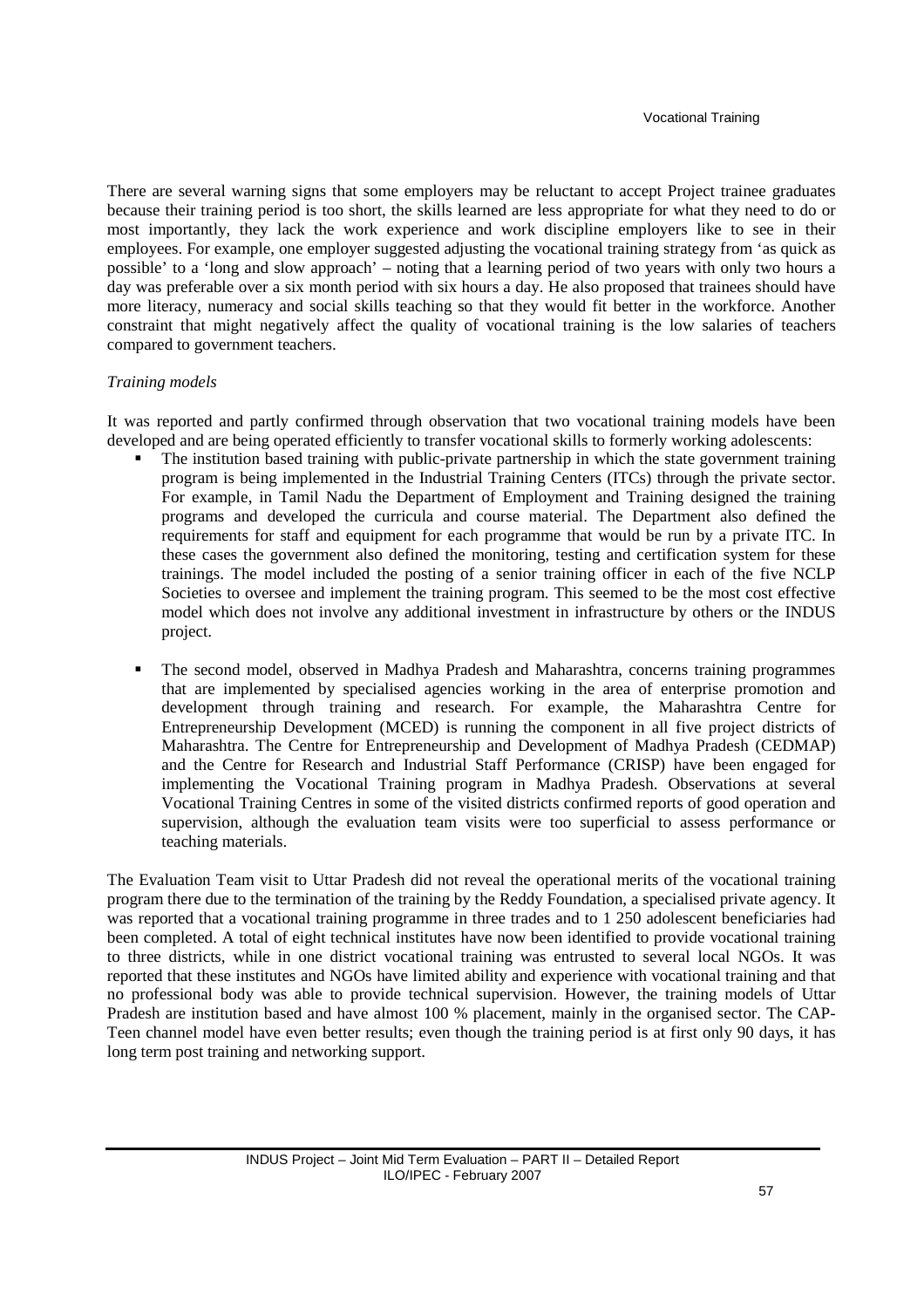There are several warning signs that some employers may be reluctant to accept Project trainee graduates because their training period is too short, the skills learned are less appropriate for what they need to do or most importantly, they lack the work experience and work discipline employers like to see in their employees. For example, one employer suggested adjusting the vocational training strategy from 'as quick as possible' to a 'long and slow approach' – noting that a learning period of two years with only two hours a day was preferable over a six month period with six hours a day. He also proposed that trainees should have more literacy, numeracy and social skills teaching so that they would fit better in the workforce. Another constraint that might negatively affect the quality of vocational training is the low salaries of teachers compared to government teachers.

*Training models*

It was reported and partly confirmed through observation that two vocational training models have been developed and are being operated efficiently to transfer vocational skills to formerly working adolescents:

- The institution based training with public-private partnership in which the state government training program is being implemented in the Industrial Training Centers (ITCs) through the private sector. For example, in Tamil Nadu the Department of Employment and Training designed the training programs and developed the curricula and course material. The Department also defined the requirements for staff and equipment for each programme that would be run by a private ITC. In these cases the government also defined the monitoring, testing and certification system for these trainings. The model included the posting of a senior training officer in each of the five NCLP Societies to oversee and implement the training program. This seemed to be the most cost effective model which does not involve any additional investment in infrastructure by others or the INDUS project.

- The second model, observed in Madhya Pradesh and Maharashtra, concerns training programmes that are implemented by specialised agencies working in the area of enterprise promotion and development through training and research. For example, the Maharashtra Centre for Entrepreneurship Development (MCED) is running the component in all five project districts of Maharashtra. The Centre for Entrepreneurship and Development of Madhya Pradesh (CEDMAP) and the Centre for Research and Industrial Staff Performance (CRISP) have been engaged for implementing the Vocational Training program in Madhya Pradesh. Observations at several Vocational Training Centres in some of the visited districts confirmed reports of good operation and supervision, although the evaluation team visits were too superficial to assess performance or teaching materials.

The Evaluation Team visit to Uttar Pradesh did not reveal the operational merits of the vocational training program there due to the termination of the training by the Reddy Foundation, a specialised private agency. It was reported that a vocational training programme in three trades and to 1 250 adolescent beneficiaries had been completed. A total of eight technical institutes have now been identified to provide vocational training to three districts, while in one district vocational training was entrusted to several local NGOs. It was reported that these institutes and NGOs have limited ability and experience with vocational training and that no professional body was able to provide technical supervision. However, the training models of Uttar Pradesh are institution based and have almost 100 % placement, mainly in the organised sector. The CAP-Teen channel model have even better results; even though the training period is at first only 90 days, it has long term post training and networking support.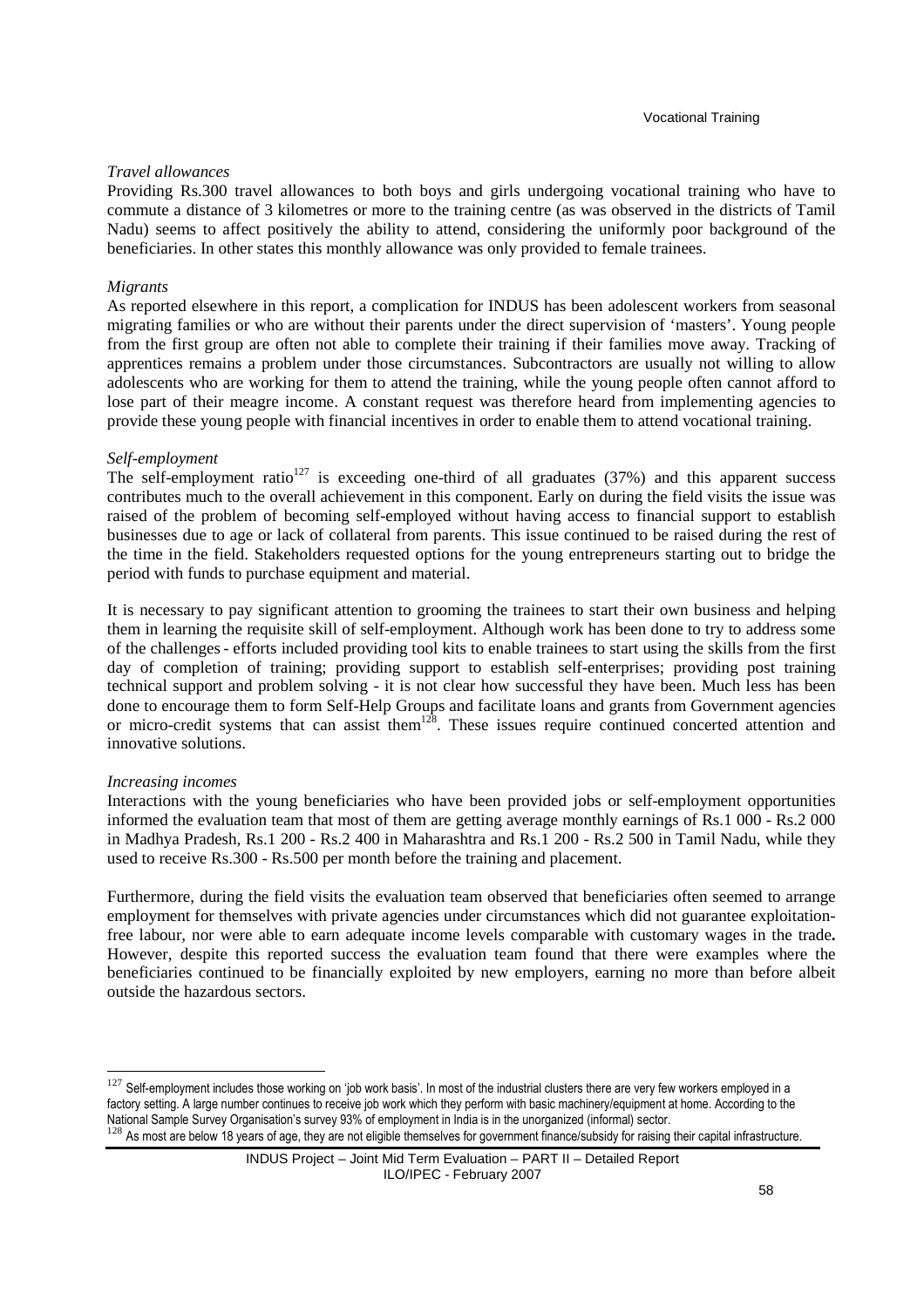*Travel allowances*

Providing Rs.300 travel allowances to both boys and girls undergoing vocational training who have to commute a distance of 3 kilometres or more to the training centre (as was observed in the districts of Tamil Nadu) seems to affect positively the ability to attend, considering the uniformly poor background of the beneficiaries. In other states this monthly allowance was only provided to female trainees.

*Migrants*

As reported elsewhere in this report, a complication for INDUS has been adolescent workers from seasonal migrating families or who are without their parents under the direct supervision of 'masters'. Young people from the first group are often not able to complete their training if their families move away. Tracking of apprentices remains a problem under those circumstances. Subcontractors are usually not willing to allow adolescents who are working for them to attend the training, while the young people often cannot afford to lose part of their meagre income. A constant request was therefore heard from implementing agencies to provide these young people with financial incentives in order to enable them to attend vocational training.

*Self-employment*

The self-employment ratio[127] is exceeding one-third of all graduates (37%) and this apparent success contributes much to the overall achievement in this component. Early on during the field visits the issue was raised of the problem of becoming self-employed without having access to financial support to establish businesses due to age or lack of collateral from parents. This issue continued to be raised during the rest of the time in the field. Stakeholders requested options for the young entrepreneurs starting out to bridge the period with funds to purchase equipment and material.

It is necessary to pay significant attention to grooming the trainees to start their own business and helping them in learning the requisite skill of self-employment. Although work has been done to try to address some of the challenges - efforts included providing tool kits to enable trainees to start using the skills from the first day of completion of training; providing support to establish self-enterprises; providing post training technical support and problem solving - it is not clear how successful they have been. Much less has been done to encourage them to form Self-Help Groups and facilitate loans and grants from Government agencies or micro-credit systems that can assist them[128]. These issues require continued concerted attention and innovative solutions.

*Increasing incomes*

Interactions with the young beneficiaries who have been provided jobs or self-employment opportunities informed the evaluation team that most of them are getting average monthly earnings of Rs.1 000 - Rs.2 000 in Madhya Pradesh, Rs.1 200 - Rs.2 400 in Maharashtra and Rs.1 200 - Rs.2 500 in Tamil Nadu, while they used to receive Rs.300 - Rs.500 per month before the training and placement.

Furthermore, during the field visits the evaluation team observed that beneficiaries often seemed to arrange employment for themselves with private agencies under circumstances which did not guarantee exploitation-free labour, nor were able to earn adequate income levels comparable with customary wages in the trade**.** However, despite this reported success the evaluation team found that there were examples where the beneficiaries continued to be financially exploited by new employers, earning no more than before albeit outside the hazardous sectors.

---

[127] Self-employment includes those working on 'job work basis'. In most of the industrial clusters there are very few workers employed in a factory setting. A large number continues to receive job work which they perform with basic machinery/equipment at home. According to the National Sample Survey Organisation's survey 93% of employment in India is in the unorganized (informal) sector.

[128] As most are below 18 years of age, they are not eligible themselves for government finance/subsidy for raising their capital infrastructure.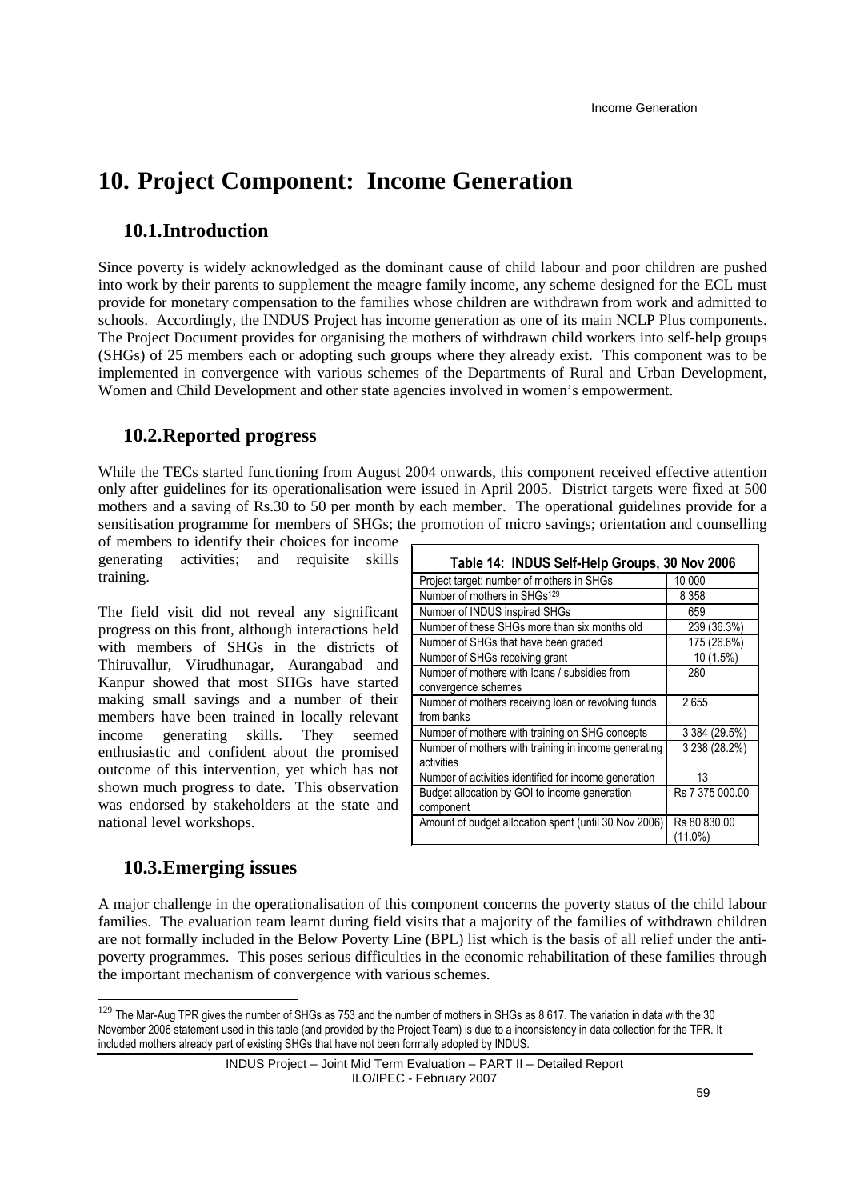# 10. Project Component: Income Generation

## 10.1. Introduction

Since poverty is widely acknowledged as the dominant cause of child labour and poor children are pushed into work by their parents to supplement the meagre family income, any scheme designed for the ECL must provide for monetary compensation to the families whose children are withdrawn from work and admitted to schools. Accordingly, the INDUS Project has income generation as one of its main NCLP Plus components. The Project Document provides for organising the mothers of withdrawn child workers into self-help groups (SHGs) of 25 members each or adopting such groups where they already exist. This component was to be implemented in convergence with various schemes of the Departments of Rural and Urban Development, Women and Child Development and other state agencies involved in women's empowerment.

## 10.2. Reported progress

While the TECs started functioning from August 2004 onwards, this component received effective attention only after guidelines for its operationalisation were issued in April 2005. District targets were fixed at 500 mothers and a saving of Rs.30 to 50 per month by each member. The operational guidelines provide for a sensitisation programme for members of SHGs; the promotion of micro savings; orientation and counselling of members to identify their choices for income generating activities; and requisite skills training.

The field visit did not reveal any significant progress on this front, although interactions held with members of SHGs in the districts of Thiruvallur, Virudhunagar, Aurangabad and Kanpur showed that most SHGs have started making small savings and a number of their members have been trained in locally relevant income generating skills. They seemed enthusiastic and confident about the promised outcome of this intervention, yet which has not shown much progress to date. This observation was endorsed by stakeholders at the state and national level workshops.

**Table 14: INDUS Self-Help Groups, 30 Nov 2006**

| | |
|---|---|
| Project target; number of mothers in SHGs | 10 000 |
| Number of mothers in SHGs[129] | 8 358 |
| Number of INDUS inspired SHGs | 659 |
| Number of these SHGs more than six months old | 239 (36.3%) |
| Number of SHGs that have been graded | 175 (26.6%) |
| Number of SHGs receiving grant | 10 (1.5%) |
| Number of mothers with loans / subsidies from convergence schemes | 280 |
| Number of mothers receiving loan or revolving funds from banks | 2 655 |
| Number of mothers with training on SHG concepts | 3 384 (29.5%) |
| Number of mothers with training in income generating activities | 3 238 (28.2%) |
| Number of activities identified for income generation | 13 |
| Budget allocation by GOI to income generation component | Rs 7 375 000.00 |
| Amount of budget allocation spent (until 30 Nov 2006) | Rs 80 830.00 (11.0%) |

## 10.3. Emerging issues

A major challenge in the operationalisation of this component concerns the poverty status of the child labour families. The evaluation team learnt during field visits that a majority of the families of withdrawn children are not formally included in the Below Poverty Line (BPL) list which is the basis of all relief under the anti-poverty programmes. This poses serious difficulties in the economic rehabilitation of these families through the important mechanism of convergence with various schemes.

[129] The Mar-Aug TPR gives the number of SHGs as 753 and the number of mothers in SHGs as 8 617. The variation in data with the 30 November 2006 statement used in this table (and provided by the Project Team) is due to a inconsistency in data collection for the TPR. It included mothers already part of existing SHGs that have not been formally adopted by INDUS.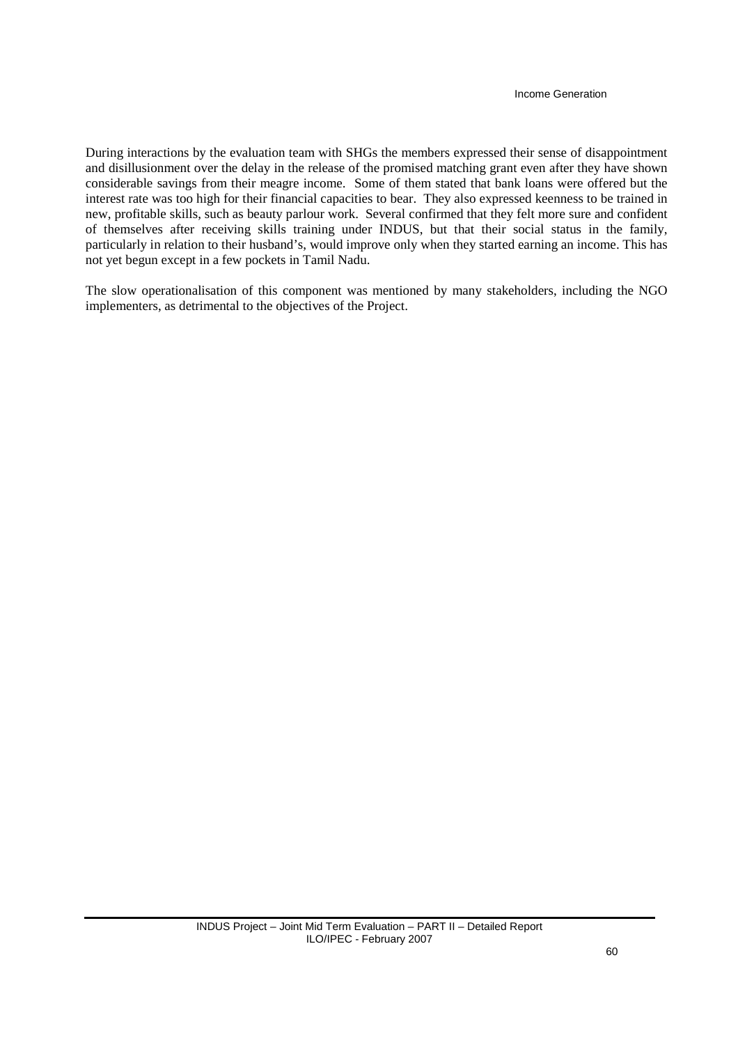During interactions by the evaluation team with SHGs the members expressed their sense of disappointment and disillusionment over the delay in the release of the promised matching grant even after they have shown considerable savings from their meagre income. Some of them stated that bank loans were offered but the interest rate was too high for their financial capacities to bear. They also expressed keenness to be trained in new, profitable skills, such as beauty parlour work. Several confirmed that they felt more sure and confident of themselves after receiving skills training under INDUS, but that their social status in the family, particularly in relation to their husband's, would improve only when they started earning an income. This has not yet begun except in a few pockets in Tamil Nadu.

The slow operationalisation of this component was mentioned by many stakeholders, including the NGO implementers, as detrimental to the objectives of the Project.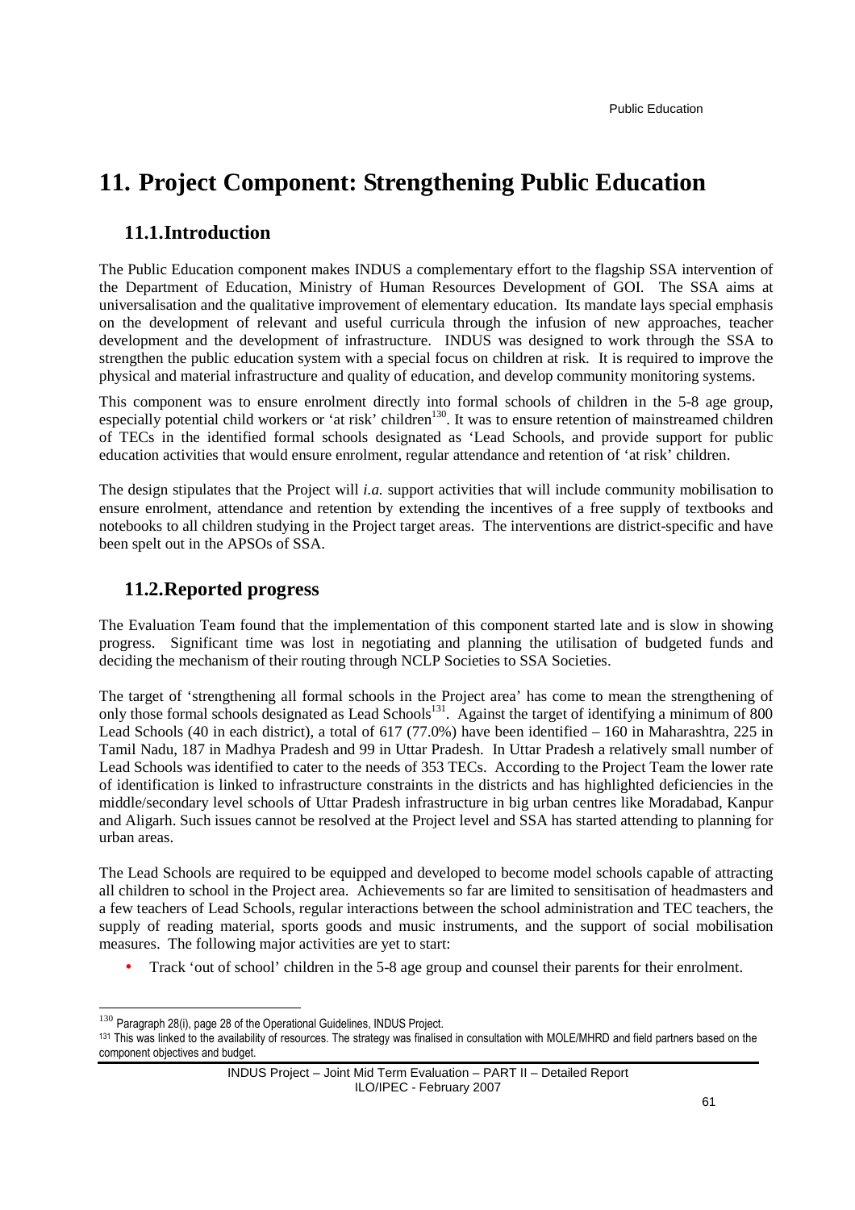# 11. Project Component: Strengthening Public Education

## 11.1. Introduction

The Public Education component makes INDUS a complementary effort to the flagship SSA intervention of the Department of Education, Ministry of Human Resources Development of GOI. The SSA aims at universalisation and the qualitative improvement of elementary education. Its mandate lays special emphasis on the development of relevant and useful curricula through the infusion of new approaches, teacher development and the development of infrastructure. INDUS was designed to work through the SSA to strengthen the public education system with a special focus on children at risk. It is required to improve the physical and material infrastructure and quality of education, and develop community monitoring systems.

This component was to ensure enrolment directly into formal schools of children in the 5-8 age group, especially potential child workers or 'at risk' children[130]. It was to ensure retention of mainstreamed children of TECs in the identified formal schools designated as 'Lead Schools, and provide support for public education activities that would ensure enrolment, regular attendance and retention of 'at risk' children.

The design stipulates that the Project will *i.a.* support activities that will include community mobilisation to ensure enrolment, attendance and retention by extending the incentives of a free supply of textbooks and notebooks to all children studying in the Project target areas. The interventions are district-specific and have been spelt out in the APSOs of SSA.

## 11.2. Reported progress

The Evaluation Team found that the implementation of this component started late and is slow in showing progress. Significant time was lost in negotiating and planning the utilisation of budgeted funds and deciding the mechanism of their routing through NCLP Societies to SSA Societies.

The target of 'strengthening all formal schools in the Project area' has come to mean the strengthening of only those formal schools designated as Lead Schools[131]. Against the target of identifying a minimum of 800 Lead Schools (40 in each district), a total of 617 (77.0%) have been identified – 160 in Maharashtra, 225 in Tamil Nadu, 187 in Madhya Pradesh and 99 in Uttar Pradesh. In Uttar Pradesh a relatively small number of Lead Schools was identified to cater to the needs of 353 TECs. According to the Project Team the lower rate of identification is linked to infrastructure constraints in the districts and has highlighted deficiencies in the middle/secondary level schools of Uttar Pradesh infrastructure in big urban centres like Moradabad, Kanpur and Aligarh. Such issues cannot be resolved at the Project level and SSA has started attending to planning for urban areas.

The Lead Schools are required to be equipped and developed to become model schools capable of attracting all children to school in the Project area. Achievements so far are limited to sensitisation of headmasters and a few teachers of Lead Schools, regular interactions between the school administration and TEC teachers, the supply of reading material, sports goods and music instruments, and the support of social mobilisation measures. The following major activities are yet to start:

- Track 'out of school' children in the 5-8 age group and counsel their parents for their enrolment.

---

[130] Paragraph 28(i), page 28 of the Operational Guidelines, INDUS Project.

[131] This was linked to the availability of resources. The strategy was finalised in consultation with MOLE/MHRD and field partners based on the component objectives and budget.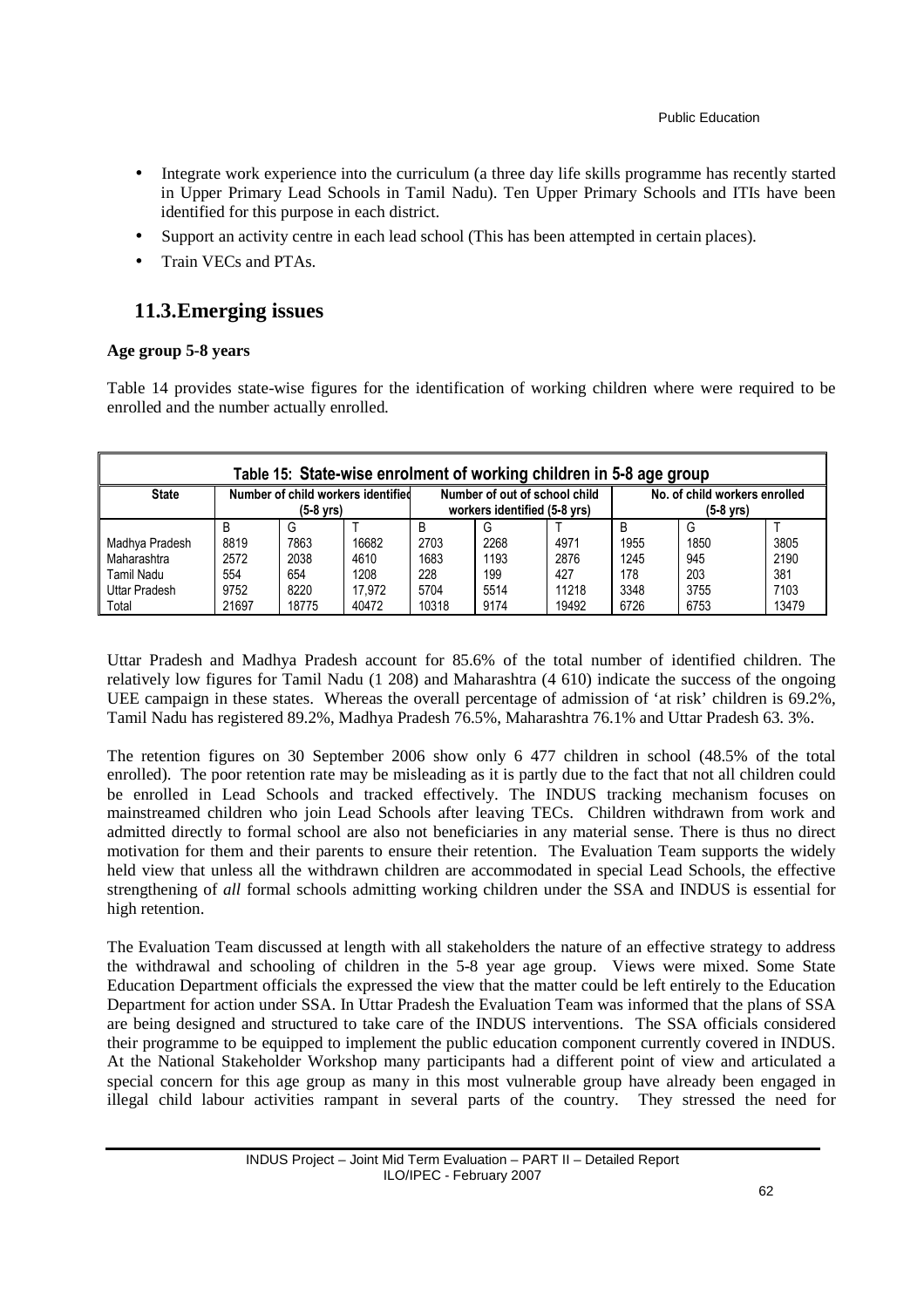- Integrate work experience into the curriculum (a three day life skills programme has recently started in Upper Primary Lead Schools in Tamil Nadu). Ten Upper Primary Schools and ITIs have been identified for this purpose in each district.
- Support an activity centre in each lead school (This has been attempted in certain places).
- Train VECs and PTAs.

## 11.3. Emerging issues

**Age group 5-8 years**

Table 14 provides state-wise figures for the identification of working children where were required to be enrolled and the number actually enrolled.

| Table 15: State-wise enrolment of working children in 5-8 age group | | | | | | | | | |
|---|---|---|---|---|---|---|---|---|---|
| **State** | **Number of child workers identified (5-8 yrs)** | | | **Number of out of school child workers identified (5-8 yrs)** | | | **No. of child workers enrolled (5-8 yrs)** | | |
| | B | G | T | B | G | T | B | G | T |
| Madhya Pradesh | 8819 | 7863 | 16682 | 2703 | 2268 | 4971 | 1955 | 1850 | 3805 |
| Maharashtra | 2572 | 2038 | 4610 | 1683 | 1193 | 2876 | 1245 | 945 | 2190 |
| Tamil Nadu | 554 | 654 | 1208 | 228 | 199 | 427 | 178 | 203 | 381 |
| Uttar Pradesh | 9752 | 8220 | 17,972 | 5704 | 5514 | 11218 | 3348 | 3755 | 7103 |
| Total | 21697 | 18775 | 40472 | 10318 | 9174 | 19492 | 6726 | 6753 | 13479 |

Uttar Pradesh and Madhya Pradesh account for 85.6% of the total number of identified children. The relatively low figures for Tamil Nadu (1 208) and Maharashtra (4 610) indicate the success of the ongoing UEE campaign in these states. Whereas the overall percentage of admission of 'at risk' children is 69.2%, Tamil Nadu has registered 89.2%, Madhya Pradesh 76.5%, Maharashtra 76.1% and Uttar Pradesh 63. 3%.

The retention figures on 30 September 2006 show only 6 477 children in school (48.5% of the total enrolled). The poor retention rate may be misleading as it is partly due to the fact that not all children could be enrolled in Lead Schools and tracked effectively. The INDUS tracking mechanism focuses on mainstreamed children who join Lead Schools after leaving TECs. Children withdrawn from work and admitted directly to formal school are also not beneficiaries in any material sense. There is thus no direct motivation for them and their parents to ensure their retention. The Evaluation Team supports the widely held view that unless all the withdrawn children are accommodated in special Lead Schools, the effective strengthening of *all* formal schools admitting working children under the SSA and INDUS is essential for high retention.

The Evaluation Team discussed at length with all stakeholders the nature of an effective strategy to address the withdrawal and schooling of children in the 5-8 year age group. Views were mixed. Some State Education Department officials the expressed the view that the matter could be left entirely to the Education Department for action under SSA. In Uttar Pradesh the Evaluation Team was informed that the plans of SSA are being designed and structured to take care of the INDUS interventions. The SSA officials considered their programme to be equipped to implement the public education component currently covered in INDUS. At the National Stakeholder Workshop many participants had a different point of view and articulated a special concern for this age group as many in this most vulnerable group have already been engaged in illegal child labour activities rampant in several parts of the country. They stressed the need for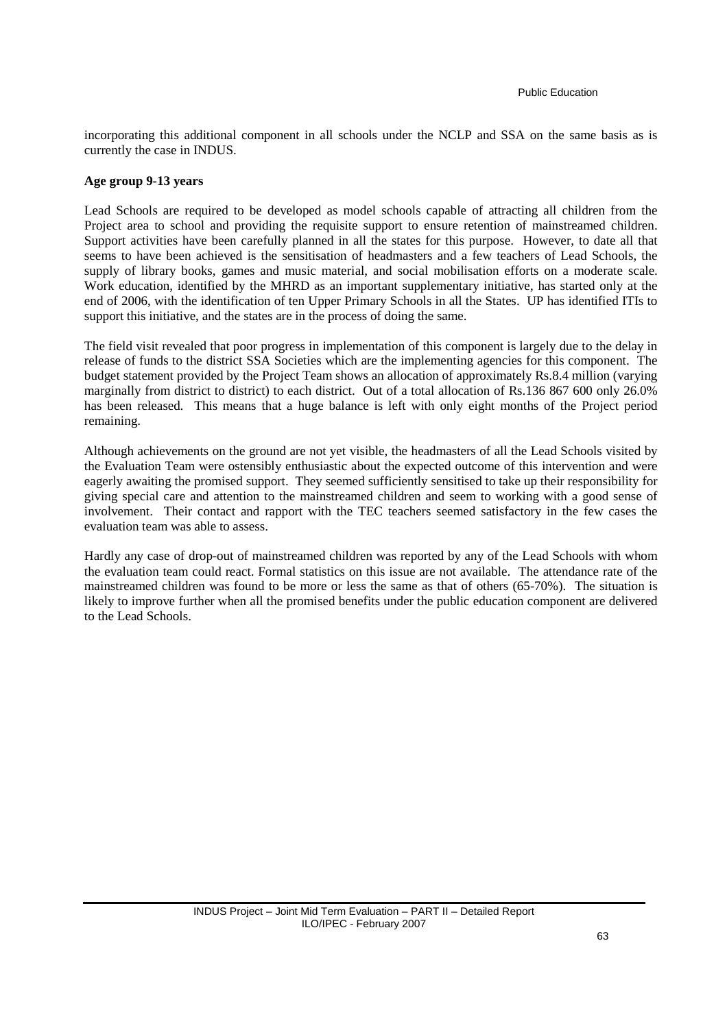incorporating this additional component in all schools under the NCLP and SSA on the same basis as is currently the case in INDUS.

**Age group 9-13 years**

Lead Schools are required to be developed as model schools capable of attracting all children from the Project area to school and providing the requisite support to ensure retention of mainstreamed children. Support activities have been carefully planned in all the states for this purpose. However, to date all that seems to have been achieved is the sensitisation of headmasters and a few teachers of Lead Schools, the supply of library books, games and music material, and social mobilisation efforts on a moderate scale. Work education, identified by the MHRD as an important supplementary initiative, has started only at the end of 2006, with the identification of ten Upper Primary Schools in all the States. UP has identified ITIs to support this initiative, and the states are in the process of doing the same.

The field visit revealed that poor progress in implementation of this component is largely due to the delay in release of funds to the district SSA Societies which are the implementing agencies for this component. The budget statement provided by the Project Team shows an allocation of approximately Rs.8.4 million (varying marginally from district to district) to each district. Out of a total allocation of Rs.136 867 600 only 26.0% has been released. This means that a huge balance is left with only eight months of the Project period remaining.

Although achievements on the ground are not yet visible, the headmasters of all the Lead Schools visited by the Evaluation Team were ostensibly enthusiastic about the expected outcome of this intervention and were eagerly awaiting the promised support. They seemed sufficiently sensitised to take up their responsibility for giving special care and attention to the mainstreamed children and seem to working with a good sense of involvement. Their contact and rapport with the TEC teachers seemed satisfactory in the few cases the evaluation team was able to assess.

Hardly any case of drop-out of mainstreamed children was reported by any of the Lead Schools with whom the evaluation team could react. Formal statistics on this issue are not available. The attendance rate of the mainstreamed children was found to be more or less the same as that of others (65-70%). The situation is likely to improve further when all the promised benefits under the public education component are delivered to the Lead Schools.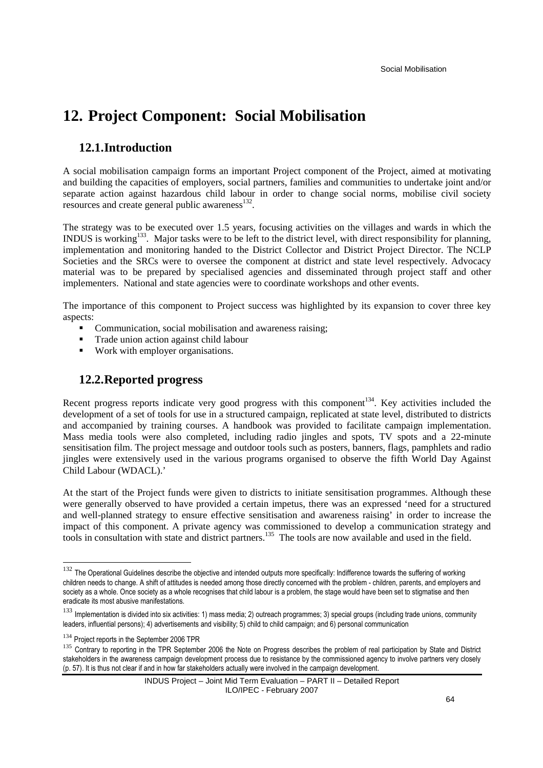# 12. Project Component: Social Mobilisation

## 12.1. Introduction

A social mobilisation campaign forms an important Project component of the Project, aimed at motivating and building the capacities of employers, social partners, families and communities to undertake joint and/or separate action against hazardous child labour in order to change social norms, mobilise civil society resources and create general public awareness[132].

The strategy was to be executed over 1.5 years, focusing activities on the villages and wards in which the INDUS is working[133]. Major tasks were to be left to the district level, with direct responsibility for planning, implementation and monitoring handed to the District Collector and District Project Director. The NCLP Societies and the SRCs were to oversee the component at district and state level respectively. Advocacy material was to be prepared by specialised agencies and disseminated through project staff and other implementers. National and state agencies were to coordinate workshops and other events.

The importance of this component to Project success was highlighted by its expansion to cover three key aspects:

- Communication, social mobilisation and awareness raising;
- Trade union action against child labour
- Work with employer organisations.

## 12.2. Reported progress

Recent progress reports indicate very good progress with this component[134]. Key activities included the development of a set of tools for use in a structured campaign, replicated at state level, distributed to districts and accompanied by training courses. A handbook was provided to facilitate campaign implementation. Mass media tools were also completed, including radio jingles and spots, TV spots and a 22-minute sensitisation film. The project message and outdoor tools such as posters, banners, flags, pamphlets and radio jingles were extensively used in the various programs organised to observe the fifth World Day Against Child Labour (WDACL).'

At the start of the Project funds were given to districts to initiate sensitisation programmes. Although these were generally observed to have provided a certain impetus, there was an expressed 'need for a structured and well-planned strategy to ensure effective sensitisation and awareness raising' in order to increase the impact of this component. A private agency was commissioned to develop a communication strategy and tools in consultation with state and district partners.[135] The tools are now available and used in the field.

---

[132] The Operational Guidelines describe the objective and intended outputs more specifically: Indifference towards the suffering of working children needs to change. A shift of attitudes is needed among those directly concerned with the problem - children, parents, and employers and society as a whole. Once society as a whole recognises that child labour is a problem, the stage would have been set to stigmatise and then eradicate its most abusive manifestations.

[133] Implementation is divided into six activities: 1) mass media; 2) outreach programmes; 3) special groups (including trade unions, community leaders, influential persons); 4) advertisements and visibility; 5) child to child campaign; and 6) personal communication

[134] Project reports in the September 2006 TPR

[135] Contrary to reporting in the TPR September 2006 the Note on Progress describes the problem of real participation by State and District stakeholders in the awareness campaign development process due to resistance by the commissioned agency to involve partners very closely (p. 57). It is thus not clear if and in how far stakeholders actually were involved in the campaign development.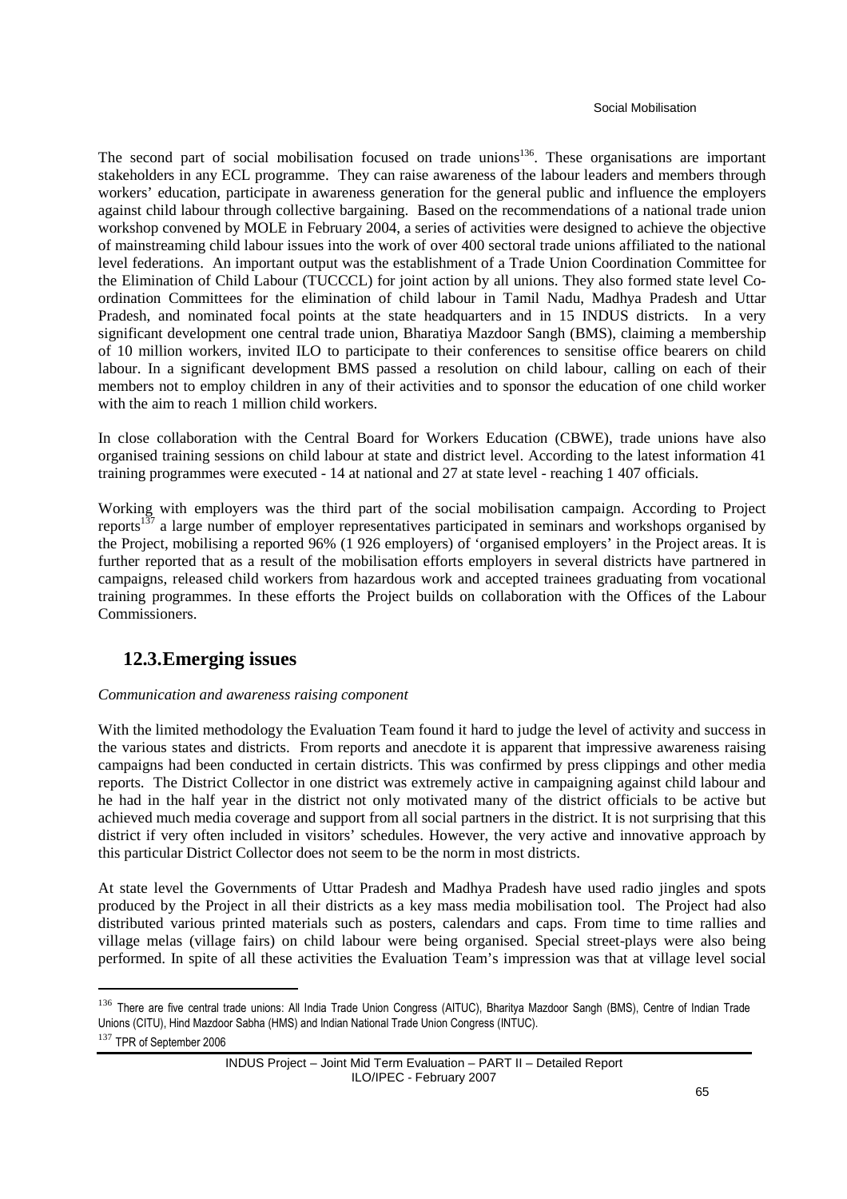The second part of social mobilisation focused on trade unions[136]. These organisations are important stakeholders in any ECL programme. They can raise awareness of the labour leaders and members through workers' education, participate in awareness generation for the general public and influence the employers against child labour through collective bargaining. Based on the recommendations of a national trade union workshop convened by MOLE in February 2004, a series of activities were designed to achieve the objective of mainstreaming child labour issues into the work of over 400 sectoral trade unions affiliated to the national level federations. An important output was the establishment of a Trade Union Coordination Committee for the Elimination of Child Labour (TUCCCL) for joint action by all unions. They also formed state level Co-ordination Committees for the elimination of child labour in Tamil Nadu, Madhya Pradesh and Uttar Pradesh, and nominated focal points at the state headquarters and in 15 INDUS districts. In a very significant development one central trade union, Bharatiya Mazdoor Sangh (BMS), claiming a membership of 10 million workers, invited ILO to participate to their conferences to sensitise office bearers on child labour. In a significant development BMS passed a resolution on child labour, calling on each of their members not to employ children in any of their activities and to sponsor the education of one child worker with the aim to reach 1 million child workers.

In close collaboration with the Central Board for Workers Education (CBWE), trade unions have also organised training sessions on child labour at state and district level. According to the latest information 41 training programmes were executed - 14 at national and 27 at state level - reaching 1 407 officials.

Working with employers was the third part of the social mobilisation campaign. According to Project reports[137] a large number of employer representatives participated in seminars and workshops organised by the Project, mobilising a reported 96% (1 926 employers) of 'organised employers' in the Project areas. It is further reported that as a result of the mobilisation efforts employers in several districts have partnered in campaigns, released child workers from hazardous work and accepted trainees graduating from vocational training programmes. In these efforts the Project builds on collaboration with the Offices of the Labour Commissioners.

## 12.3. Emerging issues

*Communication and awareness raising component*

With the limited methodology the Evaluation Team found it hard to judge the level of activity and success in the various states and districts. From reports and anecdote it is apparent that impressive awareness raising campaigns had been conducted in certain districts. This was confirmed by press clippings and other media reports. The District Collector in one district was extremely active in campaigning against child labour and he had in the half year in the district not only motivated many of the district officials to be active but achieved much media coverage and support from all social partners in the district. It is not surprising that this district if very often included in visitors' schedules. However, the very active and innovative approach by this particular District Collector does not seem to be the norm in most districts.

At state level the Governments of Uttar Pradesh and Madhya Pradesh have used radio jingles and spots produced by the Project in all their districts as a key mass media mobilisation tool. The Project had also distributed various printed materials such as posters, calendars and caps. From time to time rallies and village melas (village fairs) on child labour were being organised. Special street-plays were also being performed. In spite of all these activities the Evaluation Team's impression was that at village level social

---

[136] There are five central trade unions: All India Trade Union Congress (AITUC), Bharitya Mazdoor Sangh (BMS), Centre of Indian Trade Unions (CITU), Hind Mazdoor Sabha (HMS) and Indian National Trade Union Congress (INTUC).

[137] TPR of September 2006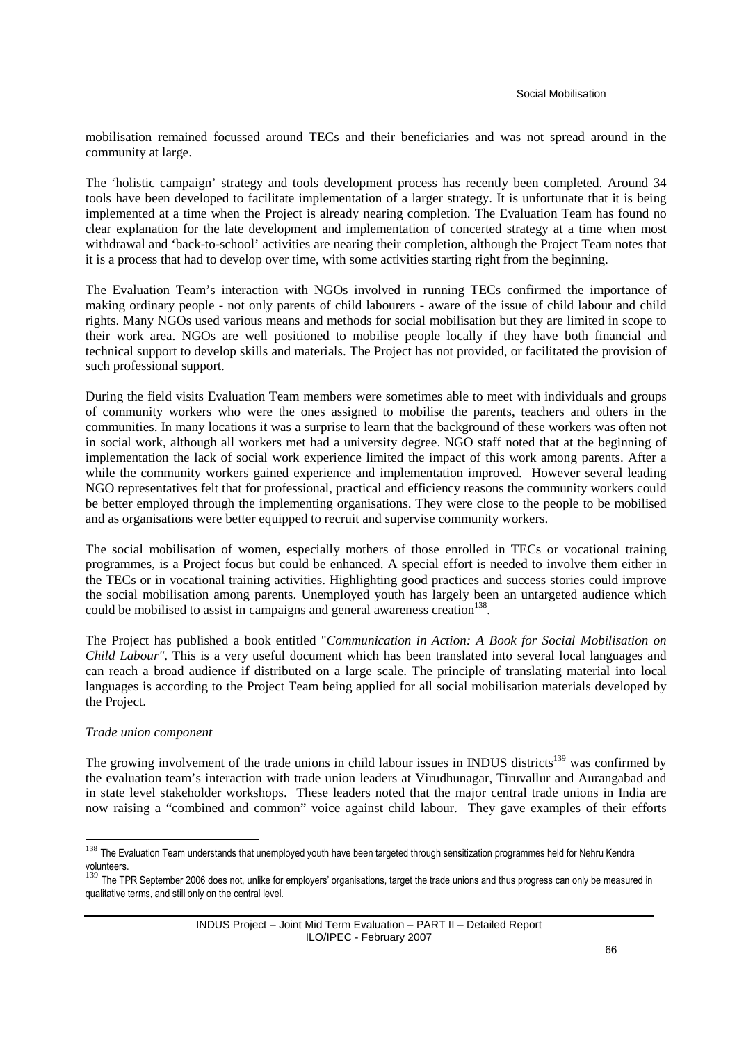mobilisation remained focussed around TECs and their beneficiaries and was not spread around in the community at large.

The 'holistic campaign' strategy and tools development process has recently been completed. Around 34 tools have been developed to facilitate implementation of a larger strategy. It is unfortunate that it is being implemented at a time when the Project is already nearing completion. The Evaluation Team has found no clear explanation for the late development and implementation of concerted strategy at a time when most withdrawal and 'back-to-school' activities are nearing their completion, although the Project Team notes that it is a process that had to develop over time, with some activities starting right from the beginning.

The Evaluation Team's interaction with NGOs involved in running TECs confirmed the importance of making ordinary people - not only parents of child labourers - aware of the issue of child labour and child rights. Many NGOs used various means and methods for social mobilisation but they are limited in scope to their work area. NGOs are well positioned to mobilise people locally if they have both financial and technical support to develop skills and materials. The Project has not provided, or facilitated the provision of such professional support.

During the field visits Evaluation Team members were sometimes able to meet with individuals and groups of community workers who were the ones assigned to mobilise the parents, teachers and others in the communities. In many locations it was a surprise to learn that the background of these workers was often not in social work, although all workers met had a university degree. NGO staff noted that at the beginning of implementation the lack of social work experience limited the impact of this work among parents. After a while the community workers gained experience and implementation improved. However several leading NGO representatives felt that for professional, practical and efficiency reasons the community workers could be better employed through the implementing organisations. They were close to the people to be mobilised and as organisations were better equipped to recruit and supervise community workers.

The social mobilisation of women, especially mothers of those enrolled in TECs or vocational training programmes, is a Project focus but could be enhanced. A special effort is needed to involve them either in the TECs or in vocational training activities. Highlighting good practices and success stories could improve the social mobilisation among parents. Unemployed youth has largely been an untargeted audience which could be mobilised to assist in campaigns and general awareness creation[138].

The Project has published a book entitled "*Communication in Action: A Book for Social Mobilisation on Child Labour"*. This is a very useful document which has been translated into several local languages and can reach a broad audience if distributed on a large scale. The principle of translating material into local languages is according to the Project Team being applied for all social mobilisation materials developed by the Project.

*Trade union component*

The growing involvement of the trade unions in child labour issues in INDUS districts[139] was confirmed by the evaluation team's interaction with trade union leaders at Virudhunagar, Tiruvallur and Aurangabad and in state level stakeholder workshops. These leaders noted that the major central trade unions in India are now raising a "combined and common" voice against child labour. They gave examples of their efforts

---

[138] The Evaluation Team understands that unemployed youth have been targeted through sensitization programmes held for Nehru Kendra volunteers.

[139] The TPR September 2006 does not, unlike for employers' organisations, target the trade unions and thus progress can only be measured in qualitative terms, and still only on the central level.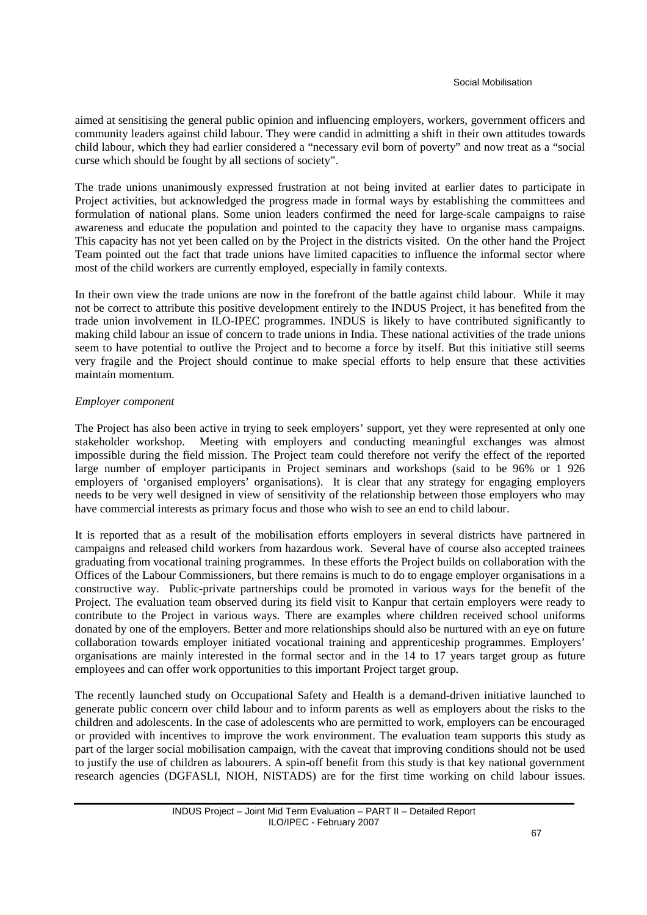aimed at sensitising the general public opinion and influencing employers, workers, government officers and community leaders against child labour. They were candid in admitting a shift in their own attitudes towards child labour, which they had earlier considered a "necessary evil born of poverty" and now treat as a "social curse which should be fought by all sections of society".

The trade unions unanimously expressed frustration at not being invited at earlier dates to participate in Project activities, but acknowledged the progress made in formal ways by establishing the committees and formulation of national plans. Some union leaders confirmed the need for large-scale campaigns to raise awareness and educate the population and pointed to the capacity they have to organise mass campaigns. This capacity has not yet been called on by the Project in the districts visited. On the other hand the Project Team pointed out the fact that trade unions have limited capacities to influence the informal sector where most of the child workers are currently employed, especially in family contexts.

In their own view the trade unions are now in the forefront of the battle against child labour. While it may not be correct to attribute this positive development entirely to the INDUS Project, it has benefited from the trade union involvement in ILO-IPEC programmes. INDUS is likely to have contributed significantly to making child labour an issue of concern to trade unions in India. These national activities of the trade unions seem to have potential to outlive the Project and to become a force by itself. But this initiative still seems very fragile and the Project should continue to make special efforts to help ensure that these activities maintain momentum.

*Employer component*

The Project has also been active in trying to seek employers' support, yet they were represented at only one stakeholder workshop. Meeting with employers and conducting meaningful exchanges was almost impossible during the field mission. The Project team could therefore not verify the effect of the reported large number of employer participants in Project seminars and workshops (said to be 96% or 1 926 employers of 'organised employers' organisations). It is clear that any strategy for engaging employers needs to be very well designed in view of sensitivity of the relationship between those employers who may have commercial interests as primary focus and those who wish to see an end to child labour.

It is reported that as a result of the mobilisation efforts employers in several districts have partnered in campaigns and released child workers from hazardous work. Several have of course also accepted trainees graduating from vocational training programmes. In these efforts the Project builds on collaboration with the Offices of the Labour Commissioners, but there remains is much to do to engage employer organisations in a constructive way. Public-private partnerships could be promoted in various ways for the benefit of the Project. The evaluation team observed during its field visit to Kanpur that certain employers were ready to contribute to the Project in various ways. There are examples where children received school uniforms donated by one of the employers. Better and more relationships should also be nurtured with an eye on future collaboration towards employer initiated vocational training and apprenticeship programmes. Employers' organisations are mainly interested in the formal sector and in the 14 to 17 years target group as future employees and can offer work opportunities to this important Project target group.

The recently launched study on Occupational Safety and Health is a demand-driven initiative launched to generate public concern over child labour and to inform parents as well as employers about the risks to the children and adolescents. In the case of adolescents who are permitted to work, employers can be encouraged or provided with incentives to improve the work environment. The evaluation team supports this study as part of the larger social mobilisation campaign, with the caveat that improving conditions should not be used to justify the use of children as labourers. A spin-off benefit from this study is that key national government research agencies (DGFASLI, NIOH, NISTADS) are for the first time working on child labour issues.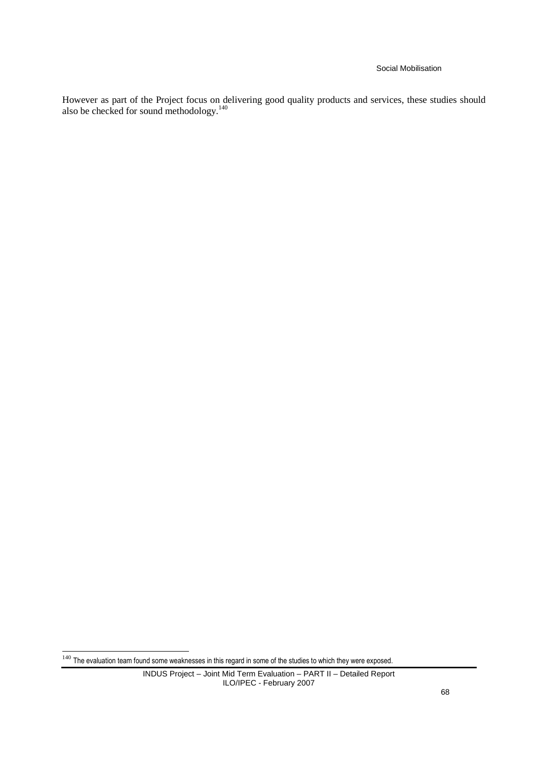However as part of the Project focus on delivering good quality products and services, these studies should also be checked for sound methodology.[140]

[140] The evaluation team found some weaknesses in this regard in some of the studies to which they were exposed.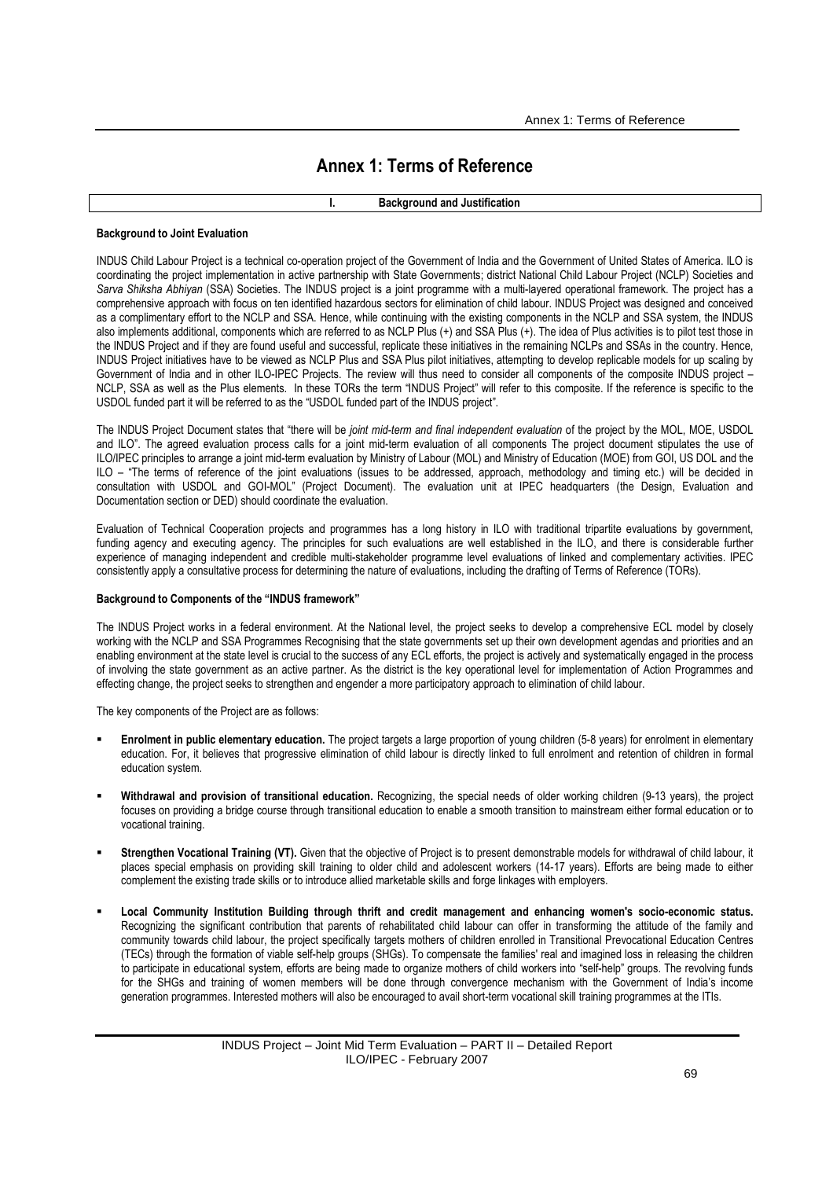# Annex 1: Terms of Reference

## I. Background and Justification

**Background to Joint Evaluation**

INDUS Child Labour Project is a technical co-operation project of the Government of India and the Government of United States of America. ILO is coordinating the project implementation in active partnership with State Governments; district National Child Labour Project (NCLP) Societies and *Sarva Shiksha Abhiyan* (SSA) Societies. The INDUS project is a joint programme with a multi-layered operational framework. The project has a comprehensive approach with focus on ten identified hazardous sectors for elimination of child labour. INDUS Project was designed and conceived as a complimentary effort to the NCLP and SSA. Hence, while continuing with the existing components in the NCLP and SSA system, the INDUS also implements additional, components which are referred to as NCLP Plus (+) and SSA Plus (+). The idea of Plus activities is to pilot test those in the INDUS Project and if they are found useful and successful, replicate these initiatives in the remaining NCLPs and SSAs in the country. Hence, INDUS Project initiatives have to be viewed as NCLP Plus and SSA Plus pilot initiatives, attempting to develop replicable models for up scaling by Government of India and in other ILO-IPEC Projects. The review will thus need to consider all components of the composite INDUS project – NCLP, SSA as well as the Plus elements. In these TORs the term "INDUS Project" will refer to this composite. If the reference is specific to the USDOL funded part it will be referred to as the "USDOL funded part of the INDUS project".

The INDUS Project Document states that "there will be *joint mid-term and final independent evaluation* of the project by the MOL, MOE, USDOL and ILO". The agreed evaluation process calls for a joint mid-term evaluation of all components The project document stipulates the use of ILO/IPEC principles to arrange a joint mid-term evaluation by Ministry of Labour (MOL) and Ministry of Education (MOE) from GOI, US DOL and the ILO – "The terms of reference of the joint evaluations (issues to be addressed, approach, methodology and timing etc.) will be decided in consultation with USDOL and GOI-MOL" (Project Document). The evaluation unit at IPEC headquarters (the Design, Evaluation and Documentation section or DED) should coordinate the evaluation.

Evaluation of Technical Cooperation projects and programmes has a long history in ILO with traditional tripartite evaluations by government, funding agency and executing agency. The principles for such evaluations are well established in the ILO, and there is considerable further experience of managing independent and credible multi-stakeholder programme level evaluations of linked and complementary activities. IPEC consistently apply a consultative process for determining the nature of evaluations, including the drafting of Terms of Reference (TORs).

**Background to Components of the "INDUS framework"**

The INDUS Project works in a federal environment. At the National level, the project seeks to develop a comprehensive ECL model by closely working with the NCLP and SSA Programmes Recognising that the state governments set up their own development agendas and priorities and an enabling environment at the state level is crucial to the success of any ECL efforts, the project is actively and systematically engaged in the process of involving the state government as an active partner. As the district is the key operational level for implementation of Action Programmes and effecting change, the project seeks to strengthen and engender a more participatory approach to elimination of child labour.

The key components of the Project are as follows:

- **Enrolment in public elementary education.** The project targets a large proportion of young children (5-8 years) for enrolment in elementary education. For, it believes that progressive elimination of child labour is directly linked to full enrolment and retention of children in formal education system.
- **Withdrawal and provision of transitional education.** Recognizing, the special needs of older working children (9-13 years), the project focuses on providing a bridge course through transitional education to enable a smooth transition to mainstream either formal education or to vocational training.
- **Strengthen Vocational Training (VT).** Given that the objective of Project is to present demonstrable models for withdrawal of child labour, it places special emphasis on providing skill training to older child and adolescent workers (14-17 years). Efforts are being made to either complement the existing trade skills or to introduce allied marketable skills and forge linkages with employers.
- **Local Community Institution Building through thrift and credit management and enhancing women's socio-economic status.** Recognizing the significant contribution that parents of rehabilitated child labour can offer in transforming the attitude of the family and community towards child labour, the project specifically targets mothers of children enrolled in Transitional Prevocational Education Centres (TECs) through the formation of viable self-help groups (SHGs). To compensate the families' real and imagined loss in releasing the children to participate in educational system, efforts are being made to organize mothers of child workers into "self-help" groups. The revolving funds for the SHGs and training of women members will be done through convergence mechanism with the Government of India's income generation programmes. Interested mothers will also be encouraged to avail short-term vocational skill training programmes at the ITIs.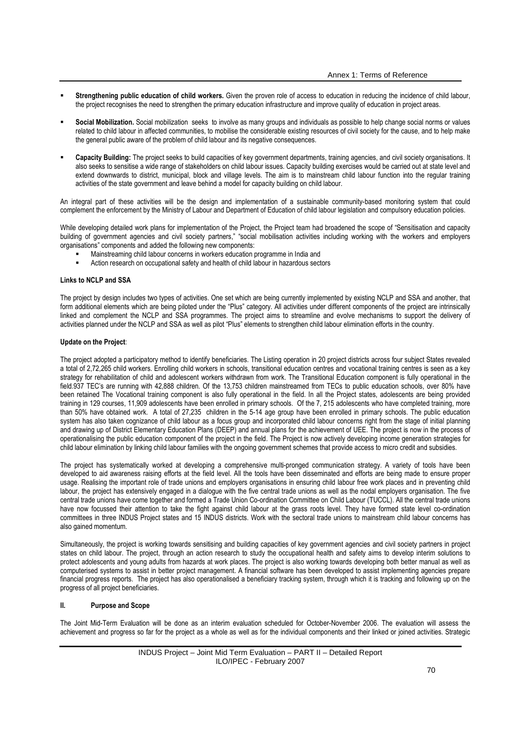- **Strengthening public education of child workers.** Given the proven role of access to education in reducing the incidence of child labour, the project recognises the need to strengthen the primary education infrastructure and improve quality of education in project areas.

- **Social Mobilization.** Social mobilization seeks to involve as many groups and individuals as possible to help change social norms or values related to child labour in affected communities, to mobilise the considerable existing resources of civil society for the cause, and to help make the general public aware of the problem of child labour and its negative consequences.

- **Capacity Building:** The project seeks to build capacities of key government departments, training agencies, and civil society organisations. It also seeks to sensitise a wide range of stakeholders on child labour issues. Capacity building exercises would be carried out at state level and extend downwards to district, municipal, block and village levels. The aim is to mainstream child labour function into the regular training activities of the state government and leave behind a model for capacity building on child labour.

An integral part of these activities will be the design and implementation of a sustainable community-based monitoring system that could complement the enforcement by the Ministry of Labour and Department of Education of child labour legislation and compulsory education policies.

While developing detailed work plans for implementation of the Project, the Project team had broadened the scope of "Sensitisation and capacity building of government agencies and civil society partners," "social mobilisation activities including working with the workers and employers organisations" components and added the following new components:

- Mainstreaming child labour concerns in workers education programme in India and
- Action research on occupational safety and health of child labour in hazardous sectors

**Links to NCLP and SSA**

The project by design includes two types of activities. One set which are being currently implemented by existing NCLP and SSA and another, that form additional elements which are being piloted under the "Plus" category. All activities under different components of the project are intrinsically linked and complement the NCLP and SSA programmes. The project aims to streamline and evolve mechanisms to support the delivery of activities planned under the NCLP and SSA as well as pilot "Plus" elements to strengthen child labour elimination efforts in the country.

**Update on the Project**:

The project adopted a participatory method to identify beneficiaries. The Listing operation in 20 project districts across four subject States revealed a total of 2,72,265 child workers. Enrolling child workers in schools, transitional education centres and vocational training centres is seen as a key strategy for rehabilitation of child and adolescent workers withdrawn from work. The Transitional Education component is fully operational in the field.937 TEC's are running with 42,888 children. Of the 13,753 children mainstreamed from TECs to public education schools, over 80% have been retained The Vocational training component is also fully operational in the field. In all the Project states, adolescents are being provided training in 129 courses, 11,909 adolescents have been enrolled in primary schools. Of the 7, 215 adolescents who have completed training, more than 50% have obtained work. A total of 27,235 children in the 5-14 age group have been enrolled in primary schools. The public education system has also taken cognizance of child labour as a focus group and incorporated child labour concerns right from the stage of initial planning and drawing up of District Elementary Education Plans (DEEP) and annual plans for the achievement of UEE. The project is now in the process of operationalising the public education component of the project in the field. The Project is now actively developing income generation strategies for child labour elimination by linking child labour families with the ongoing government schemes that provide access to micro credit and subsidies.

The project has systematically worked at developing a comprehensive multi-pronged communication strategy. A variety of tools have been developed to aid awareness raising efforts at the field level. All the tools have been disseminated and efforts are being made to ensure proper usage. Realising the important role of trade unions and employers organisations in ensuring child labour free work places and in preventing child labour, the project has extensively engaged in a dialogue with the five central trade unions as well as the nodal employers organisation. The five central trade unions have come together and formed a Trade Union Co-ordination Committee on Child Labour (TUCCL). All the central trade unions have now focussed their attention to take the fight against child labour at the grass roots level. They have formed state level co-ordination committees in three INDUS Project states and 15 INDUS districts. Work with the sectoral trade unions to mainstream child labour concerns has also gained momentum.

Simultaneously, the project is working towards sensitising and building capacities of key government agencies and civil society partners in project states on child labour. The project, through an action research to study the occupational health and safety aims to develop interim solutions to protect adolescents and young adults from hazards at work places. The project is also working towards developing both better manual as well as computerised systems to assist in better project management. A financial software has been developed to assist implementing agencies prepare financial progress reports. The project has also operationalised a beneficiary tracking system, through which it is tracking and following up on the progress of all project beneficiaries.

## II. Purpose and Scope

The Joint Mid-Term Evaluation will be done as an interim evaluation scheduled for October-November 2006. The evaluation will assess the achievement and progress so far for the project as a whole as well as for the individual components and their linked or joined activities. Strategic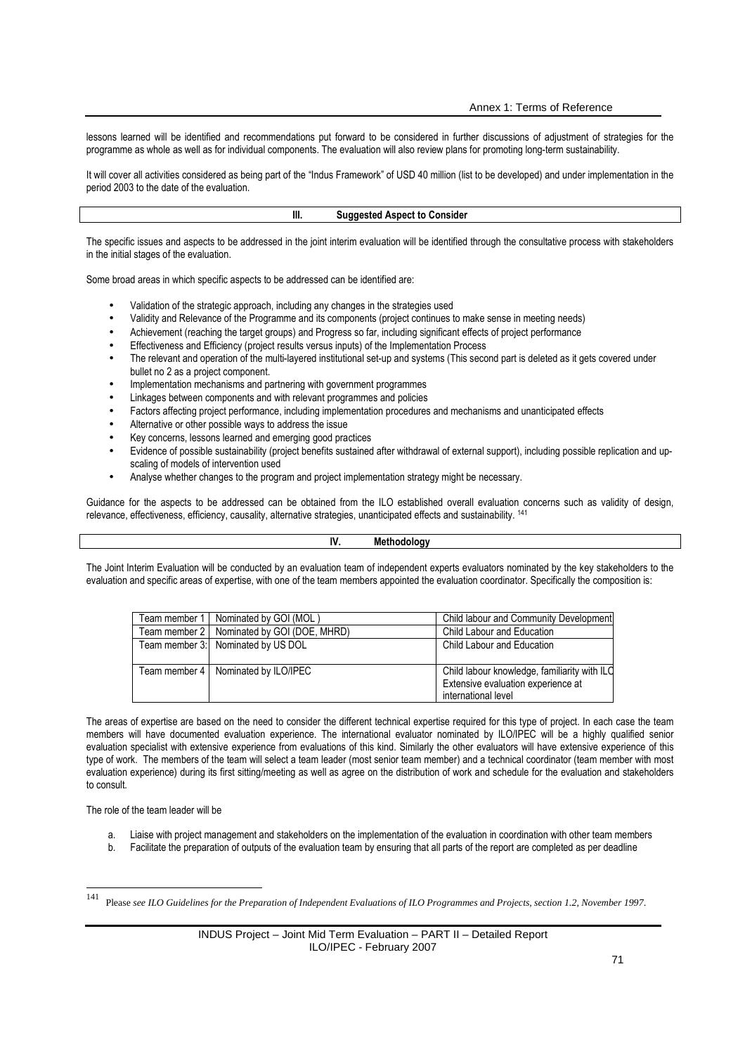lessons learned will be identified and recommendations put forward to be considered in further discussions of adjustment of strategies for the programme as whole as well as for individual components. The evaluation will also review plans for promoting long-term sustainability.

It will cover all activities considered as being part of the "Indus Framework" of USD 40 million (list to be developed) and under implementation in the period 2003 to the date of the evaluation.

## III. Suggested Aspect to Consider

The specific issues and aspects to be addressed in the joint interim evaluation will be identified through the consultative process with stakeholders in the initial stages of the evaluation.

Some broad areas in which specific aspects to be addressed can be identified are:

- Validation of the strategic approach, including any changes in the strategies used
- Validity and Relevance of the Programme and its components (project continues to make sense in meeting needs)
- Achievement (reaching the target groups) and Progress so far, including significant effects of project performance
- Effectiveness and Efficiency (project results versus inputs) of the Implementation Process
- The relevant and operation of the multi-layered institutional set-up and systems (This second part is deleted as it gets covered under bullet no 2 as a project component.
- Implementation mechanisms and partnering with government programmes
- Linkages between components and with relevant programmes and policies
- Factors affecting project performance, including implementation procedures and mechanisms and unanticipated effects
- Alternative or other possible ways to address the issue
- Key concerns, lessons learned and emerging good practices
- Evidence of possible sustainability (project benefits sustained after withdrawal of external support), including possible replication and up-scaling of models of intervention used
- Analyse whether changes to the program and project implementation strategy might be necessary.

Guidance for the aspects to be addressed can be obtained from the ILO established overall evaluation concerns such as validity of design, relevance, effectiveness, efficiency, causality, alternative strategies, unanticipated effects and sustainability. [141]

## IV. Methodology

The Joint Interim Evaluation will be conducted by an evaluation team of independent experts evaluators nominated by the key stakeholders to the evaluation and specific areas of expertise, with one of the team members appointed the evaluation coordinator. Specifically the composition is:

| | | |
|---|---|---|
| Team member 1 | Nominated by GOI (MOL ) | Child labour and Community Development |
| Team member 2 | Nominated by GOI (DOE, MHRD) | Child Labour and Education |
| Team member 3: | Nominated by US DOL | Child Labour and Education |
| Team member 4 | Nominated by ILO/IPEC | Child labour knowledge, familiarity with ILO Extensive evaluation experience at international level |

The areas of expertise are based on the need to consider the different technical expertise required for this type of project. In each case the team members will have documented evaluation experience. The international evaluator nominated by ILO/IPEC will be a highly qualified senior evaluation specialist with extensive experience from evaluations of this kind. Similarly the other evaluators will have extensive experience of this type of work. The members of the team will select a team leader (most senior team member) and a technical coordinator (team member with most evaluation experience) during its first sitting/meeting as well as agree on the distribution of work and schedule for the evaluation and stakeholders to consult.

The role of the team leader will be

a. Liaise with project management and stakeholders on the implementation of the evaluation in coordination with other team members
b. Facilitate the preparation of outputs of the evaluation team by ensuring that all parts of the report are completed as per deadline

[141] Please *see ILO Guidelines for the Preparation of Independent Evaluations of ILO Programmes and Projects, section 1.2, November 1997*.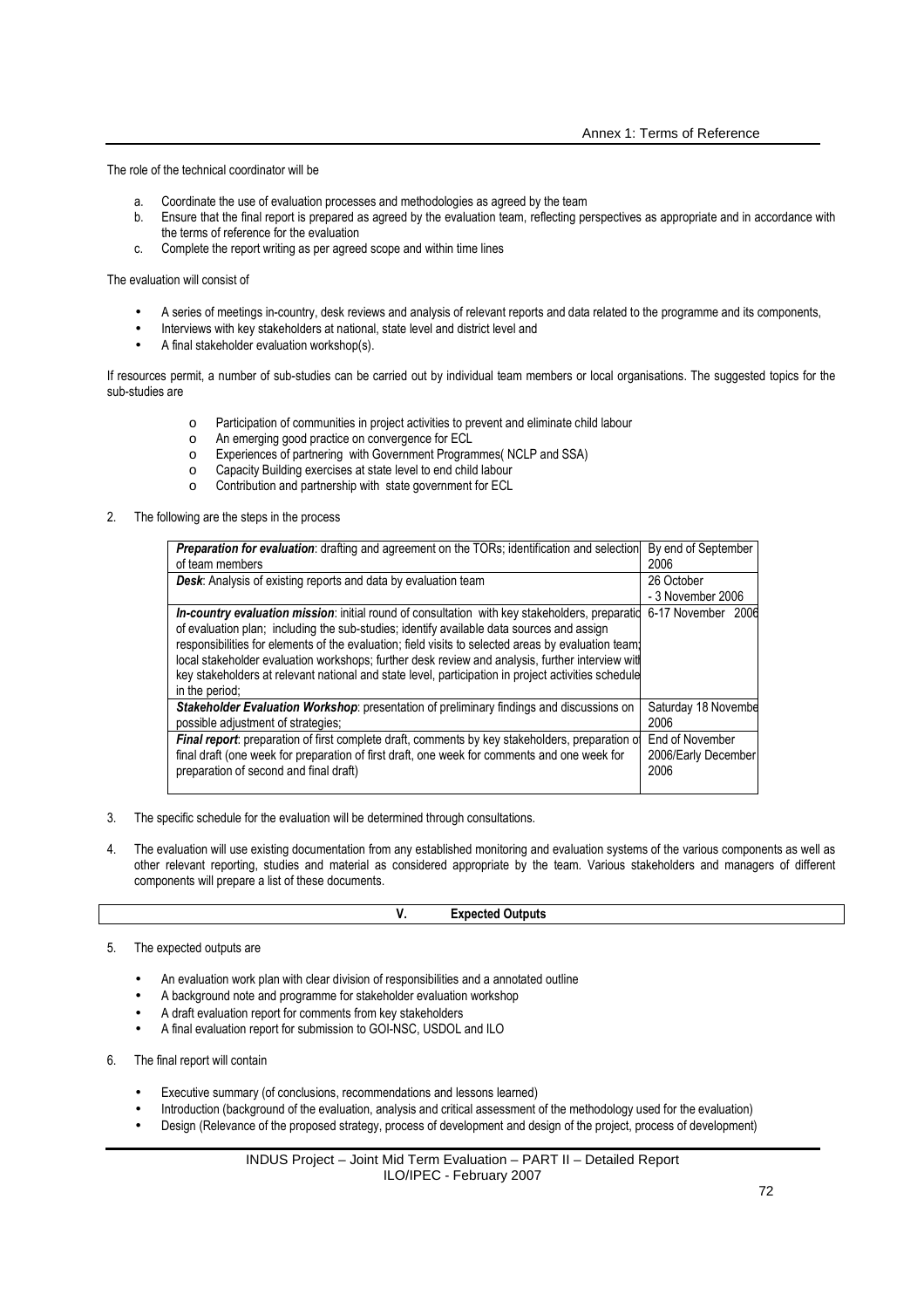The role of the technical coordinator will be

a. Coordinate the use of evaluation processes and methodologies as agreed by the team
b. Ensure that the final report is prepared as agreed by the evaluation team, reflecting perspectives as appropriate and in accordance with the terms of reference for the evaluation
c. Complete the report writing as per agreed scope and within time lines

The evaluation will consist of

- A series of meetings in-country, desk reviews and analysis of relevant reports and data related to the programme and its components,
- Interviews with key stakeholders at national, state level and district level and
- A final stakeholder evaluation workshop(s).

If resources permit, a number of sub-studies can be carried out by individual team members or local organisations. The suggested topics for the sub-studies are

- Participation of communities in project activities to prevent and eliminate child labour
- An emerging good practice on convergence for ECL
- Experiences of partnering with Government Programmes( NCLP and SSA)
- Capacity Building exercises at state level to end child labour
- Contribution and partnership with state government for ECL

2. The following are the steps in the process

| | |
|---|---|
| ***Preparation for evaluation***: drafting and agreement on the TORs; identification and selection of team members | By end of September 2006 |
| ***Desk***: Analysis of existing reports and data by evaluation team | 26 October - 3 November 2006 |
| ***In-country evaluation mission***: initial round of consultation with key stakeholders, preparatio of evaluation plan; including the sub-studies; identify available data sources and assign responsibilities for elements of the evaluation; field visits to selected areas by evaluation team; local stakeholder evaluation workshops; further desk review and analysis, further interview wit key stakeholders at relevant national and state level, participation in project activities schedule in the period; | 6-17 November 2006 |
| ***Stakeholder Evaluation Workshop***: presentation of preliminary findings and discussions on possible adjustment of strategies; | Saturday 18 Novembe 2006 |
| ***Final report***: preparation of first complete draft, comments by key stakeholders, preparation o final draft (one week for preparation of first draft, one week for comments and one week for preparation of second and final draft) | End of November 2006/Early December 2006 |

3. The specific schedule for the evaluation will be determined through consultations.

4. The evaluation will use existing documentation from any established monitoring and evaluation systems of the various components as well as other relevant reporting, studies and material as considered appropriate by the team. Various stakeholders and managers of different components will prepare a list of these documents.

## V. Expected Outputs

5. The expected outputs are

- An evaluation work plan with clear division of responsibilities and a annotated outline
- A background note and programme for stakeholder evaluation workshop
- A draft evaluation report for comments from key stakeholders
- A final evaluation report for submission to GOI-NSC, USDOL and ILO

6. The final report will contain

- Executive summary (of conclusions, recommendations and lessons learned)
- Introduction (background of the evaluation, analysis and critical assessment of the methodology used for the evaluation)
- Design (Relevance of the proposed strategy, process of development and design of the project, process of development)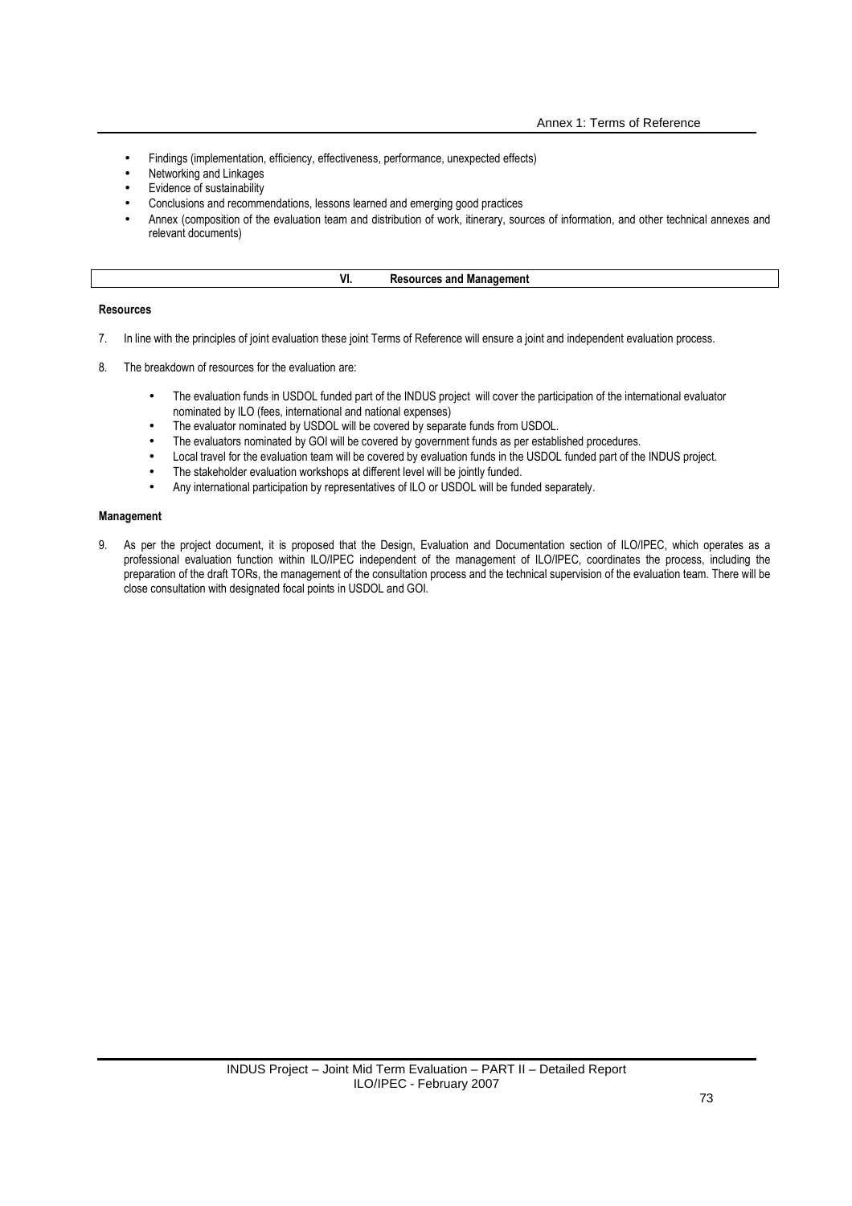- Findings (implementation, efficiency, effectiveness, performance, unexpected effects)
- Networking and Linkages
- Evidence of sustainability
- Conclusions and recommendations, lessons learned and emerging good practices
- Annex (composition of the evaluation team and distribution of work, itinerary, sources of information, and other technical annexes and relevant documents)

## VI. Resources and Management

**Resources**

7. In line with the principles of joint evaluation these joint Terms of Reference will ensure a joint and independent evaluation process.

8. The breakdown of resources for the evaluation are:

   - The evaluation funds in USDOL funded part of the INDUS project will cover the participation of the international evaluator nominated by ILO (fees, international and national expenses)
   - The evaluator nominated by USDOL will be covered by separate funds from USDOL.
   - The evaluators nominated by GOI will be covered by government funds as per established procedures.
   - Local travel for the evaluation team will be covered by evaluation funds in the USDOL funded part of the INDUS project.
   - The stakeholder evaluation workshops at different level will be jointly funded.
   - Any international participation by representatives of ILO or USDOL will be funded separately.

**Management**

9. As per the project document, it is proposed that the Design, Evaluation and Documentation section of ILO/IPEC, which operates as a professional evaluation function within ILO/IPEC independent of the management of ILO/IPEC, coordinates the process, including the preparation of the draft TORs, the management of the consultation process and the technical supervision of the evaluation team. There will be close consultation with designated focal points in USDOL and GOI.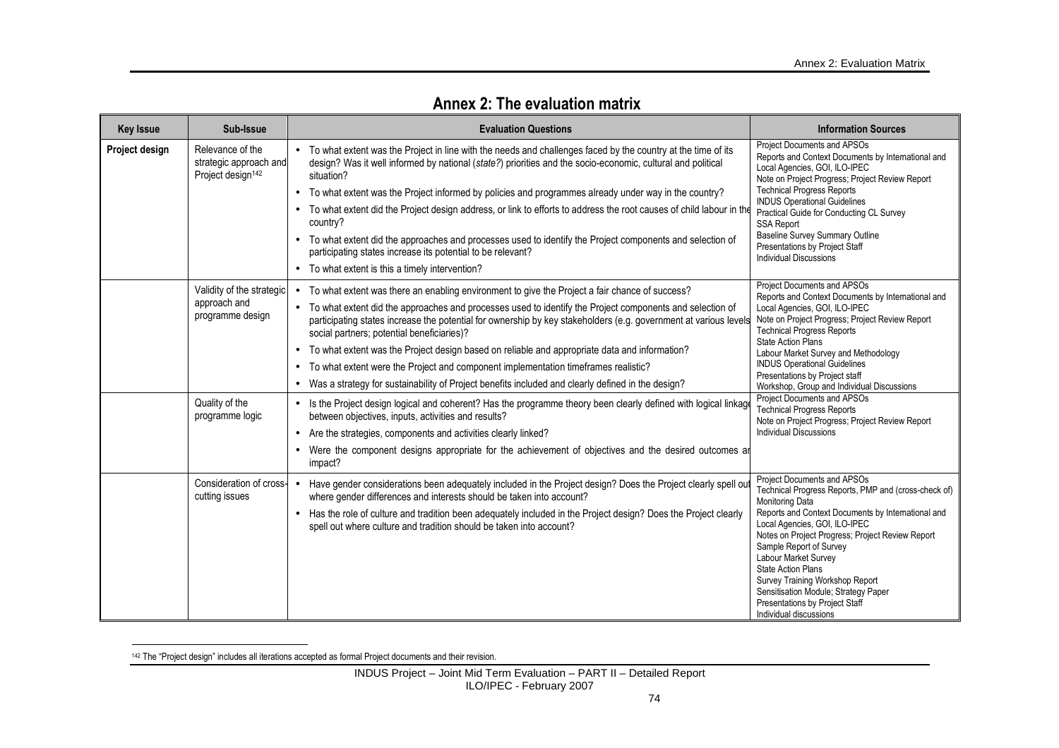# Annex 2: The evaluation matrix

| Key Issue | Sub-Issue | Evaluation Questions | Information Sources |
|---|---|---|---|
| **Project design** | Relevance of the strategic approach and Project design[142] | • To what extent was the Project in line with the needs and challenges faced by the country at the time of its design? Was it well informed by national (*state?*) priorities and the socio-economic, cultural and political situation?<br>• To what extent was the Project informed by policies and programmes already under way in the country?<br>• To what extent did the Project design address, or link to efforts to address the root causes of child labour in the country?<br>• To what extent did the approaches and processes used to identify the Project components and selection of participating states increase its potential to be relevant?<br>• To what extent is this a timely intervention? | Project Documents and APSOs<br>Reports and Context Documents by International and Local Agencies, GOI, ILO-IPEC<br>Note on Project Progress; Project Review Report<br>Technical Progress Reports<br>INDUS Operational Guidelines<br>Practical Guide for Conducting CL Survey<br>SSA Report<br>Baseline Survey Summary Outline<br>Presentations by Project Staff<br>Individual Discussions |
| | Validity of the strategic approach and programme design | • To what extent was there an enabling environment to give the Project a fair chance of success?<br>• To what extent did the approaches and processes used to identify the Project components and selection of participating states increase the potential for ownership by key stakeholders (e.g. government at various levels social partners; potential beneficiaries)?<br>• To what extent was the Project design based on reliable and appropriate data and information?<br>• To what extent were the Project and component implementation timeframes realistic?<br>• Was a strategy for sustainability of Project benefits included and clearly defined in the design? | Project Documents and APSOs<br>Reports and Context Documents by International and Local Agencies, GOI, ILO-IPEC<br>Note on Project Progress; Project Review Report<br>Technical Progress Reports<br>State Action Plans<br>Labour Market Survey and Methodology<br>INDUS Operational Guidelines<br>Presentations by Project staff<br>Workshop, Group and Individual Discussions |
| | Quality of the programme logic | • Is the Project design logical and coherent? Has the programme theory been clearly defined with logical linkage between objectives, inputs, activities and results?<br>• Are the strategies, components and activities clearly linked?<br>• Were the component designs appropriate for the achievement of objectives and the desired outcomes ar impact? | Project Documents and APSOs<br>Technical Progress Reports<br>Note on Project Progress; Project Review Report<br>Individual Discussions |
| | Consideration of cross-cutting issues | • Have gender considerations been adequately included in the Project design? Does the Project clearly spell out where gender differences and interests should be taken into account?<br>• Has the role of culture and tradition been adequately included in the Project design? Does the Project clearly spell out where culture and tradition should be taken into account? | Project Documents and APSOs<br>Technical Progress Reports, PMP and (cross-check of) Monitoring Data<br>Reports and Context Documents by International and Local Agencies, GOI, ILO-IPEC<br>Notes on Project Progress; Project Review Report<br>Sample Report of Survey<br>Labour Market Survey<br>State Action Plans<br>Survey Training Workshop Report<br>Sensitisation Module; Strategy Paper<br>Presentations by Project Staff<br>Individual discussions |

[142] The "Project design" includes all iterations accepted as formal Project documents and their revision.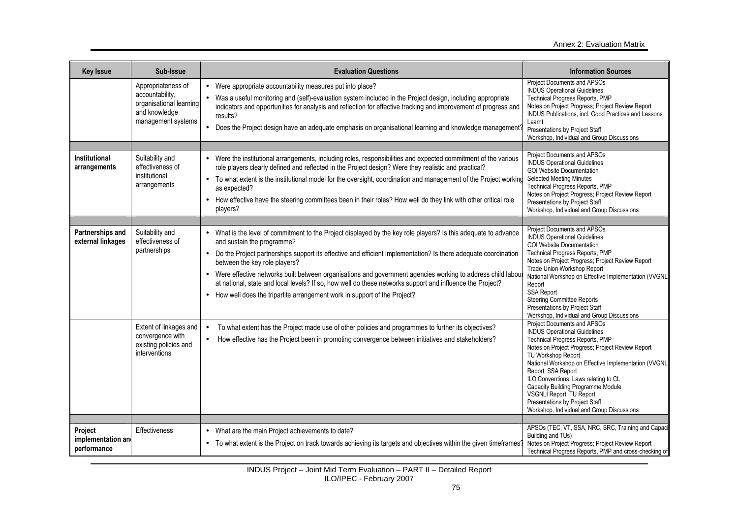| Key Issue | Sub-Issue | Evaluation Questions | Information Sources |
|---|---|---|---|
| | Appropriateness of accountability, organisational learning and knowledge management systems | • Were appropriate accountability measures put into place?<br>• Was a useful monitoring and (self)-evaluation system included in the Project design, including appropriate indicators and opportunities for analysis and reflection for effective tracking and improvement of progress and results?<br>• Does the Project design have an adequate emphasis on organisational learning and knowledge management? | Project Documents and APSOs<br>INDUS Operational Guidelines<br>Technical Progress Reports, PMP<br>Notes on Project Progress; Project Review Report<br>INDUS Publications, incl. Good Practices and Lessons Learnt<br>Presentations by Project Staff<br>Workshop, Individual and Group Discussions |
| | | | |
| **Institutional arrangements** | Suitability and effectiveness of institutional arrangements | • Were the institutional arrangements, including roles, responsibilities and expected commitment of the various role players clearly defined and reflected in the Project design? Were they realistic and practical?<br>• To what extent is the institutional model for the oversight, coordination and management of the Project working as expected?<br>• How effective have the steering committees been in their roles? How well do they link with other critical role players? | Project Documents and APSOs<br>INDUS Operational Guidelines<br>GOI Website Documentation<br>Selected Meeting Minutes<br>Technical Progress Reports, PMP<br>Notes on Project Progress; Project Review Report<br>Presentations by Project Staff<br>Workshop, Individual and Group Discussions |
| | | | |
| **Partnerships and external linkages** | Suitability and effectiveness of partnerships | • What is the level of commitment to the Project displayed by the key role players? Is this adequate to advance and sustain the programme?<br>• Do the Project partnerships support its effective and efficient implementation? Is there adequate coordination between the key role players?<br>• Were effective networks built between organisations and government agencies working to address child labour at national, state and local levels? If so, how well do these networks support and influence the Project?<br>• How well does the tripartite arrangement work in support of the Project? | Project Documents and APSOs<br>INDUS Operational Guidelines<br>GOI Website Documentation<br>Technical Progress Reports, PMP<br>Notes on Project Progress; Project Review Report<br>Trade Union Workshop Report<br>National Workshop on Effective Implementation (VVGNL) Report<br>SSA Report<br>Steering Committee Reports<br>Presentations by Project Staff<br>Workshop, Individual and Group Discussions |
| | Extent of linkages and convergence with existing policies and interventions | • To what extent has the Project made use of other policies and programmes to further its objectives?<br>• How effective has the Project been in promoting convergence between initiatives and stakeholders? | Project Documents and APSOs<br>INDUS Operational Guidelines<br>Technical Progress Reports, PMP<br>Notes on Project Progress; Project Review Report<br>TU Workshop Report<br>National Workshop on Effective Implementation (VVGNL) Report; SSA Report<br>ILO Conventions; Laws relating to CL<br>Capacity Building Programme Module<br>VSGNLI Report, TU Report.<br>Presentations by Project Staff<br>Workshop, Individual and Group Discussions |
| | | | |
| **Project implementation and performance** | Effectiveness | • What are the main Project achievements to date?<br>• To what extent is the Project on track towards achieving its targets and objectives within the given timeframes? | APSOs (TEC, VT, SSA, NRC, SRC, Training and Capacity Building and TUs)<br>Notes on Project Progress; Project Review Report<br>Technical Progress Reports, PMP and cross-checking of |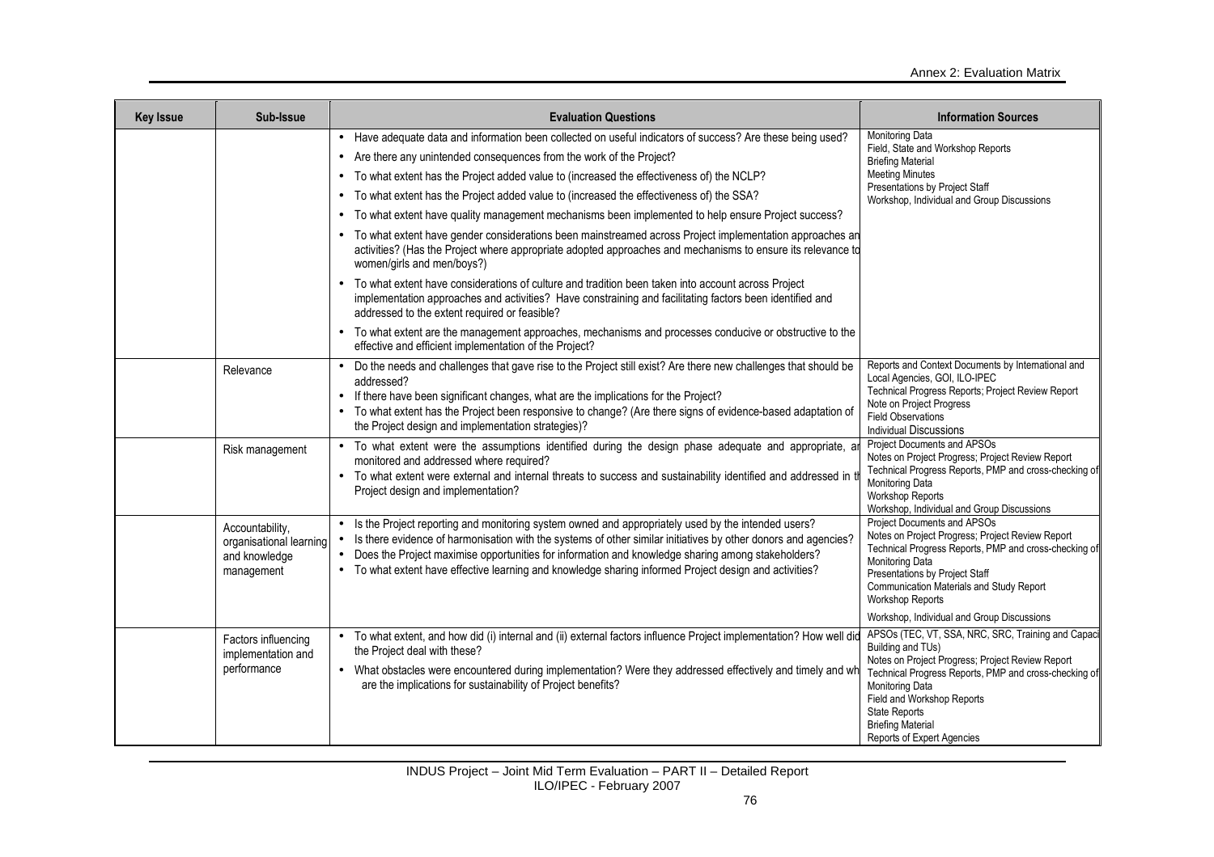| Key Issue | Sub-Issue | Evaluation Questions | Information Sources |
|---|---|---|---|
| | | • Have adequate data and information been collected on useful indicators of success? Are these being used?<br>• Are there any unintended consequences from the work of the Project?<br>• To what extent has the Project added value to (increased the effectiveness of) the NCLP?<br>• To what extent has the Project added value to (increased the effectiveness of) the SSA?<br>• To what extent have quality management mechanisms been implemented to help ensure Project success?<br>• To what extent have gender considerations been mainstreamed across Project implementation approaches an activities? (Has the Project where appropriate adopted approaches and mechanisms to ensure its relevance to women/girls and men/boys?)<br>• To what extent have considerations of culture and tradition been taken into account across Project implementation approaches and activities? Have constraining and facilitating factors been identified and addressed to the extent required or feasible?<br>• To what extent are the management approaches, mechanisms and processes conducive or obstructive to the effective and efficient implementation of the Project? | Monitoring Data<br>Field, State and Workshop Reports<br>Briefing Material<br>Meeting Minutes<br>Presentations by Project Staff<br>Workshop, Individual and Group Discussions |
| | Relevance | • Do the needs and challenges that gave rise to the Project still exist? Are there new challenges that should be addressed?<br>• If there have been significant changes, what are the implications for the Project?<br>• To what extent has the Project been responsive to change? (Are there signs of evidence-based adaptation of the Project design and implementation strategies)? | Reports and Context Documents by International and Local Agencies, GOI, ILO-IPEC<br>Technical Progress Reports; Project Review Report<br>Note on Project Progress<br>Field Observations<br>Individual Discussions |
| | Risk management | • To what extent were the assumptions identified during the design phase adequate and appropriate, ar monitored and addressed where required?<br>• To what extent were external and internal threats to success and sustainability identified and addressed in t Project design and implementation? | Project Documents and APSOs<br>Notes on Project Progress; Project Review Report<br>Technical Progress Reports, PMP and cross-checking of Monitoring Data<br>Workshop Reports<br>Workshop, Individual and Group Discussions |
| | Accountability, organisational learning and knowledge management | • Is the Project reporting and monitoring system owned and appropriately used by the intended users?<br>• Is there evidence of harmonisation with the systems of other similar initiatives by other donors and agencies?<br>• Does the Project maximise opportunities for information and knowledge sharing among stakeholders?<br>• To what extent have effective learning and knowledge sharing informed Project design and activities? | Project Documents and APSOs<br>Notes on Project Progress; Project Review Report<br>Technical Progress Reports, PMP and cross-checking of Monitoring Data<br>Presentations by Project Staff<br>Communication Materials and Study Report<br>Workshop Reports<br>Workshop, Individual and Group Discussions |
| | Factors influencing implementation and performance | • To what extent, and how did (i) internal and (ii) external factors influence Project implementation? How well did the Project deal with these?<br>• What obstacles were encountered during implementation? Were they addressed effectively and timely and wh are the implications for sustainability of Project benefits? | APSOs (TEC, VT, SSA, NRC, SRC, Training and Capaci Building and TUs)<br>Notes on Project Progress; Project Review Report<br>Technical Progress Reports, PMP and cross-checking of Monitoring Data<br>Field and Workshop Reports<br>State Reports<br>Briefing Material<br>Reports of Expert Agencies |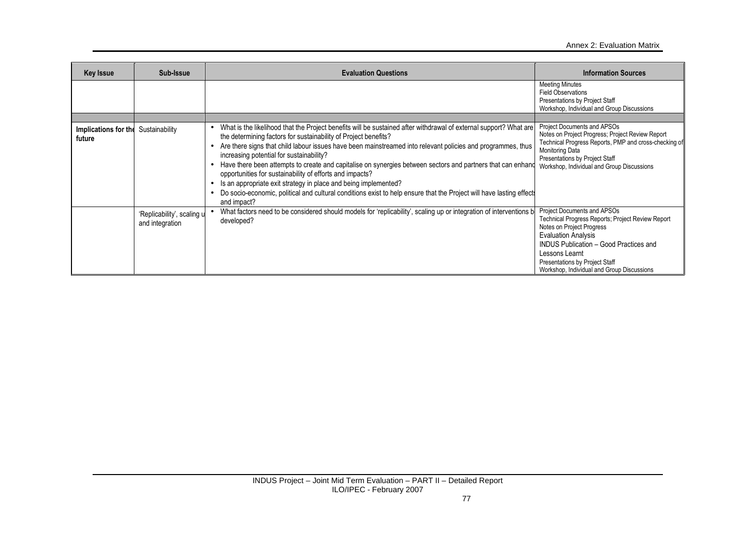| Key Issue | Sub-Issue | Evaluation Questions | Information Sources |
|---|---|---|---|
| | | | Meeting Minutes<br>Field Observations<br>Presentations by Project Staff<br>Workshop, Individual and Group Discussions |
| | | | |
| **Implications for the future** | Sustainability | • What is the likelihood that the Project benefits will be sustained after withdrawal of external support? What are the determining factors for sustainability of Project benefits?<br>• Are there signs that child labour issues have been mainstreamed into relevant policies and programmes, thus increasing potential for sustainability?<br>• Have there been attempts to create and capitalise on synergies between sectors and partners that can enhance opportunities for sustainability of efforts and impacts?<br>• Is an appropriate exit strategy in place and being implemented?<br>• Do socio-economic, political and cultural conditions exist to help ensure that the Project will have lasting effects and impact? | Project Documents and APSOs<br>Notes on Project Progress; Project Review Report<br>Technical Progress Reports, PMP and cross-checking of Monitoring Data<br>Presentations by Project Staff<br>Workshop, Individual and Group Discussions |
| | 'Replicability', scaling up and integration | • What factors need to be considered should models for 'replicability', scaling up or integration of interventions be developed? | Project Documents and APSOs<br>Technical Progress Reports; Project Review Report<br>Notes on Project Progress<br>Evaluation Analysis<br>INDUS Publication – Good Practices and Lessons Learnt<br>Presentations by Project Staff<br>Workshop, Individual and Group Discussions |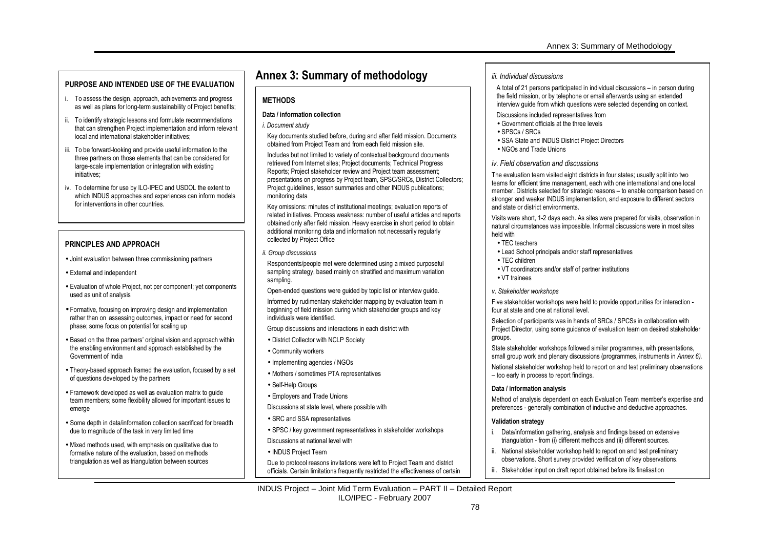# Annex 3: Summary of methodology

### PURPOSE AND INTENDED USE OF THE EVALUATION

i. To assess the design, approach, achievements and progress as well as plans for long-term sustainability of Project benefits;
ii. To identify strategic lessons and formulate recommendations that can strengthen Project implementation and inform relevant local and international stakeholder initiatives;
iii. To be forward-looking and provide useful information to the three partners on those elements that can be considered for large-scale implementation or integration with existing initiatives;
iv. To determine for use by ILO-IPEC and USDOL the extent to which INDUS approaches and experiences can inform models for interventions in other countries.

### PRINCIPLES AND APPROACH

- Joint evaluation between three commissioning partners
- External and independent
- Evaluation of whole Project, not per component; yet components used as unit of analysis
- Formative, focusing on improving design and implementation rather than on assessing outcomes, impact or need for second phase; some focus on potential for scaling up
- Based on the three partners' original vision and approach within the enabling environment and approach established by the Government of India
- Theory-based approach framed the evaluation, focused by a set of questions developed by the partners
- Framework developed as well as evaluation matrix to guide team members; some flexibility allowed for important issues to emerge
- Some depth in data/information collection sacrificed for breadth due to magnitude of the task in very limited time
- Mixed methods used, with emphasis on qualitative due to formative nature of the evaluation, based on methods triangulation as well as triangulation between sources

### METHODS

**Data / information collection**

*i. Document study*

Key documents studied before, during and after field mission. Documents obtained from Project Team and from each field mission site.

Includes but not limited to variety of contextual background documents retrieved from Internet sites; Project documents; Technical Progress Reports; Project stakeholder review and Project team assessment; presentations on progress by Project team, SPSC/SRCs, District Collectors; Project guidelines, lesson summaries and other INDUS publications; monitoring data

Key omissions: minutes of institutional meetings; evaluation reports of related initiatives. Process weakness: number of useful articles and reports obtained only after field mission. Heavy exercise in short period to obtain additional monitoring data and information not necessarily regularly collected by Project Office

*ii. Group discussions*

Respondents/people met were determined using a mixed purposeful sampling strategy, based mainly on stratified and maximum variation sampling.

Open-ended questions were guided by topic list or interview guide.

Informed by rudimentary stakeholder mapping by evaluation team in beginning of field mission during which stakeholder groups and key individuals were identified.

Group discussions and interactions in each district with

- District Collector with NCLP Society
- Community workers
- Implementing agencies / NGOs
- Mothers / sometimes PTA representatives
- Self-Help Groups
- Employers and Trade Unions

Discussions at state level, where possible with

- SRC and SSA representatives
- SPSC / key government representatives in stakeholder workshops

Discussions at national level with

- INDUS Project Team

Due to protocol reasons invitations were left to Project Team and district officials. Certain limitations frequently restricted the effectiveness of certain

*iii. Individual discussions*

A total of 21 persons participated in individual discussions – in person during the field mission, or by telephone or email afterwards using an extended interview guide from which questions were selected depending on context.

Discussions included representatives from

- Government officials at the three levels
- SPSCs / SRCs
- SSA State and INDUS District Project Directors
- NGOs and Trade Unions

*iv. Field observation and discussions*

The evaluation team visited eight districts in four states; usually split into two teams for efficient time management, each with one international and one local member. Districts selected for strategic reasons – to enable comparison based on stronger and weaker INDUS implementation, and exposure to different sectors and state or district environments.

Visits were short, 1-2 days each. As sites were prepared for visits, observation in natural circumstances was impossible. Informal discussions were in most sites held with

- TEC teachers
- Lead School principals and/or staff representatives
- TEC children
- VT coordinators and/or staff of partner institutions
- VT trainees

*v. Stakeholder workshops*

Five stakeholder workshops were held to provide opportunities for interaction - four at state and one at national level.

Selection of participants was in hands of SRCs / SPCSs in collaboration with Project Director, using some guidance of evaluation team on desired stakeholder groups.

State stakeholder workshops followed similar programmes, with presentations, small group work and plenary discussions (programmes, instruments in *Annex 6).*

National stakeholder workshop held to report on and test preliminary observations – too early in process to report findings.

**Data / information analysis**

Method of analysis dependent on each Evaluation Team member's expertise and preferences - generally combination of inductive and deductive approaches.

**Validation strategy**

i. Data/information gathering, analysis and findings based on extensive triangulation - from (i) different methods and (ii) different sources.
ii. National stakeholder workshop held to report on and test preliminary observations. Short survey provided verification of key observations.
iii. Stakeholder input on draft report obtained before its finalisation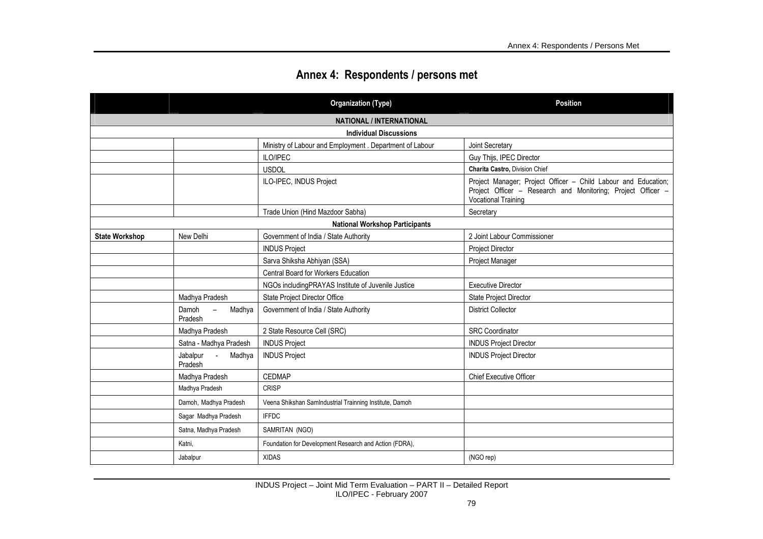# Annex 4: Respondents / persons met

| | | Organization (Type) | Position |
|---|---|---|---|
| **NATIONAL / INTERNATIONAL** | | | |
| **Individual Discussions** | | | |
| | | Ministry of Labour and Employment . Department of Labour | Joint Secretary |
| | | ILO/IPEC | Guy Thijs, IPEC Director |
| | | USDOL | **Charita Castro,** Division Chief |
| | | ILO-IPEC, INDUS Project | Project Manager; Project Officer – Child Labour and Education; Project Officer – Research and Monitoring; Project Officer – Vocational Training |
| | | Trade Union (Hind Mazdoor Sabha) | Secretary |
| **National Workshop Participants** | | | |
| **State Workshop** | New Delhi | Government of India / State Authority | 2 Joint Labour Commissioner |
| | | INDUS Project | Project Director |
| | | Sarva Shiksha Abhiyan (SSA) | Project Manager |
| | | Central Board for Workers Education | |
| | | NGOs includingPRAYAS Institute of Juvenile Justice | Executive Director |
| | Madhya Pradesh | State Project Director Office | State Project Director |
| | Damoh – Madhya Pradesh | Government of India / State Authority | District Collector |
| | Madhya Pradesh | 2 State Resource Cell (SRC) | SRC Coordinator |
| | Satna - Madhya Pradesh | INDUS Project | INDUS Project Director |
| | Jabalpur - Madhya Pradesh | INDUS Project | INDUS Project Director |
| | Madhya Pradesh | CEDMAP | Chief Executive Officer |
| | Madhya Pradesh | CRISP | |
| | Damoh, Madhya Pradesh | Veena Shikshan SamIndustrial Trainning Institute, Damoh | |
| | Sagar Madhya Pradesh | IFFDC | |
| | Satna, Madhya Pradesh | SAMRITAN (NGO) | |
| | Katni, | Foundation for Development Research and Action (FDRA), | |
| | Jabalpur | XIDAS | (NGO rep) |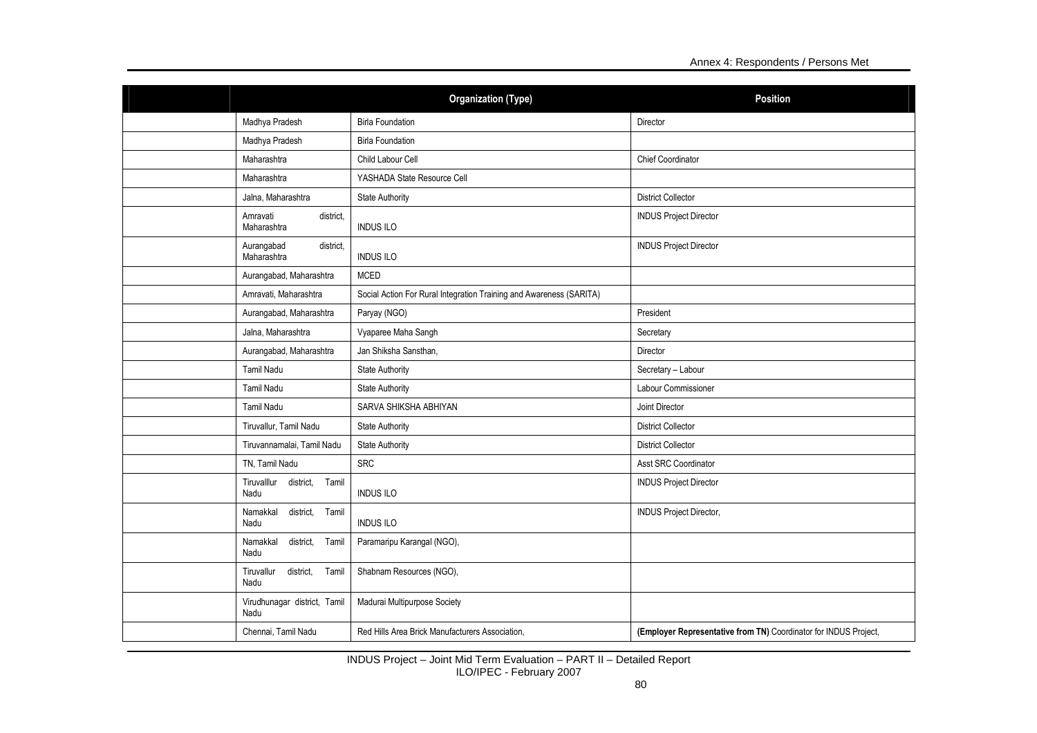|  |  | Organization (Type) | Position |
|---|---|---|---|
|  | Madhya Pradesh | Birla Foundation | Director |
|  | Madhya Pradesh | Birla Foundation |  |
|  | Maharashtra | Child Labour Cell | Chief Coordinator |
|  | Maharashtra | YASHADA State Resource Cell |  |
|  | Jalna, Maharashtra | State Authority | District Collector |
|  | Amravati district, Maharashtra | INDUS ILO | INDUS Project Director |
|  | Aurangabad district, Maharashtra | INDUS ILO | INDUS Project Director |
|  | Aurangabad, Maharashtra | MCED |  |
|  | Amravati, Maharashtra | Social Action For Rural Integration Training and Awareness (SARITA) |  |
|  | Aurangabad, Maharashtra | Paryay (NGO) | President |
|  | Jalna, Maharashtra | Vyaparee Maha Sangh | Secretary |
|  | Aurangabad, Maharashtra | Jan Shiksha Sansthan, | Director |
|  | Tamil Nadu | State Authority | Secretary – Labour |
|  | Tamil Nadu | State Authority | Labour Commissioner |
|  | Tamil Nadu | SARVA SHIKSHA ABHIYAN | Joint Director |
|  | Tiruvallur, Tamil Nadu | State Authority | District Collector |
|  | Tiruvannamalai, Tamil Nadu | State Authority | District Collector |
|  | TN, Tamil Nadu | SRC | Asst SRC Coordinator |
|  | Tiruvalllur district, Tamil Nadu | INDUS ILO | INDUS Project Director |
|  | Namakkal district, Tamil Nadu | INDUS ILO | INDUS Project Director, |
|  | Namakkal district, Tamil Nadu | Paramaripu Karangal (NGO), |  |
|  | Tiruvallur district, Tamil Nadu | Shabnam Resources (NGO), |  |
|  | Virudhunagar district, Tamil Nadu | Madurai Multipurpose Society |  |
|  | Chennai, Tamil Nadu | Red Hills Area Brick Manufacturers Association, | **(Employer Representative from TN)** Coordinator for INDUS Project, |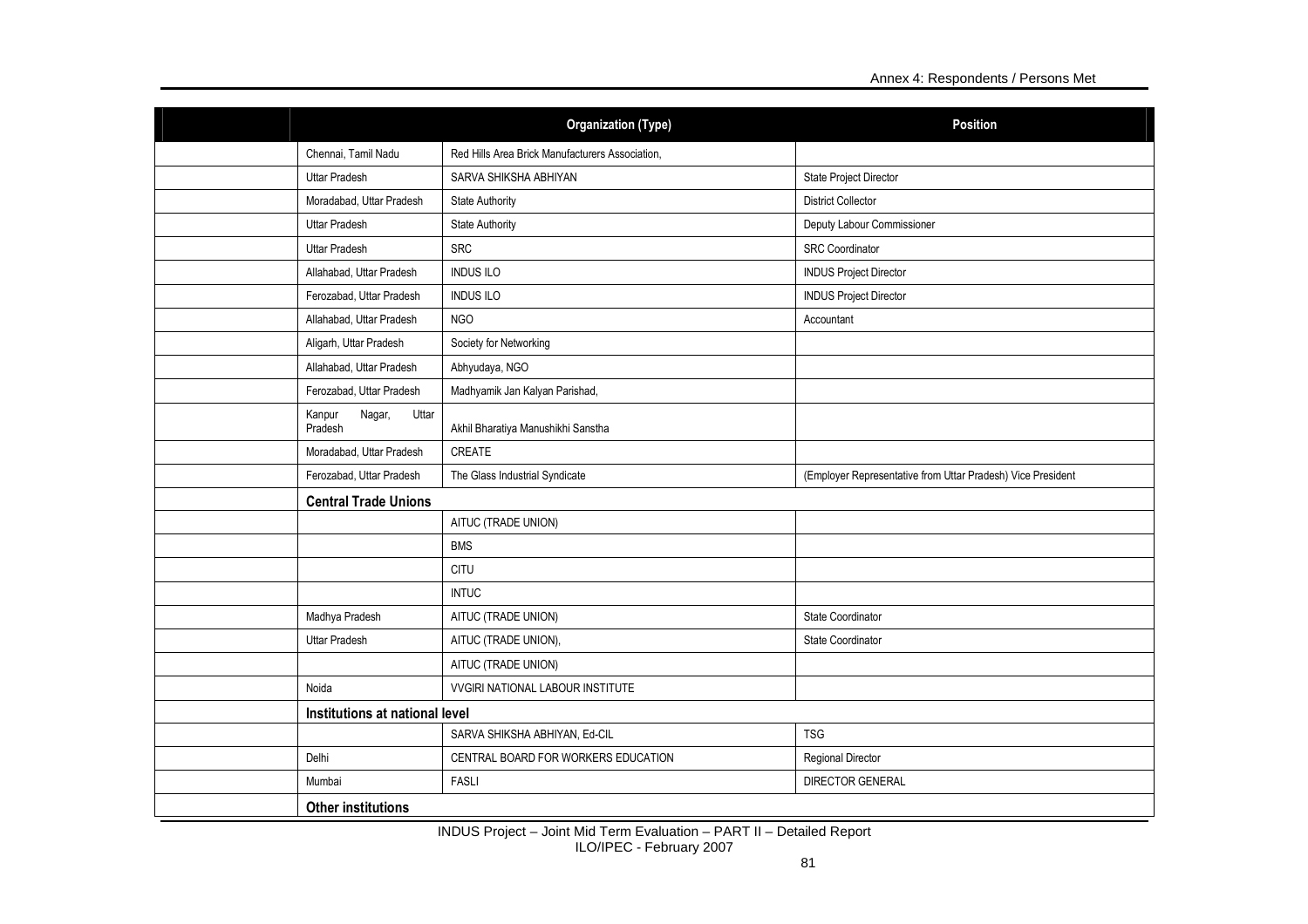| | | Organization (Type) | Position |
|---|---|---|---|
| | Chennai, Tamil Nadu | Red Hills Area Brick Manufacturers Association, | |
| | Uttar Pradesh | SARVA SHIKSHA ABHIYAN | State Project Director |
| | Moradabad, Uttar Pradesh | State Authority | District Collector |
| | Uttar Pradesh | State Authority | Deputy Labour Commissioner |
| | Uttar Pradesh | SRC | SRC Coordinator |
| | Allahabad, Uttar Pradesh | INDUS ILO | INDUS Project Director |
| | Ferozabad, Uttar Pradesh | INDUS ILO | INDUS Project Director |
| | Allahabad, Uttar Pradesh | NGO | Accountant |
| | Aligarh, Uttar Pradesh | Society for Networking | |
| | Allahabad, Uttar Pradesh | Abhyudaya, NGO | |
| | Ferozabad, Uttar Pradesh | Madhyamik Jan Kalyan Parishad, | |
| | Kanpur Nagar, Uttar Pradesh | Akhil Bharatiya Manushikhi Sanstha | |
| | Moradabad, Uttar Pradesh | CREATE | |
| | Ferozabad, Uttar Pradesh | The Glass Industrial Syndicate | (Employer Representative from Uttar Pradesh) Vice President |
| | **Central Trade Unions** | | |
| | | AITUC (TRADE UNION) | |
| | | BMS | |
| | | CITU | |
| | | INTUC | |
| | Madhya Pradesh | AITUC (TRADE UNION) | State Coordinator |
| | Uttar Pradesh | AITUC (TRADE UNION), | State Coordinator |
| | | AITUC (TRADE UNION) | |
| | Noida | VVGIRI NATIONAL LABOUR INSTITUTE | |
| | **Institutions at national level** | | |
| | | SARVA SHIKSHA ABHIYAN, Ed-CIL | TSG |
| | Delhi | CENTRAL BOARD FOR WORKERS EDUCATION | Regional Director |
| | Mumbai | FASLI | DIRECTOR GENERAL |
| | **Other institutions** | | |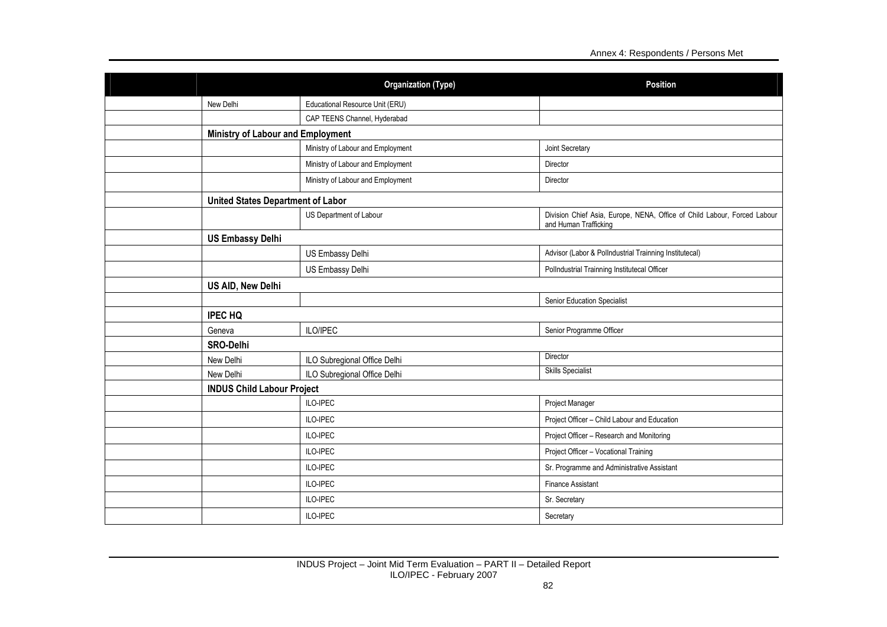|  | Organization (Type) |  | Position |
| --- | --- | --- | --- |
|  | New Delhi | Educational Resource Unit (ERU) |  |
|  |  | CAP TEENS Channel, Hyderabad |  |
|  | **Ministry of Labour and Employment** |  |  |
|  |  | Ministry of Labour and Employment | Joint Secretary |
|  |  | Ministry of Labour and Employment | Director |
|  |  | Ministry of Labour and Employment | Director |
|  | **United States Department of Labor** |  |  |
|  |  | US Department of Labour | Division Chief Asia, Europe, NENA, Office of Child Labour, Forced Labour and Human Trafficking |
|  | **US Embassy Delhi** |  |  |
|  |  | US Embassy Delhi | Advisor (Labor & PolIndustrial Trainning Institutecal) |
|  |  | US Embassy Delhi | PolIndustrial Trainning Institutecal Officer |
|  | **US AID, New Delhi** |  |  |
|  |  |  | Senior Education Specialist |
|  | **IPEC HQ** |  |  |
|  | Geneva | ILO/IPEC | Senior Programme Officer |
|  | **SRO-Delhi** |  |  |
|  | New Delhi | ILO Subregional Office Delhi | Director |
|  | New Delhi | ILO Subregional Office Delhi | Skills Specialist |
|  | **INDUS Child Labour Project** |  |  |
|  |  | ILO-IPEC | Project Manager |
|  |  | ILO-IPEC | Project Officer – Child Labour and Education |
|  |  | ILO-IPEC | Project Officer – Research and Monitoring |
|  |  | ILO-IPEC | Project Officer – Vocational Training |
|  |  | ILO-IPEC | Sr. Programme and Administrative Assistant |
|  |  | ILO-IPEC | Finance Assistant |
|  |  | ILO-IPEC | Sr. Secretary |
|  |  | ILO-IPEC | Secretary |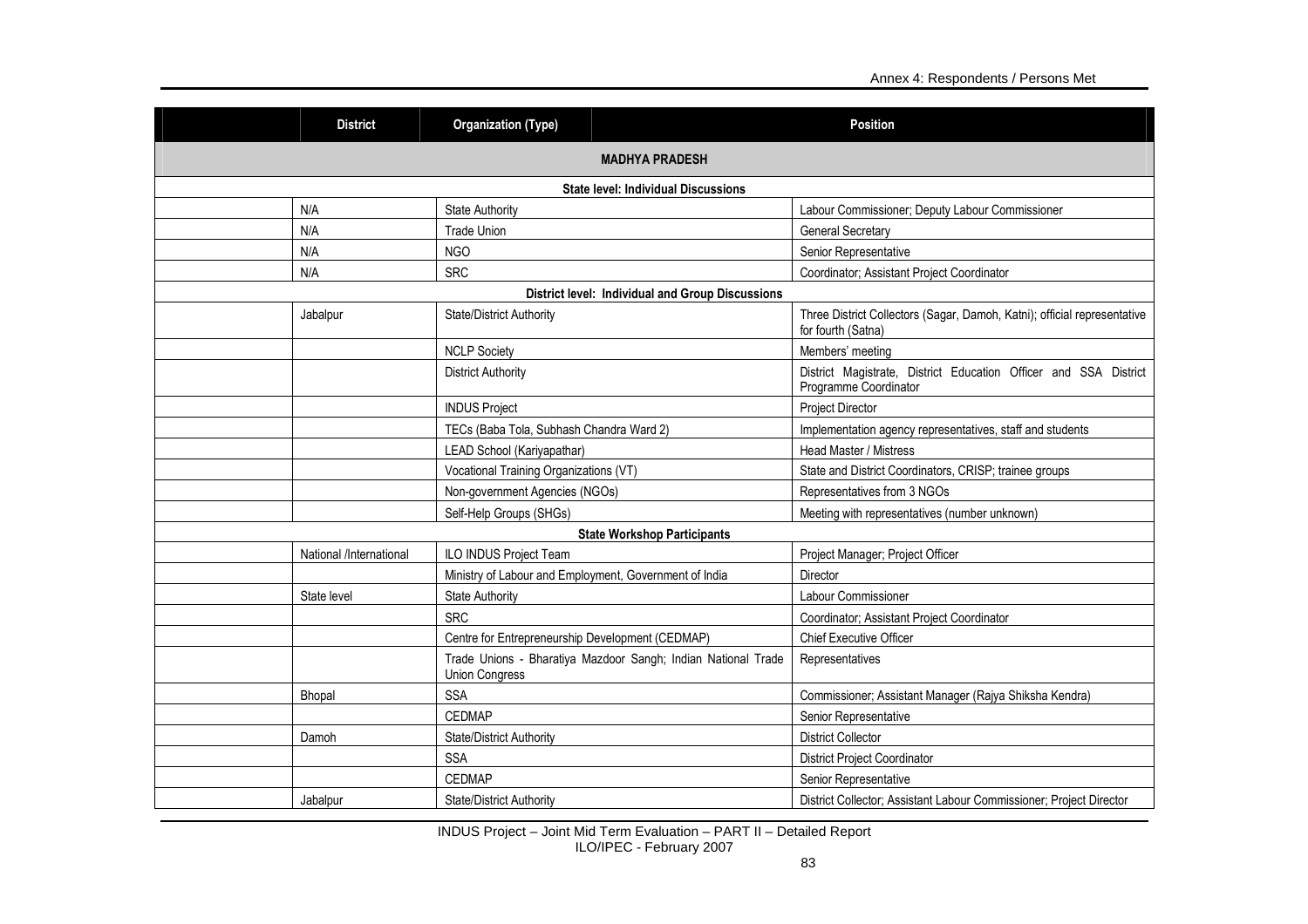| District | Organization (Type) | Position |
|---|---|---|
| **MADHYA PRADESH** | | |
| **State level: Individual Discussions** | | |
| N/A | State Authority | Labour Commissioner; Deputy Labour Commissioner |
| N/A | Trade Union | General Secretary |
| N/A | NGO | Senior Representative |
| N/A | SRC | Coordinator; Assistant Project Coordinator |
| **District level: Individual and Group Discussions** | | |
| Jabalpur | State/District Authority | Three District Collectors (Sagar, Damoh, Katni); official representative for fourth (Satna) |
| | NCLP Society | Members' meeting |
| | District Authority | District Magistrate, District Education Officer and SSA District Programme Coordinator |
| | INDUS Project | Project Director |
| | TECs (Baba Tola, Subhash Chandra Ward 2) | Implementation agency representatives, staff and students |
| | LEAD School (Kariyapathar) | Head Master / Mistress |
| | Vocational Training Organizations (VT) | State and District Coordinators, CRISP; trainee groups |
| | Non-government Agencies (NGOs) | Representatives from 3 NGOs |
| | Self-Help Groups (SHGs) | Meeting with representatives (number unknown) |
| **State Workshop Participants** | | |
| National /International | ILO INDUS Project Team | Project Manager; Project Officer |
| | Ministry of Labour and Employment, Government of India | Director |
| State level | State Authority | Labour Commissioner |
| | SRC | Coordinator; Assistant Project Coordinator |
| | Centre for Entrepreneurship Development (CEDMAP) | Chief Executive Officer |
| | Trade Unions - Bharatiya Mazdoor Sangh; Indian National Trade Union Congress | Representatives |
| Bhopal | SSA | Commissioner; Assistant Manager (Rajya Shiksha Kendra) |
| | CEDMAP | Senior Representative |
| Damoh | State/District Authority | District Collector |
| | SSA | District Project Coordinator |
| | CEDMAP | Senior Representative |
| Jabalpur | State/District Authority | District Collector; Assistant Labour Commissioner; Project Director |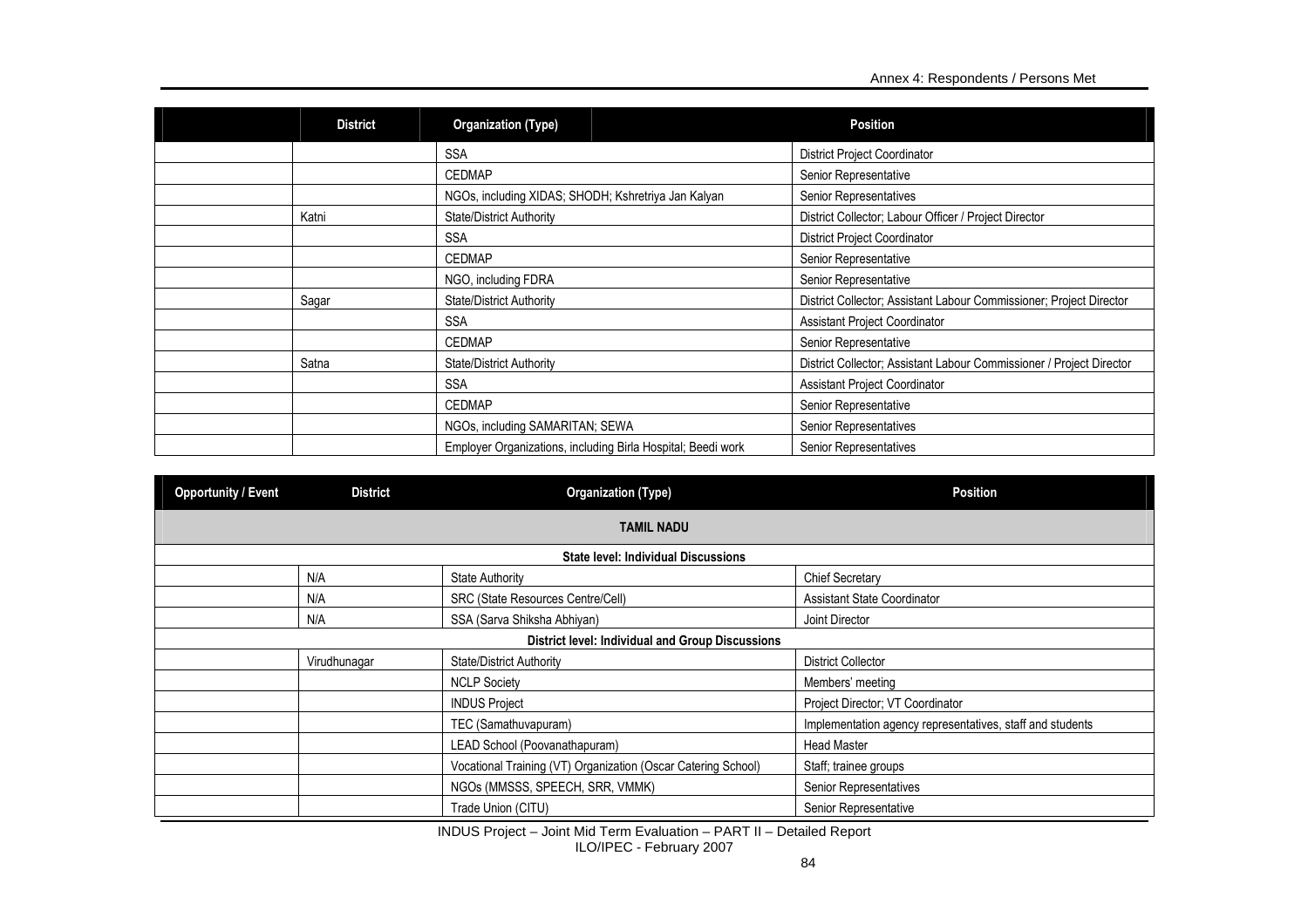|  | District | Organization (Type) | Position |
|---|---|---|---|
|  |  | SSA | District Project Coordinator |
|  |  | CEDMAP | Senior Representative |
|  |  | NGOs, including XIDAS; SHODH; Kshretriya Jan Kalyan | Senior Representatives |
|  | Katni | State/District Authority | District Collector; Labour Officer / Project Director |
|  |  | SSA | District Project Coordinator |
|  |  | CEDMAP | Senior Representative |
|  |  | NGO, including FDRA | Senior Representative |
|  | Sagar | State/District Authority | District Collector; Assistant Labour Commissioner; Project Director |
|  |  | SSA | Assistant Project Coordinator |
|  |  | CEDMAP | Senior Representative |
|  | Satna | State/District Authority | District Collector; Assistant Labour Commissioner / Project Director |
|  |  | SSA | Assistant Project Coordinator |
|  |  | CEDMAP | Senior Representative |
|  |  | NGOs, including SAMARITAN; SEWA | Senior Representatives |
|  |  | Employer Organizations, including Birla Hospital; Beedi work | Senior Representatives |

| Opportunity / Event | District | Organization (Type) | Position |
|---|---|---|---|
| **TAMIL NADU** | | | |
| **State level: Individual Discussions** | | | |
|  | N/A | State Authority | Chief Secretary |
|  | N/A | SRC (State Resources Centre/Cell) | Assistant State Coordinator |
|  | N/A | SSA (Sarva Shiksha Abhiyan) | Joint Director |
| **District level: Individual and Group Discussions** | | | |
|  | Virudhunagar | State/District Authority | District Collector |
|  |  | NCLP Society | Members' meeting |
|  |  | INDUS Project | Project Director; VT Coordinator |
|  |  | TEC (Samathuvapuram) | Implementation agency representatives, staff and students |
|  |  | LEAD School (Poovanathapuram) | Head Master |
|  |  | Vocational Training (VT) Organization (Oscar Catering School) | Staff; trainee groups |
|  |  | NGOs (MMSSS, SPEECH, SRR, VMMK) | Senior Representatives |
|  |  | Trade Union (CITU) | Senior Representative |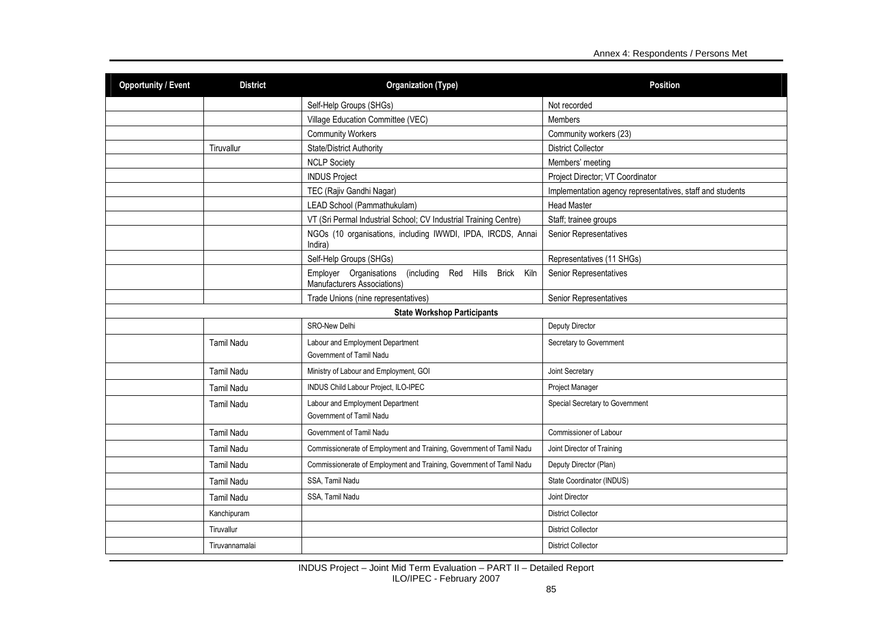| Opportunity / Event | District | Organization (Type) | Position |
|---|---|---|---|
| | | Self-Help Groups (SHGs) | Not recorded |
| | | Village Education Committee (VEC) | Members |
| | | Community Workers | Community workers (23) |
| | Tiruvallur | State/District Authority | District Collector |
| | | NCLP Society | Members' meeting |
| | | INDUS Project | Project Director; VT Coordinator |
| | | TEC (Rajiv Gandhi Nagar) | Implementation agency representatives, staff and students |
| | | LEAD School (Pammathukulam) | Head Master |
| | | VT (Sri Permal Industrial School; CV Industrial Training Centre) | Staff; trainee groups |
| | | NGOs (10 organisations, including IWWDI, IPDA, IRCDS, Annai Indira) | Senior Representatives |
| | | Self-Help Groups (SHGs) | Representatives (11 SHGs) |
| | | Employer Organisations (including Red Hills Brick Kiln Manufacturers Associations) | Senior Representatives |
| | | Trade Unions (nine representatives) | Senior Representatives |
| **State Workshop Participants** | | | |
| | | SRO-New Delhi | Deputy Director |
| | Tamil Nadu | Labour and Employment Department Government of Tamil Nadu | Secretary to Government |
| | Tamil Nadu | Ministry of Labour and Employment, GOI | Joint Secretary |
| | Tamil Nadu | INDUS Child Labour Project, ILO-IPEC | Project Manager |
| | Tamil Nadu | Labour and Employment Department Government of Tamil Nadu | Special Secretary to Government |
| | Tamil Nadu | Government of Tamil Nadu | Commissioner of Labour |
| | Tamil Nadu | Commissionerate of Employment and Training, Government of Tamil Nadu | Joint Director of Training |
| | Tamil Nadu | Commissionerate of Employment and Training, Government of Tamil Nadu | Deputy Director (Plan) |
| | Tamil Nadu | SSA, Tamil Nadu | State Coordinator (INDUS) |
| | Tamil Nadu | SSA, Tamil Nadu | Joint Director |
| | Kanchipuram | | District Collector |
| | Tiruvallur | | District Collector |
| | Tiruvannamalai | | District Collector |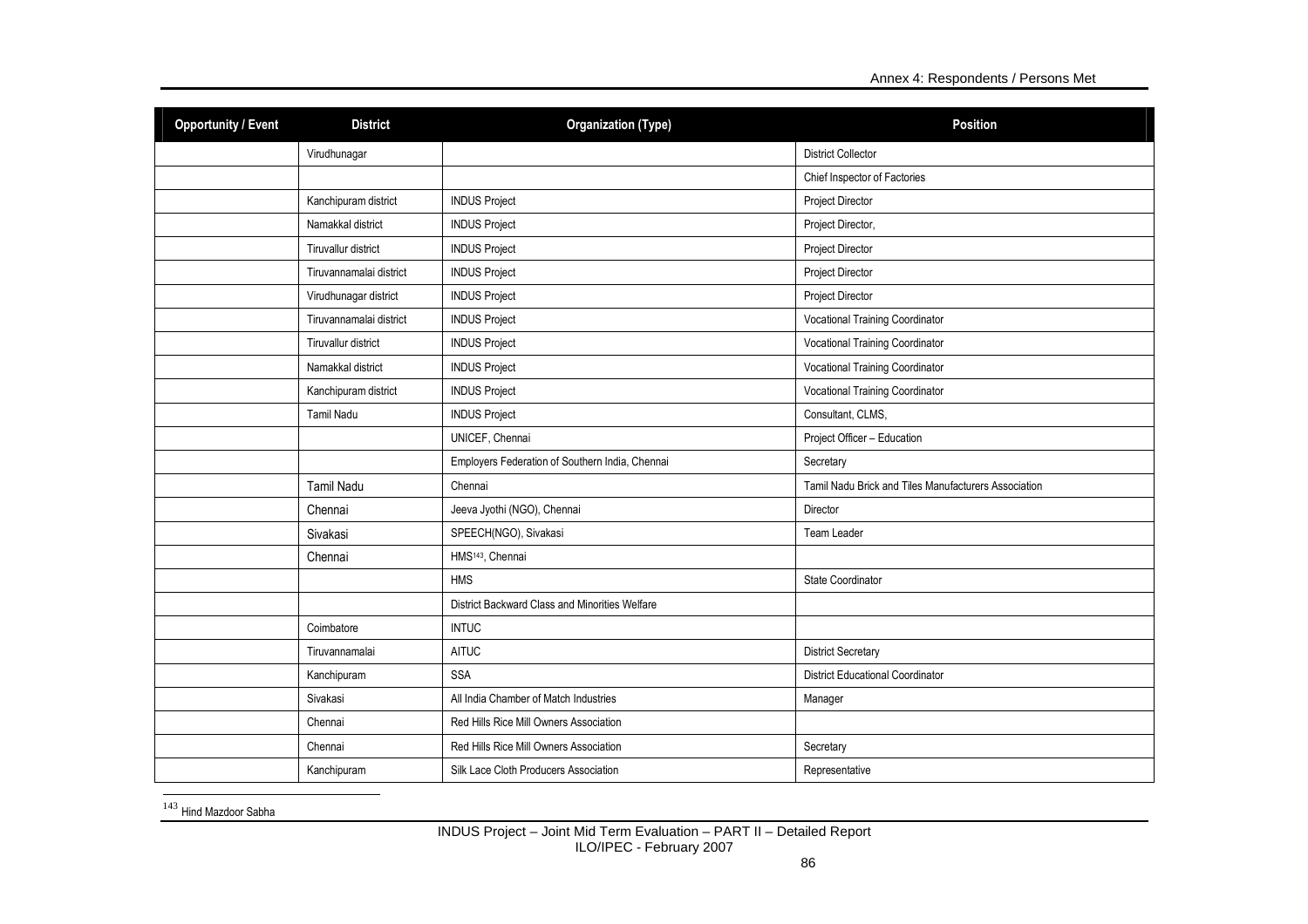| Opportunity / Event | District | Organization (Type) | Position |
|---|---|---|---|
| | Virudhunagar | | District Collector |
| | | | Chief Inspector of Factories |
| | Kanchipuram district | INDUS Project | Project Director |
| | Namakkal district | INDUS Project | Project Director, |
| | Tiruvallur district | INDUS Project | Project Director |
| | Tiruvannamalai district | INDUS Project | Project Director |
| | Virudhunagar district | INDUS Project | Project Director |
| | Tiruvannamalai district | INDUS Project | Vocational Training Coordinator |
| | Tiruvallur district | INDUS Project | Vocational Training Coordinator |
| | Namakkal district | INDUS Project | Vocational Training Coordinator |
| | Kanchipuram district | INDUS Project | Vocational Training Coordinator |
| | Tamil Nadu | INDUS Project | Consultant, CLMS, |
| | | UNICEF, Chennai | Project Officer – Education |
| | | Employers Federation of Southern India, Chennai | Secretary |
| | Tamil Nadu | Chennai | Tamil Nadu Brick and Tiles Manufacturers Association |
| | Chennai | Jeeva Jyothi (NGO), Chennai | Director |
| | Sivakasi | SPEECH(NGO), Sivakasi | Team Leader |
| | Chennai | HMS[143], Chennai | |
| | | HMS | State Coordinator |
| | | District Backward Class and Minorities Welfare | |
| | Coimbatore | INTUC | |
| | Tiruvannamalai | AITUC | District Secretary |
| | Kanchipuram | SSA | District Educational Coordinator |
| | Sivakasi | All India Chamber of Match Industries | Manager |
| | Chennai | Red Hills Rice Mill Owners Association | |
| | Chennai | Red Hills Rice Mill Owners Association | Secretary |
| | Kanchipuram | Silk Lace Cloth Producers Association | Representative |

[143] Hind Mazdoor Sabha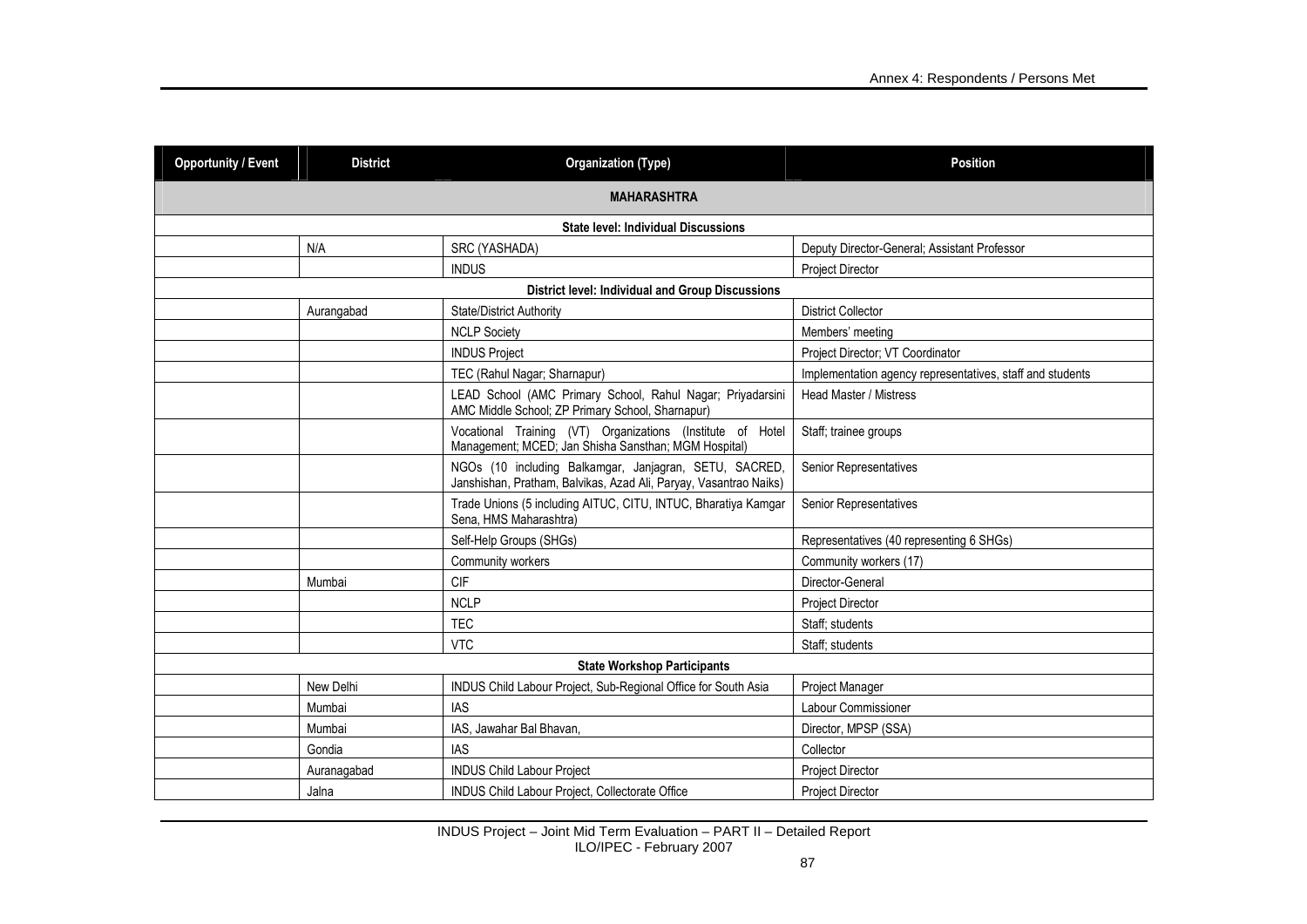| Opportunity / Event | District | Organization (Type) | Position |
|---|---|---|---|
| **MAHARASHTRA** | | | |
| **State level: Individual Discussions** | | | |
| | N/A | SRC (YASHADA) | Deputy Director-General; Assistant Professor |
| | | INDUS | Project Director |
| **District level: Individual and Group Discussions** | | | |
| | Aurangabad | State/District Authority | District Collector |
| | | NCLP Society | Members' meeting |
| | | INDUS Project | Project Director; VT Coordinator |
| | | TEC (Rahul Nagar; Sharnapur) | Implementation agency representatives, staff and students |
| | | LEAD School (AMC Primary School, Rahul Nagar; Priyadarsini AMC Middle School; ZP Primary School, Sharnapur) | Head Master / Mistress |
| | | Vocational Training (VT) Organizations (Institute of Hotel Management; MCED; Jan Shisha Sansthan; MGM Hospital) | Staff; trainee groups |
| | | NGOs (10 including Balkamgar, Janjagran, SETU, SACRED, Janshishan, Pratham, Balvikas, Azad Ali, Paryay, Vasantrao Naiks) | Senior Representatives |
| | | Trade Unions (5 including AITUC, CITU, INTUC, Bharatiya Kamgar Sena, HMS Maharashtra) | Senior Representatives |
| | | Self-Help Groups (SHGs) | Representatives (40 representing 6 SHGs) |
| | | Community workers | Community workers (17) |
| | Mumbai | CIF | Director-General |
| | | NCLP | Project Director |
| | | TEC | Staff; students |
| | | VTC | Staff; students |
| **State Workshop Participants** | | | |
| | New Delhi | INDUS Child Labour Project, Sub-Regional Office for South Asia | Project Manager |
| | Mumbai | IAS | Labour Commissioner |
| | Mumbai | IAS, Jawahar Bal Bhavan, | Director, MPSP (SSA) |
| | Gondia | IAS | Collector |
| | Auranagabad | INDUS Child Labour Project | Project Director |
| | Jalna | INDUS Child Labour Project, Collectorate Office | Project Director |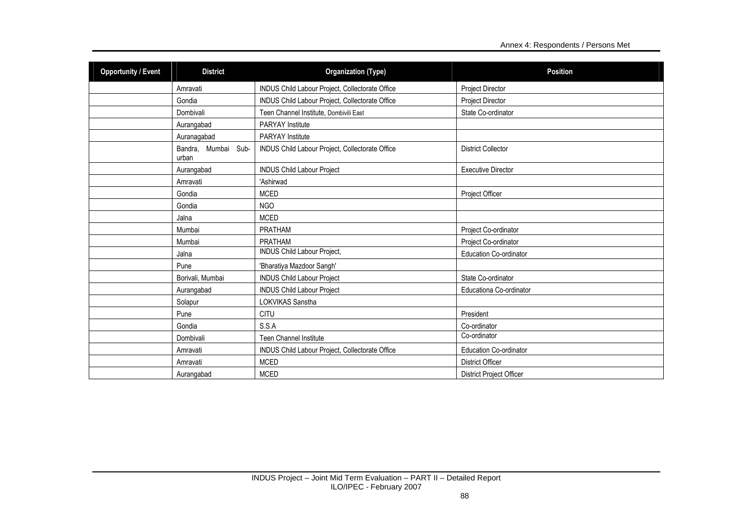| Opportunity / Event | District | Organization (Type) | Position |
|---|---|---|---|
| | Amravati | INDUS Child Labour Project, Collectorate Office | Project Director |
| | Gondia | INDUS Child Labour Project, Collectorate Office | Project Director |
| | Dombivali | Teen Channel Institute, Dombivili East | State Co-ordinator |
| | Aurangabad | PARYAY Institute | |
| | Auranagabad | PARYAY Institute | |
| | Bandra, Mumbai Sub-urban | INDUS Child Labour Project, Collectorate Office | District Collector |
| | Aurangabad | INDUS Child Labour Project | Executive Director |
| | Amravati | 'Ashirwad | |
| | Gondia | MCED | Project Officer |
| | Gondia | NGO | |
| | Jalna | MCED | |
| | Mumbai | PRATHAM | Project Co-ordinator |
| | Mumbai | PRATHAM | Project Co-ordinator |
| | Jalna | INDUS Child Labour Project, | Education Co-ordinator |
| | Pune | 'Bharatiya Mazdoor Sangh' | |
| | Borivali, Mumbai | INDUS Child Labour Project | State Co-ordinator |
| | Aurangabad | INDUS Child Labour Project | Educationa Co-ordinator |
| | Solapur | LOKVIKAS Sanstha | |
| | Pune | CITU | President |
| | Gondia | S.S.A | Co-ordinator |
| | Dombivali | Teen Channel Institute | Co-ordinator |
| | Amravati | INDUS Child Labour Project, Collectorate Office | Education Co-ordinator |
| | Amravati | MCED | District Officer |
| | Aurangabad | MCED | District Project Officer |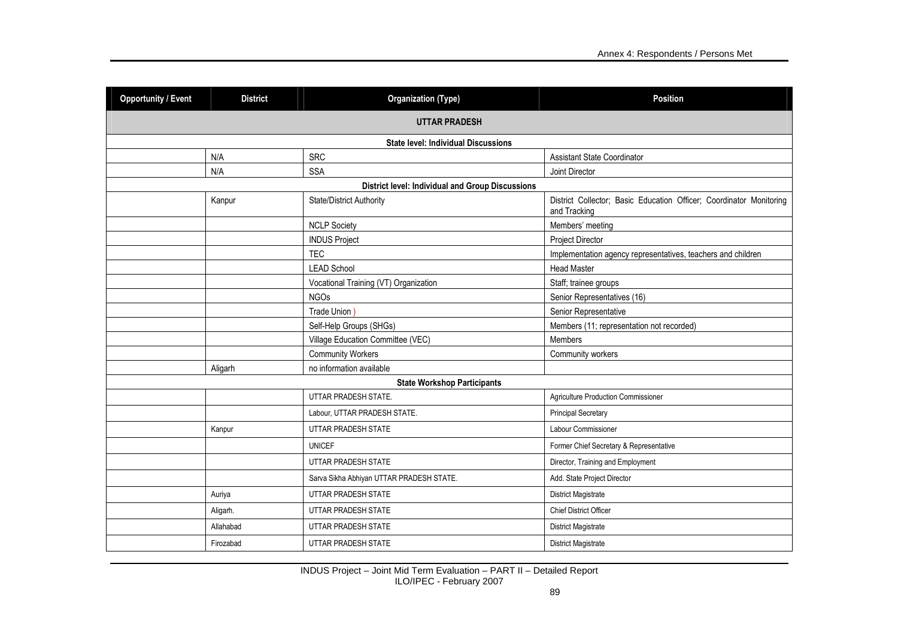| Opportunity / Event | District | Organization (Type) | Position |
|---|---|---|---|
| **UTTAR PRADESH** | | | |
| **State level: Individual Discussions** | | | |
| | N/A | SRC | Assistant State Coordinator |
| | N/A | SSA | Joint Director |
| **District level: Individual and Group Discussions** | | | |
| | Kanpur | State/District Authority | District Collector; Basic Education Officer; Coordinator Monitoring and Tracking |
| | | NCLP Society | Members' meeting |
| | | INDUS Project | Project Director |
| | | TEC | Implementation agency representatives, teachers and children |
| | | LEAD School | Head Master |
| | | Vocational Training (VT) Organization | Staff; trainee groups |
| | | NGOs | Senior Representatives (16) |
| | | Trade Union ) | Senior Representative |
| | | Self-Help Groups (SHGs) | Members (11; representation not recorded) |
| | | Village Education Committee (VEC) | Members |
| | | Community Workers | Community workers |
| | Aligarh | no information available | |
| **State Workshop Participants** | | | |
| | | UTTAR PRADESH STATE. | Agriculture Production Commissioner |
| | | Labour, UTTAR PRADESH STATE. | Principal Secretary |
| | Kanpur | UTTAR PRADESH STATE | Labour Commissioner |
| | | UNICEF | Former Chief Secretary & Representative |
| | | UTTAR PRADESH STATE | Director, Training and Employment |
| | | Sarva Sikha Abhiyan UTTAR PRADESH STATE. | Add. State Project Director |
| | Auriya | UTTAR PRADESH STATE | District Magistrate |
| | Aligarh. | UTTAR PRADESH STATE | Chief District Officer |
| | Allahabad | UTTAR PRADESH STATE | District Magistrate |
| | Firozabad | UTTAR PRADESH STATE | District Magistrate |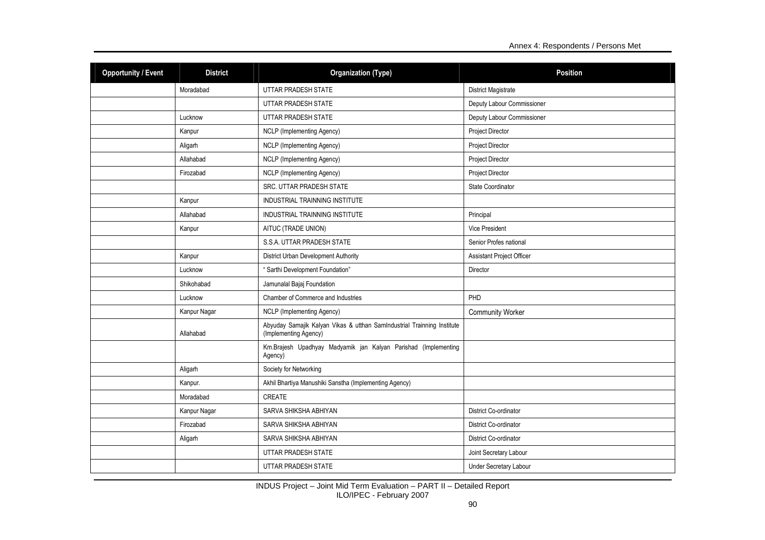| Opportunity / Event | District | Organization (Type) | Position |
|---|---|---|---|
| | Moradabad | UTTAR PRADESH STATE | District Magistrate |
| | | UTTAR PRADESH STATE | Deputy Labour Commissioner |
| | Lucknow | UTTAR PRADESH STATE | Deputy Labour Commissioner |
| | Kanpur | NCLP (Implementing Agency) | Project Director |
| | Aligarh | NCLP (Implementing Agency) | Project Director |
| | Allahabad | NCLP (Implementing Agency) | Project Director |
| | Firozabad | NCLP (Implementing Agency) | Project Director |
| | | SRC. UTTAR PRADESH STATE | State Coordinator |
| | Kanpur | INDUSTRIAL TRAINNING INSTITUTE | |
| | Allahabad | INDUSTRIAL TRAINNING INSTITUTE | Principal |
| | Kanpur | AITUC (TRADE UNION) | Vice President |
| | | S.S.A. UTTAR PRADESH STATE | Senior Profes national |
| | Kanpur | District Urban Development Authority | Assistant Project Officer |
| | Lucknow | " Sarthi Development Foundation" | Director |
| | Shikohabad | Jamunalal Bajaj Foundation | |
| | Lucknow | Chamber of Commerce and Industries | PHD |
| | Kanpur Nagar | NCLP (Implementing Agency) | Community Worker |
| | Allahabad | Abyuday Samajik Kalyan Vikas & utthan SamIndustrial Trainning Institute (Implementing Agency) | |
| | | Km.Brajesh Upadhyay Madyamik jan Kalyan Parishad (Implementing Agency) | |
| | Aligarh | Society for Networking | |
| | Kanpur. | Akhil Bhartiya Manushiki Sanstha (Implementing Agency) | |
| | Moradabad | CREATE | |
| | Kanpur Nagar | SARVA SHIKSHA ABHIYAN | District Co-ordinator |
| | Firozabad | SARVA SHIKSHA ABHIYAN | District Co-ordinator |
| | Aligarh | SARVA SHIKSHA ABHIYAN | District Co-ordinator |
| | | UTTAR PRADESH STATE | Joint Secretary Labour |
| | | UTTAR PRADESH STATE | Under Secretary Labour |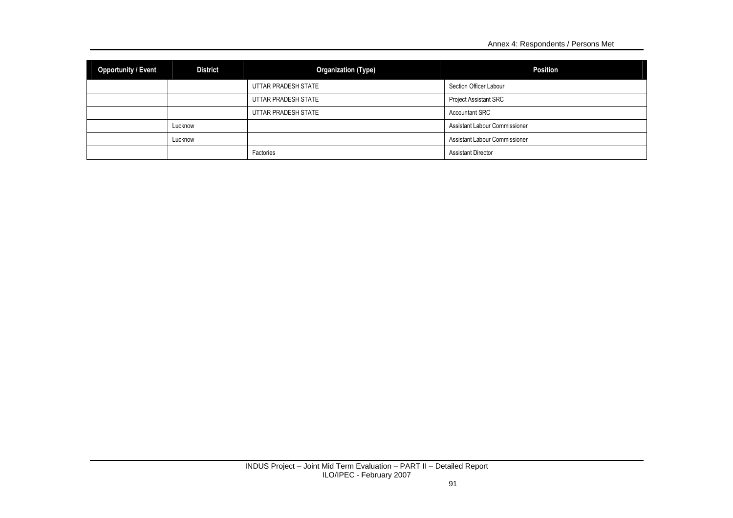| Opportunity / Event | District | Organization (Type) | Position |
| --- | --- | --- | --- |
| | | UTTAR PRADESH STATE | Section Officer Labour |
| | | UTTAR PRADESH STATE | Project Assistant SRC |
| | | UTTAR PRADESH STATE | Accountant SRC |
| | Lucknow | | Assistant Labour Commissioner |
| | Lucknow | | Assistant Labour Commissioner |
| | | Factories | Assistant Director |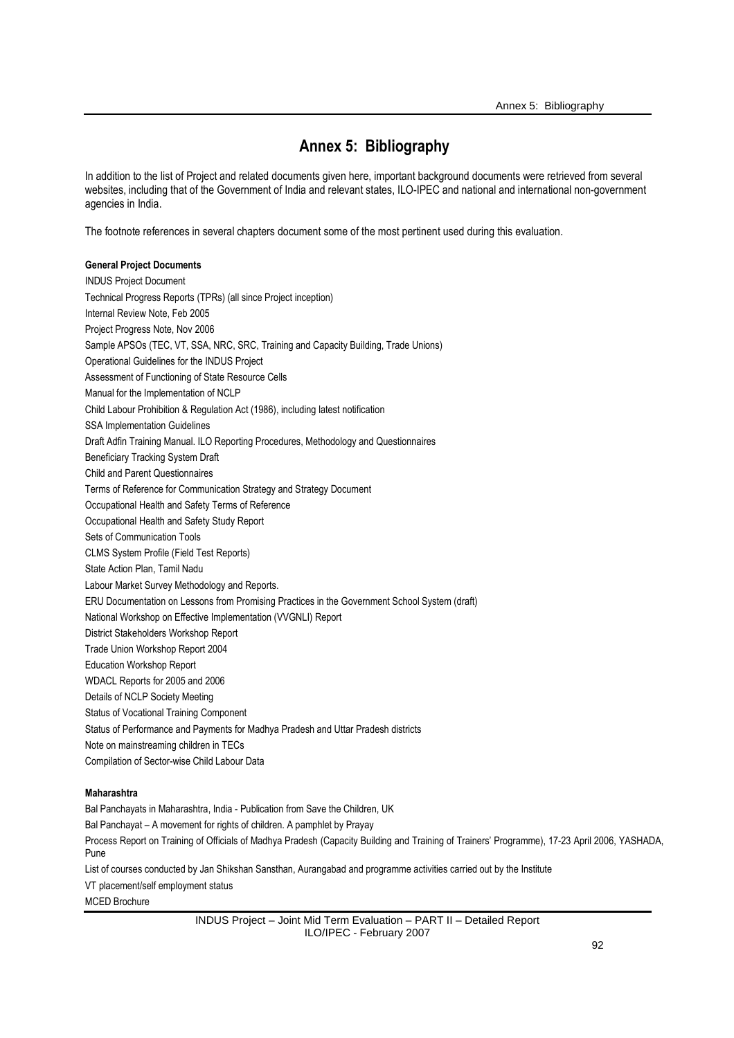# Annex 5: Bibliography

In addition to the list of Project and related documents given here, important background documents were retrieved from several websites, including that of the Government of India and relevant states, ILO-IPEC and national and international non-government agencies in India.

The footnote references in several chapters document some of the most pertinent used during this evaluation.

**General Project Documents**

INDUS Project Document

Technical Progress Reports (TPRs) (all since Project inception)

Internal Review Note, Feb 2005

Project Progress Note, Nov 2006

Sample APSOs (TEC, VT, SSA, NRC, SRC, Training and Capacity Building, Trade Unions)

Operational Guidelines for the INDUS Project

Assessment of Functioning of State Resource Cells

Manual for the Implementation of NCLP

Child Labour Prohibition & Regulation Act (1986), including latest notification

SSA Implementation Guidelines

Draft Adfin Training Manual. ILO Reporting Procedures, Methodology and Questionnaires

Beneficiary Tracking System Draft

Child and Parent Questionnaires

Terms of Reference for Communication Strategy and Strategy Document

Occupational Health and Safety Terms of Reference

Occupational Health and Safety Study Report

Sets of Communication Tools

CLMS System Profile (Field Test Reports)

State Action Plan, Tamil Nadu

Labour Market Survey Methodology and Reports.

ERU Documentation on Lessons from Promising Practices in the Government School System (draft)

National Workshop on Effective Implementation (VVGNLI) Report

District Stakeholders Workshop Report

Trade Union Workshop Report 2004

Education Workshop Report

WDACL Reports for 2005 and 2006

Details of NCLP Society Meeting

Status of Vocational Training Component

Status of Performance and Payments for Madhya Pradesh and Uttar Pradesh districts

Note on mainstreaming children in TECs

Compilation of Sector-wise Child Labour Data

**Maharashtra**

Bal Panchayats in Maharashtra, India - Publication from Save the Children, UK

Bal Panchayat – A movement for rights of children. A pamphlet by Prayay

Process Report on Training of Officials of Madhya Pradesh (Capacity Building and Training of Trainers' Programme), 17-23 April 2006, YASHADA, Pune

List of courses conducted by Jan Shikshan Sansthan, Aurangabad and programme activities carried out by the Institute

VT placement/self employment status

MCED Brochure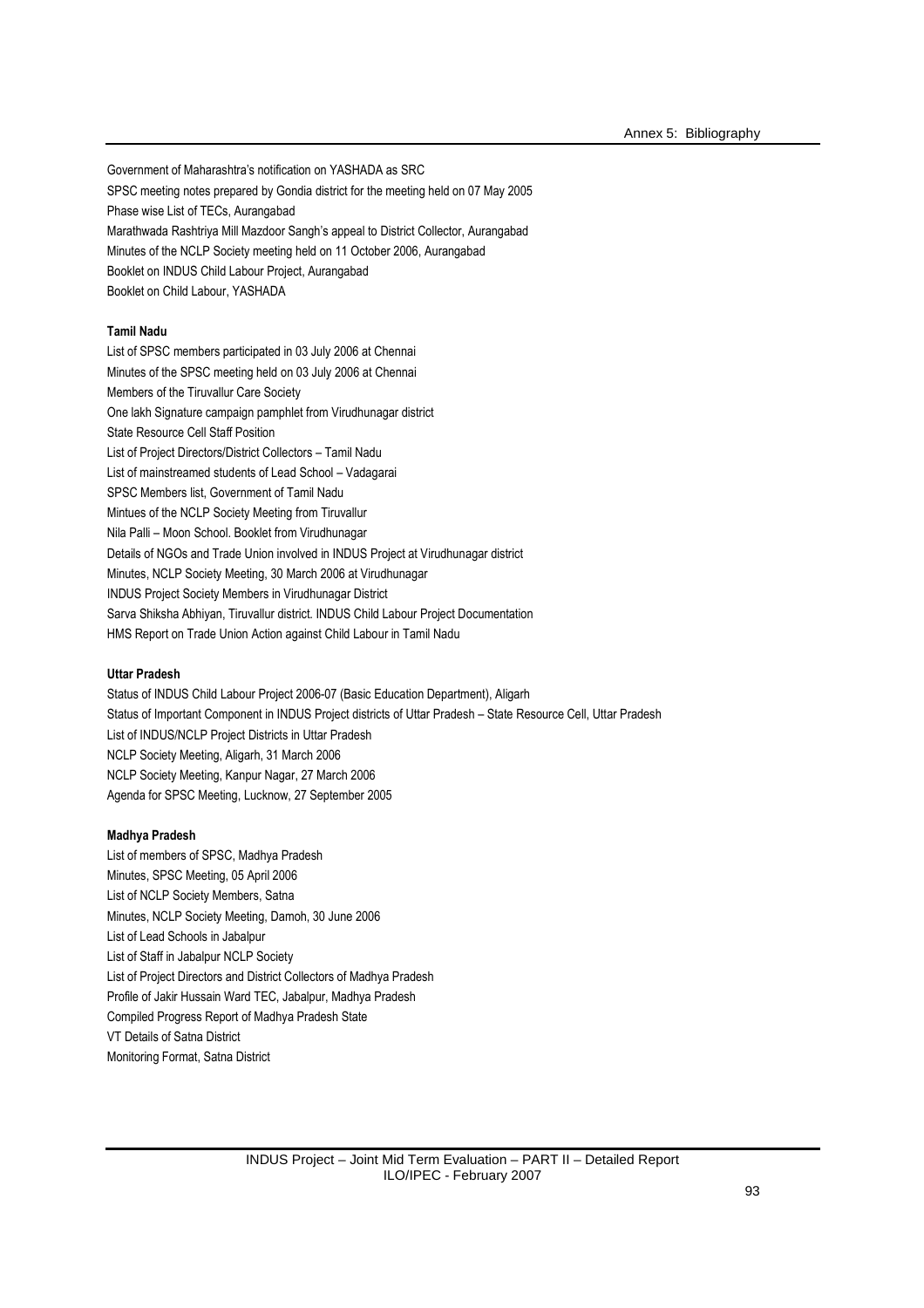Government of Maharashtra's notification on YASHADA as SRC

SPSC meeting notes prepared by Gondia district for the meeting held on 07 May 2005

Phase wise List of TECs, Aurangabad

Marathwada Rashtriya Mill Mazdoor Sangh's appeal to District Collector, Aurangabad

Minutes of the NCLP Society meeting held on 11 October 2006, Aurangabad

Booklet on INDUS Child Labour Project, Aurangabad

Booklet on Child Labour, YASHADA

**Tamil Nadu**

List of SPSC members participated in 03 July 2006 at Chennai

Minutes of the SPSC meeting held on 03 July 2006 at Chennai

Members of the Tiruvallur Care Society

One lakh Signature campaign pamphlet from Virudhunagar district

State Resource Cell Staff Position

List of Project Directors/District Collectors – Tamil Nadu

List of mainstreamed students of Lead School – Vadagarai

SPSC Members list, Government of Tamil Nadu

Mintues of the NCLP Society Meeting from Tiruvallur

Nila Palli – Moon School. Booklet from Virudhunagar

Details of NGOs and Trade Union involved in INDUS Project at Virudhunagar district

Minutes, NCLP Society Meeting, 30 March 2006 at Virudhunagar

INDUS Project Society Members in Virudhunagar District

Sarva Shiksha Abhiyan, Tiruvallur district. INDUS Child Labour Project Documentation

HMS Report on Trade Union Action against Child Labour in Tamil Nadu

**Uttar Pradesh**

Status of INDUS Child Labour Project 2006-07 (Basic Education Department), Aligarh

Status of Important Component in INDUS Project districts of Uttar Pradesh – State Resource Cell, Uttar Pradesh

List of INDUS/NCLP Project Districts in Uttar Pradesh

NCLP Society Meeting, Aligarh, 31 March 2006

NCLP Society Meeting, Kanpur Nagar, 27 March 2006

Agenda for SPSC Meeting, Lucknow, 27 September 2005

**Madhya Pradesh**

List of members of SPSC, Madhya Pradesh

Minutes, SPSC Meeting, 05 April 2006

List of NCLP Society Members, Satna

Minutes, NCLP Society Meeting, Damoh, 30 June 2006

List of Lead Schools in Jabalpur

List of Staff in Jabalpur NCLP Society

List of Project Directors and District Collectors of Madhya Pradesh

Profile of Jakir Hussain Ward TEC, Jabalpur, Madhya Pradesh

Compiled Progress Report of Madhya Pradesh State

VT Details of Satna District

Monitoring Format, Satna District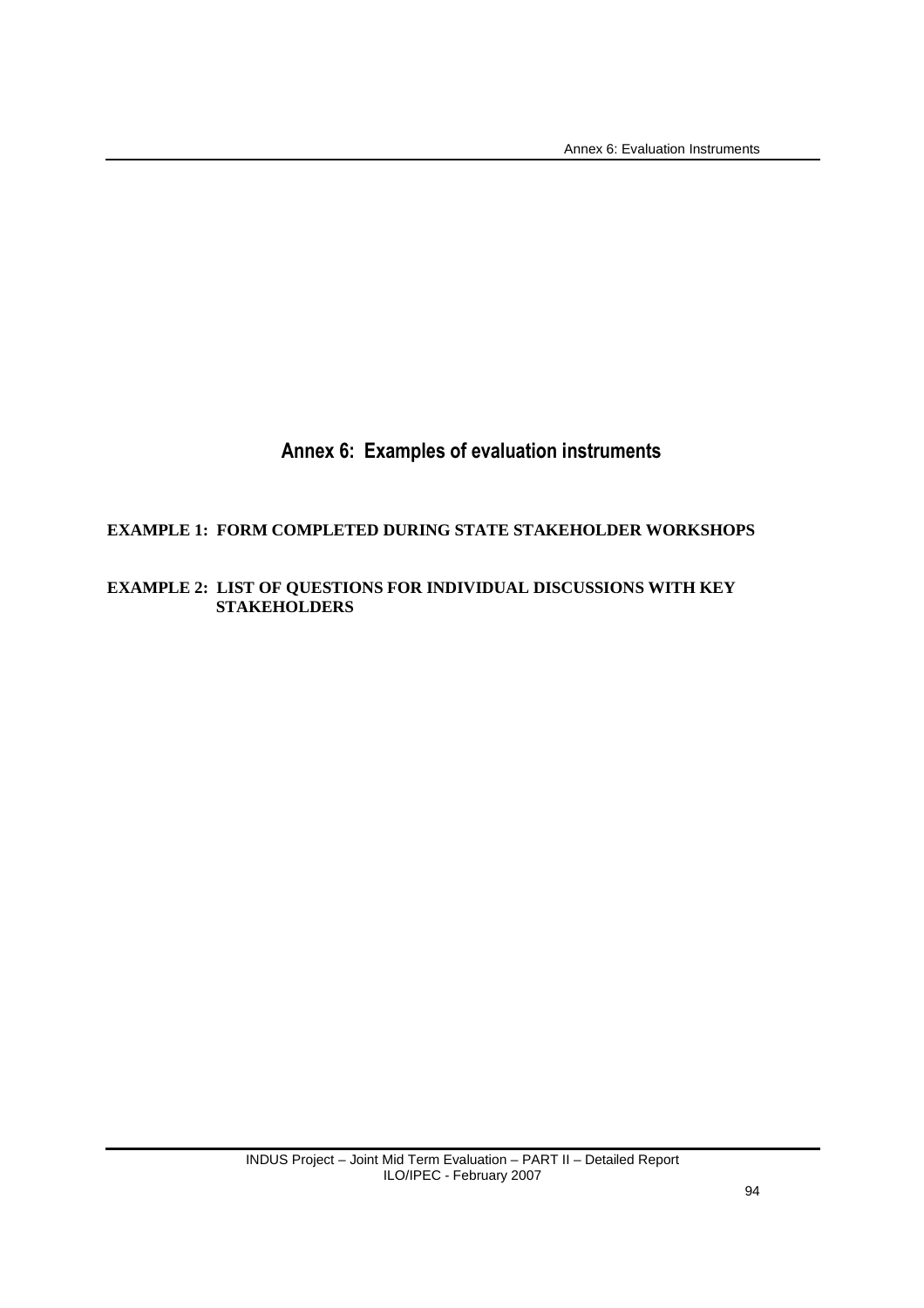# Annex 6: Examples of evaluation instruments

**EXAMPLE 1: FORM COMPLETED DURING STATE STAKEHOLDER WORKSHOPS**

**EXAMPLE 2: LIST OF QUESTIONS FOR INDIVIDUAL DISCUSSIONS WITH KEY STAKEHOLDERS**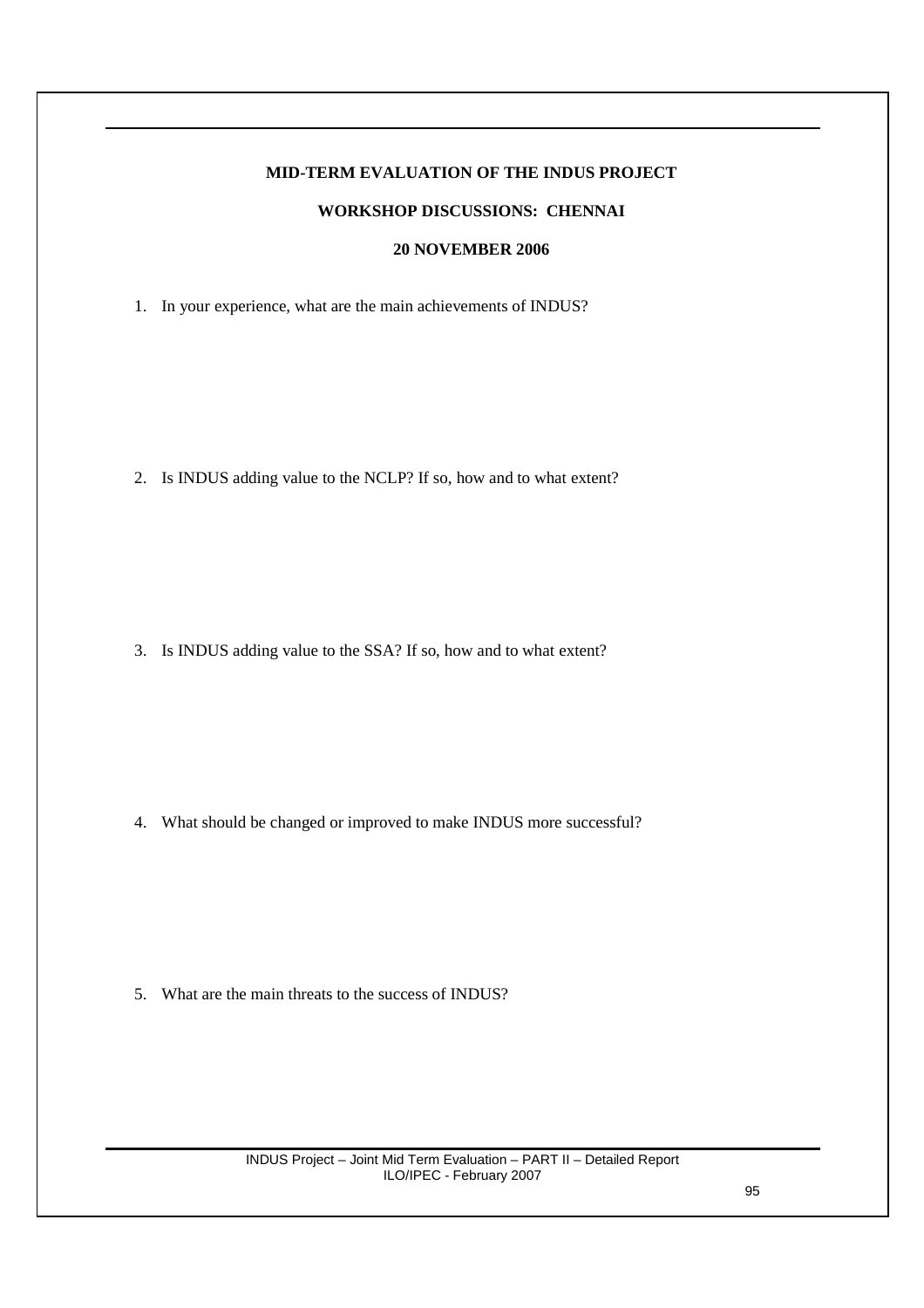**MID-TERM EVALUATION OF THE INDUS PROJECT**

**WORKSHOP DISCUSSIONS: CHENNAI**

**20 NOVEMBER 2006**

1. In your experience, what are the main achievements of INDUS?

2. Is INDUS adding value to the NCLP? If so, how and to what extent?

3. Is INDUS adding value to the SSA? If so, how and to what extent?

4. What should be changed or improved to make INDUS more successful?

5. What are the main threats to the success of INDUS?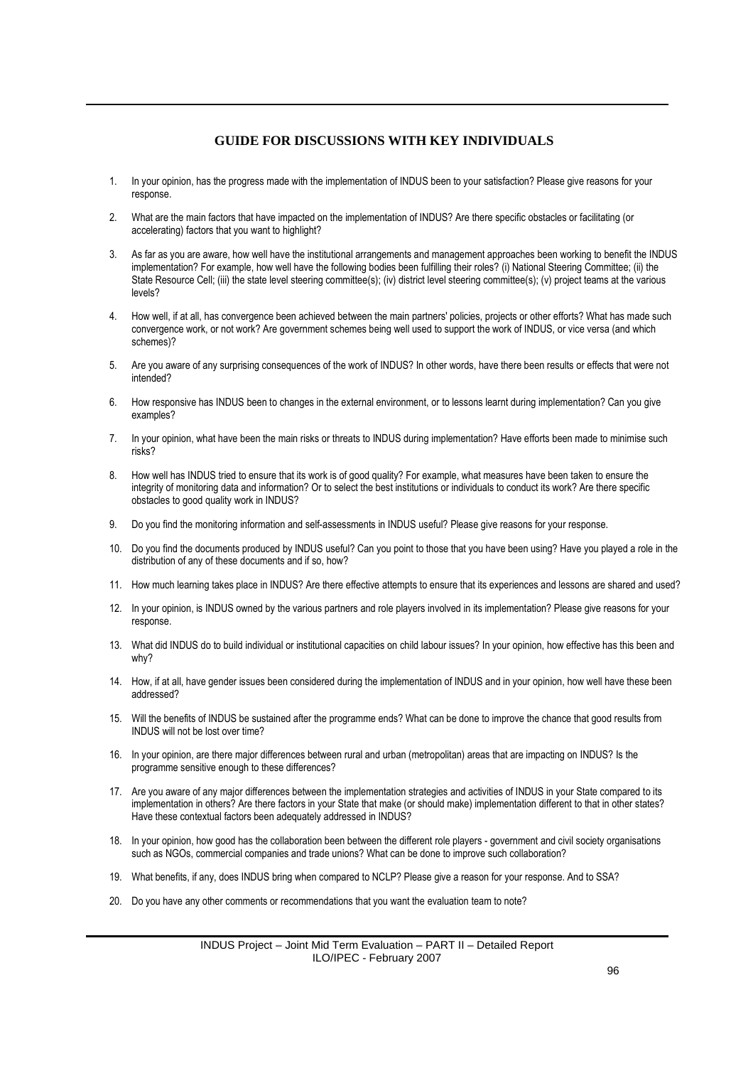## GUIDE FOR DISCUSSIONS WITH KEY INDIVIDUALS

1. In your opinion, has the progress made with the implementation of INDUS been to your satisfaction? Please give reasons for your response.

2. What are the main factors that have impacted on the implementation of INDUS? Are there specific obstacles or facilitating (or accelerating) factors that you want to highlight?

3. As far as you are aware, how well have the institutional arrangements and management approaches been working to benefit the INDUS implementation? For example, how well have the following bodies been fulfilling their roles? (i) National Steering Committee; (ii) the State Resource Cell; (iii) the state level steering committee(s); (iv) district level steering committee(s); (v) project teams at the various levels?

4. How well, if at all, has convergence been achieved between the main partners' policies, projects or other efforts? What has made such convergence work, or not work? Are government schemes being well used to support the work of INDUS, or vice versa (and which schemes)?

5. Are you aware of any surprising consequences of the work of INDUS? In other words, have there been results or effects that were not intended?

6. How responsive has INDUS been to changes in the external environment, or to lessons learnt during implementation? Can you give examples?

7. In your opinion, what have been the main risks or threats to INDUS during implementation? Have efforts been made to minimise such risks?

8. How well has INDUS tried to ensure that its work is of good quality? For example, what measures have been taken to ensure the integrity of monitoring data and information? Or to select the best institutions or individuals to conduct its work? Are there specific obstacles to good quality work in INDUS?

9. Do you find the monitoring information and self-assessments in INDUS useful? Please give reasons for your response.

10. Do you find the documents produced by INDUS useful? Can you point to those that you have been using? Have you played a role in the distribution of any of these documents and if so, how?

11. How much learning takes place in INDUS? Are there effective attempts to ensure that its experiences and lessons are shared and used?

12. In your opinion, is INDUS owned by the various partners and role players involved in its implementation? Please give reasons for your response.

13. What did INDUS do to build individual or institutional capacities on child labour issues? In your opinion, how effective has this been and why?

14. How, if at all, have gender issues been considered during the implementation of INDUS and in your opinion, how well have these been addressed?

15. Will the benefits of INDUS be sustained after the programme ends? What can be done to improve the chance that good results from INDUS will not be lost over time?

16. In your opinion, are there major differences between rural and urban (metropolitan) areas that are impacting on INDUS? Is the programme sensitive enough to these differences?

17. Are you aware of any major differences between the implementation strategies and activities of INDUS in your State compared to its implementation in others? Are there factors in your State that make (or should make) implementation different to that in other states? Have these contextual factors been adequately addressed in INDUS?

18. In your opinion, how good has the collaboration been between the different role players - government and civil society organisations such as NGOs, commercial companies and trade unions? What can be done to improve such collaboration?

19. What benefits, if any, does INDUS bring when compared to NCLP? Please give a reason for your response. And to SSA?

20. Do you have any other comments or recommendations that you want the evaluation team to note?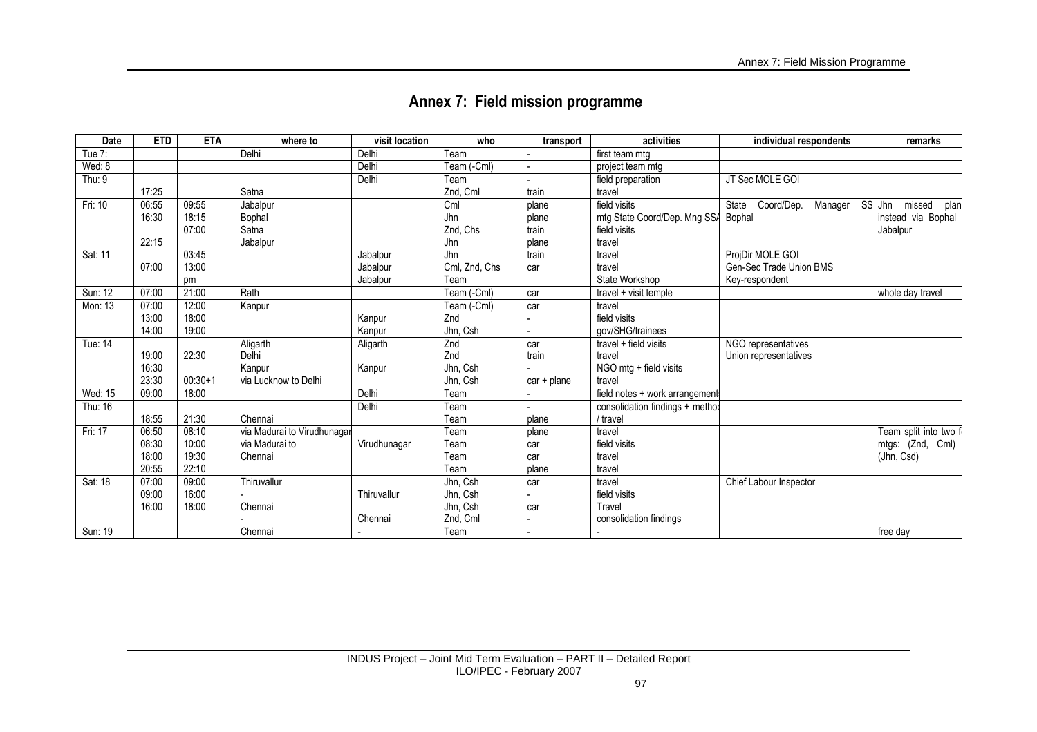# Annex 7: Field mission programme

| Date | ETD | ETA | where to | visit location | who | transport | activities | individual respondents | remarks |
|---|---|---|---|---|---|---|---|---|---|
| Tue 7: | | | Delhi | Delhi | Team | - | first team mtg | | |
| Wed: 8 | | | | Delhi | Team (-Cml) | - | project team mtg | | |
| Thu: 9 | | | | Delhi | Team | - | field preparation | JT Sec MOLE GOI | |
| | 17:25 | | Satna | | Znd, Cml | train | travel | | |
| Fri: 10 | 06:55 | 09:55 | Jabalpur | | Cml | plane | field visits | State Coord/Dep. Manager SS Bophal | Jhn missed plan instead via Bophal Jabalpur |
| | 16:30 | 18:15 | Bophal | | Jhn | plane | mtg State Coord/Dep. Mng SSA | | |
| | | 07:00 | Satna | | Znd, Chs | train | field visits | | |
| | 22:15 | | Jabalpur | | Jhn | plane | travel | | |
| Sat: 11 | | 03:45 | | Jabalpur | Jhn | train | travel | ProjDir MOLE GOI | |
| | 07:00 | 13:00 | | Jabalpur | Cml, Znd, Chs | car | travel | Gen-Sec Trade Union BMS | |
| | | pm | | Jabalpur | Team | | State Workshop | Key-respondent | |
| Sun: 12 | 07:00 | 21:00 | Rath | | Team (-Cml) | car | travel + visit temple | | whole day travel |
| Mon: 13 | 07:00 | 12:00 | Kanpur | | Team (-Cml) | car | travel | | |
| | 13:00 | 18:00 | | Kanpur | Znd | - | field visits | | |
| | 14:00 | 19:00 | | Kanpur | Jhn, Csh | - | gov/SHG/trainees | | |
| Tue: 14 | | | Aligarth | Aligarth | Znd | car | travel + field visits | NGO representatives | |
| | 19:00 | 22:30 | Delhi | | Znd | train | travel | Union representatives | |
| | 16:30 | | Kanpur | Kanpur | Jhn, Csh | - | NGO mtg + field visits | | |
| | 23:30 | 00:30+1 | via Lucknow to Delhi | | Jhn, Csh | car + plane | travel | | |
| Wed: 15 | 09:00 | 18:00 | | Delhi | Team | - | field notes + work arrangement | | |
| Thu: 16 | | | | Delhi | Team | - | consolidation findings + metho | | |
| | 18:55 | 21:30 | Chennai | | Team | plane | / travel | | |
| Fri: 17 | 06:50 | 08:10 | via Madurai to Virudhunagar | | Team | plane | travel | | Team split into two f mtgs: (Znd, Cml) (Jhn, Csd) |
| | 08:30 | 10:00 | via Madurai to | Virudhunagar | Team | car | field visits | | |
| | 18:00 | 19:30 | Chennai | | Team | car | travel | | |
| | 20:55 | 22:10 | | | Team | plane | travel | | |
| Sat: 18 | 07:00 | 09:00 | Thiruvallur | | Jhn, Csh | car | travel | Chief Labour Inspector | |
| | 09:00 | 16:00 | - | Thiruvallur | Jhn, Csh | - | field visits | | |
| | 16:00 | 18:00 | Chennai | | Jhn, Csh | car | Travel | | |
| | | | - | Chennai | Znd, Cml | - | consolidation findings | | |
| Sun: 19 | | | Chennai | - | Team | - | - | | free day |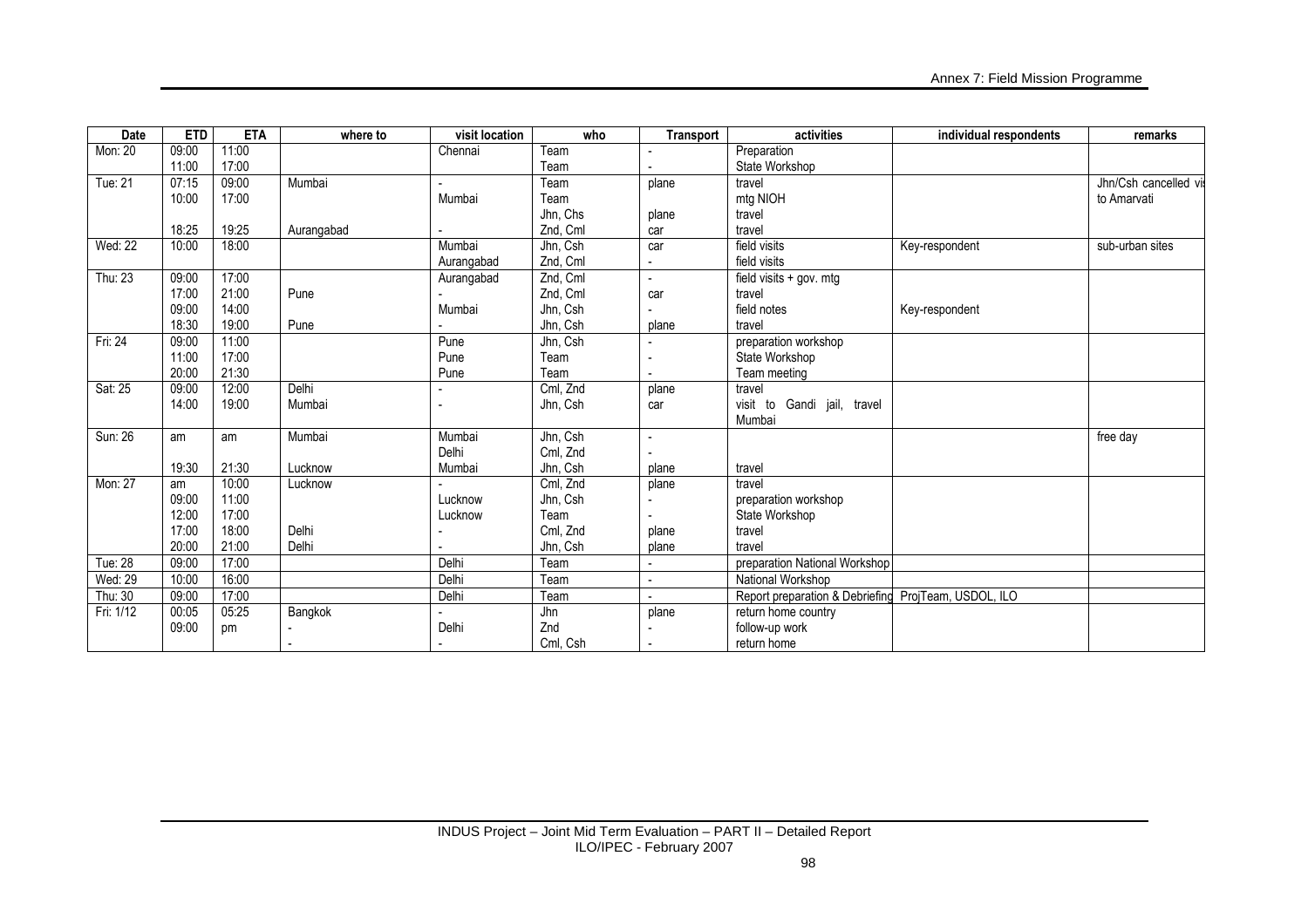| Date | ETD | ETA | where to | visit location | who | Transport | activities | individual respondents | remarks |
|---|---|---|---|---|---|---|---|---|---|
| Mon: 20 | 09:00 | 11:00 | | Chennai | Team | - | Preparation | | |
| | 11:00 | 17:00 | | | Team | - | State Workshop | | |
| Tue: 21 | 07:15 | 09:00 | Mumbai | - | Team | plane | travel | | Jhn/Csh cancelled vis |
| | 10:00 | 17:00 | | Mumbai | Team | | mtg NIOH | | to Amarvati |
| | | | | | Jhn, Chs | plane | travel | | |
| | 18:25 | 19:25 | Aurangabad | - | Znd, Cml | car | travel | | |
| Wed: 22 | 10:00 | 18:00 | | Mumbai | Jhn, Csh | car | field visits | Key-respondent | sub-urban sites |
| | | | | Aurangabad | Znd, Cml | - | field visits | | |
| Thu: 23 | 09:00 | 17:00 | | Aurangabad | Znd, Cml | - | field visits + gov. mtg | | |
| | 17:00 | 21:00 | Pune | - | Znd, Cml | car | travel | | |
| | 09:00 | 14:00 | | Mumbai | Jhn, Csh | - | field notes | Key-respondent | |
| | 18:30 | 19:00 | Pune | - | Jhn, Csh | plane | travel | | |
| Fri: 24 | 09:00 | 11:00 | | Pune | Jhn, Csh | - | preparation workshop | | |
| | 11:00 | 17:00 | | Pune | Team | - | State Workshop | | |
| | 20:00 | 21:30 | | Pune | Team | - | Team meeting | | |
| Sat: 25 | 09:00 | 12:00 | Delhi | - | Cml, Znd | plane | travel | | |
| | 14:00 | 19:00 | Mumbai | - | Jhn, Csh | car | visit to Gandi jail, travel Mumbai | | |
| Sun: 26 | am | am | Mumbai | Mumbai | Jhn, Csh | - | | | free day |
| | | | | Delhi | Cml, Znd | - | | | |
| | 19:30 | 21:30 | Lucknow | Mumbai | Jhn, Csh | plane | travel | | |
| Mon: 27 | am | 10:00 | Lucknow | - | Cml, Znd | plane | travel | | |
| | 09:00 | 11:00 | | Lucknow | Jhn, Csh | - | preparation workshop | | |
| | 12:00 | 17:00 | | Lucknow | Team | - | State Workshop | | |
| | 17:00 | 18:00 | Delhi | - | Cml, Znd | plane | travel | | |
| | 20:00 | 21:00 | Delhi | - | Jhn, Csh | plane | travel | | |
| Tue: 28 | 09:00 | 17:00 | | Delhi | Team | - | preparation National Workshop | | |
| Wed: 29 | 10:00 | 16:00 | | Delhi | Team | - | National Workshop | | |
| Thu: 30 | 09:00 | 17:00 | | Delhi | Team | - | Report preparation & Debriefing | ProjTeam, USDOL, ILO | |
| Fri: 1/12 | 00:05 | 05:25 | Bangkok | - | Jhn | plane | return home country | | |
| | 09:00 | pm | - | Delhi | Znd | - | follow-up work | | |
| | | | - | - | Cml, Csh | - | return home | | |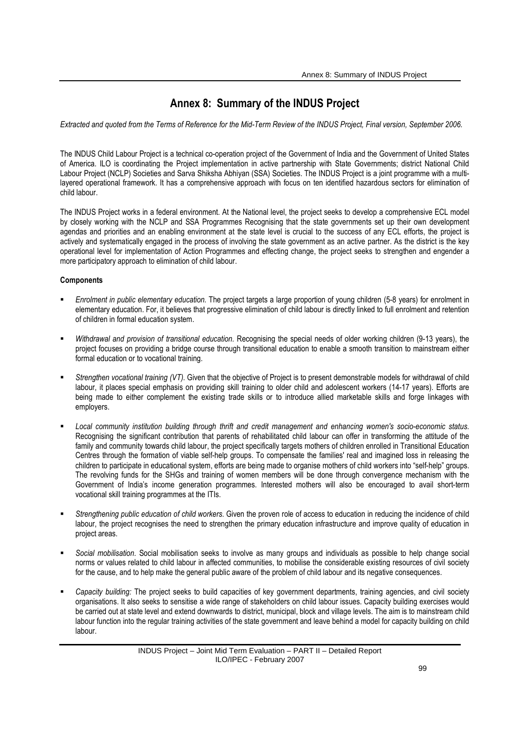# Annex 8: Summary of the INDUS Project

*Extracted and quoted from the Terms of Reference for the Mid-Term Review of the INDUS Project, Final version, September 2006.*

The INDUS Child Labour Project is a technical co-operation project of the Government of India and the Government of United States of America. ILO is coordinating the Project implementation in active partnership with State Governments; district National Child Labour Project (NCLP) Societies and Sarva Shiksha Abhiyan (SSA) Societies. The INDUS Project is a joint programme with a multi-layered operational framework. It has a comprehensive approach with focus on ten identified hazardous sectors for elimination of child labour.

The INDUS Project works in a federal environment. At the National level, the project seeks to develop a comprehensive ECL model by closely working with the NCLP and SSA Programmes Recognising that the state governments set up their own development agendas and priorities and an enabling environment at the state level is crucial to the success of any ECL efforts, the project is actively and systematically engaged in the process of involving the state government as an active partner. As the district is the key operational level for implementation of Action Programmes and effecting change, the project seeks to strengthen and engender a more participatory approach to elimination of child labour.

**Components**

- *Enrolment in public elementary education.* The project targets a large proportion of young children (5-8 years) for enrolment in elementary education. For, it believes that progressive elimination of child labour is directly linked to full enrolment and retention of children in formal education system.
- *Withdrawal and provision of transitional education.* Recognising the special needs of older working children (9-13 years), the project focuses on providing a bridge course through transitional education to enable a smooth transition to mainstream either formal education or to vocational training.
- *Strengthen vocational training (VT).* Given that the objective of Project is to present demonstrable models for withdrawal of child labour, it places special emphasis on providing skill training to older child and adolescent workers (14-17 years). Efforts are being made to either complement the existing trade skills or to introduce allied marketable skills and forge linkages with employers.
- *Local community institution building through thrift and credit management and enhancing women's socio-economic status.* Recognising the significant contribution that parents of rehabilitated child labour can offer in transforming the attitude of the family and community towards child labour, the project specifically targets mothers of children enrolled in Transitional Education Centres through the formation of viable self-help groups. To compensate the families' real and imagined loss in releasing the children to participate in educational system, efforts are being made to organise mothers of child workers into "self-help" groups. The revolving funds for the SHGs and training of women members will be done through convergence mechanism with the Government of India's income generation programmes. Interested mothers will also be encouraged to avail short-term vocational skill training programmes at the ITIs.
- *Strengthening public education of child workers.* Given the proven role of access to education in reducing the incidence of child labour, the project recognises the need to strengthen the primary education infrastructure and improve quality of education in project areas.
- *Social mobilisation.* Social mobilisation seeks to involve as many groups and individuals as possible to help change social norms or values related to child labour in affected communities, to mobilise the considerable existing resources of civil society for the cause, and to help make the general public aware of the problem of child labour and its negative consequences.
- *Capacity building:* The project seeks to build capacities of key government departments, training agencies, and civil society organisations. It also seeks to sensitise a wide range of stakeholders on child labour issues. Capacity building exercises would be carried out at state level and extend downwards to district, municipal, block and village levels. The aim is to mainstream child labour function into the regular training activities of the state government and leave behind a model for capacity building on child labour.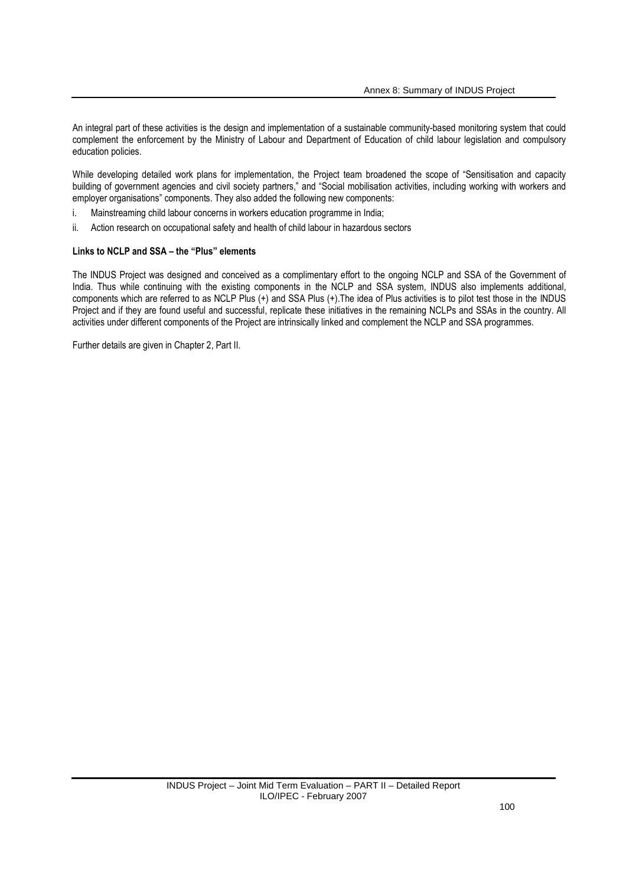An integral part of these activities is the design and implementation of a sustainable community-based monitoring system that could complement the enforcement by the Ministry of Labour and Department of Education of child labour legislation and compulsory education policies.

While developing detailed work plans for implementation, the Project team broadened the scope of "Sensitisation and capacity building of government agencies and civil society partners," and "Social mobilisation activities, including working with workers and employer organisations" components. They also added the following new components:

i. Mainstreaming child labour concerns in workers education programme in India;

ii. Action research on occupational safety and health of child labour in hazardous sectors

**Links to NCLP and SSA – the "Plus" elements**

The INDUS Project was designed and conceived as a complimentary effort to the ongoing NCLP and SSA of the Government of India. Thus while continuing with the existing components in the NCLP and SSA system, INDUS also implements additional, components which are referred to as NCLP Plus (+) and SSA Plus (+).The idea of Plus activities is to pilot test those in the INDUS Project and if they are found useful and successful, replicate these initiatives in the remaining NCLPs and SSAs in the country. All activities under different components of the Project are intrinsically linked and complement the NCLP and SSA programmes.

Further details are given in Chapter 2, Part II.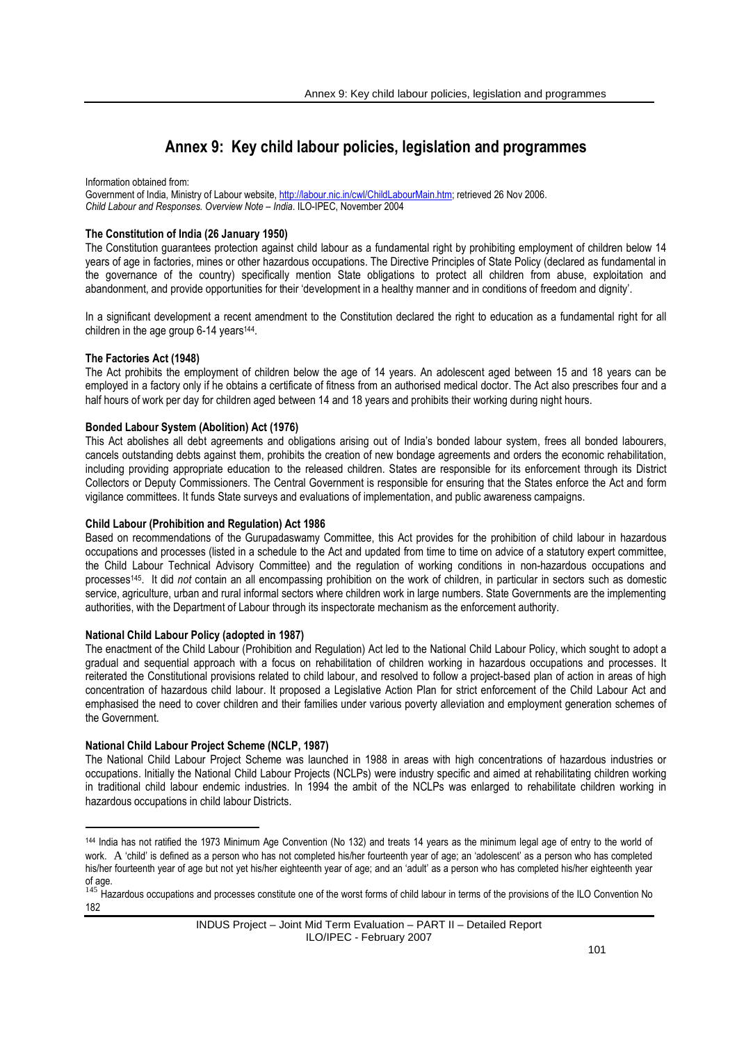# Annex 9: Key child labour policies, legislation and programmes

Information obtained from:
Government of India, Ministry of Labour website, http://labour.nic.in/cwl/ChildLabourMain.htm; retrieved 26 Nov 2006.
*Child Labour and Responses. Overview Note – India*. ILO-IPEC, November 2004

**The Constitution of India (26 January 1950)**
The Constitution guarantees protection against child labour as a fundamental right by prohibiting employment of children below 14 years of age in factories, mines or other hazardous occupations. The Directive Principles of State Policy (declared as fundamental in the governance of the country) specifically mention State obligations to protect all children from abuse, exploitation and abandonment, and provide opportunities for their 'development in a healthy manner and in conditions of freedom and dignity'.

In a significant development a recent amendment to the Constitution declared the right to education as a fundamental right for all children in the age group 6-14 years[144].

**The Factories Act (1948)**
The Act prohibits the employment of children below the age of 14 years. An adolescent aged between 15 and 18 years can be employed in a factory only if he obtains a certificate of fitness from an authorised medical doctor. The Act also prescribes four and a half hours of work per day for children aged between 14 and 18 years and prohibits their working during night hours.

**Bonded Labour System (Abolition) Act (1976)**
This Act abolishes all debt agreements and obligations arising out of India's bonded labour system, frees all bonded labourers, cancels outstanding debts against them, prohibits the creation of new bondage agreements and orders the economic rehabilitation, including providing appropriate education to the released children. States are responsible for its enforcement through its District Collectors or Deputy Commissioners. The Central Government is responsible for ensuring that the States enforce the Act and form vigilance committees. It funds State surveys and evaluations of implementation, and public awareness campaigns.

**Child Labour (Prohibition and Regulation) Act 1986**
Based on recommendations of the Gurupadaswamy Committee, this Act provides for the prohibition of child labour in hazardous occupations and processes (listed in a schedule to the Act and updated from time to time on advice of a statutory expert committee, the Child Labour Technical Advisory Committee) and the regulation of working conditions in non-hazardous occupations and processes[145]. It did *not* contain an all encompassing prohibition on the work of children, in particular in sectors such as domestic service, agriculture, urban and rural informal sectors where children work in large numbers. State Governments are the implementing authorities, with the Department of Labour through its inspectorate mechanism as the enforcement authority.

**National Child Labour Policy (adopted in 1987)**
The enactment of the Child Labour (Prohibition and Regulation) Act led to the National Child Labour Policy, which sought to adopt a gradual and sequential approach with a focus on rehabilitation of children working in hazardous occupations and processes. It reiterated the Constitutional provisions related to child labour, and resolved to follow a project-based plan of action in areas of high concentration of hazardous child labour. It proposed a Legislative Action Plan for strict enforcement of the Child Labour Act and emphasised the need to cover children and their families under various poverty alleviation and employment generation schemes of the Government.

**National Child Labour Project Scheme (NCLP, 1987)**
The National Child Labour Project Scheme was launched in 1988 in areas with high concentrations of hazardous industries or occupations. Initially the National Child Labour Projects (NCLPs) were industry specific and aimed at rehabilitating children working in traditional child labour endemic industries. In 1994 the ambit of the NCLPs was enlarged to rehabilitate children working in hazardous occupations in child labour Districts.

---

[144] India has not ratified the 1973 Minimum Age Convention (No 132) and treats 14 years as the minimum legal age of entry to the world of work. A 'child' is defined as a person who has not completed his/her fourteenth year of age; an 'adolescent' as a person who has completed his/her fourteenth year of age but not yet his/her eighteenth year of age; and an 'adult' as a person who has completed his/her eighteenth year of age.

[145] Hazardous occupations and processes constitute one of the worst forms of child labour in terms of the provisions of the ILO Convention No 182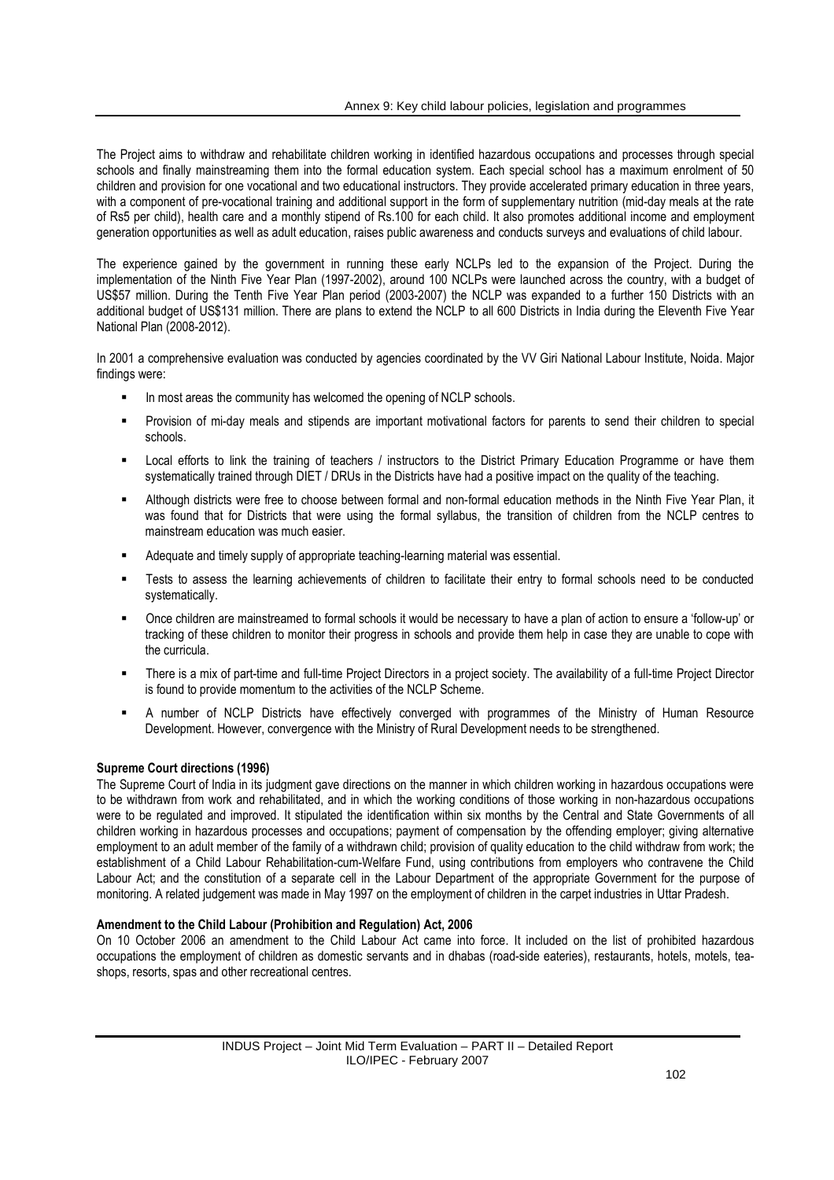The Project aims to withdraw and rehabilitate children working in identified hazardous occupations and processes through special schools and finally mainstreaming them into the formal education system. Each special school has a maximum enrolment of 50 children and provision for one vocational and two educational instructors. They provide accelerated primary education in three years, with a component of pre-vocational training and additional support in the form of supplementary nutrition (mid-day meals at the rate of Rs5 per child), health care and a monthly stipend of Rs.100 for each child. It also promotes additional income and employment generation opportunities as well as adult education, raises public awareness and conducts surveys and evaluations of child labour.

The experience gained by the government in running these early NCLPs led to the expansion of the Project. During the implementation of the Ninth Five Year Plan (1997-2002), around 100 NCLPs were launched across the country, with a budget of US$57 million. During the Tenth Five Year Plan period (2003-2007) the NCLP was expanded to a further 150 Districts with an additional budget of US$131 million. There are plans to extend the NCLP to all 600 Districts in India during the Eleventh Five Year National Plan (2008-2012).

In 2001 a comprehensive evaluation was conducted by agencies coordinated by the VV Giri National Labour Institute, Noida. Major findings were:

- In most areas the community has welcomed the opening of NCLP schools.
- Provision of mi-day meals and stipends are important motivational factors for parents to send their children to special schools.
- Local efforts to link the training of teachers / instructors to the District Primary Education Programme or have them systematically trained through DIET / DRUs in the Districts have had a positive impact on the quality of the teaching.
- Although districts were free to choose between formal and non-formal education methods in the Ninth Five Year Plan, it was found that for Districts that were using the formal syllabus, the transition of children from the NCLP centres to mainstream education was much easier.
- Adequate and timely supply of appropriate teaching-learning material was essential.
- Tests to assess the learning achievements of children to facilitate their entry to formal schools need to be conducted systematically.
- Once children are mainstreamed to formal schools it would be necessary to have a plan of action to ensure a 'follow-up' or tracking of these children to monitor their progress in schools and provide them help in case they are unable to cope with the curricula.
- There is a mix of part-time and full-time Project Directors in a project society. The availability of a full-time Project Director is found to provide momentum to the activities of the NCLP Scheme.
- A number of NCLP Districts have effectively converged with programmes of the Ministry of Human Resource Development. However, convergence with the Ministry of Rural Development needs to be strengthened.

**Supreme Court directions (1996)**

The Supreme Court of India in its judgment gave directions on the manner in which children working in hazardous occupations were to be withdrawn from work and rehabilitated, and in which the working conditions of those working in non-hazardous occupations were to be regulated and improved. It stipulated the identification within six months by the Central and State Governments of all children working in hazardous processes and occupations; payment of compensation by the offending employer; giving alternative employment to an adult member of the family of a withdrawn child; provision of quality education to the child withdraw from work; the establishment of a Child Labour Rehabilitation-cum-Welfare Fund, using contributions from employers who contravene the Child Labour Act; and the constitution of a separate cell in the Labour Department of the appropriate Government for the purpose of monitoring. A related judgement was made in May 1997 on the employment of children in the carpet industries in Uttar Pradesh.

**Amendment to the Child Labour (Prohibition and Regulation) Act, 2006**

On 10 October 2006 an amendment to the Child Labour Act came into force. It included on the list of prohibited hazardous occupations the employment of children as domestic servants and in dhabas (road-side eateries), restaurants, hotels, motels, tea-shops, resorts, spas and other recreational centres.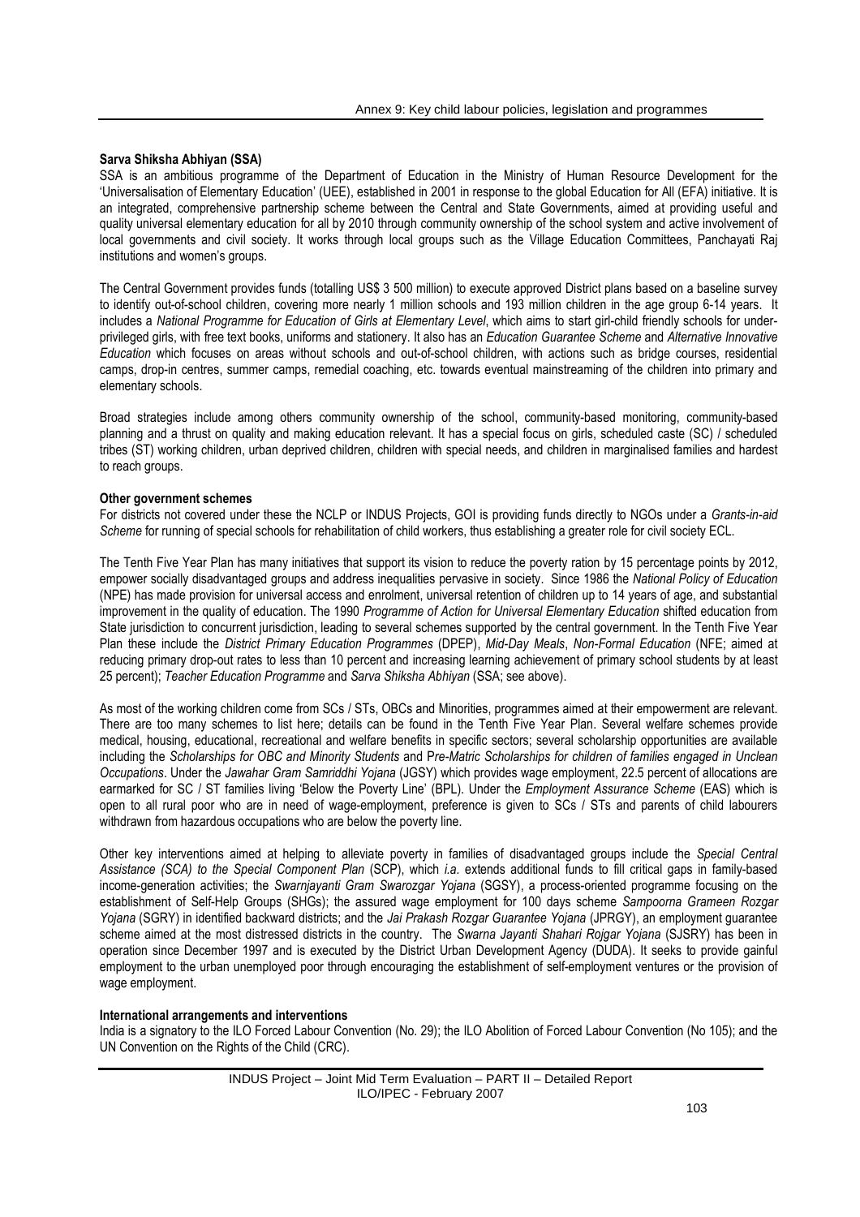**Sarva Shiksha Abhiyan (SSA)**

SSA is an ambitious programme of the Department of Education in the Ministry of Human Resource Development for the 'Universalisation of Elementary Education' (UEE), established in 2001 in response to the global Education for All (EFA) initiative. It is an integrated, comprehensive partnership scheme between the Central and State Governments, aimed at providing useful and quality universal elementary education for all by 2010 through community ownership of the school system and active involvement of local governments and civil society. It works through local groups such as the Village Education Committees, Panchayati Raj institutions and women's groups.

The Central Government provides funds (totalling US$ 3 500 million) to execute approved District plans based on a baseline survey to identify out-of-school children, covering more nearly 1 million schools and 193 million children in the age group 6-14 years. It includes a *National Programme for Education of Girls at Elementary Level*, which aims to start girl-child friendly schools for under-privileged girls, with free text books, uniforms and stationery. It also has an *Education Guarantee Scheme* and *Alternative Innovative Education* which focuses on areas without schools and out-of-school children, with actions such as bridge courses, residential camps, drop-in centres, summer camps, remedial coaching, etc. towards eventual mainstreaming of the children into primary and elementary schools.

Broad strategies include among others community ownership of the school, community-based monitoring, community-based planning and a thrust on quality and making education relevant. It has a special focus on girls, scheduled caste (SC) / scheduled tribes (ST) working children, urban deprived children, children with special needs, and children in marginalised families and hardest to reach groups.

**Other government schemes**

For districts not covered under these the NCLP or INDUS Projects, GOI is providing funds directly to NGOs under a *Grants-in-aid Scheme* for running of special schools for rehabilitation of child workers, thus establishing a greater role for civil society ECL.

The Tenth Five Year Plan has many initiatives that support its vision to reduce the poverty ration by 15 percentage points by 2012, empower socially disadvantaged groups and address inequalities pervasive in society. Since 1986 the *National Policy of Education* (NPE) has made provision for universal access and enrolment, universal retention of children up to 14 years of age, and substantial improvement in the quality of education. The 1990 *Programme of Action for Universal Elementary Education* shifted education from State jurisdiction to concurrent jurisdiction, leading to several schemes supported by the central government. In the Tenth Five Year Plan these include the *District Primary Education Programmes* (DPEP), *Mid-Day Meals*, *Non-Formal Education* (NFE; aimed at reducing primary drop-out rates to less than 10 percent and increasing learning achievement of primary school students by at least 25 percent); *Teacher Education Programme* and *Sarva Shiksha Abhiyan* (SSA; see above).

As most of the working children come from SCs / STs, OBCs and Minorities, programmes aimed at their empowerment are relevant. There are too many schemes to list here; details can be found in the Tenth Five Year Plan. Several welfare schemes provide medical, housing, educational, recreational and welfare benefits in specific sectors; several scholarship opportunities are available including the *Scholarships for OBC and Minority Students* and P*re-Matric Scholarships for children of families engaged in Unclean Occupations*. Under the *Jawahar Gram Samriddhi Yojana* (JGSY) which provides wage employment, 22.5 percent of allocations are earmarked for SC / ST families living 'Below the Poverty Line' (BPL). Under the *Employment Assurance Scheme* (EAS) which is open to all rural poor who are in need of wage-employment, preference is given to SCs / STs and parents of child labourers withdrawn from hazardous occupations who are below the poverty line.

Other key interventions aimed at helping to alleviate poverty in families of disadvantaged groups include the *Special Central Assistance (SCA) to the Special Component Plan* (SCP), which *i.a.* extends additional funds to fill critical gaps in family-based income-generation activities; the *Swarnjayanti Gram Swarozgar Yojana* (SGSY), a process-oriented programme focusing on the establishment of Self-Help Groups (SHGs); the assured wage employment for 100 days scheme *Sampoorna Grameen Rozgar Yojana* (SGRY) in identified backward districts; and the *Jai Prakash Rozgar Guarantee Yojana* (JPRGY), an employment guarantee scheme aimed at the most distressed districts in the country. The *Swarna Jayanti Shahari Rojgar Yojana* (SJSRY) has been in operation since December 1997 and is executed by the District Urban Development Agency (DUDA). It seeks to provide gainful employment to the urban unemployed poor through encouraging the establishment of self-employment ventures or the provision of wage employment.

**International arrangements and interventions**

India is a signatory to the ILO Forced Labour Convention (No. 29); the ILO Abolition of Forced Labour Convention (No 105); and the UN Convention on the Rights of the Child (CRC).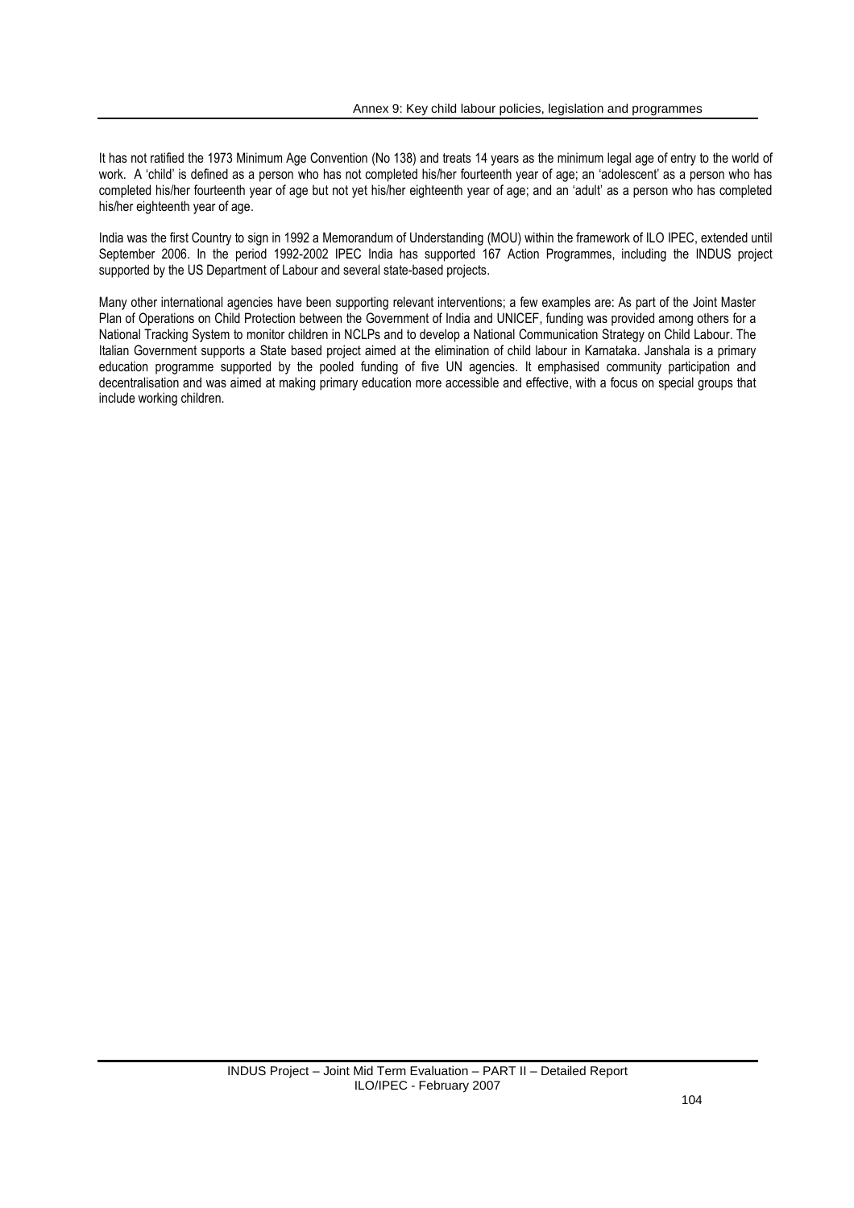It has not ratified the 1973 Minimum Age Convention (No 138) and treats 14 years as the minimum legal age of entry to the world of work. A 'child' is defined as a person who has not completed his/her fourteenth year of age; an 'adolescent' as a person who has completed his/her fourteenth year of age but not yet his/her eighteenth year of age; and an 'adult' as a person who has completed his/her eighteenth year of age.

India was the first Country to sign in 1992 a Memorandum of Understanding (MOU) within the framework of ILO IPEC, extended until September 2006. In the period 1992-2002 IPEC India has supported 167 Action Programmes, including the INDUS project supported by the US Department of Labour and several state-based projects.

Many other international agencies have been supporting relevant interventions; a few examples are: As part of the Joint Master Plan of Operations on Child Protection between the Government of India and UNICEF, funding was provided among others for a National Tracking System to monitor children in NCLPs and to develop a National Communication Strategy on Child Labour. The Italian Government supports a State based project aimed at the elimination of child labour in Karnataka. Janshala is a primary education programme supported by the pooled funding of five UN agencies. It emphasised community participation and decentralisation and was aimed at making primary education more accessible and effective, with a focus on special groups that include working children.